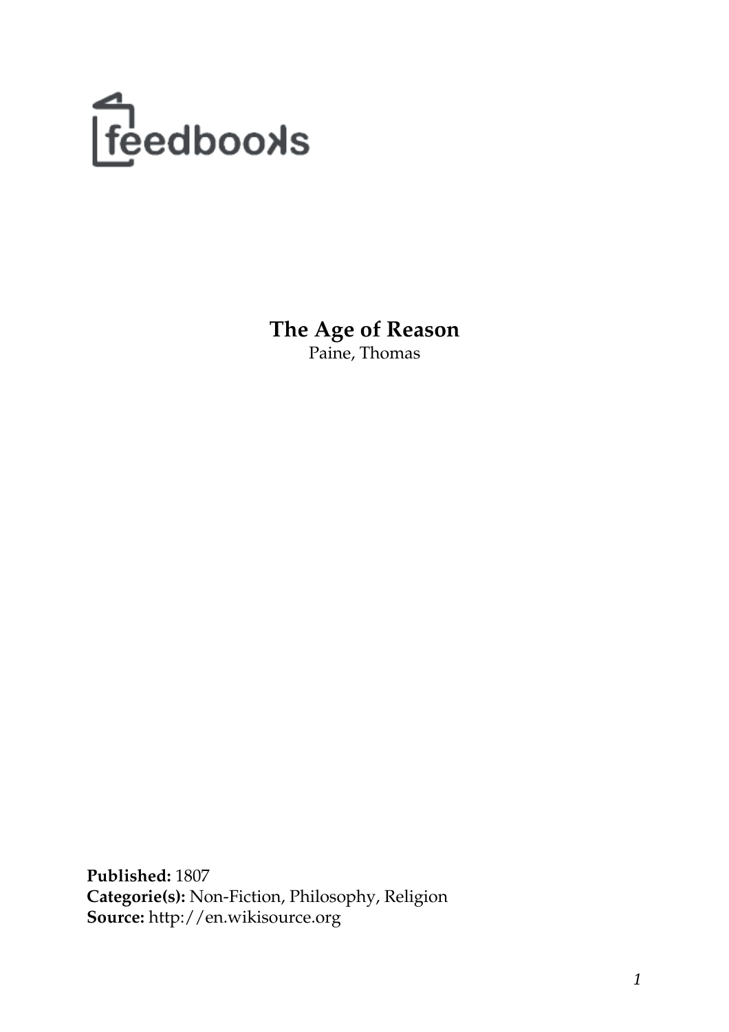# The Age of Reason

Paine, Thomas

**Published:** 1807
**Categorie(s):** Non-Fiction, Philosophy, Religion
**Source:** http://en.wikisource.org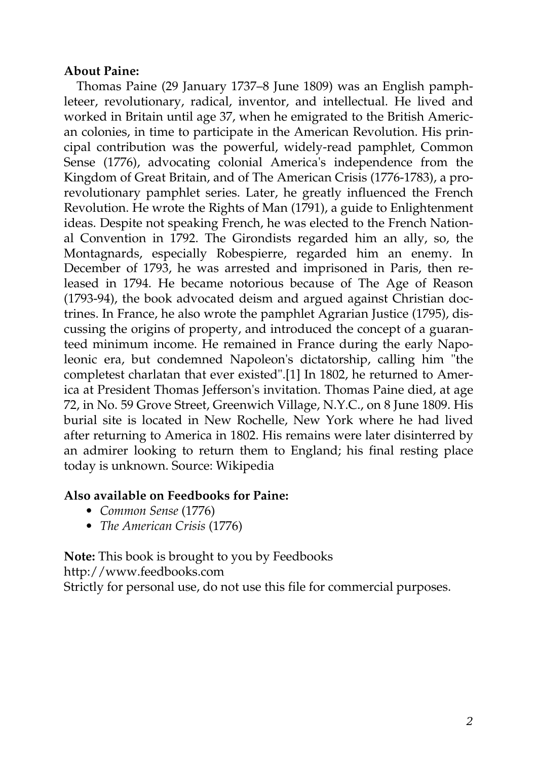**About Paine:**

Thomas Paine (29 January 1737–8 June 1809) was an English pamphleteer, revolutionary, radical, inventor, and intellectual. He lived and worked in Britain until age 37, when he emigrated to the British American colonies, in time to participate in the American Revolution. His principal contribution was the powerful, widely-read pamphlet, Common Sense (1776), advocating colonial America's independence from the Kingdom of Great Britain, and of The American Crisis (1776-1783), a pro-revolutionary pamphlet series. Later, he greatly influenced the French Revolution. He wrote the Rights of Man (1791), a guide to Enlightenment ideas. Despite not speaking French, he was elected to the French National Convention in 1792. The Girondists regarded him an ally, so, the Montagnards, especially Robespierre, regarded him an enemy. In December of 1793, he was arrested and imprisoned in Paris, then released in 1794. He became notorious because of The Age of Reason (1793-94), the book advocated deism and argued against Christian doctrines. In France, he also wrote the pamphlet Agrarian Justice (1795), discussing the origins of property, and introduced the concept of a guaranteed minimum income. He remained in France during the early Napoleonic era, but condemned Napoleon's dictatorship, calling him "the completest charlatan that ever existed".[1] In 1802, he returned to America at President Thomas Jefferson's invitation. Thomas Paine died, at age 72, in No. 59 Grove Street, Greenwich Village, N.Y.C., on 8 June 1809. His burial site is located in New Rochelle, New York where he had lived after returning to America in 1802. His remains were later disinterred by an admirer looking to return them to England; his final resting place today is unknown. Source: Wikipedia

**Also available on Feedbooks for Paine:**

- *Common Sense* (1776)
- *The American Crisis* (1776)

**Note:** This book is brought to you by Feedbooks
http://www.feedbooks.com
Strictly for personal use, do not use this file for commercial purposes.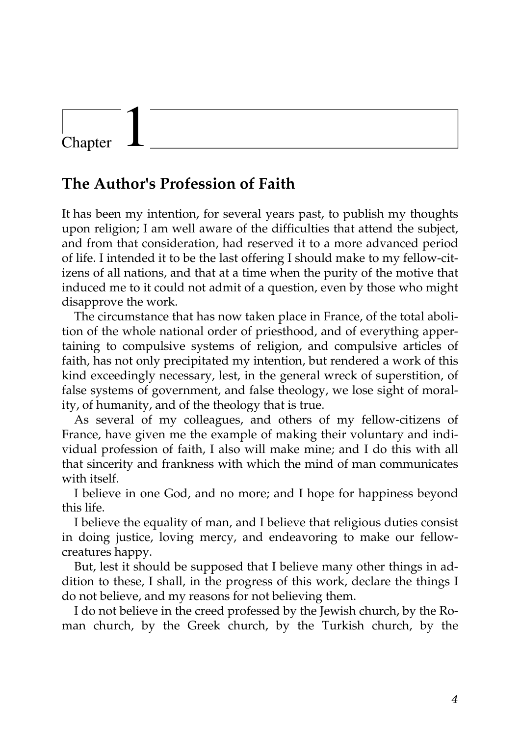# Chapter 1

## The Author's Profession of Faith

It has been my intention, for several years past, to publish my thoughts upon religion; I am well aware of the difficulties that attend the subject, and from that consideration, had reserved it to a more advanced period of life. I intended it to be the last offering I should make to my fellow-citizens of all nations, and that at a time when the purity of the motive that induced me to it could not admit of a question, even by those who might disapprove the work.

The circumstance that has now taken place in France, of the total abolition of the whole national order of priesthood, and of everything appertaining to compulsive systems of religion, and compulsive articles of faith, has not only precipitated my intention, but rendered a work of this kind exceedingly necessary, lest, in the general wreck of superstition, of false systems of government, and false theology, we lose sight of morality, of humanity, and of the theology that is true.

As several of my colleagues, and others of my fellow-citizens of France, have given me the example of making their voluntary and individual profession of faith, I also will make mine; and I do this with all that sincerity and frankness with which the mind of man communicates with itself.

I believe in one God, and no more; and I hope for happiness beyond this life.

I believe the equality of man, and I believe that religious duties consist in doing justice, loving mercy, and endeavoring to make our fellow-creatures happy.

But, lest it should be supposed that I believe many other things in addition to these, I shall, in the progress of this work, declare the things I do not believe, and my reasons for not believing them.

I do not believe in the creed professed by the Jewish church, by the Roman church, by the Greek church, by the Turkish church, by the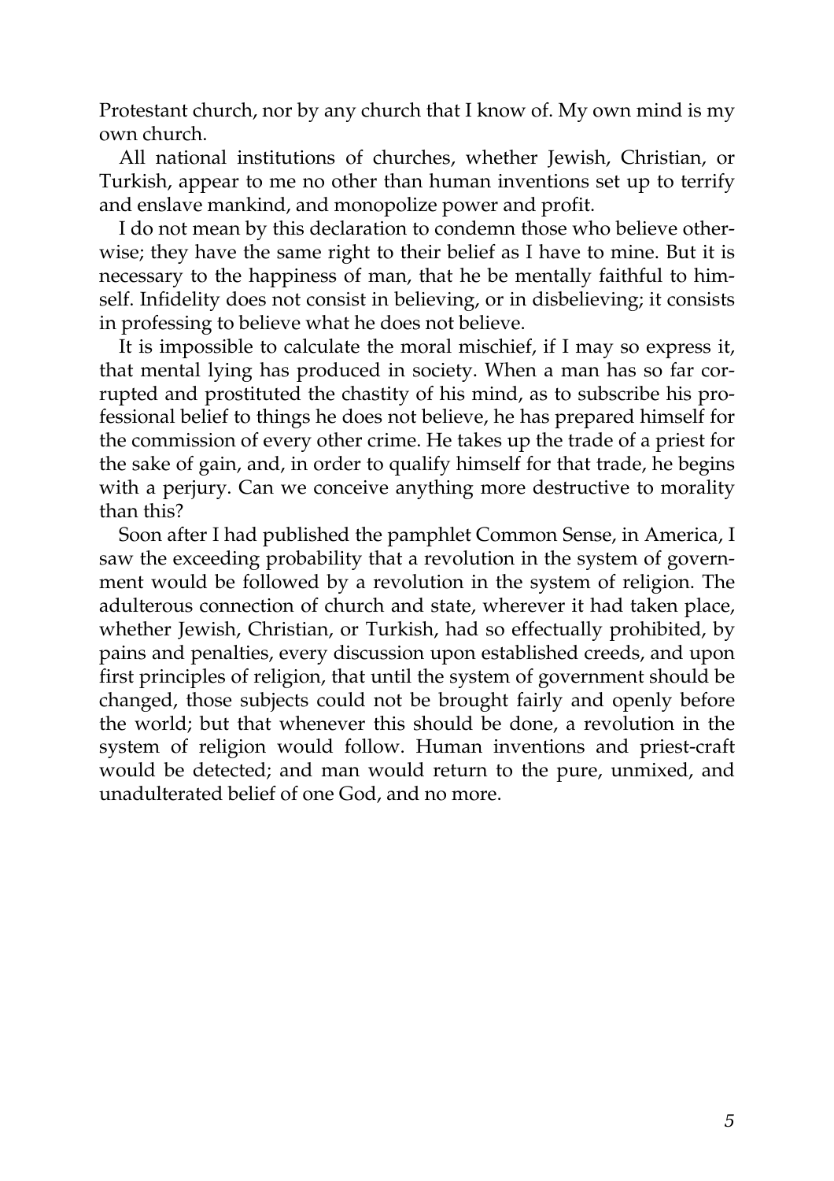Protestant church, nor by any church that I know of. My own mind is my own church.

All national institutions of churches, whether Jewish, Christian, or Turkish, appear to me no other than human inventions set up to terrify and enslave mankind, and monopolize power and profit.

I do not mean by this declaration to condemn those who believe otherwise; they have the same right to their belief as I have to mine. But it is necessary to the happiness of man, that he be mentally faithful to himself. Infidelity does not consist in believing, or in disbelieving; it consists in professing to believe what he does not believe.

It is impossible to calculate the moral mischief, if I may so express it, that mental lying has produced in society. When a man has so far corrupted and prostituted the chastity of his mind, as to subscribe his professional belief to things he does not believe, he has prepared himself for the commission of every other crime. He takes up the trade of a priest for the sake of gain, and, in order to qualify himself for that trade, he begins with a perjury. Can we conceive anything more destructive to morality than this?

Soon after I had published the pamphlet Common Sense, in America, I saw the exceeding probability that a revolution in the system of government would be followed by a revolution in the system of religion. The adulterous connection of church and state, wherever it had taken place, whether Jewish, Christian, or Turkish, had so effectually prohibited, by pains and penalties, every discussion upon established creeds, and upon first principles of religion, that until the system of government should be changed, those subjects could not be brought fairly and openly before the world; but that whenever this should be done, a revolution in the system of religion would follow. Human inventions and priest-craft would be detected; and man would return to the pure, unmixed, and unadulterated belief of one God, and no more.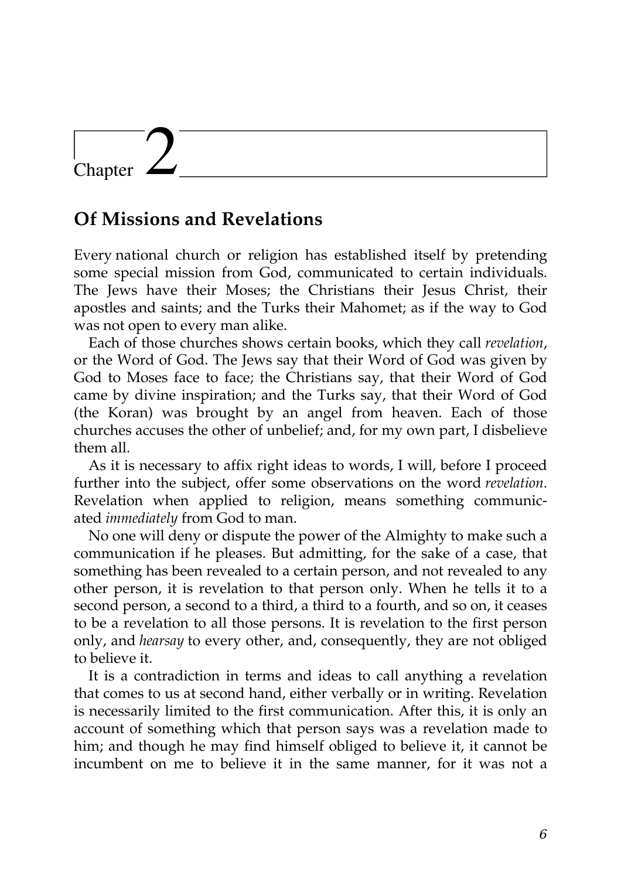# Chapter 2

## Of Missions and Revelations

Every national church or religion has established itself by pretending some special mission from God, communicated to certain individuals. The Jews have their Moses; the Christians their Jesus Christ, their apostles and saints; and the Turks their Mahomet; as if the way to God was not open to every man alike.

Each of those churches shows certain books, which they call *revelation*, or the Word of God. The Jews say that their Word of God was given by God to Moses face to face; the Christians say, that their Word of God came by divine inspiration; and the Turks say, that their Word of God (the Koran) was brought by an angel from heaven. Each of those churches accuses the other of unbelief; and, for my own part, I disbelieve them all.

As it is necessary to affix right ideas to words, I will, before I proceed further into the subject, offer some observations on the word *revelation*. Revelation when applied to religion, means something communicated *immediately* from God to man.

No one will deny or dispute the power of the Almighty to make such a communication if he pleases. But admitting, for the sake of a case, that something has been revealed to a certain person, and not revealed to any other person, it is revelation to that person only. When he tells it to a second person, a second to a third, a third to a fourth, and so on, it ceases to be a revelation to all those persons. It is revelation to the first person only, and *hearsay* to every other, and, consequently, they are not obliged to believe it.

It is a contradiction in terms and ideas to call anything a revelation that comes to us at second hand, either verbally or in writing. Revelation is necessarily limited to the first communication. After this, it is only an account of something which that person says was a revelation made to him; and though he may find himself obliged to believe it, it cannot be incumbent on me to believe it in the same manner, for it was not a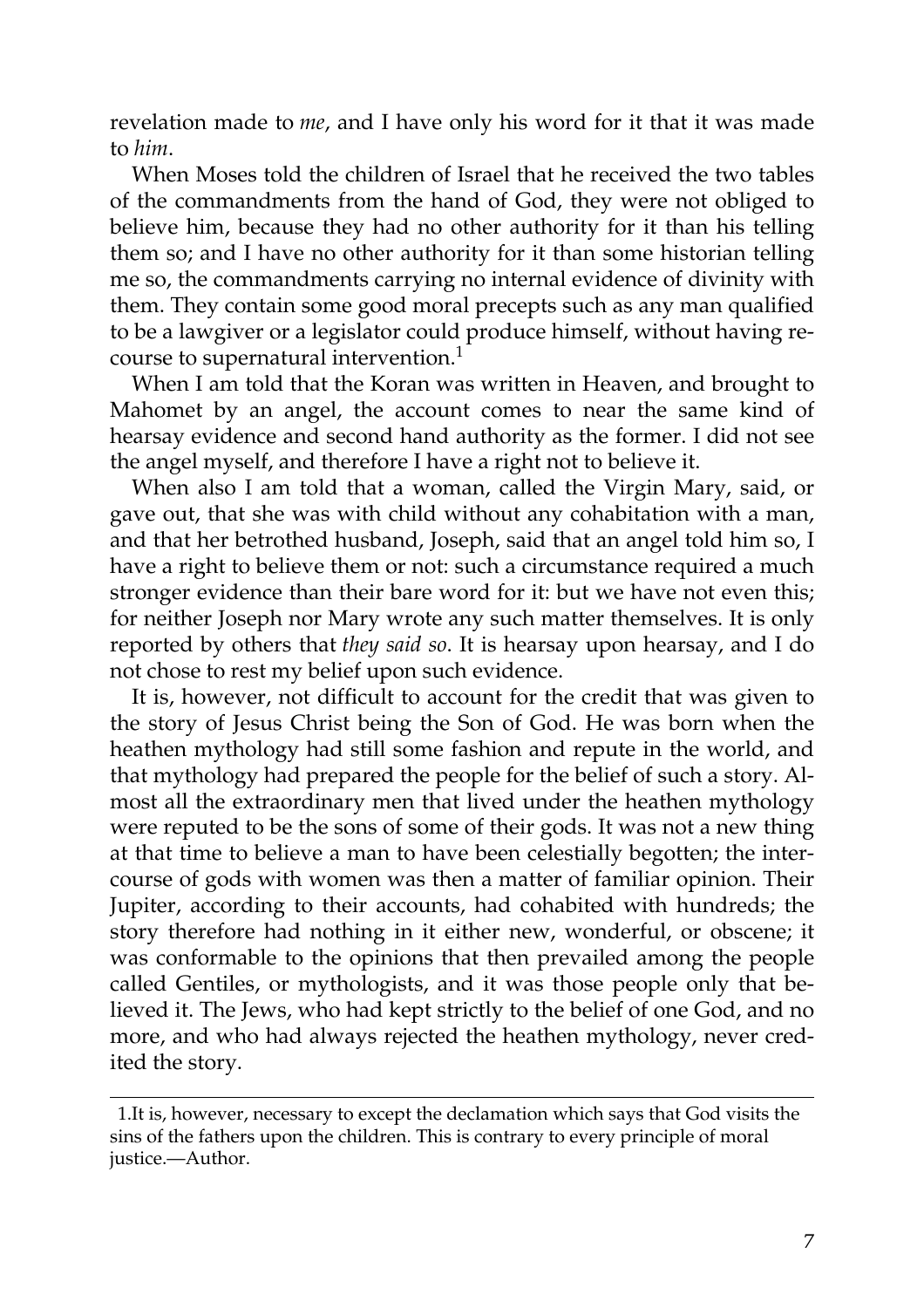revelation made to *me*, and I have only his word for it that it was made to *him*.

When Moses told the children of Israel that he received the two tables of the commandments from the hand of God, they were not obliged to believe him, because they had no other authority for it than his telling them so; and I have no other authority for it than some historian telling me so, the commandments carrying no internal evidence of divinity with them. They contain some good moral precepts such as any man qualified to be a lawgiver or a legislator could produce himself, without having recourse to supernatural intervention.[1]

When I am told that the Koran was written in Heaven, and brought to Mahomet by an angel, the account comes to near the same kind of hearsay evidence and second hand authority as the former. I did not see the angel myself, and therefore I have a right not to believe it.

When also I am told that a woman, called the Virgin Mary, said, or gave out, that she was with child without any cohabitation with a man, and that her betrothed husband, Joseph, said that an angel told him so, I have a right to believe them or not: such a circumstance required a much stronger evidence than their bare word for it: but we have not even this; for neither Joseph nor Mary wrote any such matter themselves. It is only reported by others that *they said so*. It is hearsay upon hearsay, and I do not chose to rest my belief upon such evidence.

It is, however, not difficult to account for the credit that was given to the story of Jesus Christ being the Son of God. He was born when the heathen mythology had still some fashion and repute in the world, and that mythology had prepared the people for the belief of such a story. Almost all the extraordinary men that lived under the heathen mythology were reputed to be the sons of some of their gods. It was not a new thing at that time to believe a man to have been celestially begotten; the intercourse of gods with women was then a matter of familiar opinion. Their Jupiter, according to their accounts, had cohabited with hundreds; the story therefore had nothing in it either new, wonderful, or obscene; it was conformable to the opinions that then prevailed among the people called Gentiles, or mythologists, and it was those people only that believed it. The Jews, who had kept strictly to the belief of one God, and no more, and who had always rejected the heathen mythology, never credited the story.

---

1. It is, however, necessary to except the declamation which says that God visits the sins of the fathers upon the children. This is contrary to every principle of moral justice.—Author.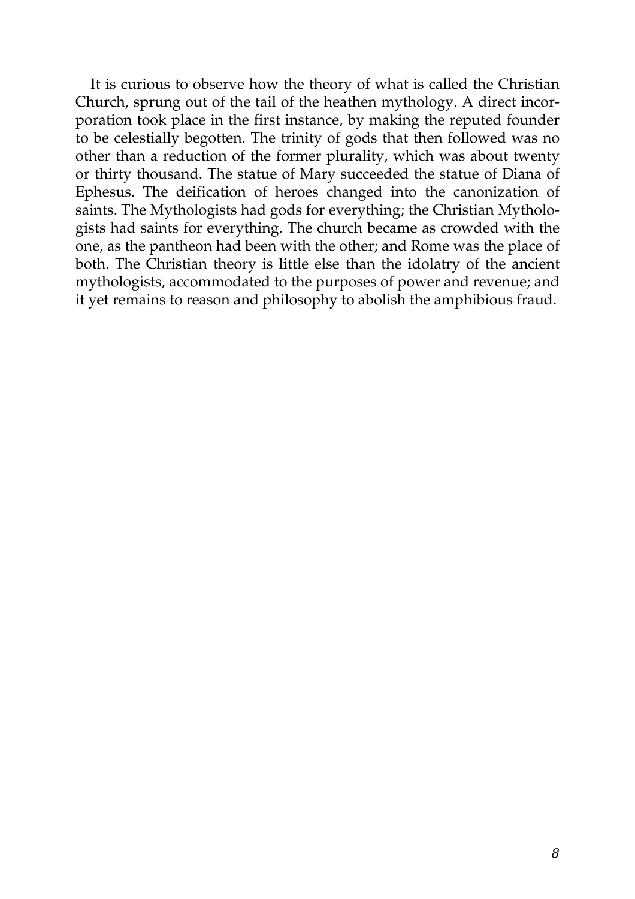It is curious to observe how the theory of what is called the Christian Church, sprung out of the tail of the heathen mythology. A direct incorporation took place in the first instance, by making the reputed founder to be celestially begotten. The trinity of gods that then followed was no other than a reduction of the former plurality, which was about twenty or thirty thousand. The statue of Mary succeeded the statue of Diana of Ephesus. The deification of heroes changed into the canonization of saints. The Mythologists had gods for everything; the Christian Mythologists had saints for everything. The church became as crowded with the one, as the pantheon had been with the other; and Rome was the place of both. The Christian theory is little else than the idolatry of the ancient mythologists, accommodated to the purposes of power and revenue; and it yet remains to reason and philosophy to abolish the amphibious fraud.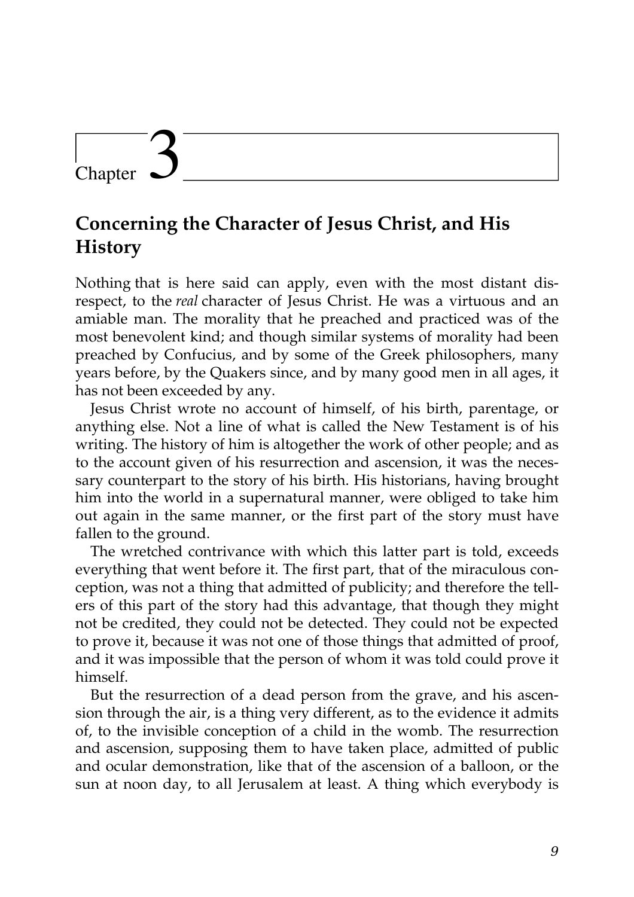# Chapter 3

## Concerning the Character of Jesus Christ, and His History

Nothing that is here said can apply, even with the most distant disrespect, to the *real* character of Jesus Christ. He was a virtuous and an amiable man. The morality that he preached and practiced was of the most benevolent kind; and though similar systems of morality had been preached by Confucius, and by some of the Greek philosophers, many years before, by the Quakers since, and by many good men in all ages, it has not been exceeded by any.

Jesus Christ wrote no account of himself, of his birth, parentage, or anything else. Not a line of what is called the New Testament is of his writing. The history of him is altogether the work of other people; and as to the account given of his resurrection and ascension, it was the necessary counterpart to the story of his birth. His historians, having brought him into the world in a supernatural manner, were obliged to take him out again in the same manner, or the first part of the story must have fallen to the ground.

The wretched contrivance with which this latter part is told, exceeds everything that went before it. The first part, that of the miraculous conception, was not a thing that admitted of publicity; and therefore the tellers of this part of the story had this advantage, that though they might not be credited, they could not be detected. They could not be expected to prove it, because it was not one of those things that admitted of proof, and it was impossible that the person of whom it was told could prove it himself.

But the resurrection of a dead person from the grave, and his ascension through the air, is a thing very different, as to the evidence it admits of, to the invisible conception of a child in the womb. The resurrection and ascension, supposing them to have taken place, admitted of public and ocular demonstration, like that of the ascension of a balloon, or the sun at noon day, to all Jerusalem at least. A thing which everybody is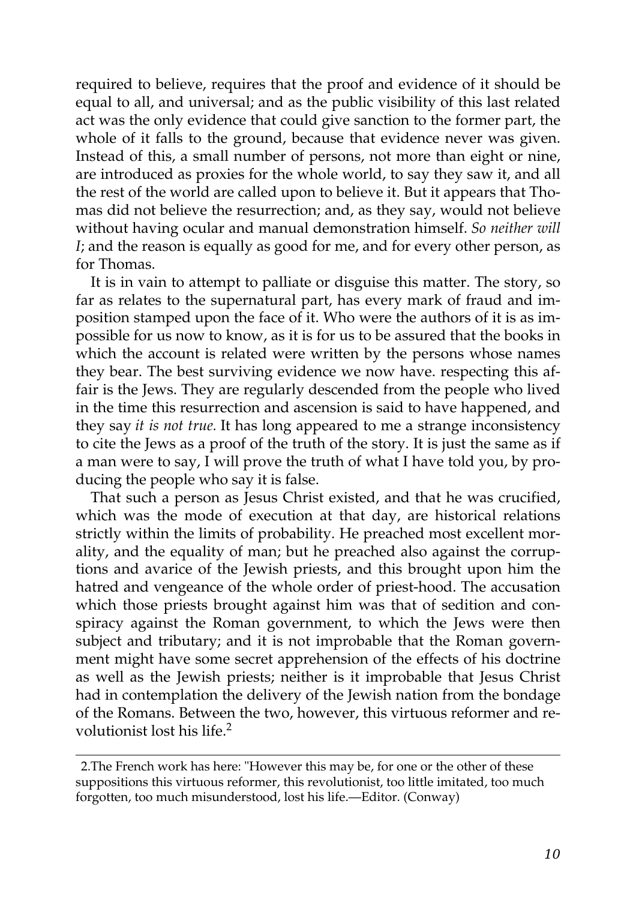required to believe, requires that the proof and evidence of it should be equal to all, and universal; and as the public visibility of this last related act was the only evidence that could give sanction to the former part, the whole of it falls to the ground, because that evidence never was given. Instead of this, a small number of persons, not more than eight or nine, are introduced as proxies for the whole world, to say they saw it, and all the rest of the world are called upon to believe it. But it appears that Thomas did not believe the resurrection; and, as they say, would not believe without having ocular and manual demonstration himself. *So neither will I*; and the reason is equally as good for me, and for every other person, as for Thomas.

It is in vain to attempt to palliate or disguise this matter. The story, so far as relates to the supernatural part, has every mark of fraud and imposition stamped upon the face of it. Who were the authors of it is as impossible for us now to know, as it is for us to be assured that the books in which the account is related were written by the persons whose names they bear. The best surviving evidence we now have. respecting this affair is the Jews. They are regularly descended from the people who lived in the time this resurrection and ascension is said to have happened, and they say *it is not true.* It has long appeared to me a strange inconsistency to cite the Jews as a proof of the truth of the story. It is just the same as if a man were to say, I will prove the truth of what I have told you, by producing the people who say it is false.

That such a person as Jesus Christ existed, and that he was crucified, which was the mode of execution at that day, are historical relations strictly within the limits of probability. He preached most excellent morality, and the equality of man; but he preached also against the corruptions and avarice of the Jewish priests, and this brought upon him the hatred and vengeance of the whole order of priest-hood. The accusation which those priests brought against him was that of sedition and conspiracy against the Roman government, to which the Jews were then subject and tributary; and it is not improbable that the Roman government might have some secret apprehension of the effects of his doctrine as well as the Jewish priests; neither is it improbable that Jesus Christ had in contemplation the delivery of the Jewish nation from the bondage of the Romans. Between the two, however, this virtuous reformer and revolutionist lost his life.[2]

---

2.The French work has here: "However this may be, for one or the other of these suppositions this virtuous reformer, this revolutionist, too little imitated, too much forgotten, too much misunderstood, lost his life.—Editor. (Conway)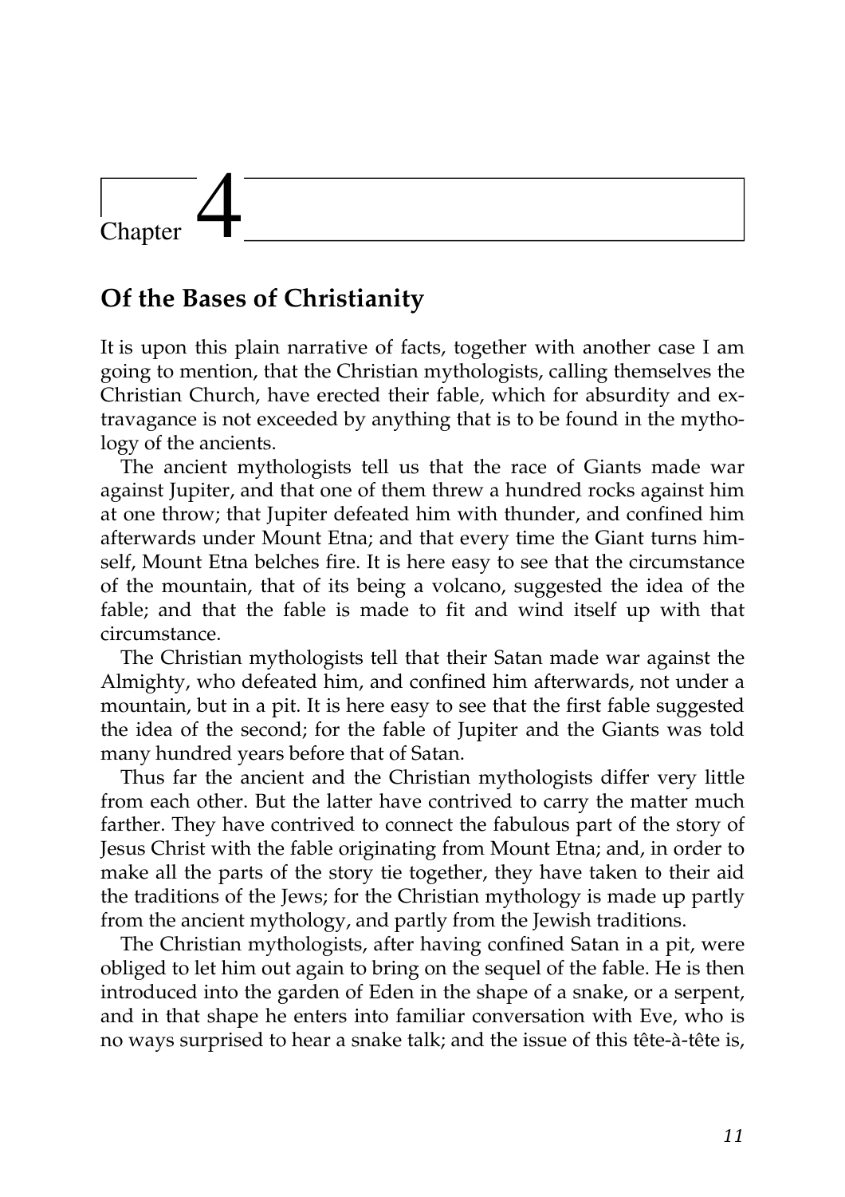# Chapter 4

## Of the Bases of Christianity

It is upon this plain narrative of facts, together with another case I am going to mention, that the Christian mythologists, calling themselves the Christian Church, have erected their fable, which for absurdity and extravagance is not exceeded by anything that is to be found in the mythology of the ancients.

The ancient mythologists tell us that the race of Giants made war against Jupiter, and that one of them threw a hundred rocks against him at one throw; that Jupiter defeated him with thunder, and confined him afterwards under Mount Etna; and that every time the Giant turns himself, Mount Etna belches fire. It is here easy to see that the circumstance of the mountain, that of its being a volcano, suggested the idea of the fable; and that the fable is made to fit and wind itself up with that circumstance.

The Christian mythologists tell that their Satan made war against the Almighty, who defeated him, and confined him afterwards, not under a mountain, but in a pit. It is here easy to see that the first fable suggested the idea of the second; for the fable of Jupiter and the Giants was told many hundred years before that of Satan.

Thus far the ancient and the Christian mythologists differ very little from each other. But the latter have contrived to carry the matter much farther. They have contrived to connect the fabulous part of the story of Jesus Christ with the fable originating from Mount Etna; and, in order to make all the parts of the story tie together, they have taken to their aid the traditions of the Jews; for the Christian mythology is made up partly from the ancient mythology, and partly from the Jewish traditions.

The Christian mythologists, after having confined Satan in a pit, were obliged to let him out again to bring on the sequel of the fable. He is then introduced into the garden of Eden in the shape of a snake, or a serpent, and in that shape he enters into familiar conversation with Eve, who is no ways surprised to hear a snake talk; and the issue of this tête-à-tête is,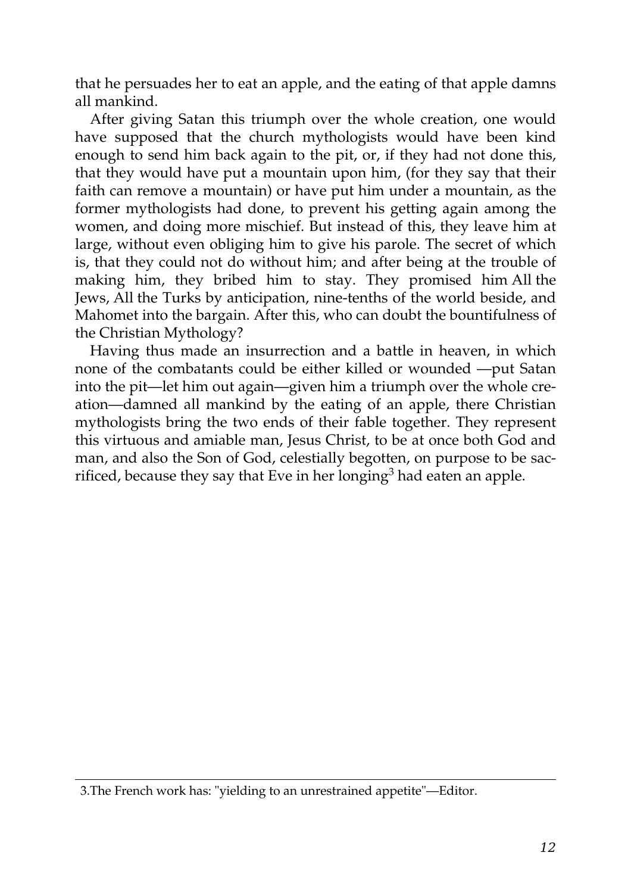that he persuades her to eat an apple, and the eating of that apple damns all mankind.

After giving Satan this triumph over the whole creation, one would have supposed that the church mythologists would have been kind enough to send him back again to the pit, or, if they had not done this, that they would have put a mountain upon him, (for they say that their faith can remove a mountain) or have put him under a mountain, as the former mythologists had done, to prevent his getting again among the women, and doing more mischief. But instead of this, they leave him at large, without even obliging him to give his parole. The secret of which is, that they could not do without him; and after being at the trouble of making him, they bribed him to stay. They promised him All the Jews, All the Turks by anticipation, nine-tenths of the world beside, and Mahomet into the bargain. After this, who can doubt the bountifulness of the Christian Mythology?

Having thus made an insurrection and a battle in heaven, in which none of the combatants could be either killed or wounded —put Satan into the pit—let him out again—given him a triumph over the whole creation—damned all mankind by the eating of an apple, there Christian mythologists bring the two ends of their fable together. They represent this virtuous and amiable man, Jesus Christ, to be at once both God and man, and also the Son of God, celestially begotten, on purpose to be sacrificed, because they say that Eve in her longing[3] had eaten an apple.

---

3.The French work has: "yielding to an unrestrained appetite"—Editor.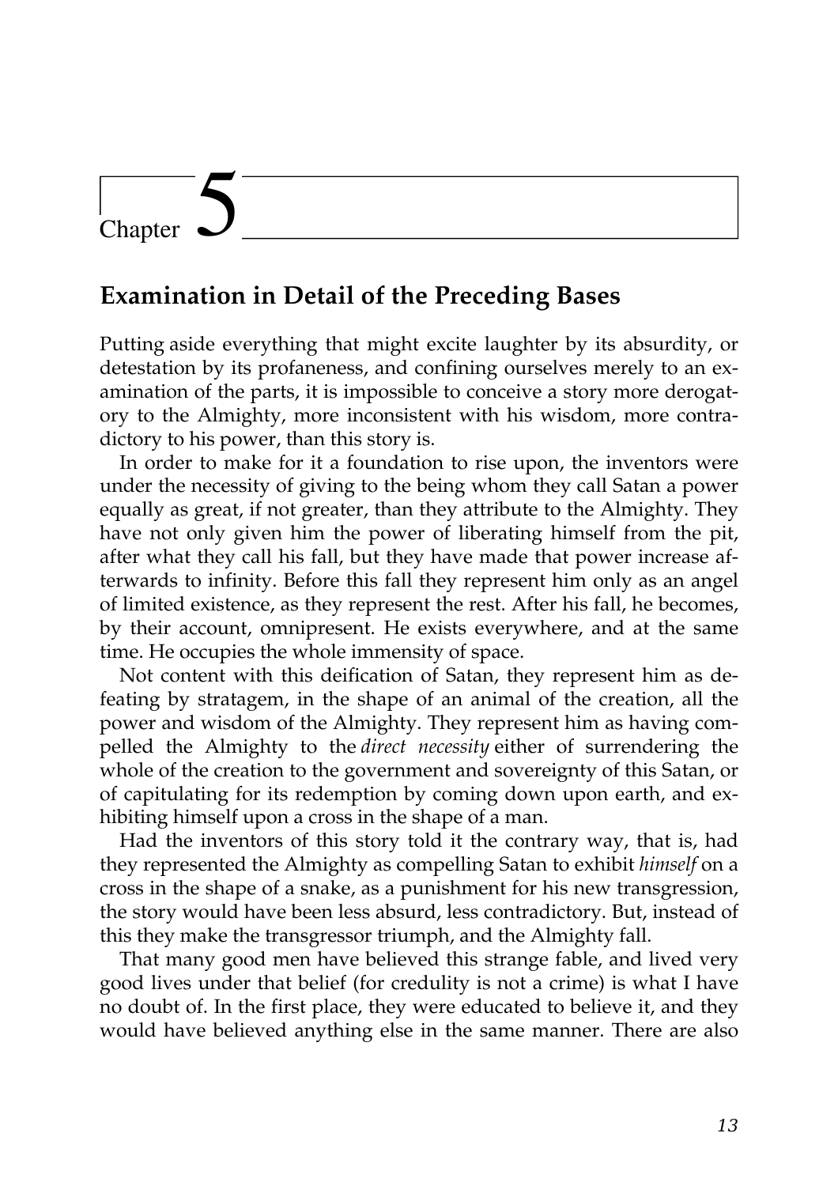# Chapter 5

## Examination in Detail of the Preceding Bases

Putting aside everything that might excite laughter by its absurdity, or detestation by its profaneness, and confining ourselves merely to an examination of the parts, it is impossible to conceive a story more derogatory to the Almighty, more inconsistent with his wisdom, more contradictory to his power, than this story is.

In order to make for it a foundation to rise upon, the inventors were under the necessity of giving to the being whom they call Satan a power equally as great, if not greater, than they attribute to the Almighty. They have not only given him the power of liberating himself from the pit, after what they call his fall, but they have made that power increase afterwards to infinity. Before this fall they represent him only as an angel of limited existence, as they represent the rest. After his fall, he becomes, by their account, omnipresent. He exists everywhere, and at the same time. He occupies the whole immensity of space.

Not content with this deification of Satan, they represent him as defeating by stratagem, in the shape of an animal of the creation, all the power and wisdom of the Almighty. They represent him as having compelled the Almighty to the *direct necessity* either of surrendering the whole of the creation to the government and sovereignty of this Satan, or of capitulating for its redemption by coming down upon earth, and exhibiting himself upon a cross in the shape of a man.

Had the inventors of this story told it the contrary way, that is, had they represented the Almighty as compelling Satan to exhibit *himself* on a cross in the shape of a snake, as a punishment for his new transgression, the story would have been less absurd, less contradictory. But, instead of this they make the transgressor triumph, and the Almighty fall.

That many good men have believed this strange fable, and lived very good lives under that belief (for credulity is not a crime) is what I have no doubt of. In the first place, they were educated to believe it, and they would have believed anything else in the same manner. There are also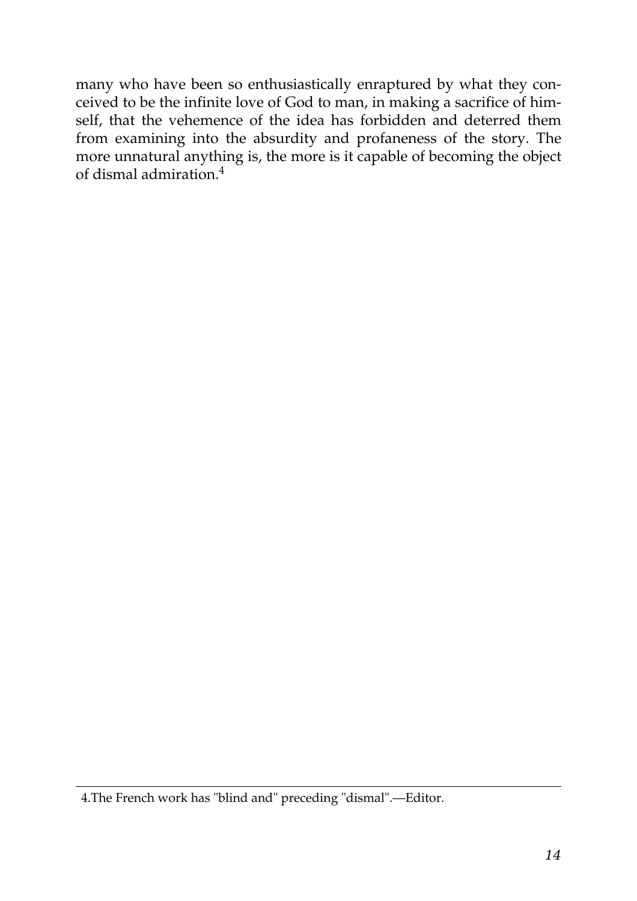many who have been so enthusiastically enraptured by what they conceived to be the infinite love of God to man, in making a sacrifice of himself, that the vehemence of the idea has forbidden and deterred them from examining into the absurdity and profaneness of the story. The more unnatural anything is, the more is it capable of becoming the object of dismal admiration.[4]

---

4.The French work has "blind and" preceding "dismal".—Editor.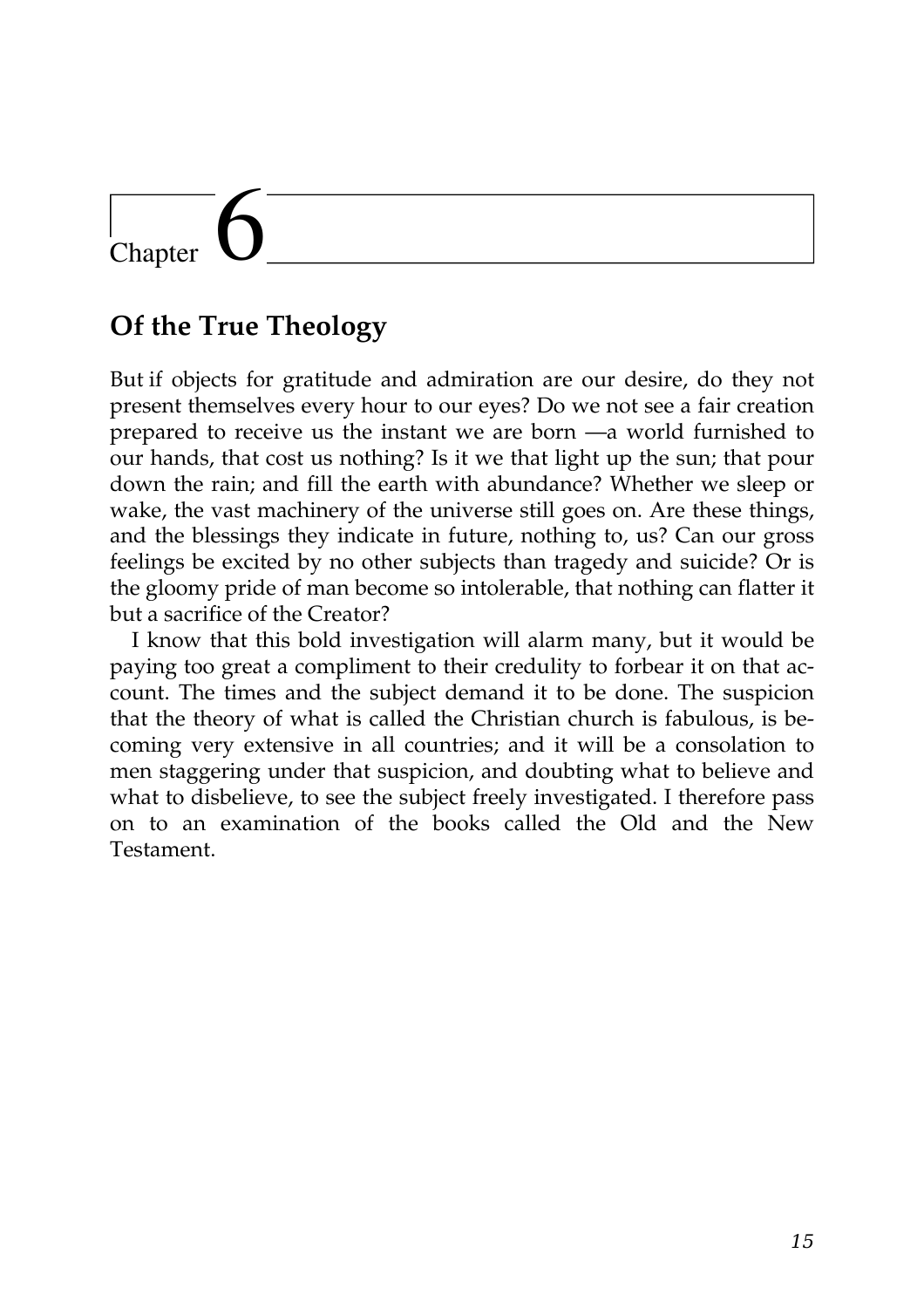# Chapter 6

## Of the True Theology

But if objects for gratitude and admiration are our desire, do they not present themselves every hour to our eyes? Do we not see a fair creation prepared to receive us the instant we are born —a world furnished to our hands, that cost us nothing? Is it we that light up the sun; that pour down the rain; and fill the earth with abundance? Whether we sleep or wake, the vast machinery of the universe still goes on. Are these things, and the blessings they indicate in future, nothing to, us? Can our gross feelings be excited by no other subjects than tragedy and suicide? Or is the gloomy pride of man become so intolerable, that nothing can flatter it but a sacrifice of the Creator?

I know that this bold investigation will alarm many, but it would be paying too great a compliment to their credulity to forbear it on that account. The times and the subject demand it to be done. The suspicion that the theory of what is called the Christian church is fabulous, is becoming very extensive in all countries; and it will be a consolation to men staggering under that suspicion, and doubting what to believe and what to disbelieve, to see the subject freely investigated. I therefore pass on to an examination of the books called the Old and the New Testament.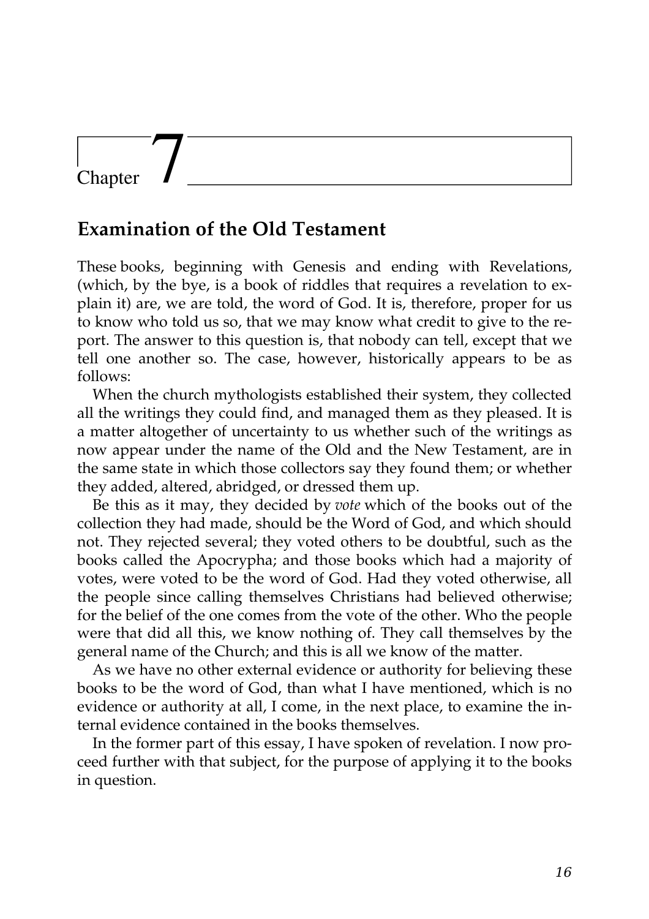# Chapter 7

## Examination of the Old Testament

These books, beginning with Genesis and ending with Revelations, (which, by the bye, is a book of riddles that requires a revelation to explain it) are, we are told, the word of God. It is, therefore, proper for us to know who told us so, that we may know what credit to give to the report. The answer to this question is, that nobody can tell, except that we tell one another so. The case, however, historically appears to be as follows:

When the church mythologists established their system, they collected all the writings they could find, and managed them as they pleased. It is a matter altogether of uncertainty to us whether such of the writings as now appear under the name of the Old and the New Testament, are in the same state in which those collectors say they found them; or whether they added, altered, abridged, or dressed them up.

Be this as it may, they decided by *vote* which of the books out of the collection they had made, should be the Word of God, and which should not. They rejected several; they voted others to be doubtful, such as the books called the Apocrypha; and those books which had a majority of votes, were voted to be the word of God. Had they voted otherwise, all the people since calling themselves Christians had believed otherwise; for the belief of the one comes from the vote of the other. Who the people were that did all this, we know nothing of. They call themselves by the general name of the Church; and this is all we know of the matter.

As we have no other external evidence or authority for believing these books to be the word of God, than what I have mentioned, which is no evidence or authority at all, I come, in the next place, to examine the internal evidence contained in the books themselves.

In the former part of this essay, I have spoken of revelation. I now proceed further with that subject, for the purpose of applying it to the books in question.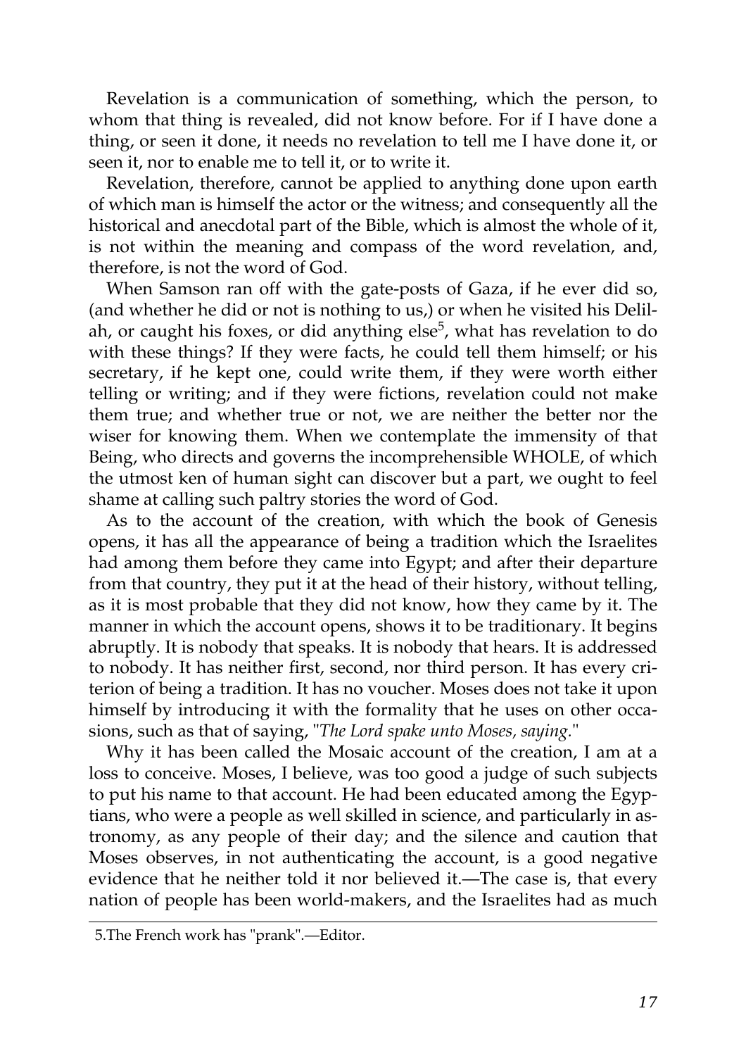Revelation is a communication of something, which the person, to whom that thing is revealed, did not know before. For if I have done a thing, or seen it done, it needs no revelation to tell me I have done it, or seen it, nor to enable me to tell it, or to write it.

Revelation, therefore, cannot be applied to anything done upon earth of which man is himself the actor or the witness; and consequently all the historical and anecdotal part of the Bible, which is almost the whole of it, is not within the meaning and compass of the word revelation, and, therefore, is not the word of God.

When Samson ran off with the gate-posts of Gaza, if he ever did so, (and whether he did or not is nothing to us,) or when he visited his Delilah, or caught his foxes, or did anything else[5], what has revelation to do with these things? If they were facts, he could tell them himself; or his secretary, if he kept one, could write them, if they were worth either telling or writing; and if they were fictions, revelation could not make them true; and whether true or not, we are neither the better nor the wiser for knowing them. When we contemplate the immensity of that Being, who directs and governs the incomprehensible WHOLE, of which the utmost ken of human sight can discover but a part, we ought to feel shame at calling such paltry stories the word of God.

As to the account of the creation, with which the book of Genesis opens, it has all the appearance of being a tradition which the Israelites had among them before they came into Egypt; and after their departure from that country, they put it at the head of their history, without telling, as it is most probable that they did not know, how they came by it. The manner in which the account opens, shows it to be traditionary. It begins abruptly. It is nobody that speaks. It is nobody that hears. It is addressed to nobody. It has neither first, second, nor third person. It has every criterion of being a tradition. It has no voucher. Moses does not take it upon himself by introducing it with the formality that he uses on other occasions, such as that of saying, "*The Lord spake unto Moses, saying.*"

Why it has been called the Mosaic account of the creation, I am at a loss to conceive. Moses, I believe, was too good a judge of such subjects to put his name to that account. He had been educated among the Egyptians, who were a people as well skilled in science, and particularly in astronomy, as any people of their day; and the silence and caution that Moses observes, in not authenticating the account, is a good negative evidence that he neither told it nor believed it.—The case is, that every nation of people has been world-makers, and the Israelites had as much

5.The French work has "prank".—Editor.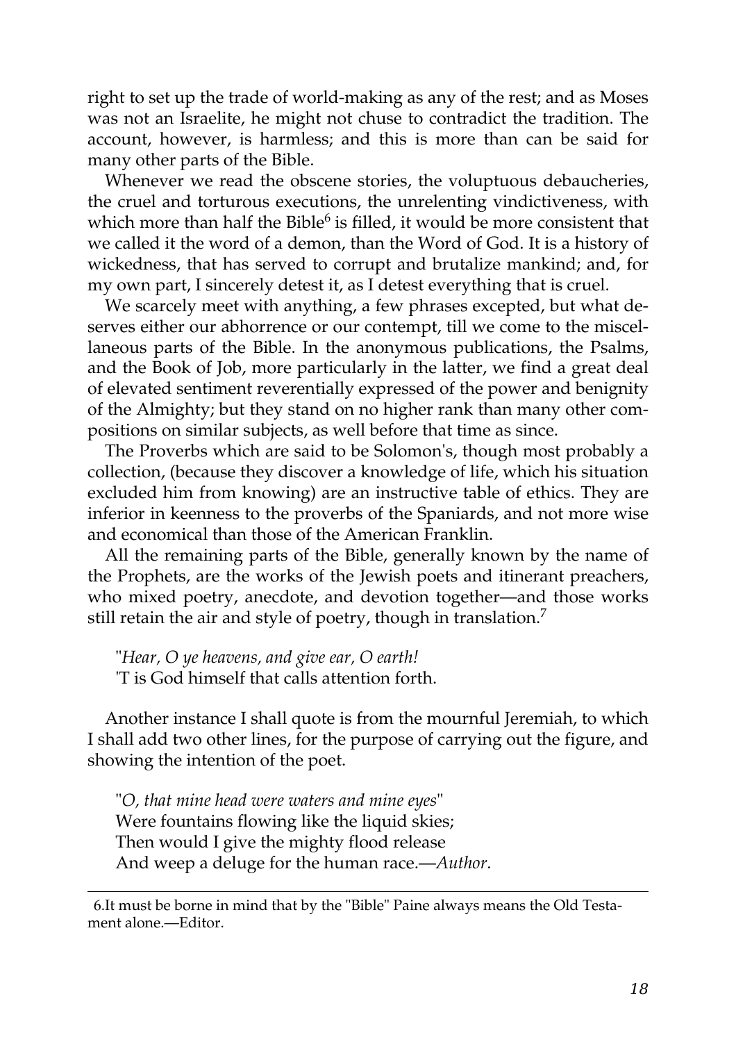right to set up the trade of world-making as any of the rest; and as Moses was not an Israelite, he might not chuse to contradict the tradition. The account, however, is harmless; and this is more than can be said for many other parts of the Bible.

Whenever we read the obscene stories, the voluptuous debaucheries, the cruel and torturous executions, the unrelenting vindictiveness, with which more than half the Bible[6] is filled, it would be more consistent that we called it the word of a demon, than the Word of God. It is a history of wickedness, that has served to corrupt and brutalize mankind; and, for my own part, I sincerely detest it, as I detest everything that is cruel.

We scarcely meet with anything, a few phrases excepted, but what deserves either our abhorrence or our contempt, till we come to the miscellaneous parts of the Bible. In the anonymous publications, the Psalms, and the Book of Job, more particularly in the latter, we find a great deal of elevated sentiment reverentially expressed of the power and benignity of the Almighty; but they stand on no higher rank than many other compositions on similar subjects, as well before that time as since.

The Proverbs which are said to be Solomon's, though most probably a collection, (because they discover a knowledge of life, which his situation excluded him from knowing) are an instructive table of ethics. They are inferior in keenness to the proverbs of the Spaniards, and not more wise and economical than those of the American Franklin.

All the remaining parts of the Bible, generally known by the name of the Prophets, are the works of the Jewish poets and itinerant preachers, who mixed poetry, anecdote, and devotion together—and those works still retain the air and style of poetry, though in translation.[7]

> "*Hear, O ye heavens, and give ear, O earth!*
> 'T is God himself that calls attention forth.

Another instance I shall quote is from the mournful Jeremiah, to which I shall add two other lines, for the purpose of carrying out the figure, and showing the intention of the poet.

> "*O, that mine head were waters and mine eyes*"
> Were fountains flowing like the liquid skies;
> Then would I give the mighty flood release
> And weep a deluge for the human race.—*Author*.

---

6.It must be borne in mind that by the "Bible" Paine always means the Old Testament alone.—Editor.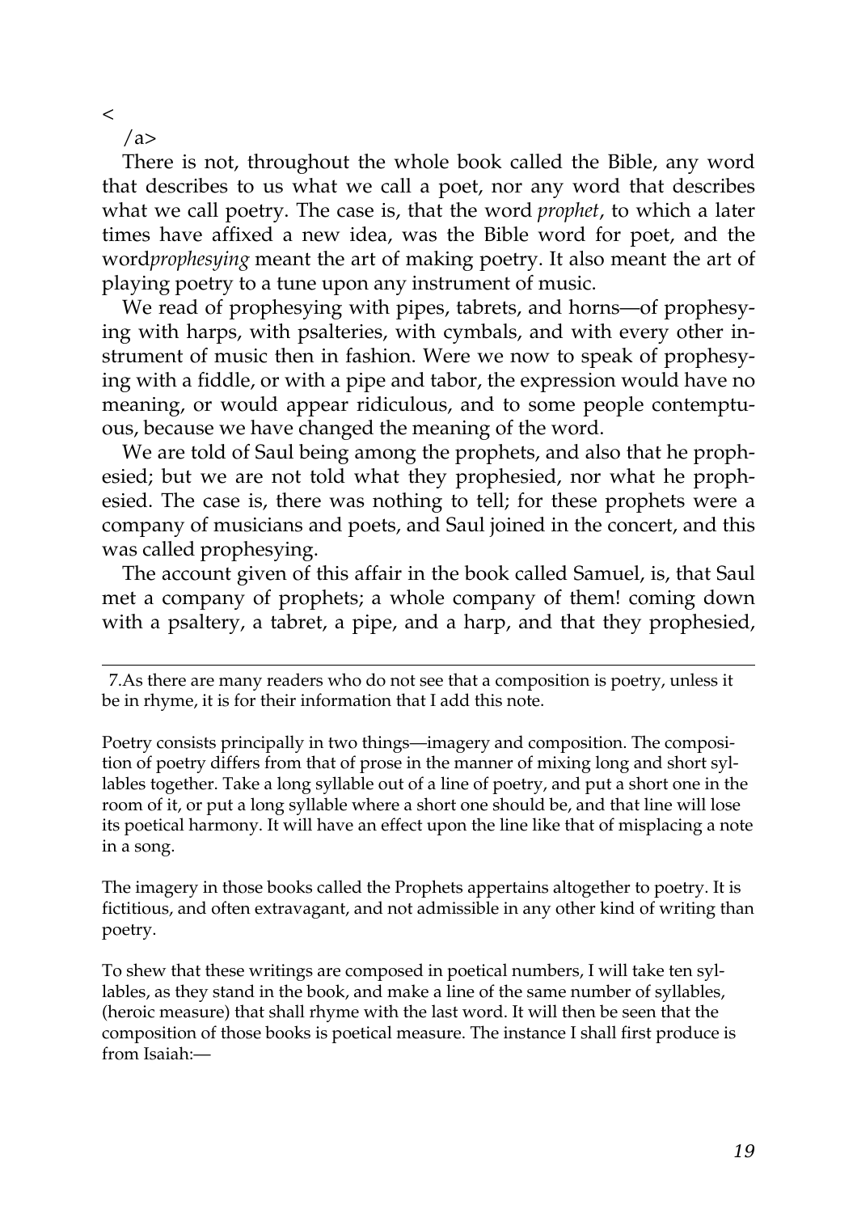<
/a>

There is not, throughout the whole book called the Bible, any word that describes to us what we call a poet, nor any word that describes what we call poetry. The case is, that the word *prophet*, to which a later times have affixed a new idea, was the Bible word for poet, and the word*prophesying* meant the art of making poetry. It also meant the art of playing poetry to a tune upon any instrument of music.

We read of prophesying with pipes, tabrets, and horns—of prophesying with harps, with psalteries, with cymbals, and with every other instrument of music then in fashion. Were we now to speak of prophesying with a fiddle, or with a pipe and tabor, the expression would have no meaning, or would appear ridiculous, and to some people contemptuous, because we have changed the meaning of the word.

We are told of Saul being among the prophets, and also that he prophesied; but we are not told what they prophesied, nor what he prophesied. The case is, there was nothing to tell; for these prophets were a company of musicians and poets, and Saul joined in the concert, and this was called prophesying.

The account given of this affair in the book called Samuel, is, that Saul met a company of prophets; a whole company of them! coming down with a psaltery, a tabret, a pipe, and a harp, and that they prophesied,

---

7.As there are many readers who do not see that a composition is poetry, unless it be in rhyme, it is for their information that I add this note.

Poetry consists principally in two things—imagery and composition. The composition of poetry differs from that of prose in the manner of mixing long and short syllables together. Take a long syllable out of a line of poetry, and put a short one in the room of it, or put a long syllable where a short one should be, and that line will lose its poetical harmony. It will have an effect upon the line like that of misplacing a note in a song.

The imagery in those books called the Prophets appertains altogether to poetry. It is fictitious, and often extravagant, and not admissible in any other kind of writing than poetry.

To shew that these writings are composed in poetical numbers, I will take ten syllables, as they stand in the book, and make a line of the same number of syllables, (heroic measure) that shall rhyme with the last word. It will then be seen that the composition of those books is poetical measure. The instance I shall first produce is from Isaiah:—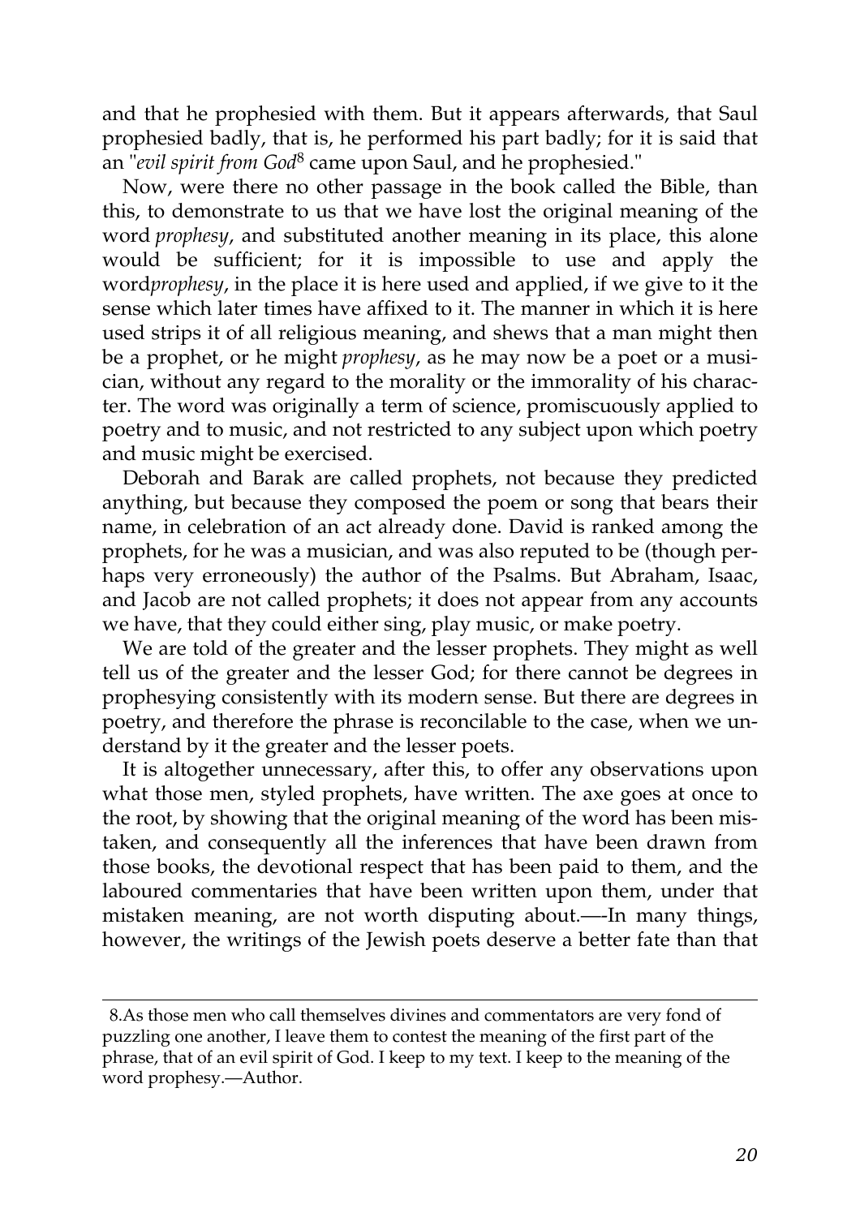and that he prophesied with them. But it appears afterwards, that Saul prophesied badly, that is, he performed his part badly; for it is said that an "*evil spirit from God*[8] came upon Saul, and he prophesied."

Now, were there no other passage in the book called the Bible, than this, to demonstrate to us that we have lost the original meaning of the word *prophesy*, and substituted another meaning in its place, this alone would be sufficient; for it is impossible to use and apply the word*prophesy*, in the place it is here used and applied, if we give to it the sense which later times have affixed to it. The manner in which it is here used strips it of all religious meaning, and shews that a man might then be a prophet, or he might *prophesy*, as he may now be a poet or a musician, without any regard to the morality or the immorality of his character. The word was originally a term of science, promiscuously applied to poetry and to music, and not restricted to any subject upon which poetry and music might be exercised.

Deborah and Barak are called prophets, not because they predicted anything, but because they composed the poem or song that bears their name, in celebration of an act already done. David is ranked among the prophets, for he was a musician, and was also reputed to be (though perhaps very erroneously) the author of the Psalms. But Abraham, Isaac, and Jacob are not called prophets; it does not appear from any accounts we have, that they could either sing, play music, or make poetry.

We are told of the greater and the lesser prophets. They might as well tell us of the greater and the lesser God; for there cannot be degrees in prophesying consistently with its modern sense. But there are degrees in poetry, and therefore the phrase is reconcilable to the case, when we understand by it the greater and the lesser poets.

It is altogether unnecessary, after this, to offer any observations upon what those men, styled prophets, have written. The axe goes at once to the root, by showing that the original meaning of the word has been mistaken, and consequently all the inferences that have been drawn from those books, the devotional respect that has been paid to them, and the laboured commentaries that have been written upon them, under that mistaken meaning, are not worth disputing about.—-In many things, however, the writings of the Jewish poets deserve a better fate than that

8.As those men who call themselves divines and commentators are very fond of puzzling one another, I leave them to contest the meaning of the first part of the phrase, that of an evil spirit of God. I keep to my text. I keep to the meaning of the word prophesy.—Author.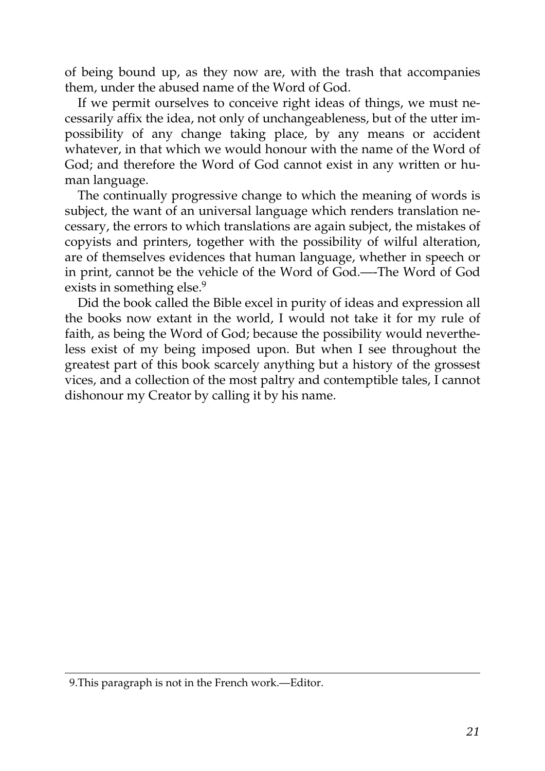of being bound up, as they now are, with the trash that accompanies them, under the abused name of the Word of God.

If we permit ourselves to conceive right ideas of things, we must necessarily affix the idea, not only of unchangeableness, but of the utter impossibility of any change taking place, by any means or accident whatever, in that which we would honour with the name of the Word of God; and therefore the Word of God cannot exist in any written or human language.

The continually progressive change to which the meaning of words is subject, the want of an universal language which renders translation necessary, the errors to which translations are again subject, the mistakes of copyists and printers, together with the possibility of wilful alteration, are of themselves evidences that human language, whether in speech or in print, cannot be the vehicle of the Word of God.—-The Word of God exists in something else.[9]

Did the book called the Bible excel in purity of ideas and expression all the books now extant in the world, I would not take it for my rule of faith, as being the Word of God; because the possibility would nevertheless exist of my being imposed upon. But when I see throughout the greatest part of this book scarcely anything but a history of the grossest vices, and a collection of the most paltry and contemptible tales, I cannot dishonour my Creator by calling it by his name.

---

9.This paragraph is not in the French work.—Editor.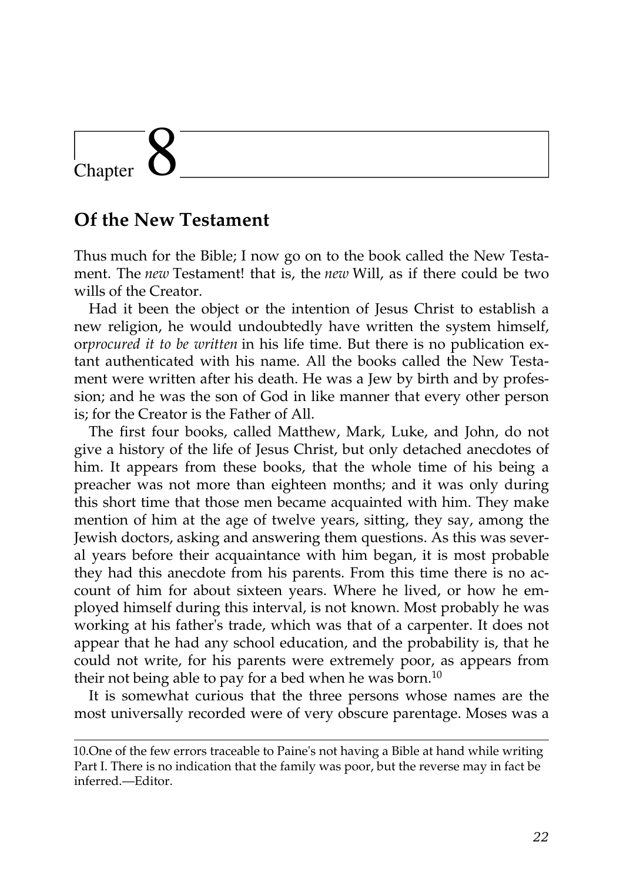# Chapter 8

## Of the New Testament

Thus much for the Bible; I now go on to the book called the New Testament. The *new* Testament! that is, the *new* Will, as if there could be two wills of the Creator.

Had it been the object or the intention of Jesus Christ to establish a new religion, he would undoubtedly have written the system himself, or*procured it to be written* in his life time. But there is no publication extant authenticated with his name. All the books called the New Testament were written after his death. He was a Jew by birth and by profession; and he was the son of God in like manner that every other person is; for the Creator is the Father of All.

The first four books, called Matthew, Mark, Luke, and John, do not give a history of the life of Jesus Christ, but only detached anecdotes of him. It appears from these books, that the whole time of his being a preacher was not more than eighteen months; and it was only during this short time that those men became acquainted with him. They make mention of him at the age of twelve years, sitting, they say, among the Jewish doctors, asking and answering them questions. As this was several years before their acquaintance with him began, it is most probable they had this anecdote from his parents. From this time there is no account of him for about sixteen years. Where he lived, or how he employed himself during this interval, is not known. Most probably he was working at his father's trade, which was that of a carpenter. It does not appear that he had any school education, and the probability is, that he could not write, for his parents were extremely poor, as appears from their not being able to pay for a bed when he was born.[10]

It is somewhat curious that the three persons whose names are the most universally recorded were of very obscure parentage. Moses was a

10.One of the few errors traceable to Paine's not having a Bible at hand while writing Part I. There is no indication that the family was poor, but the reverse may in fact be inferred.—Editor.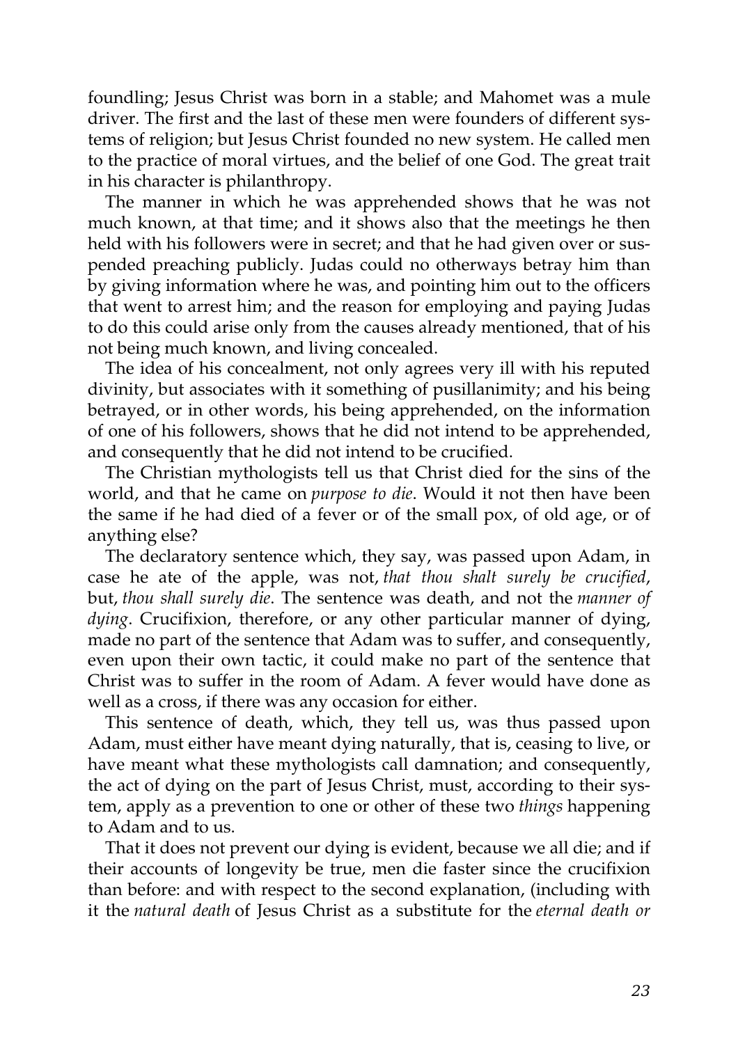foundling; Jesus Christ was born in a stable; and Mahomet was a mule driver. The first and the last of these men were founders of different systems of religion; but Jesus Christ founded no new system. He called men to the practice of moral virtues, and the belief of one God. The great trait in his character is philanthropy.

The manner in which he was apprehended shows that he was not much known, at that time; and it shows also that the meetings he then held with his followers were in secret; and that he had given over or suspended preaching publicly. Judas could no otherways betray him than by giving information where he was, and pointing him out to the officers that went to arrest him; and the reason for employing and paying Judas to do this could arise only from the causes already mentioned, that of his not being much known, and living concealed.

The idea of his concealment, not only agrees very ill with his reputed divinity, but associates with it something of pusillanimity; and his being betrayed, or in other words, his being apprehended, on the information of one of his followers, shows that he did not intend to be apprehended, and consequently that he did not intend to be crucified.

The Christian mythologists tell us that Christ died for the sins of the world, and that he came on *purpose to die*. Would it not then have been the same if he had died of a fever or of the small pox, of old age, or of anything else?

The declaratory sentence which, they say, was passed upon Adam, in case he ate of the apple, was not, *that thou shalt surely be crucified*, but, *thou shall surely die*. The sentence was death, and not the *manner of dying*. Crucifixion, therefore, or any other particular manner of dying, made no part of the sentence that Adam was to suffer, and consequently, even upon their own tactic, it could make no part of the sentence that Christ was to suffer in the room of Adam. A fever would have done as well as a cross, if there was any occasion for either.

This sentence of death, which, they tell us, was thus passed upon Adam, must either have meant dying naturally, that is, ceasing to live, or have meant what these mythologists call damnation; and consequently, the act of dying on the part of Jesus Christ, must, according to their system, apply as a prevention to one or other of these two *things* happening to Adam and to us.

That it does not prevent our dying is evident, because we all die; and if their accounts of longevity be true, men die faster since the crucifixion than before: and with respect to the second explanation, (including with it the *natural death* of Jesus Christ as a substitute for the *eternal death or*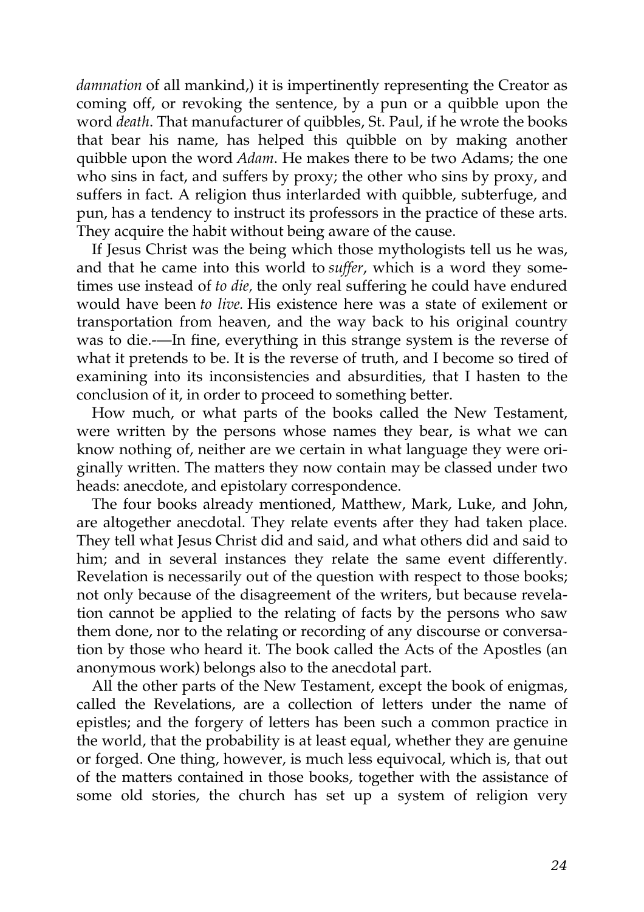*damnation* of all mankind,) it is impertinently representing the Creator as coming off, or revoking the sentence, by a pun or a quibble upon the word *death*. That manufacturer of quibbles, St. Paul, if he wrote the books that bear his name, has helped this quibble on by making another quibble upon the word *Adam*. He makes there to be two Adams; the one who sins in fact, and suffers by proxy; the other who sins by proxy, and suffers in fact. A religion thus interlarded with quibble, subterfuge, and pun, has a tendency to instruct its professors in the practice of these arts. They acquire the habit without being aware of the cause.

If Jesus Christ was the being which those mythologists tell us he was, and that he came into this world to *suffer*, which is a word they sometimes use instead of *to die,* the only real suffering he could have endured would have been *to live.* His existence here was a state of exilement or transportation from heaven, and the way back to his original country was to die.-—In fine, everything in this strange system is the reverse of what it pretends to be. It is the reverse of truth, and I become so tired of examining into its inconsistencies and absurdities, that I hasten to the conclusion of it, in order to proceed to something better.

How much, or what parts of the books called the New Testament, were written by the persons whose names they bear, is what we can know nothing of, neither are we certain in what language they were originally written. The matters they now contain may be classed under two heads: anecdote, and epistolary correspondence.

The four books already mentioned, Matthew, Mark, Luke, and John, are altogether anecdotal. They relate events after they had taken place. They tell what Jesus Christ did and said, and what others did and said to him; and in several instances they relate the same event differently. Revelation is necessarily out of the question with respect to those books; not only because of the disagreement of the writers, but because revelation cannot be applied to the relating of facts by the persons who saw them done, nor to the relating or recording of any discourse or conversation by those who heard it. The book called the Acts of the Apostles (an anonymous work) belongs also to the anecdotal part.

All the other parts of the New Testament, except the book of enigmas, called the Revelations, are a collection of letters under the name of epistles; and the forgery of letters has been such a common practice in the world, that the probability is at least equal, whether they are genuine or forged. One thing, however, is much less equivocal, which is, that out of the matters contained in those books, together with the assistance of some old stories, the church has set up a system of religion very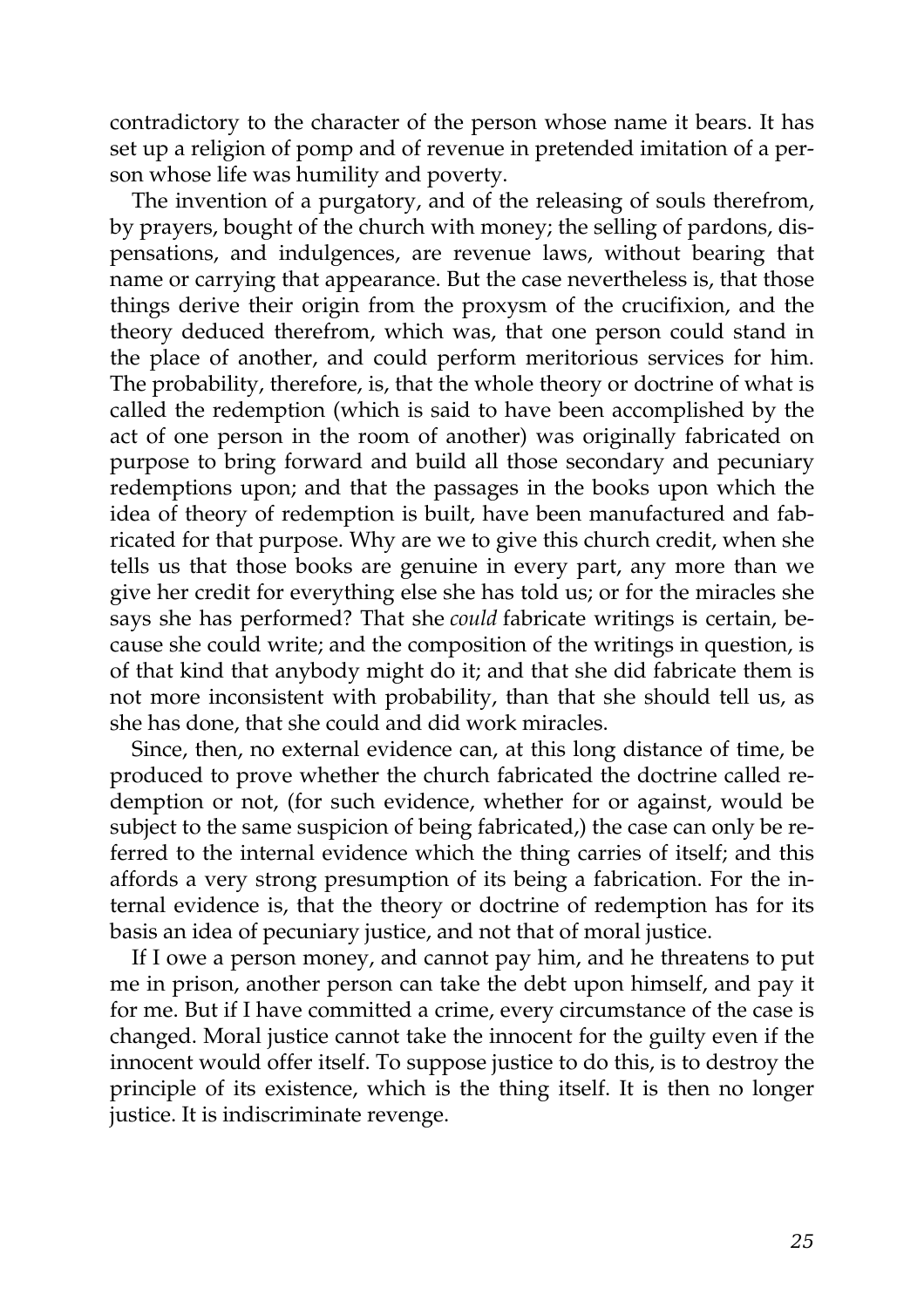contradictory to the character of the person whose name it bears. It has set up a religion of pomp and of revenue in pretended imitation of a person whose life was humility and poverty.

The invention of a purgatory, and of the releasing of souls therefrom, by prayers, bought of the church with money; the selling of pardons, dispensations, and indulgences, are revenue laws, without bearing that name or carrying that appearance. But the case nevertheless is, that those things derive their origin from the proxysm of the crucifixion, and the theory deduced therefrom, which was, that one person could stand in the place of another, and could perform meritorious services for him. The probability, therefore, is, that the whole theory or doctrine of what is called the redemption (which is said to have been accomplished by the act of one person in the room of another) was originally fabricated on purpose to bring forward and build all those secondary and pecuniary redemptions upon; and that the passages in the books upon which the idea of theory of redemption is built, have been manufactured and fabricated for that purpose. Why are we to give this church credit, when she tells us that those books are genuine in every part, any more than we give her credit for everything else she has told us; or for the miracles she says she has performed? That she *could* fabricate writings is certain, because she could write; and the composition of the writings in question, is of that kind that anybody might do it; and that she did fabricate them is not more inconsistent with probability, than that she should tell us, as she has done, that she could and did work miracles.

Since, then, no external evidence can, at this long distance of time, be produced to prove whether the church fabricated the doctrine called redemption or not, (for such evidence, whether for or against, would be subject to the same suspicion of being fabricated,) the case can only be referred to the internal evidence which the thing carries of itself; and this affords a very strong presumption of its being a fabrication. For the internal evidence is, that the theory or doctrine of redemption has for its basis an idea of pecuniary justice, and not that of moral justice.

If I owe a person money, and cannot pay him, and he threatens to put me in prison, another person can take the debt upon himself, and pay it for me. But if I have committed a crime, every circumstance of the case is changed. Moral justice cannot take the innocent for the guilty even if the innocent would offer itself. To suppose justice to do this, is to destroy the principle of its existence, which is the thing itself. It is then no longer justice. It is indiscriminate revenge.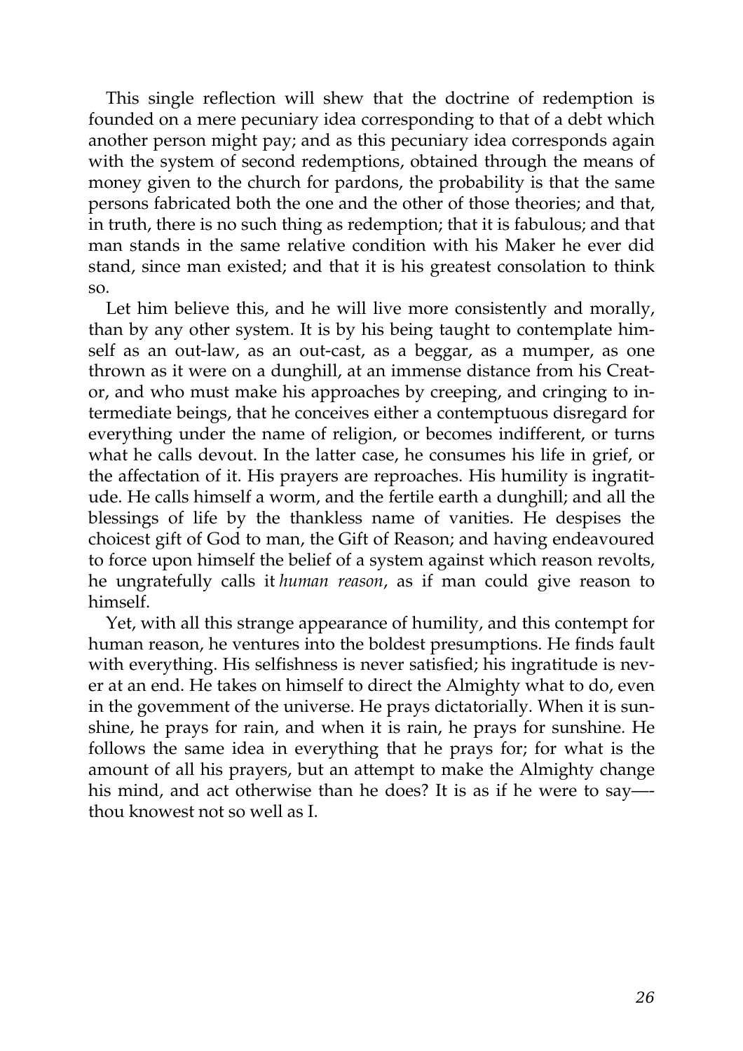This single reflection will shew that the doctrine of redemption is founded on a mere pecuniary idea corresponding to that of a debt which another person might pay; and as this pecuniary idea corresponds again with the system of second redemptions, obtained through the means of money given to the church for pardons, the probability is that the same persons fabricated both the one and the other of those theories; and that, in truth, there is no such thing as redemption; that it is fabulous; and that man stands in the same relative condition with his Maker he ever did stand, since man existed; and that it is his greatest consolation to think so.

Let him believe this, and he will live more consistently and morally, than by any other system. It is by his being taught to contemplate himself as an out-law, as an out-cast, as a beggar, as a mumper, as one thrown as it were on a dunghill, at an immense distance from his Creator, and who must make his approaches by creeping, and cringing to intermediate beings, that he conceives either a contemptuous disregard for everything under the name of religion, or becomes indifferent, or turns what he calls devout. In the latter case, he consumes his life in grief, or the affectation of it. His prayers are reproaches. His humility is ingratitude. He calls himself a worm, and the fertile earth a dunghill; and all the blessings of life by the thankless name of vanities. He despises the choicest gift of God to man, the Gift of Reason; and having endeavoured to force upon himself the belief of a system against which reason revolts, he ungratefully calls it *human reason*, as if man could give reason to himself.

Yet, with all this strange appearance of humility, and this contempt for human reason, he ventures into the boldest presumptions. He finds fault with everything. His selfishness is never satisfied; his ingratitude is never at an end. He takes on himself to direct the Almighty what to do, even in the govemment of the universe. He prays dictatorially. When it is sunshine, he prays for rain, and when it is rain, he prays for sunshine. He follows the same idea in everything that he prays for; for what is the amount of all his prayers, but an attempt to make the Almighty change his mind, and act otherwise than he does? It is as if he were to say—-thou knowest not so well as I.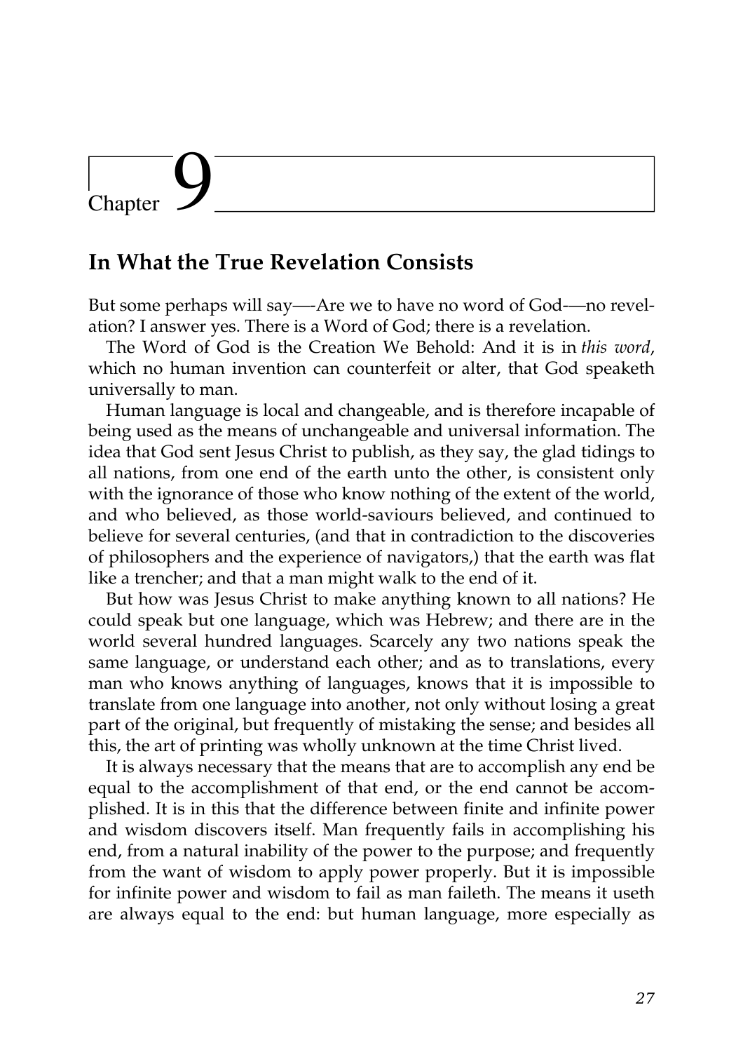# Chapter 9

## In What the True Revelation Consists

But some perhaps will say—-Are we to have no word of God-—no revelation? I answer yes. There is a Word of God; there is a revelation.

The Word of God is the Creation We Behold: And it is in *this word*, which no human invention can counterfeit or alter, that God speaketh universally to man.

Human language is local and changeable, and is therefore incapable of being used as the means of unchangeable and universal information. The idea that God sent Jesus Christ to publish, as they say, the glad tidings to all nations, from one end of the earth unto the other, is consistent only with the ignorance of those who know nothing of the extent of the world, and who believed, as those world-saviours believed, and continued to believe for several centuries, (and that in contradiction to the discoveries of philosophers and the experience of navigators,) that the earth was flat like a trencher; and that a man might walk to the end of it.

But how was Jesus Christ to make anything known to all nations? He could speak but one language, which was Hebrew; and there are in the world several hundred languages. Scarcely any two nations speak the same language, or understand each other; and as to translations, every man who knows anything of languages, knows that it is impossible to translate from one language into another, not only without losing a great part of the original, but frequently of mistaking the sense; and besides all this, the art of printing was wholly unknown at the time Christ lived.

It is always necessary that the means that are to accomplish any end be equal to the accomplishment of that end, or the end cannot be accomplished. It is in this that the difference between finite and infinite power and wisdom discovers itself. Man frequently fails in accomplishing his end, from a natural inability of the power to the purpose; and frequently from the want of wisdom to apply power properly. But it is impossible for infinite power and wisdom to fail as man faileth. The means it useth are always equal to the end: but human language, more especially as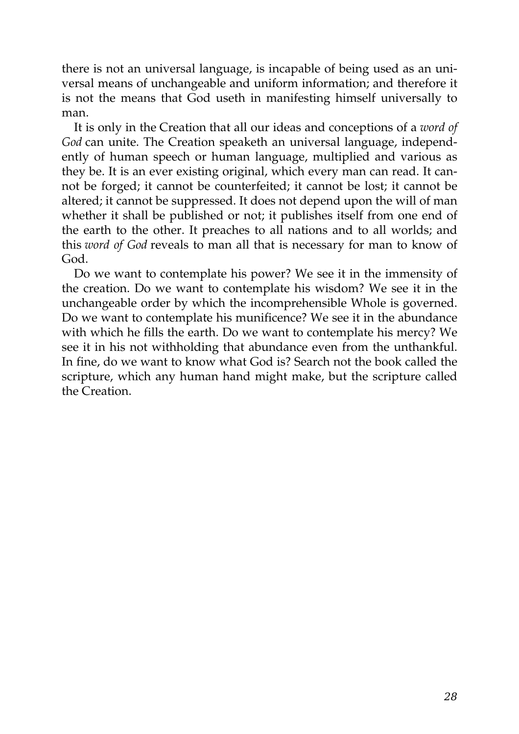there is not an universal language, is incapable of being used as an universal means of unchangeable and uniform information; and therefore it is not the means that God useth in manifesting himself universally to man.

It is only in the Creation that all our ideas and conceptions of a *word of God* can unite. The Creation speaketh an universal language, independently of human speech or human language, multiplied and various as they be. It is an ever existing original, which every man can read. It cannot be forged; it cannot be counterfeited; it cannot be lost; it cannot be altered; it cannot be suppressed. It does not depend upon the will of man whether it shall be published or not; it publishes itself from one end of the earth to the other. It preaches to all nations and to all worlds; and this *word of God* reveals to man all that is necessary for man to know of God.

Do we want to contemplate his power? We see it in the immensity of the creation. Do we want to contemplate his wisdom? We see it in the unchangeable order by which the incomprehensible Whole is governed. Do we want to contemplate his munificence? We see it in the abundance with which he fills the earth. Do we want to contemplate his mercy? We see it in his not withholding that abundance even from the unthankful. In fine, do we want to know what God is? Search not the book called the scripture, which any human hand might make, but the scripture called the Creation.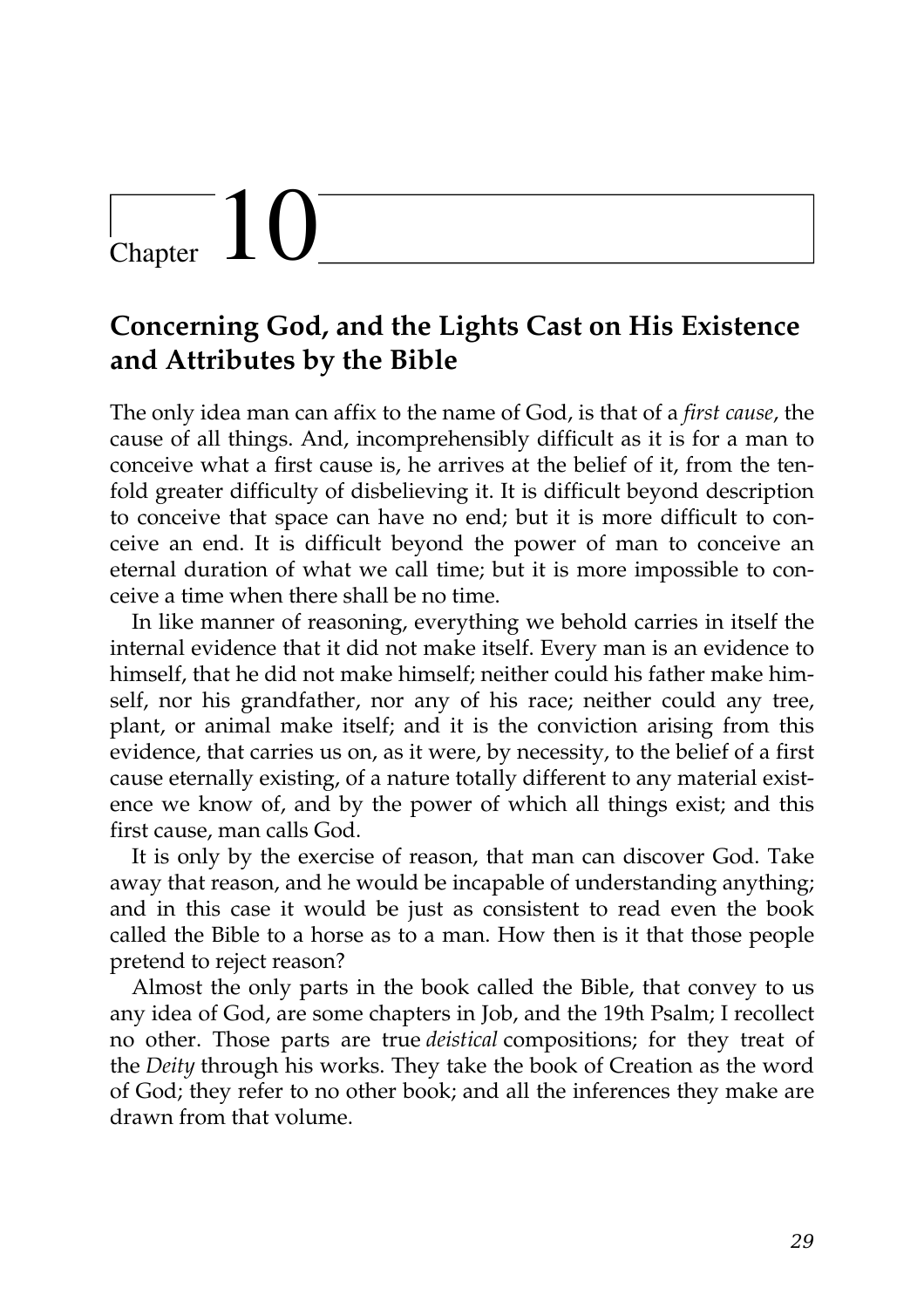# Chapter 10

## Concerning God, and the Lights Cast on His Existence and Attributes by the Bible

The only idea man can affix to the name of God, is that of a *first cause*, the cause of all things. And, incomprehensibly difficult as it is for a man to conceive what a first cause is, he arrives at the belief of it, from the tenfold greater difficulty of disbelieving it. It is difficult beyond description to conceive that space can have no end; but it is more difficult to conceive an end. It is difficult beyond the power of man to conceive an eternal duration of what we call time; but it is more impossible to conceive a time when there shall be no time.

In like manner of reasoning, everything we behold carries in itself the internal evidence that it did not make itself. Every man is an evidence to himself, that he did not make himself; neither could his father make himself, nor his grandfather, nor any of his race; neither could any tree, plant, or animal make itself; and it is the conviction arising from this evidence, that carries us on, as it were, by necessity, to the belief of a first cause eternally existing, of a nature totally different to any material existence we know of, and by the power of which all things exist; and this first cause, man calls God.

It is only by the exercise of reason, that man can discover God. Take away that reason, and he would be incapable of understanding anything; and in this case it would be just as consistent to read even the book called the Bible to a horse as to a man. How then is it that those people pretend to reject reason?

Almost the only parts in the book called the Bible, that convey to us any idea of God, are some chapters in Job, and the 19th Psalm; I recollect no other. Those parts are true *deistical* compositions; for they treat of the *Deity* through his works. They take the book of Creation as the word of God; they refer to no other book; and all the inferences they make are drawn from that volume.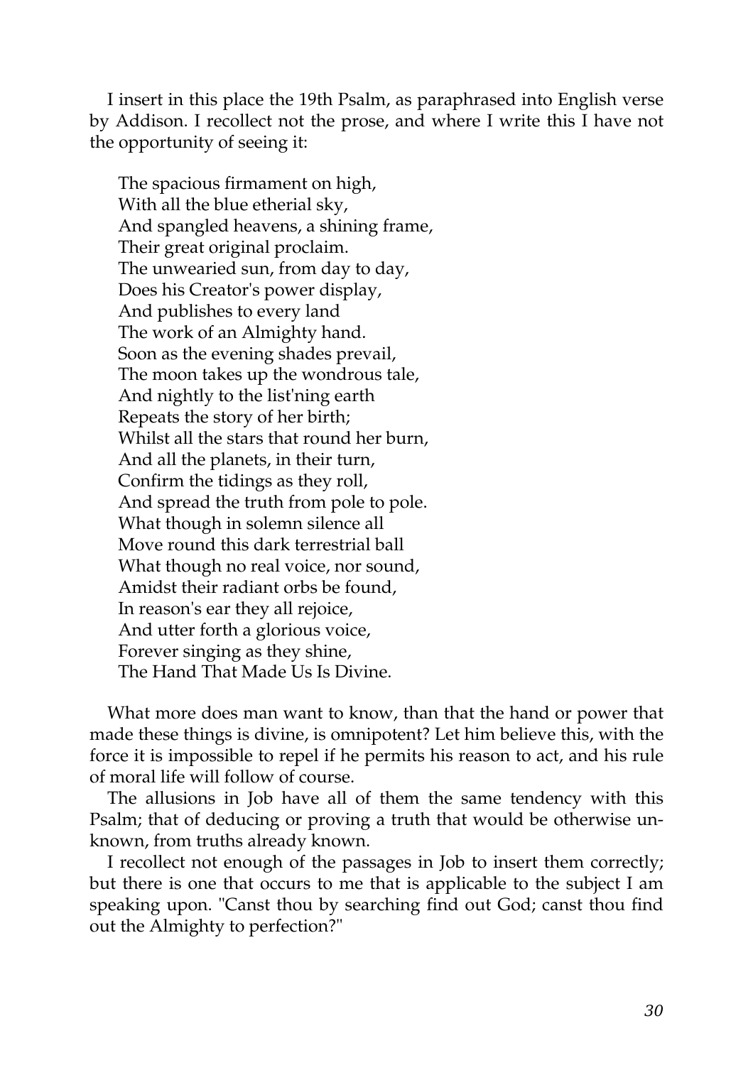I insert in this place the 19th Psalm, as paraphrased into English verse by Addison. I recollect not the prose, and where I write this I have not the opportunity of seeing it:

> The spacious firmament on high,  
> With all the blue etherial sky,  
> And spangled heavens, a shining frame,  
> Their great original proclaim.  
> The unwearied sun, from day to day,  
> Does his Creator's power display,  
> And publishes to every land  
> The work of an Almighty hand.  
> Soon as the evening shades prevail,  
> The moon takes up the wondrous tale,  
> And nightly to the list'ning earth  
> Repeats the story of her birth;  
> Whilst all the stars that round her burn,  
> And all the planets, in their turn,  
> Confirm the tidings as they roll,  
> And spread the truth from pole to pole.  
> What though in solemn silence all  
> Move round this dark terrestrial ball  
> What though no real voice, nor sound,  
> Amidst their radiant orbs be found,  
> In reason's ear they all rejoice,  
> And utter forth a glorious voice,  
> Forever singing as they shine,  
> The Hand That Made Us Is Divine.

What more does man want to know, than that the hand or power that made these things is divine, is omnipotent? Let him believe this, with the force it is impossible to repel if he permits his reason to act, and his rule of moral life will follow of course.

The allusions in Job have all of them the same tendency with this Psalm; that of deducing or proving a truth that would be otherwise unknown, from truths already known.

I recollect not enough of the passages in Job to insert them correctly; but there is one that occurs to me that is applicable to the subject I am speaking upon. "Canst thou by searching find out God; canst thou find out the Almighty to perfection?"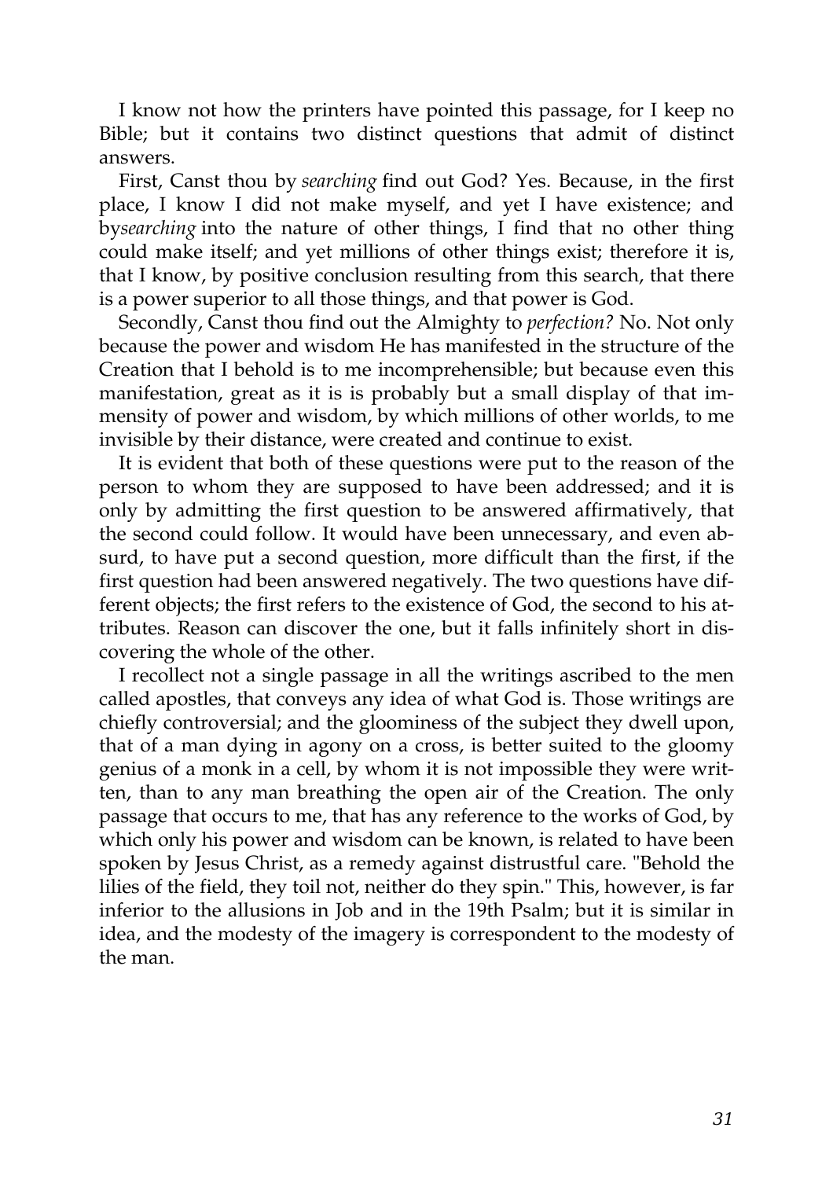I know not how the printers have pointed this passage, for I keep no Bible; but it contains two distinct questions that admit of distinct answers.

First, Canst thou by *searching* find out God? Yes. Because, in the first place, I know I did not make myself, and yet I have existence; and by*searching* into the nature of other things, I find that no other thing could make itself; and yet millions of other things exist; therefore it is, that I know, by positive conclusion resulting from this search, that there is a power superior to all those things, and that power is God.

Secondly, Canst thou find out the Almighty to *perfection?* No. Not only because the power and wisdom He has manifested in the structure of the Creation that I behold is to me incomprehensible; but because even this manifestation, great as it is is probably but a small display of that immensity of power and wisdom, by which millions of other worlds, to me invisible by their distance, were created and continue to exist.

It is evident that both of these questions were put to the reason of the person to whom they are supposed to have been addressed; and it is only by admitting the first question to be answered affirmatively, that the second could follow. It would have been unnecessary, and even absurd, to have put a second question, more difficult than the first, if the first question had been answered negatively. The two questions have different objects; the first refers to the existence of God, the second to his attributes. Reason can discover the one, but it falls infinitely short in discovering the whole of the other.

I recollect not a single passage in all the writings ascribed to the men called apostles, that conveys any idea of what God is. Those writings are chiefly controversial; and the gloominess of the subject they dwell upon, that of a man dying in agony on a cross, is better suited to the gloomy genius of a monk in a cell, by whom it is not impossible they were written, than to any man breathing the open air of the Creation. The only passage that occurs to me, that has any reference to the works of God, by which only his power and wisdom can be known, is related to have been spoken by Jesus Christ, as a remedy against distrustful care. "Behold the lilies of the field, they toil not, neither do they spin." This, however, is far inferior to the allusions in Job and in the 19th Psalm; but it is similar in idea, and the modesty of the imagery is correspondent to the modesty of the man.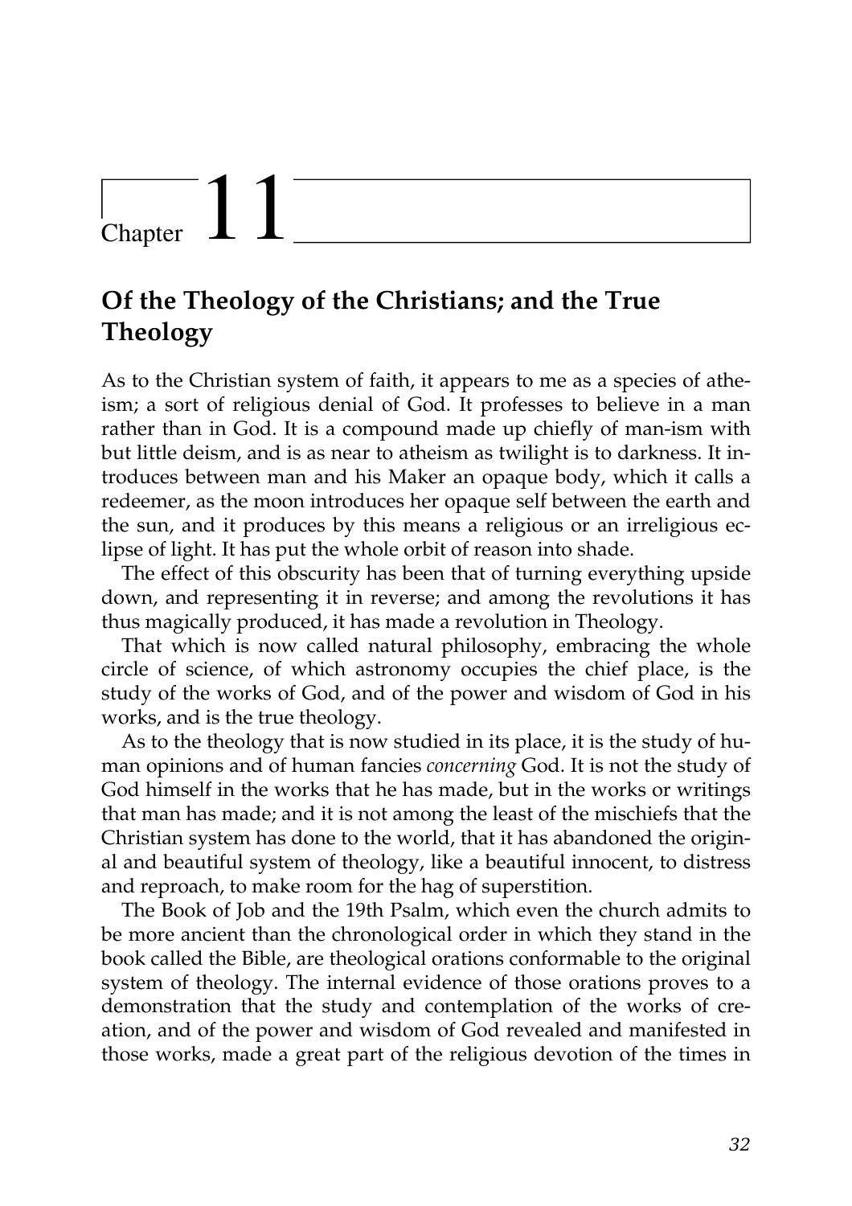# Chapter 11

## Of the Theology of the Christians; and the True Theology

As to the Christian system of faith, it appears to me as a species of atheism; a sort of religious denial of God. It professes to believe in a man rather than in God. It is a compound made up chiefly of man-ism with but little deism, and is as near to atheism as twilight is to darkness. It introduces between man and his Maker an opaque body, which it calls a redeemer, as the moon introduces her opaque self between the earth and the sun, and it produces by this means a religious or an irreligious eclipse of light. It has put the whole orbit of reason into shade.

The effect of this obscurity has been that of turning everything upside down, and representing it in reverse; and among the revolutions it has thus magically produced, it has made a revolution in Theology.

That which is now called natural philosophy, embracing the whole circle of science, of which astronomy occupies the chief place, is the study of the works of God, and of the power and wisdom of God in his works, and is the true theology.

As to the theology that is now studied in its place, it is the study of human opinions and of human fancies *concerning* God. It is not the study of God himself in the works that he has made, but in the works or writings that man has made; and it is not among the least of the mischiefs that the Christian system has done to the world, that it has abandoned the original and beautiful system of theology, like a beautiful innocent, to distress and reproach, to make room for the hag of superstition.

The Book of Job and the 19th Psalm, which even the church admits to be more ancient than the chronological order in which they stand in the book called the Bible, are theological orations conformable to the original system of theology. The internal evidence of those orations proves to a demonstration that the study and contemplation of the works of creation, and of the power and wisdom of God revealed and manifested in those works, made a great part of the religious devotion of the times in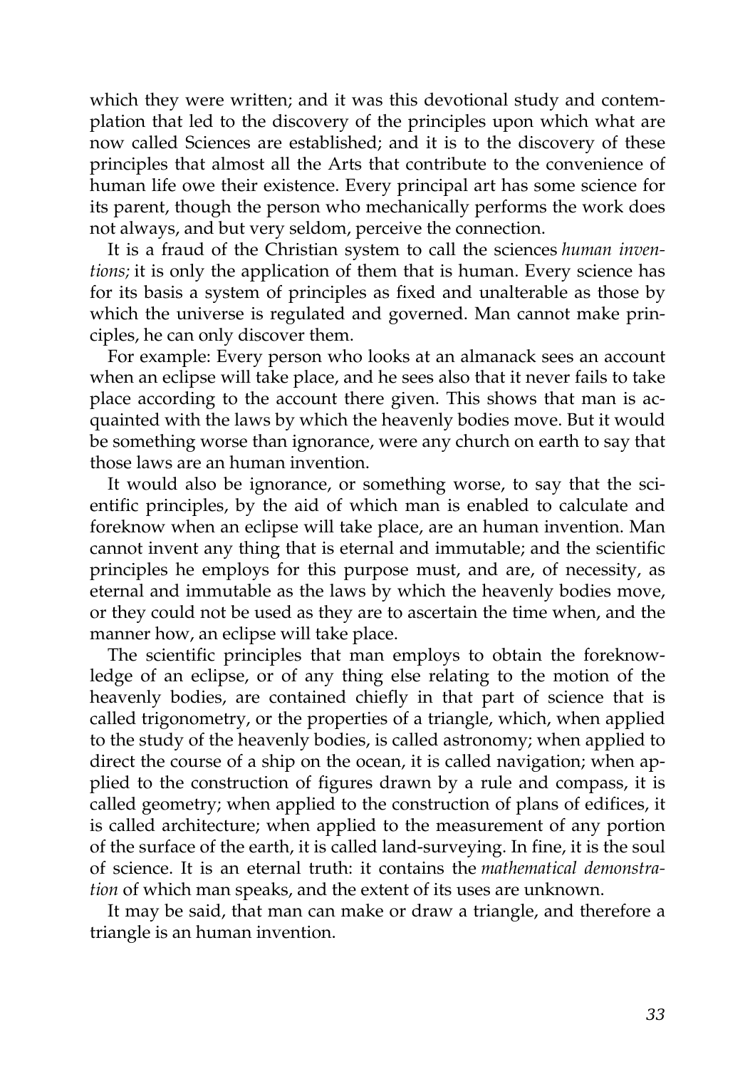which they were written; and it was this devotional study and contemplation that led to the discovery of the principles upon which what are now called Sciences are established; and it is to the discovery of these principles that almost all the Arts that contribute to the convenience of human life owe their existence. Every principal art has some science for its parent, though the person who mechanically performs the work does not always, and but very seldom, perceive the connection.

It is a fraud of the Christian system to call the sciences *human inventions;* it is only the application of them that is human. Every science has for its basis a system of principles as fixed and unalterable as those by which the universe is regulated and governed. Man cannot make principles, he can only discover them.

For example: Every person who looks at an almanack sees an account when an eclipse will take place, and he sees also that it never fails to take place according to the account there given. This shows that man is acquainted with the laws by which the heavenly bodies move. But it would be something worse than ignorance, were any church on earth to say that those laws are an human invention.

It would also be ignorance, or something worse, to say that the scientific principles, by the aid of which man is enabled to calculate and foreknow when an eclipse will take place, are an human invention. Man cannot invent any thing that is eternal and immutable; and the scientific principles he employs for this purpose must, and are, of necessity, as eternal and immutable as the laws by which the heavenly bodies move, or they could not be used as they are to ascertain the time when, and the manner how, an eclipse will take place.

The scientific principles that man employs to obtain the foreknowledge of an eclipse, or of any thing else relating to the motion of the heavenly bodies, are contained chiefly in that part of science that is called trigonometry, or the properties of a triangle, which, when applied to the study of the heavenly bodies, is called astronomy; when applied to direct the course of a ship on the ocean, it is called navigation; when applied to the construction of figures drawn by a rule and compass, it is called geometry; when applied to the construction of plans of edifices, it is called architecture; when applied to the measurement of any portion of the surface of the earth, it is called land-surveying. In fine, it is the soul of science. It is an eternal truth: it contains the *mathematical demonstration* of which man speaks, and the extent of its uses are unknown.

It may be said, that man can make or draw a triangle, and therefore a triangle is an human invention.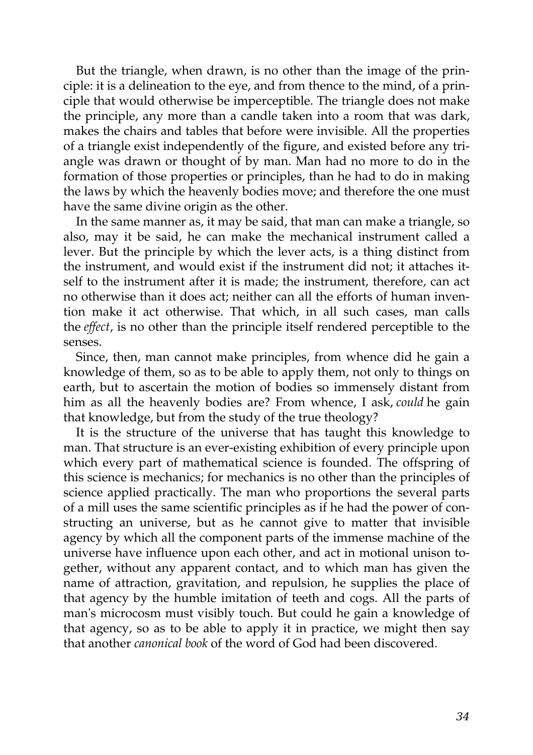But the triangle, when drawn, is no other than the image of the principle: it is a delineation to the eye, and from thence to the mind, of a principle that would otherwise be imperceptible. The triangle does not make the principle, any more than a candle taken into a room that was dark, makes the chairs and tables that before were invisible. All the properties of a triangle exist independently of the figure, and existed before any triangle was drawn or thought of by man. Man had no more to do in the formation of those properties or principles, than he had to do in making the laws by which the heavenly bodies move; and therefore the one must have the same divine origin as the other.

In the same manner as, it may be said, that man can make a triangle, so also, may it be said, he can make the mechanical instrument called a lever. But the principle by which the lever acts, is a thing distinct from the instrument, and would exist if the instrument did not; it attaches itself to the instrument after it is made; the instrument, therefore, can act no otherwise than it does act; neither can all the efforts of human invention make it act otherwise. That which, in all such cases, man calls the *effect*, is no other than the principle itself rendered perceptible to the senses.

Since, then, man cannot make principles, from whence did he gain a knowledge of them, so as to be able to apply them, not only to things on earth, but to ascertain the motion of bodies so immensely distant from him as all the heavenly bodies are? From whence, I ask, *could* he gain that knowledge, but from the study of the true theology?

It is the structure of the universe that has taught this knowledge to man. That structure is an ever-existing exhibition of every principle upon which every part of mathematical science is founded. The offspring of this science is mechanics; for mechanics is no other than the principles of science applied practically. The man who proportions the several parts of a mill uses the same scientific principles as if he had the power of constructing an universe, but as he cannot give to matter that invisible agency by which all the component parts of the immense machine of the universe have influence upon each other, and act in motional unison together, without any apparent contact, and to which man has given the name of attraction, gravitation, and repulsion, he supplies the place of that agency by the humble imitation of teeth and cogs. All the parts of man's microcosm must visibly touch. But could he gain a knowledge of that agency, so as to be able to apply it in practice, we might then say that another *canonical book* of the word of God had been discovered.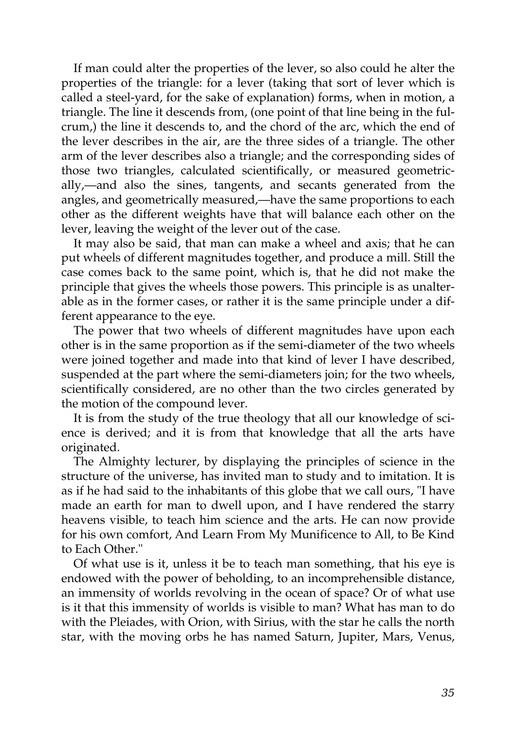If man could alter the properties of the lever, so also could he alter the properties of the triangle: for a lever (taking that sort of lever which is called a steel-yard, for the sake of explanation) forms, when in motion, a triangle. The line it descends from, (one point of that line being in the fulcrum,) the line it descends to, and the chord of the arc, which the end of the lever describes in the air, are the three sides of a triangle. The other arm of the lever describes also a triangle; and the corresponding sides of those two triangles, calculated scientifically, or measured geometrically,—and also the sines, tangents, and secants generated from the angles, and geometrically measured,—have the same proportions to each other as the different weights have that will balance each other on the lever, leaving the weight of the lever out of the case.

It may also be said, that man can make a wheel and axis; that he can put wheels of different magnitudes together, and produce a mill. Still the case comes back to the same point, which is, that he did not make the principle that gives the wheels those powers. This principle is as unalterable as in the former cases, or rather it is the same principle under a different appearance to the eye.

The power that two wheels of different magnitudes have upon each other is in the same proportion as if the semi-diameter of the two wheels were joined together and made into that kind of lever I have described, suspended at the part where the semi-diameters join; for the two wheels, scientifically considered, are no other than the two circles generated by the motion of the compound lever.

It is from the study of the true theology that all our knowledge of science is derived; and it is from that knowledge that all the arts have originated.

The Almighty lecturer, by displaying the principles of science in the structure of the universe, has invited man to study and to imitation. It is as if he had said to the inhabitants of this globe that we call ours, "I have made an earth for man to dwell upon, and I have rendered the starry heavens visible, to teach him science and the arts. He can now provide for his own comfort, And Learn From My Munificence to All, to Be Kind to Each Other."

Of what use is it, unless it be to teach man something, that his eye is endowed with the power of beholding, to an incomprehensible distance, an immensity of worlds revolving in the ocean of space? Or of what use is it that this immensity of worlds is visible to man? What has man to do with the Pleiades, with Orion, with Sirius, with the star he calls the north star, with the moving orbs he has named Saturn, Jupiter, Mars, Venus,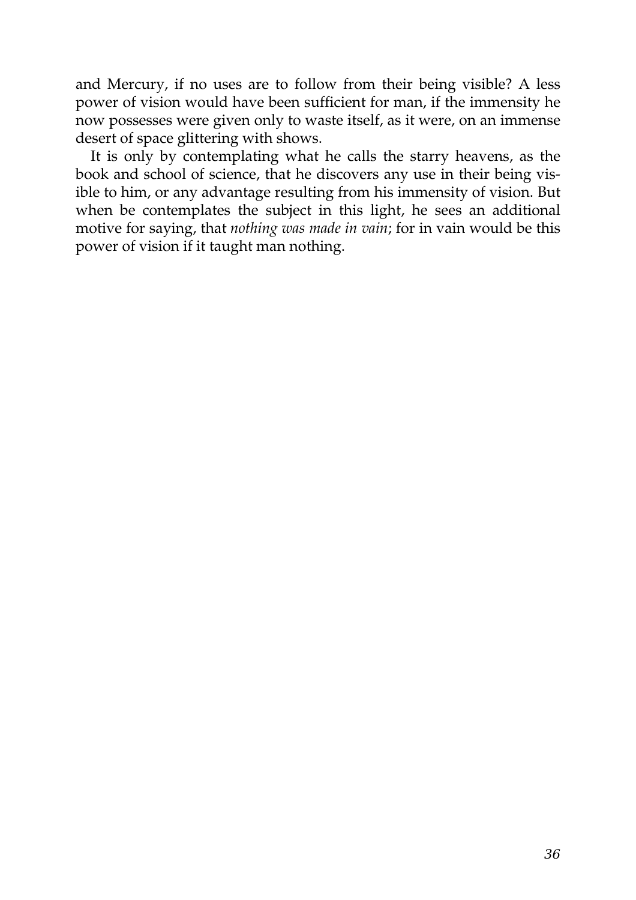and Mercury, if no uses are to follow from their being visible? A less power of vision would have been sufficient for man, if the immensity he now possesses were given only to waste itself, as it were, on an immense desert of space glittering with shows.

It is only by contemplating what he calls the starry heavens, as the book and school of science, that he discovers any use in their being visible to him, or any advantage resulting from his immensity of vision. But when be contemplates the subject in this light, he sees an additional motive for saying, that *nothing was made in vain*; for in vain would be this power of vision if it taught man nothing.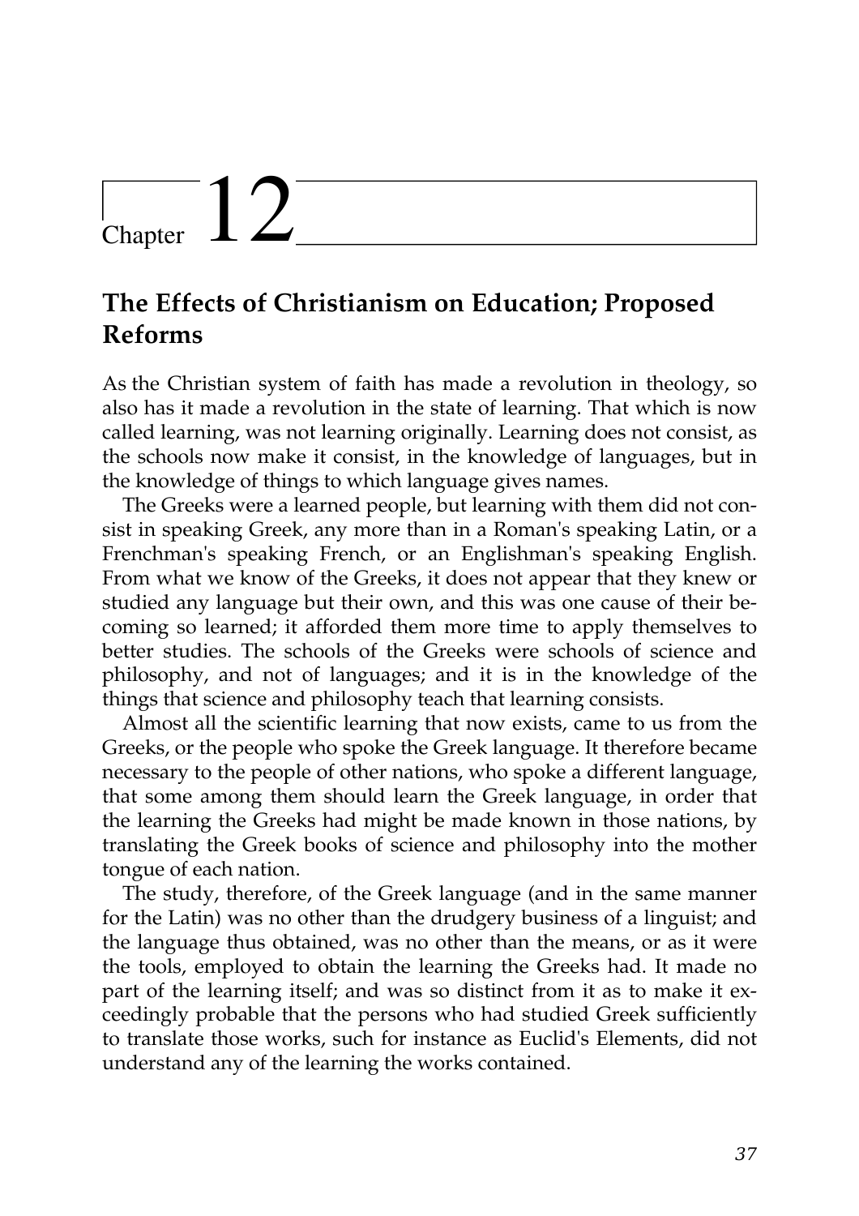# Chapter 12

## The Effects of Christianism on Education; Proposed Reforms

As the Christian system of faith has made a revolution in theology, so also has it made a revolution in the state of learning. That which is now called learning, was not learning originally. Learning does not consist, as the schools now make it consist, in the knowledge of languages, but in the knowledge of things to which language gives names.

The Greeks were a learned people, but learning with them did not consist in speaking Greek, any more than in a Roman's speaking Latin, or a Frenchman's speaking French, or an Englishman's speaking English. From what we know of the Greeks, it does not appear that they knew or studied any language but their own, and this was one cause of their becoming so learned; it afforded them more time to apply themselves to better studies. The schools of the Greeks were schools of science and philosophy, and not of languages; and it is in the knowledge of the things that science and philosophy teach that learning consists.

Almost all the scientific learning that now exists, came to us from the Greeks, or the people who spoke the Greek language. It therefore became necessary to the people of other nations, who spoke a different language, that some among them should learn the Greek language, in order that the learning the Greeks had might be made known in those nations, by translating the Greek books of science and philosophy into the mother tongue of each nation.

The study, therefore, of the Greek language (and in the same manner for the Latin) was no other than the drudgery business of a linguist; and the language thus obtained, was no other than the means, or as it were the tools, employed to obtain the learning the Greeks had. It made no part of the learning itself; and was so distinct from it as to make it exceedingly probable that the persons who had studied Greek sufficiently to translate those works, such for instance as Euclid's Elements, did not understand any of the learning the works contained.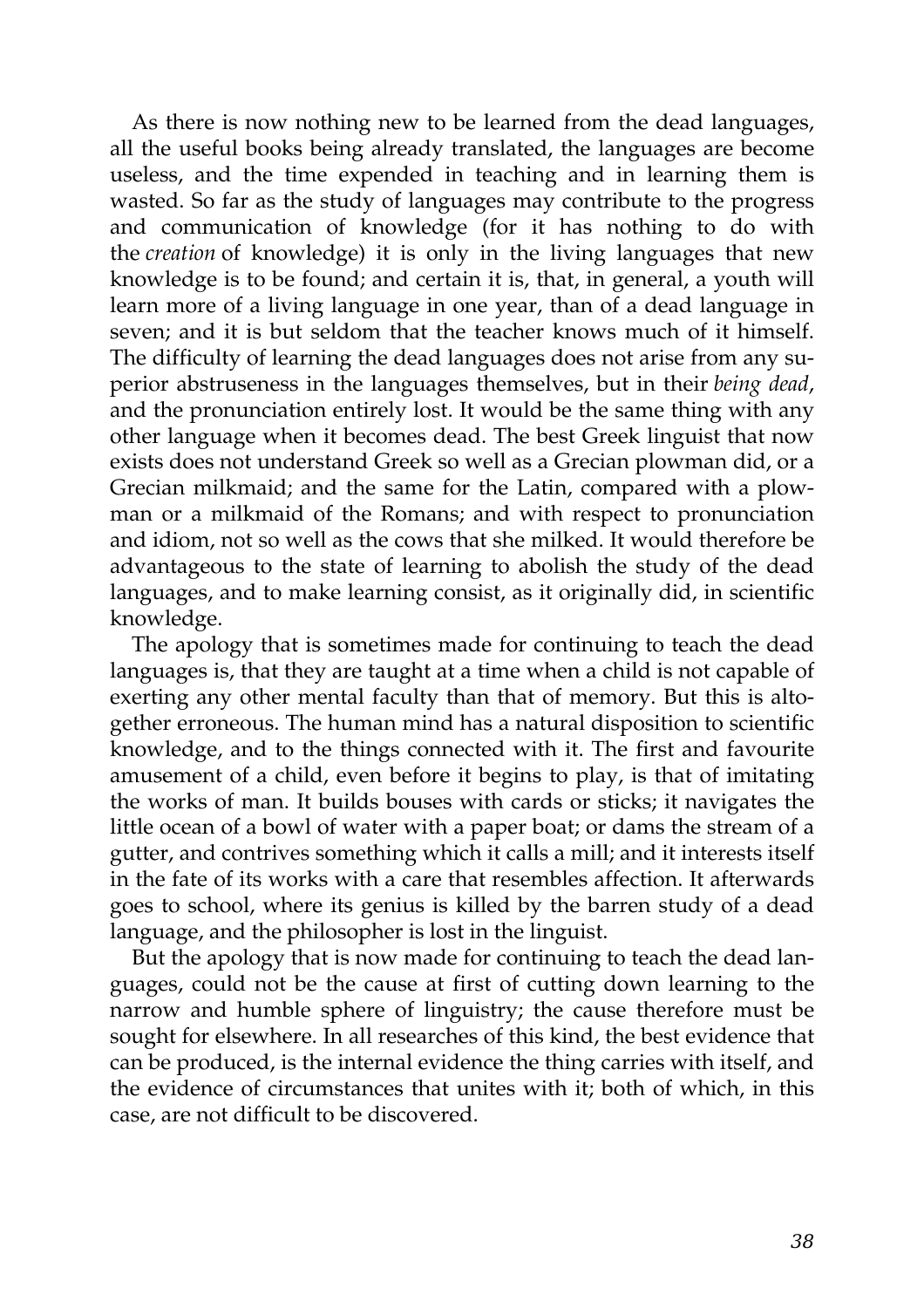As there is now nothing new to be learned from the dead languages, all the useful books being already translated, the languages are become useless, and the time expended in teaching and in learning them is wasted. So far as the study of languages may contribute to the progress and communication of knowledge (for it has nothing to do with the *creation* of knowledge) it is only in the living languages that new knowledge is to be found; and certain it is, that, in general, a youth will learn more of a living language in one year, than of a dead language in seven; and it is but seldom that the teacher knows much of it himself. The difficulty of learning the dead languages does not arise from any superior abstruseness in the languages themselves, but in their *being dead*, and the pronunciation entirely lost. It would be the same thing with any other language when it becomes dead. The best Greek linguist that now exists does not understand Greek so well as a Grecian plowman did, or a Grecian milkmaid; and the same for the Latin, compared with a plowman or a milkmaid of the Romans; and with respect to pronunciation and idiom, not so well as the cows that she milked. It would therefore be advantageous to the state of learning to abolish the study of the dead languages, and to make learning consist, as it originally did, in scientific knowledge.

The apology that is sometimes made for continuing to teach the dead languages is, that they are taught at a time when a child is not capable of exerting any other mental faculty than that of memory. But this is altogether erroneous. The human mind has a natural disposition to scientific knowledge, and to the things connected with it. The first and favourite amusement of a child, even before it begins to play, is that of imitating the works of man. It builds bouses with cards or sticks; it navigates the little ocean of a bowl of water with a paper boat; or dams the stream of a gutter, and contrives something which it calls a mill; and it interests itself in the fate of its works with a care that resembles affection. It afterwards goes to school, where its genius is killed by the barren study of a dead language, and the philosopher is lost in the linguist.

But the apology that is now made for continuing to teach the dead languages, could not be the cause at first of cutting down learning to the narrow and humble sphere of linguistry; the cause therefore must be sought for elsewhere. In all researches of this kind, the best evidence that can be produced, is the internal evidence the thing carries with itself, and the evidence of circumstances that unites with it; both of which, in this case, are not difficult to be discovered.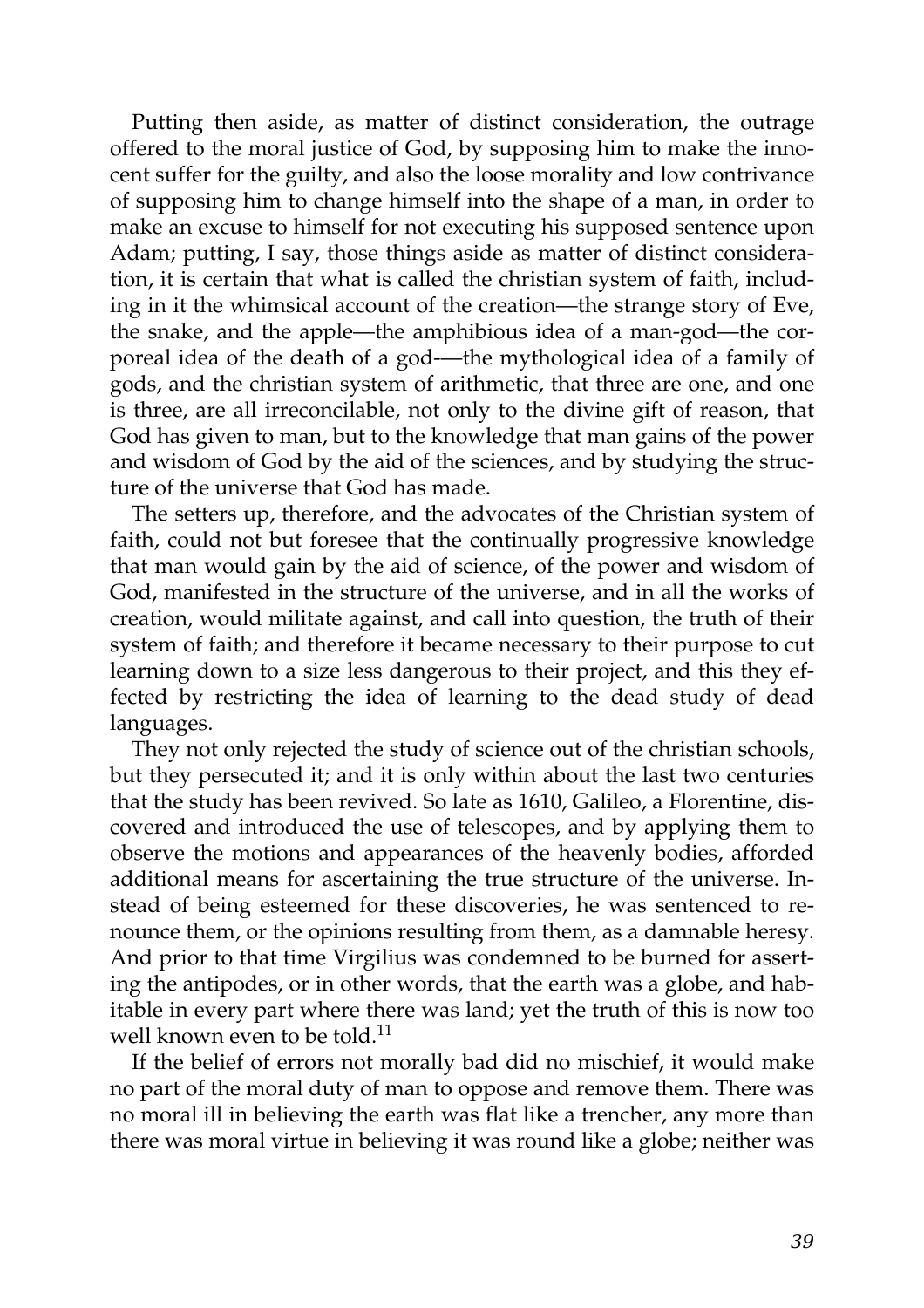Putting then aside, as matter of distinct consideration, the outrage offered to the moral justice of God, by supposing him to make the innocent suffer for the guilty, and also the loose morality and low contrivance of supposing him to change himself into the shape of a man, in order to make an excuse to himself for not executing his supposed sentence upon Adam; putting, I say, those things aside as matter of distinct consideration, it is certain that what is called the christian system of faith, including in it the whimsical account of the creation—the strange story of Eve, the snake, and the apple—the amphibious idea of a man-god—the corporeal idea of the death of a god-—the mythological idea of a family of gods, and the christian system of arithmetic, that three are one, and one is three, are all irreconcilable, not only to the divine gift of reason, that God has given to man, but to the knowledge that man gains of the power and wisdom of God by the aid of the sciences, and by studying the structure of the universe that God has made.

The setters up, therefore, and the advocates of the Christian system of faith, could not but foresee that the continually progressive knowledge that man would gain by the aid of science, of the power and wisdom of God, manifested in the structure of the universe, and in all the works of creation, would militate against, and call into question, the truth of their system of faith; and therefore it became necessary to their purpose to cut learning down to a size less dangerous to their project, and this they effected by restricting the idea of learning to the dead study of dead languages.

They not only rejected the study of science out of the christian schools, but they persecuted it; and it is only within about the last two centuries that the study has been revived. So late as 1610, Galileo, a Florentine, discovered and introduced the use of telescopes, and by applying them to observe the motions and appearances of the heavenly bodies, afforded additional means for ascertaining the true structure of the universe. Instead of being esteemed for these discoveries, he was sentenced to renounce them, or the opinions resulting from them, as a damnable heresy. And prior to that time Virgilius was condemned to be burned for asserting the antipodes, or in other words, that the earth was a globe, and habitable in every part where there was land; yet the truth of this is now too well known even to be told.[11]

If the belief of errors not morally bad did no mischief, it would make no part of the moral duty of man to oppose and remove them. There was no moral ill in believing the earth was flat like a trencher, any more than there was moral virtue in believing it was round like a globe; neither was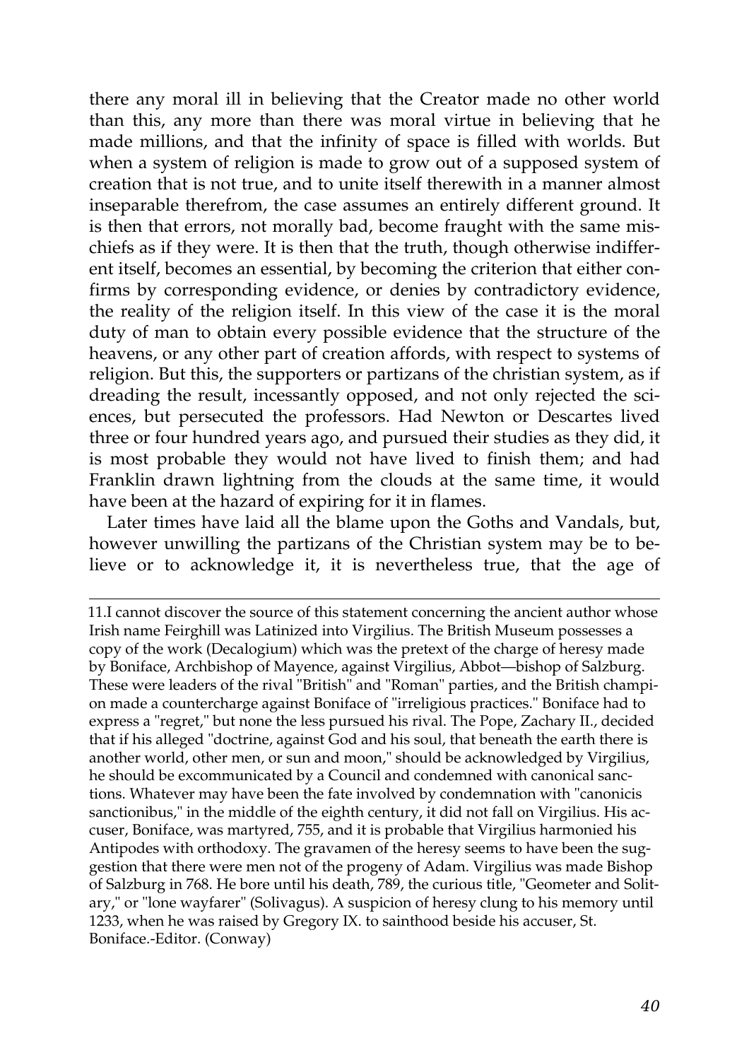there any moral ill in believing that the Creator made no other world than this, any more than there was moral virtue in believing that he made millions, and that the infinity of space is filled with worlds. But when a system of religion is made to grow out of a supposed system of creation that is not true, and to unite itself therewith in a manner almost inseparable therefrom, the case assumes an entirely different ground. It is then that errors, not morally bad, become fraught with the same mischiefs as if they were. It is then that the truth, though otherwise indifferent itself, becomes an essential, by becoming the criterion that either confirms by corresponding evidence, or denies by contradictory evidence, the reality of the religion itself. In this view of the case it is the moral duty of man to obtain every possible evidence that the structure of the heavens, or any other part of creation affords, with respect to systems of religion. But this, the supporters or partizans of the christian system, as if dreading the result, incessantly opposed, and not only rejected the sciences, but persecuted the professors. Had Newton or Descartes lived three or four hundred years ago, and pursued their studies as they did, it is most probable they would not have lived to finish them; and had Franklin drawn lightning from the clouds at the same time, it would have been at the hazard of expiring for it in flames.

Later times have laid all the blame upon the Goths and Vandals, but, however unwilling the partizans of the Christian system may be to believe or to acknowledge it, it is nevertheless true, that the age of

---

11.I cannot discover the source of this statement concerning the ancient author whose Irish name Feirghill was Latinized into Virgilius. The British Museum possesses a copy of the work (Decalogium) which was the pretext of the charge of heresy made by Boniface, Archbishop of Mayence, against Virgilius, Abbot—bishop of Salzburg. These were leaders of the rival "British" and "Roman" parties, and the British champion made a countercharge against Boniface of "irreligious practices." Boniface had to express a "regret," but none the less pursued his rival. The Pope, Zachary II., decided that if his alleged "doctrine, against God and his soul, that beneath the earth there is another world, other men, or sun and moon," should be acknowledged by Virgilius, he should be excommunicated by a Council and condemned with canonical sanctions. Whatever may have been the fate involved by condemnation with "canonicis sanctionibus," in the middle of the eighth century, it did not fall on Virgilius. His accuser, Boniface, was martyred, 755, and it is probable that Virgilius harmonied his Antipodes with orthodoxy. The gravamen of the heresy seems to have been the suggestion that there were men not of the progeny of Adam. Virgilius was made Bishop of Salzburg in 768. He bore until his death, 789, the curious title, "Geometer and Solitary," or "lone wayfarer" (Solivagus). A suspicion of heresy clung to his memory until 1233, when he was raised by Gregory IX. to sainthood beside his accuser, St. Boniface.-Editor. (Conway)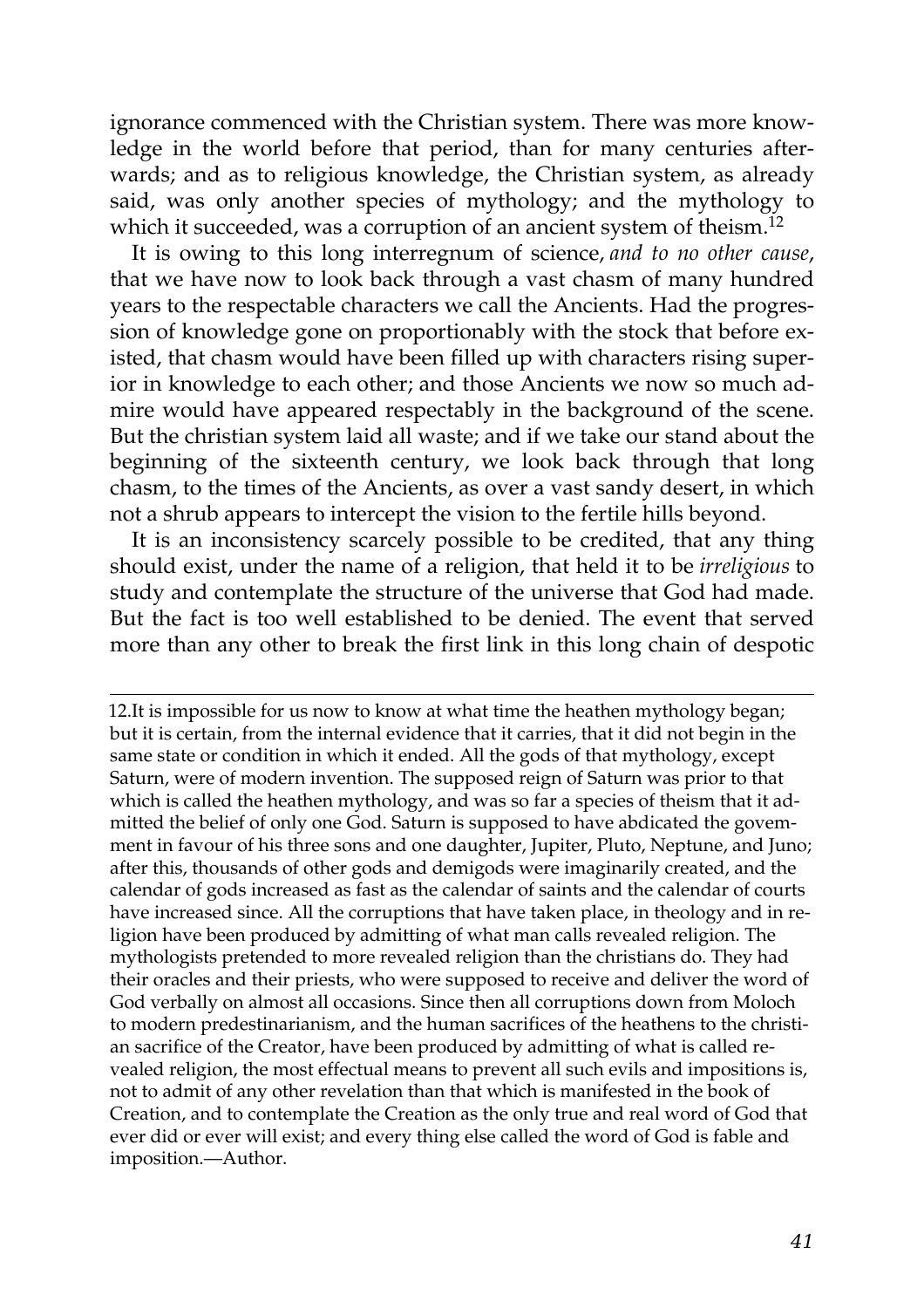ignorance commenced with the Christian system. There was more knowledge in the world before that period, than for many centuries afterwards; and as to religious knowledge, the Christian system, as already said, was only another species of mythology; and the mythology to which it succeeded, was a corruption of an ancient system of theism.[12]

It is owing to this long interregnum of science, *and to no other cause*, that we have now to look back through a vast chasm of many hundred years to the respectable characters we call the Ancients. Had the progression of knowledge gone on proportionably with the stock that before existed, that chasm would have been filled up with characters rising superior in knowledge to each other; and those Ancients we now so much admire would have appeared respectably in the background of the scene. But the christian system laid all waste; and if we take our stand about the beginning of the sixteenth century, we look back through that long chasm, to the times of the Ancients, as over a vast sandy desert, in which not a shrub appears to intercept the vision to the fertile hills beyond.

It is an inconsistency scarcely possible to be credited, that any thing should exist, under the name of a religion, that held it to be *irreligious* to study and contemplate the structure of the universe that God had made. But the fact is too well established to be denied. The event that served more than any other to break the first link in this long chain of despotic

---

12.It is impossible for us now to know at what time the heathen mythology began; but it is certain, from the internal evidence that it carries, that it did not begin in the same state or condition in which it ended. All the gods of that mythology, except Saturn, were of modern invention. The supposed reign of Saturn was prior to that which is called the heathen mythology, and was so far a species of theism that it admitted the belief of only one God. Saturn is supposed to have abdicated the govemment in favour of his three sons and one daughter, Jupiter, Pluto, Neptune, and Juno; after this, thousands of other gods and demigods were imaginarily created, and the calendar of gods increased as fast as the calendar of saints and the calendar of courts have increased since. All the corruptions that have taken place, in theology and in religion have been produced by admitting of what man calls revealed religion. The mythologists pretended to more revealed religion than the christians do. They had their oracles and their priests, who were supposed to receive and deliver the word of God verbally on almost all occasions. Since then all corruptions down from Moloch to modern predestinarianism, and the human sacrifices of the heathens to the christian sacrifice of the Creator, have been produced by admitting of what is called revealed religion, the most effectual means to prevent all such evils and impositions is, not to admit of any other revelation than that which is manifested in the book of Creation, and to contemplate the Creation as the only true and real word of God that ever did or ever will exist; and every thing else called the word of God is fable and imposition.—Author.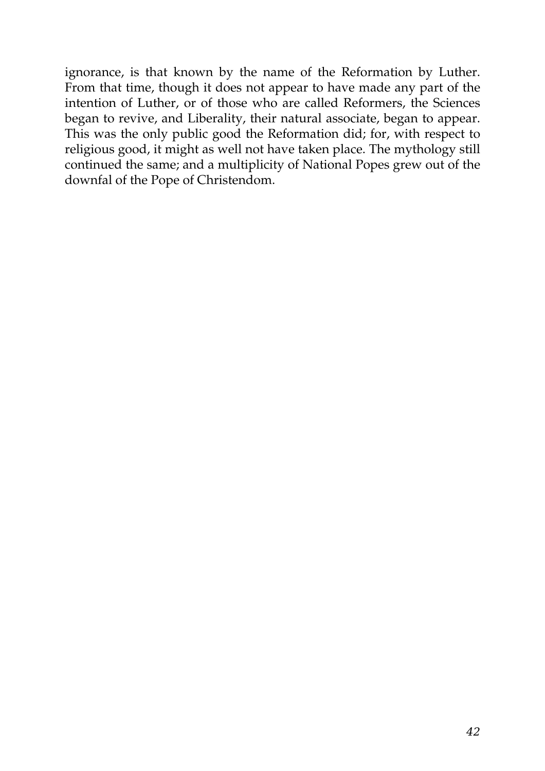ignorance, is that known by the name of the Reformation by Luther. From that time, though it does not appear to have made any part of the intention of Luther, or of those who are called Reformers, the Sciences began to revive, and Liberality, their natural associate, began to appear. This was the only public good the Reformation did; for, with respect to religious good, it might as well not have taken place. The mythology still continued the same; and a multiplicity of National Popes grew out of the downfal of the Pope of Christendom.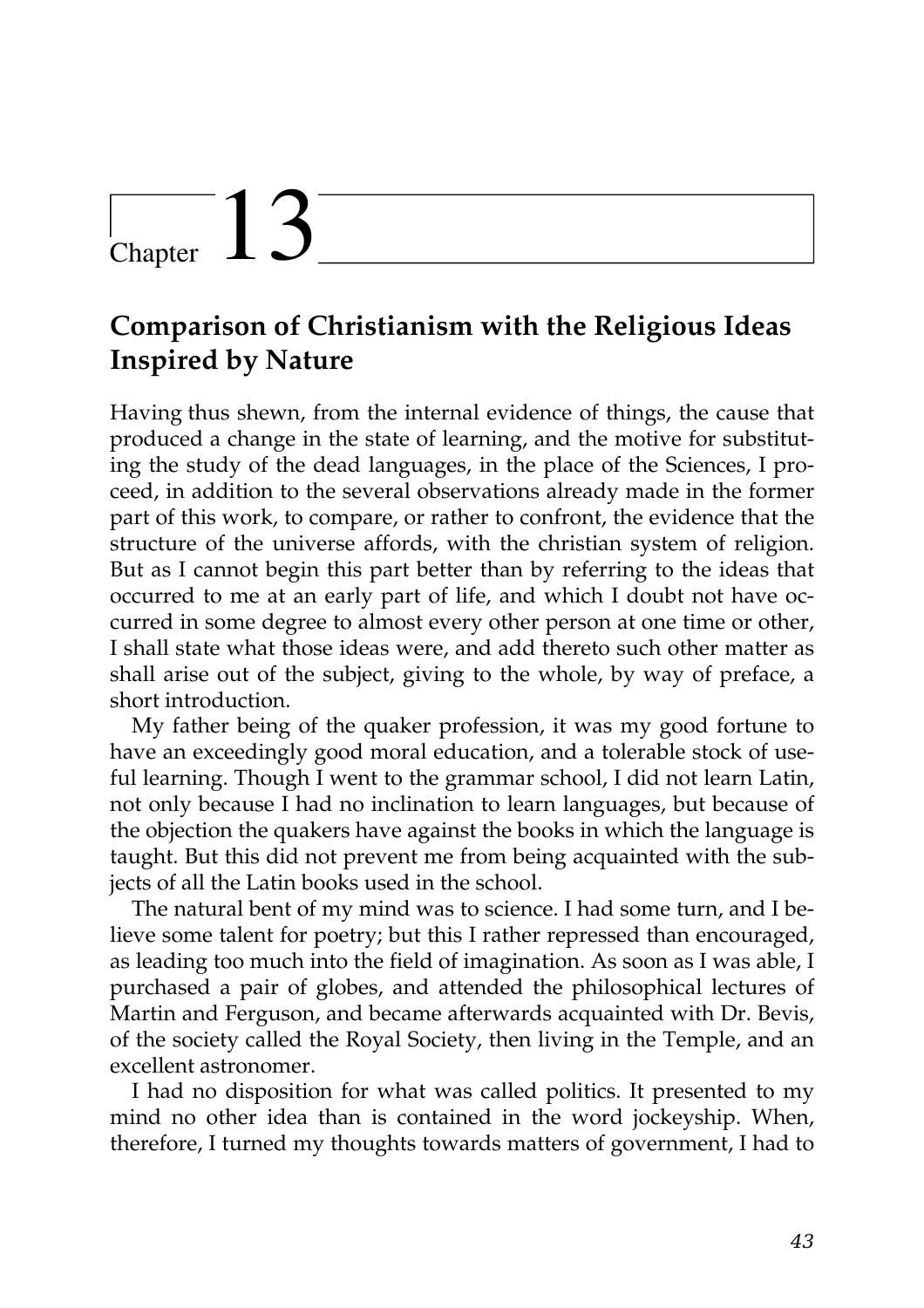# Chapter 13

## Comparison of Christianism with the Religious Ideas Inspired by Nature

Having thus shewn, from the internal evidence of things, the cause that produced a change in the state of learning, and the motive for substituting the study of the dead languages, in the place of the Sciences, I proceed, in addition to the several observations already made in the former part of this work, to compare, or rather to confront, the evidence that the structure of the universe affords, with the christian system of religion. But as I cannot begin this part better than by referring to the ideas that occurred to me at an early part of life, and which I doubt not have occurred in some degree to almost every other person at one time or other, I shall state what those ideas were, and add thereto such other matter as shall arise out of the subject, giving to the whole, by way of preface, a short introduction.

My father being of the quaker profession, it was my good fortune to have an exceedingly good moral education, and a tolerable stock of useful learning. Though I went to the grammar school, I did not learn Latin, not only because I had no inclination to learn languages, but because of the objection the quakers have against the books in which the language is taught. But this did not prevent me from being acquainted with the subjects of all the Latin books used in the school.

The natural bent of my mind was to science. I had some turn, and I believe some talent for poetry; but this I rather repressed than encouraged, as leading too much into the field of imagination. As soon as I was able, I purchased a pair of globes, and attended the philosophical lectures of Martin and Ferguson, and became afterwards acquainted with Dr. Bevis, of the society called the Royal Society, then living in the Temple, and an excellent astronomer.

I had no disposition for what was called politics. It presented to my mind no other idea than is contained in the word jockeyship. When, therefore, I turned my thoughts towards matters of government, I had to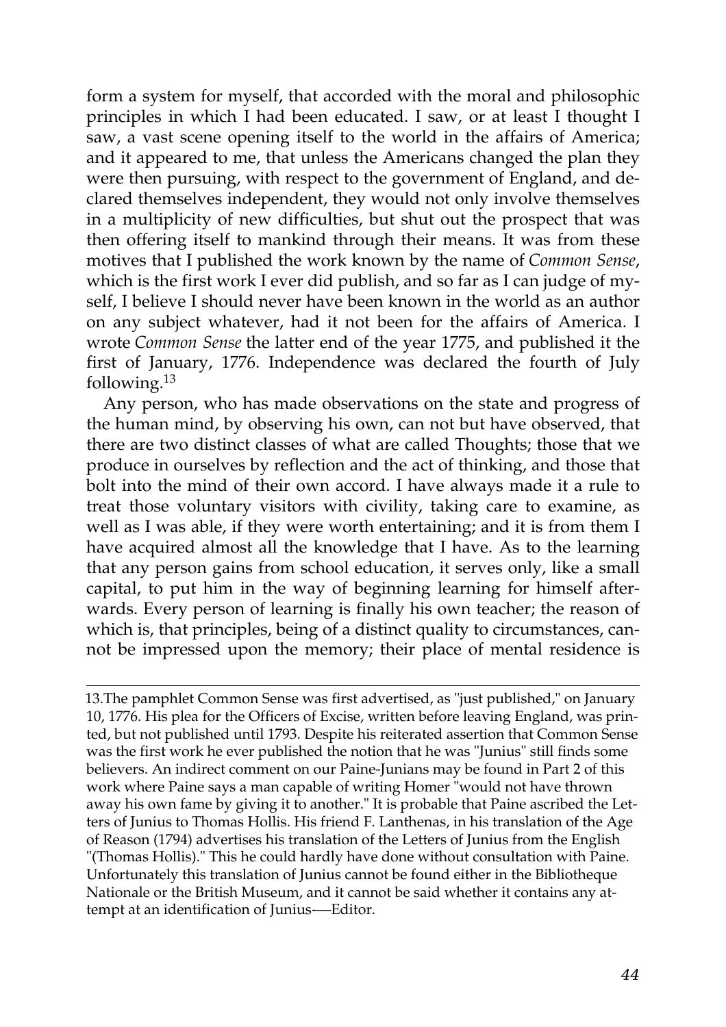form a system for myself, that accorded with the moral and philosophic principles in which I had been educated. I saw, or at least I thought I saw, a vast scene opening itself to the world in the affairs of America; and it appeared to me, that unless the Americans changed the plan they were then pursuing, with respect to the government of England, and declared themselves independent, they would not only involve themselves in a multiplicity of new difficulties, but shut out the prospect that was then offering itself to mankind through their means. It was from these motives that I published the work known by the name of *Common Sense*, which is the first work I ever did publish, and so far as I can judge of myself, I believe I should never have been known in the world as an author on any subject whatever, had it not been for the affairs of America. I wrote *Common Sense* the latter end of the year 1775, and published it the first of January, 1776. Independence was declared the fourth of July following.[13]

Any person, who has made observations on the state and progress of the human mind, by observing his own, can not but have observed, that there are two distinct classes of what are called Thoughts; those that we produce in ourselves by reflection and the act of thinking, and those that bolt into the mind of their own accord. I have always made it a rule to treat those voluntary visitors with civility, taking care to examine, as well as I was able, if they were worth entertaining; and it is from them I have acquired almost all the knowledge that I have. As to the learning that any person gains from school education, it serves only, like a small capital, to put him in the way of beginning learning for himself afterwards. Every person of learning is finally his own teacher; the reason of which is, that principles, being of a distinct quality to circumstances, cannot be impressed upon the memory; their place of mental residence is

---

13.The pamphlet Common Sense was first advertised, as "just published," on January 10, 1776. His plea for the Officers of Excise, written before leaving England, was printed, but not published until 1793. Despite his reiterated assertion that Common Sense was the first work he ever published the notion that he was "Junius" still finds some believers. An indirect comment on our Paine-Junians may be found in Part 2 of this work where Paine says a man capable of writing Homer "would not have thrown away his own fame by giving it to another." It is probable that Paine ascribed the Letters of Junius to Thomas Hollis. His friend F. Lanthenas, in his translation of the Age of Reason (1794) advertises his translation of the Letters of Junius from the English "(Thomas Hollis)." This he could hardly have done without consultation with Paine. Unfortunately this translation of Junius cannot be found either in the Bibliotheque Nationale or the British Museum, and it cannot be said whether it contains any attempt at an identification of Junius-—Editor.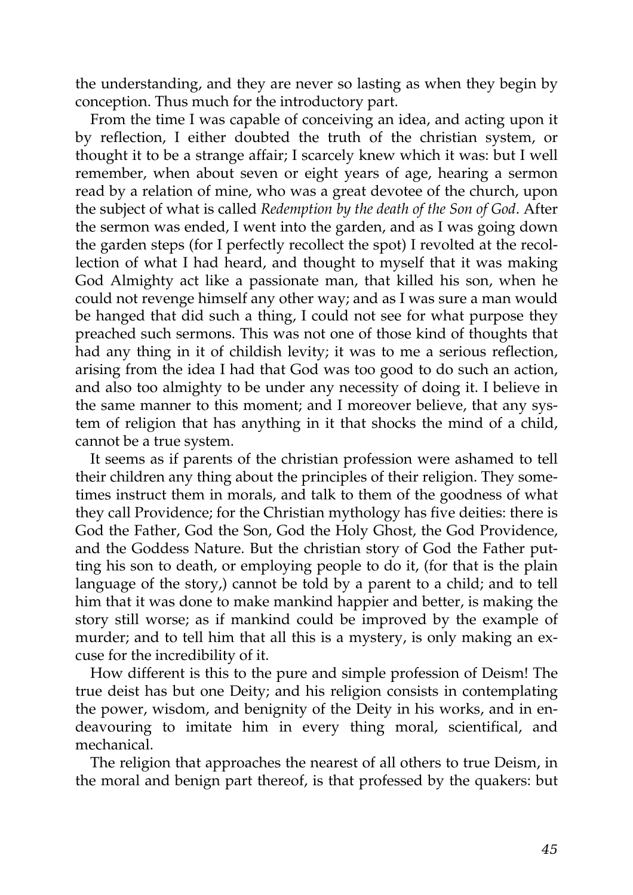the understanding, and they are never so lasting as when they begin by conception. Thus much for the introductory part.

From the time I was capable of conceiving an idea, and acting upon it by reflection, I either doubted the truth of the christian system, or thought it to be a strange affair; I scarcely knew which it was: but I well remember, when about seven or eight years of age, hearing a sermon read by a relation of mine, who was a great devotee of the church, upon the subject of what is called *Redemption by the death of the Son of God*. After the sermon was ended, I went into the garden, and as I was going down the garden steps (for I perfectly recollect the spot) I revolted at the recollection of what I had heard, and thought to myself that it was making God Almighty act like a passionate man, that killed his son, when he could not revenge himself any other way; and as I was sure a man would be hanged that did such a thing, I could not see for what purpose they preached such sermons. This was not one of those kind of thoughts that had any thing in it of childish levity; it was to me a serious reflection, arising from the idea I had that God was too good to do such an action, and also too almighty to be under any necessity of doing it. I believe in the same manner to this moment; and I moreover believe, that any system of religion that has anything in it that shocks the mind of a child, cannot be a true system.

It seems as if parents of the christian profession were ashamed to tell their children any thing about the principles of their religion. They sometimes instruct them in morals, and talk to them of the goodness of what they call Providence; for the Christian mythology has five deities: there is God the Father, God the Son, God the Holy Ghost, the God Providence, and the Goddess Nature. But the christian story of God the Father putting his son to death, or employing people to do it, (for that is the plain language of the story,) cannot be told by a parent to a child; and to tell him that it was done to make mankind happier and better, is making the story still worse; as if mankind could be improved by the example of murder; and to tell him that all this is a mystery, is only making an excuse for the incredibility of it.

How different is this to the pure and simple profession of Deism! The true deist has but one Deity; and his religion consists in contemplating the power, wisdom, and benignity of the Deity in his works, and in endeavouring to imitate him in every thing moral, scientifical, and mechanical.

The religion that approaches the nearest of all others to true Deism, in the moral and benign part thereof, is that professed by the quakers: but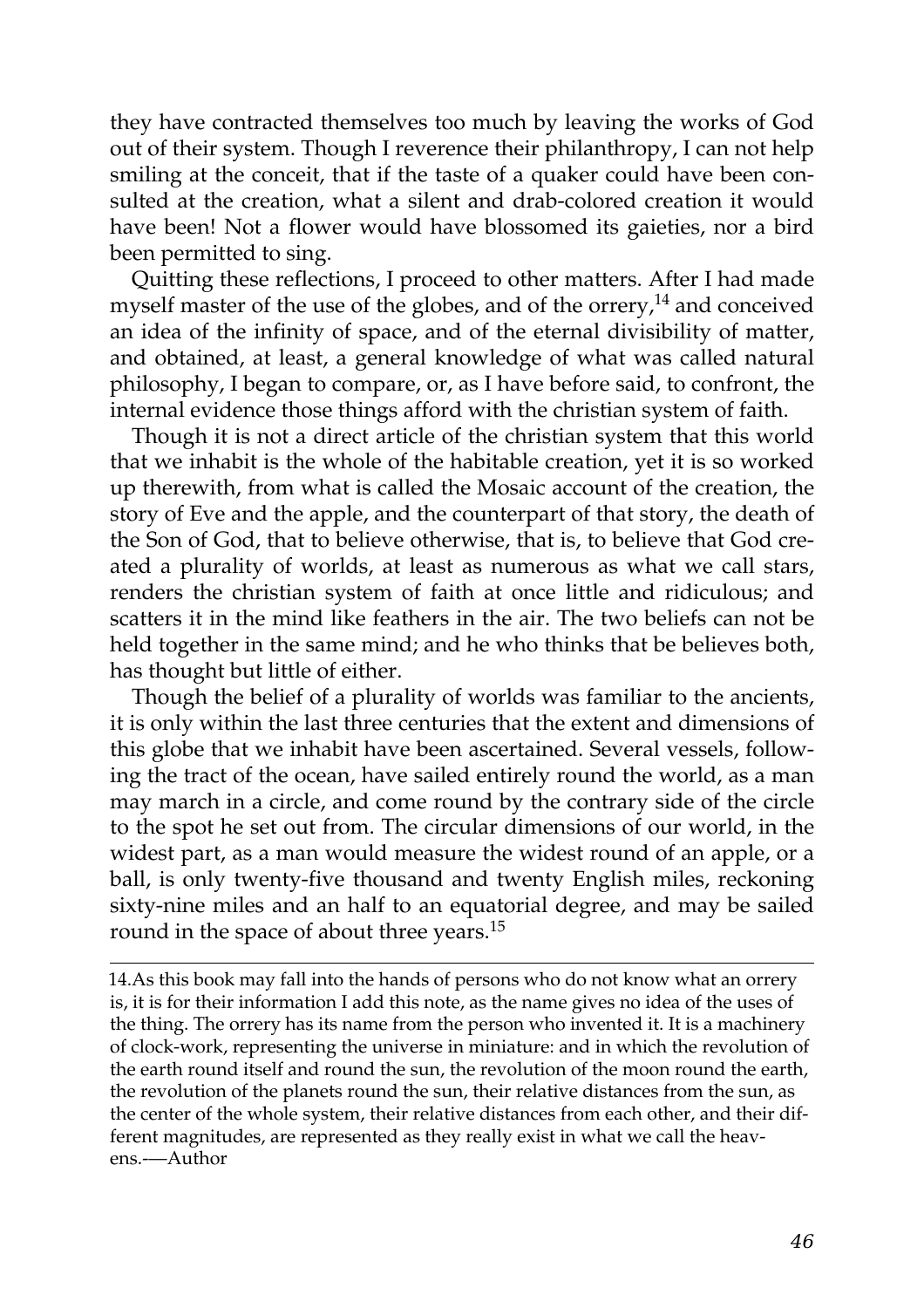they have contracted themselves too much by leaving the works of God out of their system. Though I reverence their philanthropy, I can not help smiling at the conceit, that if the taste of a quaker could have been consulted at the creation, what a silent and drab-colored creation it would have been! Not a flower would have blossomed its gaieties, nor a bird been permitted to sing.

Quitting these reflections, I proceed to other matters. After I had made myself master of the use of the globes, and of the orrery,[14] and conceived an idea of the infinity of space, and of the eternal divisibility of matter, and obtained, at least, a general knowledge of what was called natural philosophy, I began to compare, or, as I have before said, to confront, the internal evidence those things afford with the christian system of faith.

Though it is not a direct article of the christian system that this world that we inhabit is the whole of the habitable creation, yet it is so worked up therewith, from what is called the Mosaic account of the creation, the story of Eve and the apple, and the counterpart of that story, the death of the Son of God, that to believe otherwise, that is, to believe that God created a plurality of worlds, at least as numerous as what we call stars, renders the christian system of faith at once little and ridiculous; and scatters it in the mind like feathers in the air. The two beliefs can not be held together in the same mind; and he who thinks that be believes both, has thought but little of either.

Though the belief of a plurality of worlds was familiar to the ancients, it is only within the last three centuries that the extent and dimensions of this globe that we inhabit have been ascertained. Several vessels, following the tract of the ocean, have sailed entirely round the world, as a man may march in a circle, and come round by the contrary side of the circle to the spot he set out from. The circular dimensions of our world, in the widest part, as a man would measure the widest round of an apple, or a ball, is only twenty-five thousand and twenty English miles, reckoning sixty-nine miles and an half to an equatorial degree, and may be sailed round in the space of about three years.[15]

---

14. As this book may fall into the hands of persons who do not know what an orrery is, it is for their information I add this note, as the name gives no idea of the uses of the thing. The orrery has its name from the person who invented it. It is a machinery of clock-work, representing the universe in miniature: and in which the revolution of the earth round itself and round the sun, the revolution of the moon round the earth, the revolution of the planets round the sun, their relative distances from the sun, as the center of the whole system, their relative distances from each other, and their different magnitudes, are represented as they really exist in what we call the heavens.—Author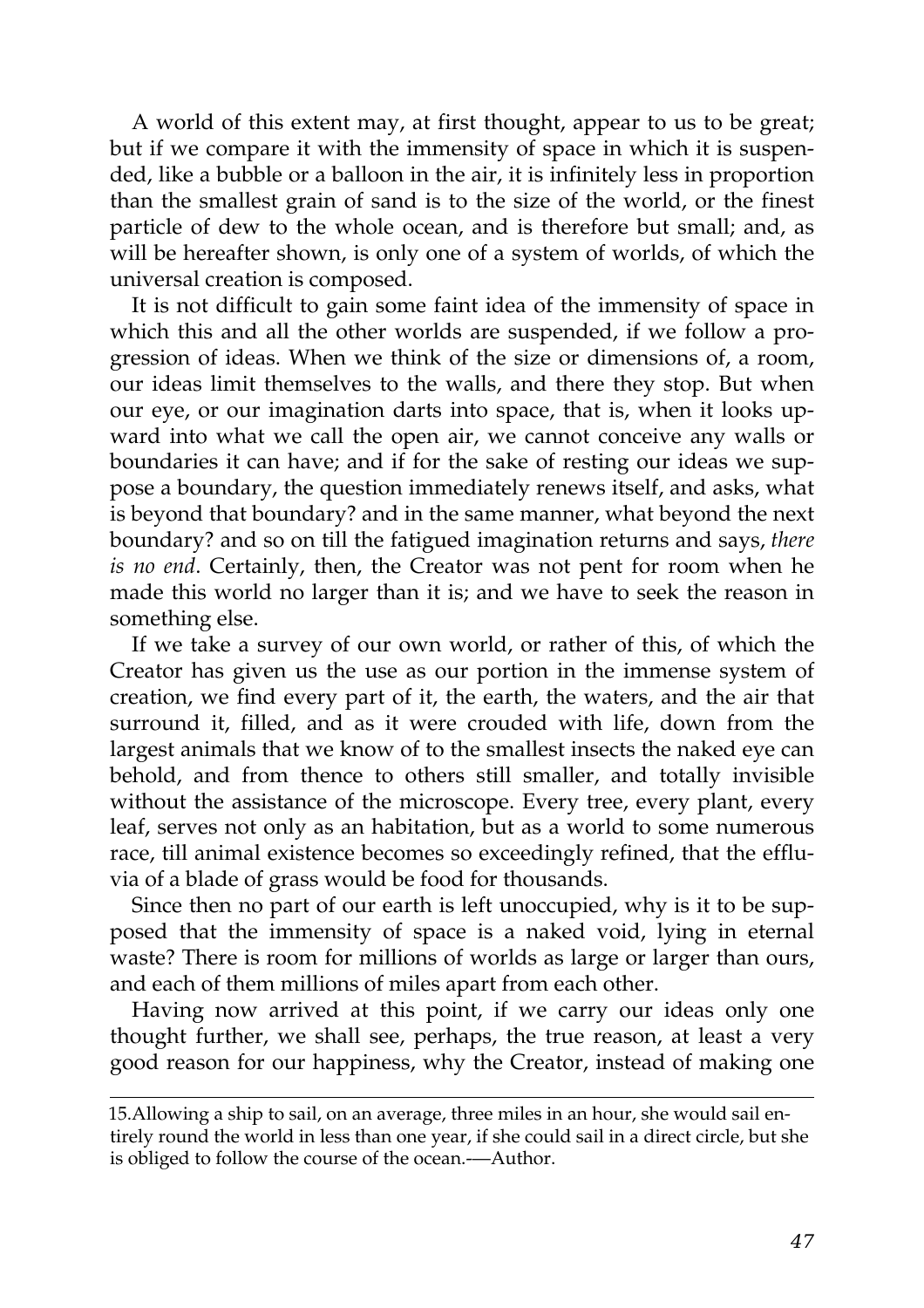A world of this extent may, at first thought, appear to us to be great; but if we compare it with the immensity of space in which it is suspended, like a bubble or a balloon in the air, it is infinitely less in proportion than the smallest grain of sand is to the size of the world, or the finest particle of dew to the whole ocean, and is therefore but small; and, as will be hereafter shown, is only one of a system of worlds, of which the universal creation is composed.

It is not difficult to gain some faint idea of the immensity of space in which this and all the other worlds are suspended, if we follow a progression of ideas. When we think of the size or dimensions of, a room, our ideas limit themselves to the walls, and there they stop. But when our eye, or our imagination darts into space, that is, when it looks upward into what we call the open air, we cannot conceive any walls or boundaries it can have; and if for the sake of resting our ideas we suppose a boundary, the question immediately renews itself, and asks, what is beyond that boundary? and in the same manner, what beyond the next boundary? and so on till the fatigued imagination returns and says, *there is no end*. Certainly, then, the Creator was not pent for room when he made this world no larger than it is; and we have to seek the reason in something else.

If we take a survey of our own world, or rather of this, of which the Creator has given us the use as our portion in the immense system of creation, we find every part of it, the earth, the waters, and the air that surround it, filled, and as it were crouded with life, down from the largest animals that we know of to the smallest insects the naked eye can behold, and from thence to others still smaller, and totally invisible without the assistance of the microscope. Every tree, every plant, every leaf, serves not only as an habitation, but as a world to some numerous race, till animal existence becomes so exceedingly refined, that the effluvia of a blade of grass would be food for thousands.

Since then no part of our earth is left unoccupied, why is it to be supposed that the immensity of space is a naked void, lying in eternal waste? There is room for millions of worlds as large or larger than ours, and each of them millions of miles apart from each other.

Having now arrived at this point, if we carry our ideas only one thought further, we shall see, perhaps, the true reason, at least a very good reason for our happiness, why the Creator, instead of making one

---

15.Allowing a ship to sail, on an average, three miles in an hour, she would sail entirely round the world in less than one year, if she could sail in a direct circle, but she is obliged to follow the course of the ocean.—Author.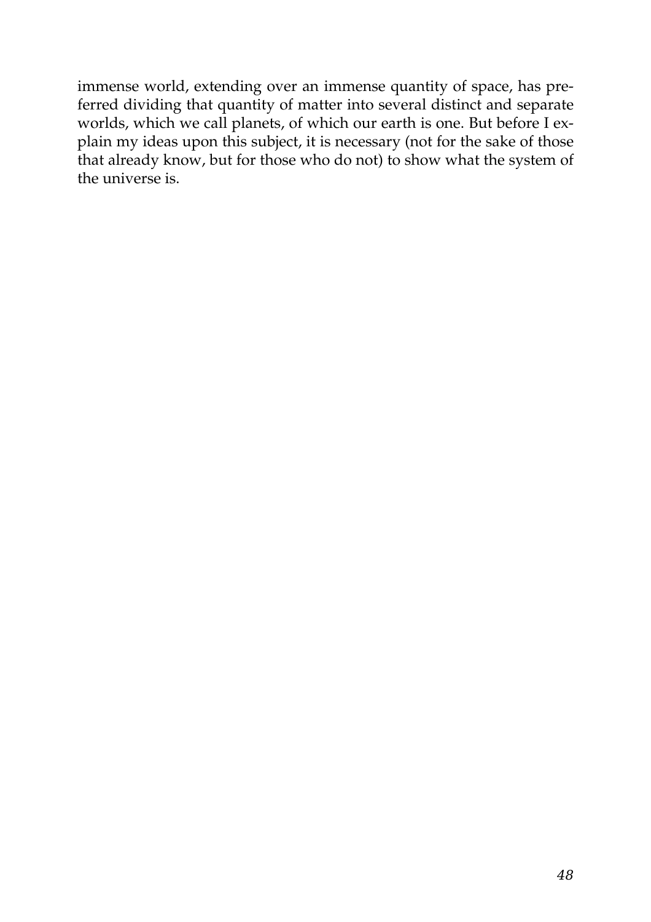immense world, extending over an immense quantity of space, has preferred dividing that quantity of matter into several distinct and separate worlds, which we call planets, of which our earth is one. But before I explain my ideas upon this subject, it is necessary (not for the sake of those that already know, but for those who do not) to show what the system of the universe is.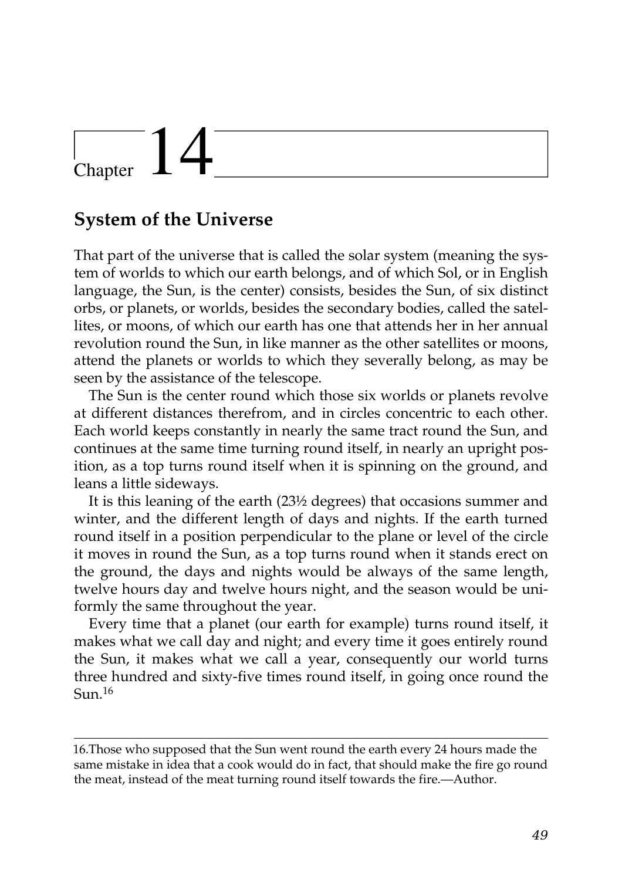# Chapter 14

## System of the Universe

That part of the universe that is called the solar system (meaning the system of worlds to which our earth belongs, and of which Sol, or in English language, the Sun, is the center) consists, besides the Sun, of six distinct orbs, or planets, or worlds, besides the secondary bodies, called the satellites, or moons, of which our earth has one that attends her in her annual revolution round the Sun, in like manner as the other satellites or moons, attend the planets or worlds to which they severally belong, as may be seen by the assistance of the telescope.

The Sun is the center round which those six worlds or planets revolve at different distances therefrom, and in circles concentric to each other. Each world keeps constantly in nearly the same tract round the Sun, and continues at the same time turning round itself, in nearly an upright position, as a top turns round itself when it is spinning on the ground, and leans a little sideways.

It is this leaning of the earth (23½ degrees) that occasions summer and winter, and the different length of days and nights. If the earth turned round itself in a position perpendicular to the plane or level of the circle it moves in round the Sun, as a top turns round when it stands erect on the ground, the days and nights would be always of the same length, twelve hours day and twelve hours night, and the season would be uniformly the same throughout the year.

Every time that a planet (our earth for example) turns round itself, it makes what we call day and night; and every time it goes entirely round the Sun, it makes what we call a year, consequently our world turns three hundred and sixty-five times round itself, in going once round the Sun.[16]

---

16.Those who supposed that the Sun went round the earth every 24 hours made the same mistake in idea that a cook would do in fact, that should make the fire go round the meat, instead of the meat turning round itself towards the fire.—Author.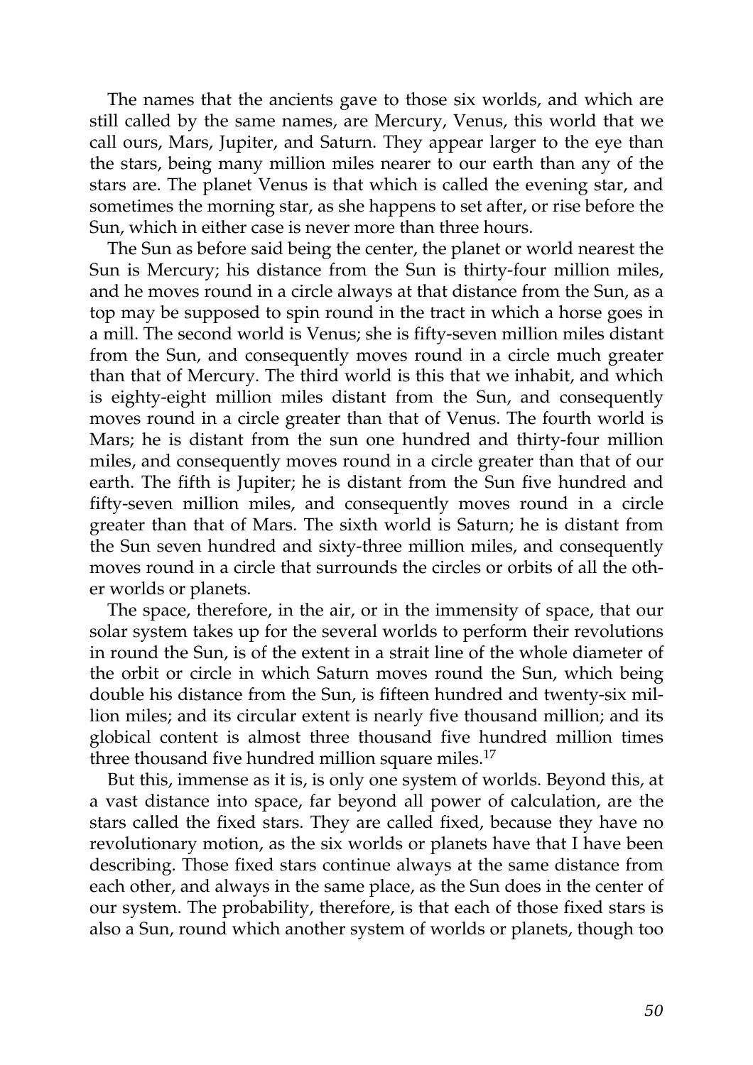The names that the ancients gave to those six worlds, and which are still called by the same names, are Mercury, Venus, this world that we call ours, Mars, Jupiter, and Saturn. They appear larger to the eye than the stars, being many million miles nearer to our earth than any of the stars are. The planet Venus is that which is called the evening star, and sometimes the morning star, as she happens to set after, or rise before the Sun, which in either case is never more than three hours.

The Sun as before said being the center, the planet or world nearest the Sun is Mercury; his distance from the Sun is thirty-four million miles, and he moves round in a circle always at that distance from the Sun, as a top may be supposed to spin round in the tract in which a horse goes in a mill. The second world is Venus; she is fifty-seven million miles distant from the Sun, and consequently moves round in a circle much greater than that of Mercury. The third world is this that we inhabit, and which is eighty-eight million miles distant from the Sun, and consequently moves round in a circle greater than that of Venus. The fourth world is Mars; he is distant from the sun one hundred and thirty-four million miles, and consequently moves round in a circle greater than that of our earth. The fifth is Jupiter; he is distant from the Sun five hundred and fifty-seven million miles, and consequently moves round in a circle greater than that of Mars. The sixth world is Saturn; he is distant from the Sun seven hundred and sixty-three million miles, and consequently moves round in a circle that surrounds the circles or orbits of all the other worlds or planets.

The space, therefore, in the air, or in the immensity of space, that our solar system takes up for the several worlds to perform their revolutions in round the Sun, is of the extent in a strait line of the whole diameter of the orbit or circle in which Saturn moves round the Sun, which being double his distance from the Sun, is fifteen hundred and twenty-six million miles; and its circular extent is nearly five thousand million; and its globical content is almost three thousand five hundred million times three thousand five hundred million square miles.[17]

But this, immense as it is, is only one system of worlds. Beyond this, at a vast distance into space, far beyond all power of calculation, are the stars called the fixed stars. They are called fixed, because they have no revolutionary motion, as the six worlds or planets have that I have been describing. Those fixed stars continue always at the same distance from each other, and always in the same place, as the Sun does in the center of our system. The probability, therefore, is that each of those fixed stars is also a Sun, round which another system of worlds or planets, though too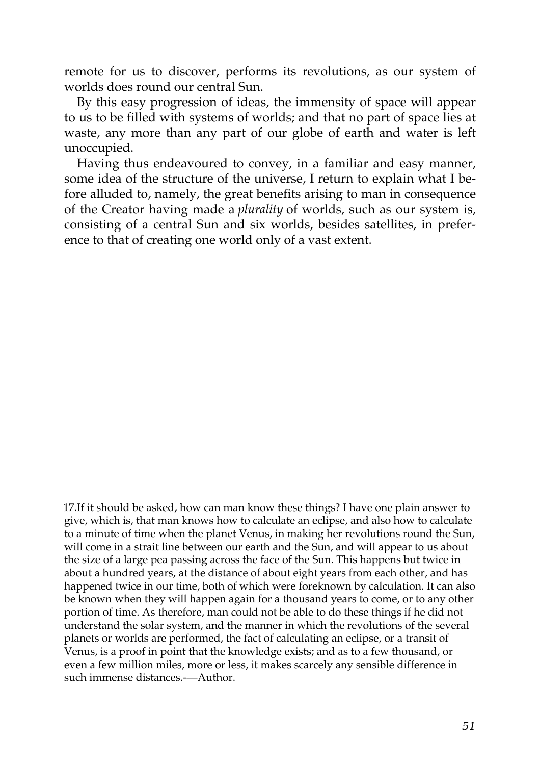remote for us to discover, performs its revolutions, as our system of worlds does round our central Sun.

By this easy progression of ideas, the immensity of space will appear to us to be filled with systems of worlds; and that no part of space lies at waste, any more than any part of our globe of earth and water is left unoccupied.

Having thus endeavoured to convey, in a familiar and easy manner, some idea of the structure of the universe, I return to explain what I before alluded to, namely, the great benefits arising to man in consequence of the Creator having made a *plurality* of worlds, such as our system is, consisting of a central Sun and six worlds, besides satellites, in preference to that of creating one world only of a vast extent.

---

17.If it should be asked, how can man know these things? I have one plain answer to give, which is, that man knows how to calculate an eclipse, and also how to calculate to a minute of time when the planet Venus, in making her revolutions round the Sun, will come in a strait line between our earth and the Sun, and will appear to us about the size of a large pea passing across the face of the Sun. This happens but twice in about a hundred years, at the distance of about eight years from each other, and has happened twice in our time, both of which were foreknown by calculation. It can also be known when they will happen again for a thousand years to come, or to any other portion of time. As therefore, man could not be able to do these things if he did not understand the solar system, and the manner in which the revolutions of the several planets or worlds are performed, the fact of calculating an eclipse, or a transit of Venus, is a proof in point that the knowledge exists; and as to a few thousand, or even a few million miles, more or less, it makes scarcely any sensible difference in such immense distances.—Author.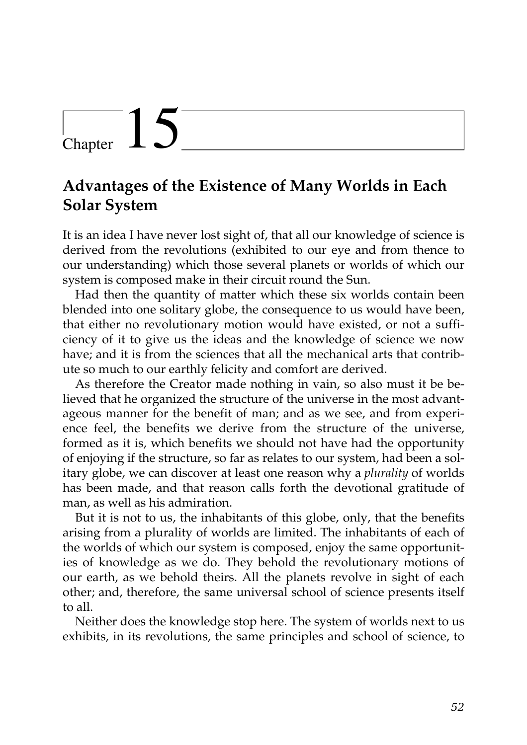# Chapter 15

## Advantages of the Existence of Many Worlds in Each Solar System

It is an idea I have never lost sight of, that all our knowledge of science is derived from the revolutions (exhibited to our eye and from thence to our understanding) which those several planets or worlds of which our system is composed make in their circuit round the Sun.

Had then the quantity of matter which these six worlds contain been blended into one solitary globe, the consequence to us would have been, that either no revolutionary motion would have existed, or not a sufficiency of it to give us the ideas and the knowledge of science we now have; and it is from the sciences that all the mechanical arts that contribute so much to our earthly felicity and comfort are derived.

As therefore the Creator made nothing in vain, so also must it be believed that he organized the structure of the universe in the most advantageous manner for the benefit of man; and as we see, and from experience feel, the benefits we derive from the structure of the universe, formed as it is, which benefits we should not have had the opportunity of enjoying if the structure, so far as relates to our system, had been a solitary globe, we can discover at least one reason why a *plurality* of worlds has been made, and that reason calls forth the devotional gratitude of man, as well as his admiration.

But it is not to us, the inhabitants of this globe, only, that the benefits arising from a plurality of worlds are limited. The inhabitants of each of the worlds of which our system is composed, enjoy the same opportunities of knowledge as we do. They behold the revolutionary motions of our earth, as we behold theirs. All the planets revolve in sight of each other; and, therefore, the same universal school of science presents itself to all.

Neither does the knowledge stop here. The system of worlds next to us exhibits, in its revolutions, the same principles and school of science, to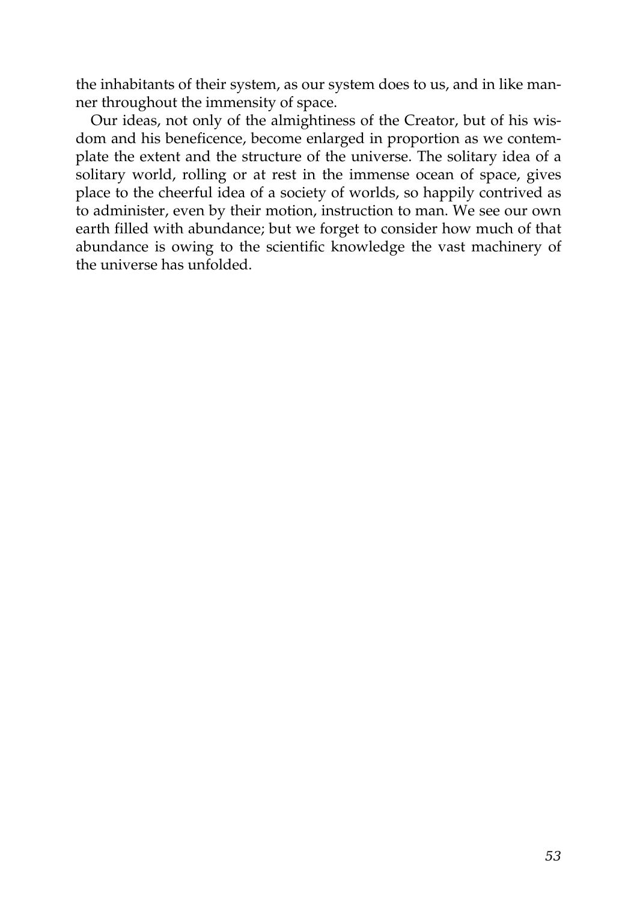the inhabitants of their system, as our system does to us, and in like manner throughout the immensity of space.

Our ideas, not only of the almightiness of the Creator, but of his wisdom and his beneficence, become enlarged in proportion as we contemplate the extent and the structure of the universe. The solitary idea of a solitary world, rolling or at rest in the immense ocean of space, gives place to the cheerful idea of a society of worlds, so happily contrived as to administer, even by their motion, instruction to man. We see our own earth filled with abundance; but we forget to consider how much of that abundance is owing to the scientific knowledge the vast machinery of the universe has unfolded.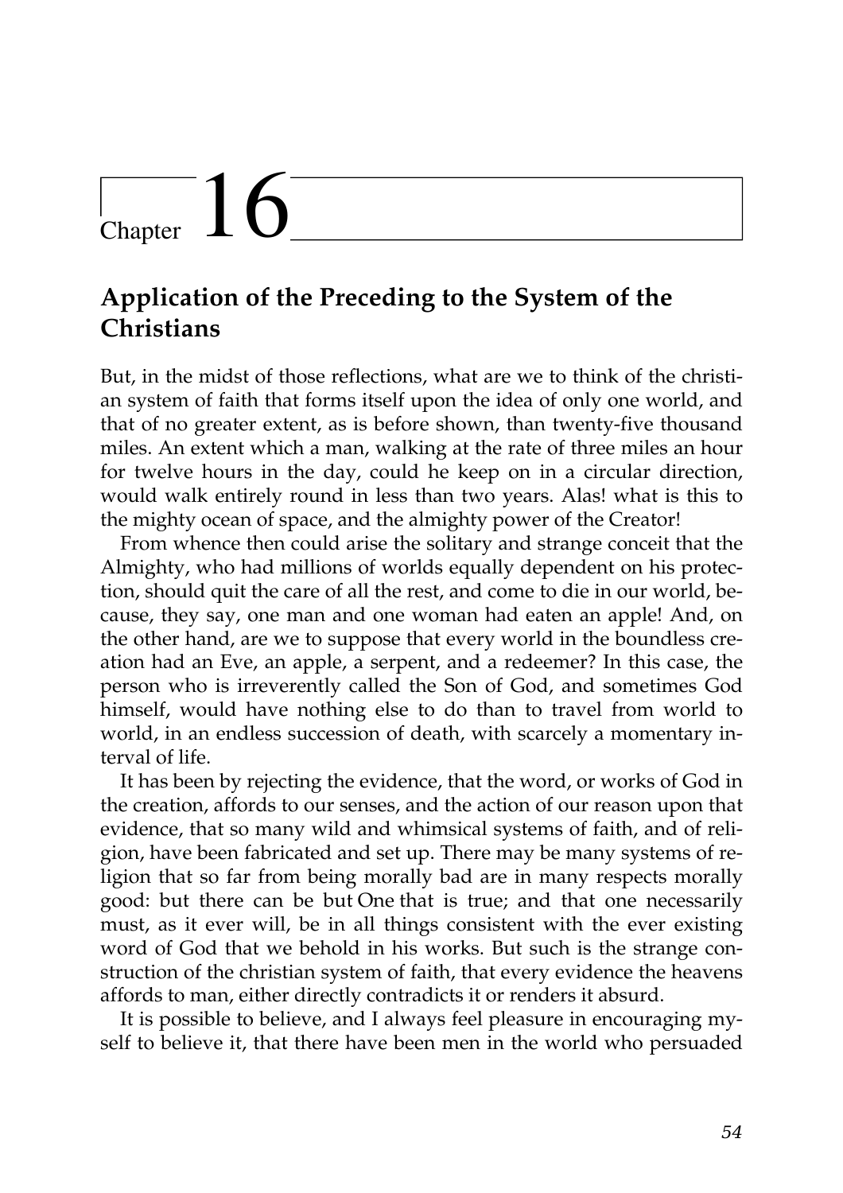# Chapter 16

## Application of the Preceding to the System of the Christians

But, in the midst of those reflections, what are we to think of the christian system of faith that forms itself upon the idea of only one world, and that of no greater extent, as is before shown, than twenty-five thousand miles. An extent which a man, walking at the rate of three miles an hour for twelve hours in the day, could he keep on in a circular direction, would walk entirely round in less than two years. Alas! what is this to the mighty ocean of space, and the almighty power of the Creator!

From whence then could arise the solitary and strange conceit that the Almighty, who had millions of worlds equally dependent on his protection, should quit the care of all the rest, and come to die in our world, because, they say, one man and one woman had eaten an apple! And, on the other hand, are we to suppose that every world in the boundless creation had an Eve, an apple, a serpent, and a redeemer? In this case, the person who is irreverently called the Son of God, and sometimes God himself, would have nothing else to do than to travel from world to world, in an endless succession of death, with scarcely a momentary interval of life.

It has been by rejecting the evidence, that the word, or works of God in the creation, affords to our senses, and the action of our reason upon that evidence, that so many wild and whimsical systems of faith, and of religion, have been fabricated and set up. There may be many systems of religion that so far from being morally bad are in many respects morally good: but there can be but One that is true; and that one necessarily must, as it ever will, be in all things consistent with the ever existing word of God that we behold in his works. But such is the strange construction of the christian system of faith, that every evidence the heavens affords to man, either directly contradicts it or renders it absurd.

It is possible to believe, and I always feel pleasure in encouraging myself to believe it, that there have been men in the world who persuaded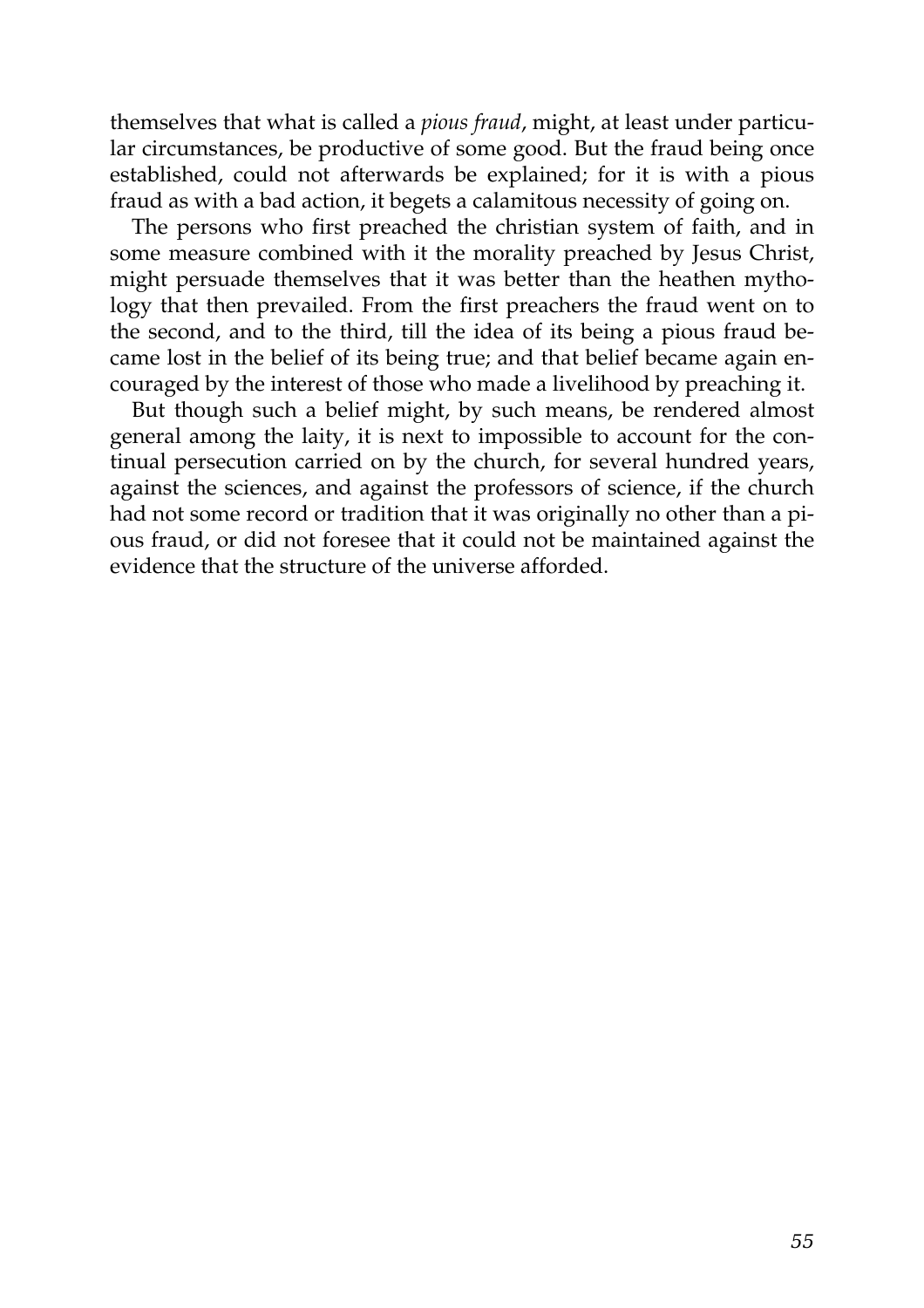themselves that what is called a *pious fraud*, might, at least under particular circumstances, be productive of some good. But the fraud being once established, could not afterwards be explained; for it is with a pious fraud as with a bad action, it begets a calamitous necessity of going on.

The persons who first preached the christian system of faith, and in some measure combined with it the morality preached by Jesus Christ, might persuade themselves that it was better than the heathen mythology that then prevailed. From the first preachers the fraud went on to the second, and to the third, till the idea of its being a pious fraud became lost in the belief of its being true; and that belief became again encouraged by the interest of those who made a livelihood by preaching it.

But though such a belief might, by such means, be rendered almost general among the laity, it is next to impossible to account for the continual persecution carried on by the church, for several hundred years, against the sciences, and against the professors of science, if the church had not some record or tradition that it was originally no other than a pious fraud, or did not foresee that it could not be maintained against the evidence that the structure of the universe afforded.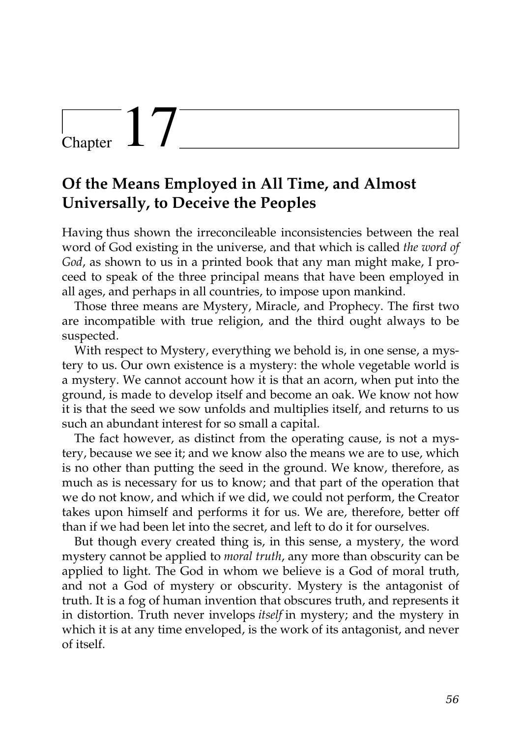# Chapter 17

## Of the Means Employed in All Time, and Almost Universally, to Deceive the Peoples

Having thus shown the irreconcileable inconsistencies between the real word of God existing in the universe, and that which is called *the word of God*, as shown to us in a printed book that any man might make, I proceed to speak of the three principal means that have been employed in all ages, and perhaps in all countries, to impose upon mankind.

Those three means are Mystery, Miracle, and Prophecy. The first two are incompatible with true religion, and the third ought always to be suspected.

With respect to Mystery, everything we behold is, in one sense, a mystery to us. Our own existence is a mystery: the whole vegetable world is a mystery. We cannot account how it is that an acorn, when put into the ground, is made to develop itself and become an oak. We know not how it is that the seed we sow unfolds and multiplies itself, and returns to us such an abundant interest for so small a capital.

The fact however, as distinct from the operating cause, is not a mystery, because we see it; and we know also the means we are to use, which is no other than putting the seed in the ground. We know, therefore, as much as is necessary for us to know; and that part of the operation that we do not know, and which if we did, we could not perform, the Creator takes upon himself and performs it for us. We are, therefore, better off than if we had been let into the secret, and left to do it for ourselves.

But though every created thing is, in this sense, a mystery, the word mystery cannot be applied to *moral truth*, any more than obscurity can be applied to light. The God in whom we believe is a God of moral truth, and not a God of mystery or obscurity. Mystery is the antagonist of truth. It is a fog of human invention that obscures truth, and represents it in distortion. Truth never invelops *itself* in mystery; and the mystery in which it is at any time enveloped, is the work of its antagonist, and never of itself.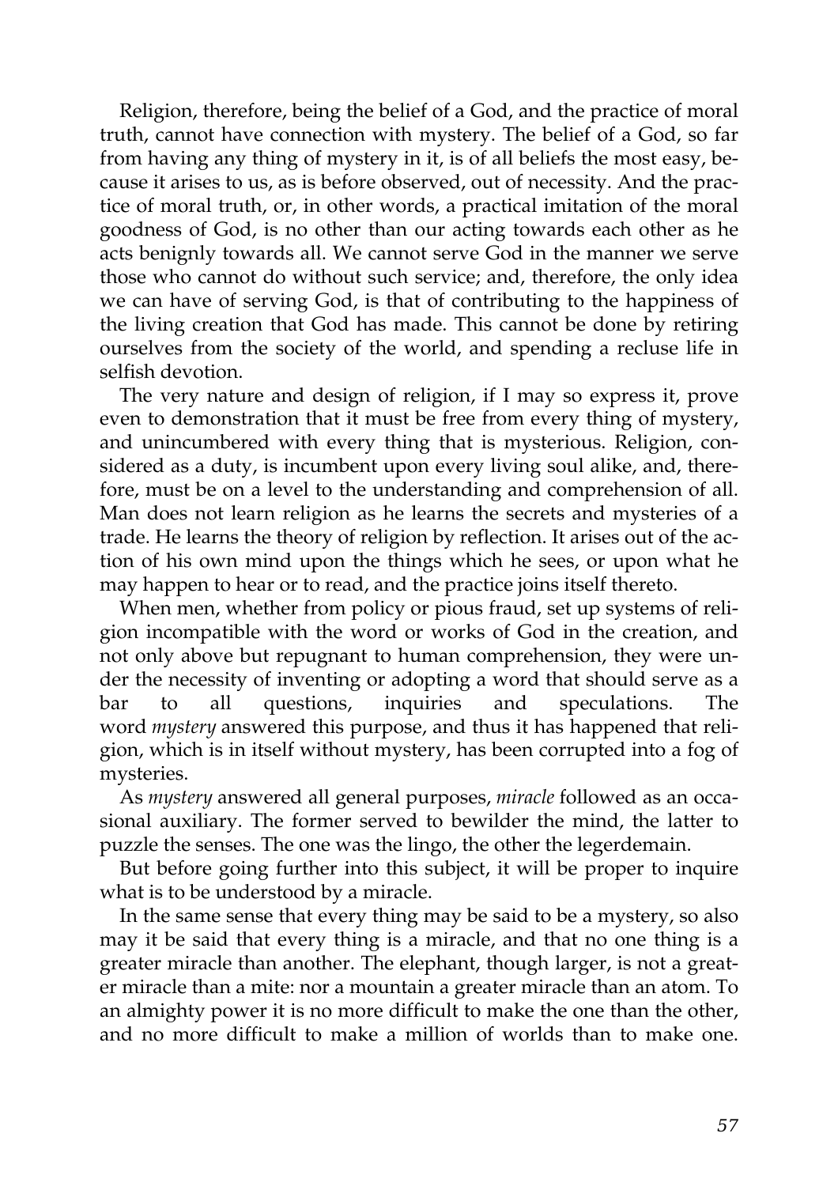Religion, therefore, being the belief of a God, and the practice of moral truth, cannot have connection with mystery. The belief of a God, so far from having any thing of mystery in it, is of all beliefs the most easy, because it arises to us, as is before observed, out of necessity. And the practice of moral truth, or, in other words, a practical imitation of the moral goodness of God, is no other than our acting towards each other as he acts benignly towards all. We cannot serve God in the manner we serve those who cannot do without such service; and, therefore, the only idea we can have of serving God, is that of contributing to the happiness of the living creation that God has made. This cannot be done by retiring ourselves from the society of the world, and spending a recluse life in selfish devotion.

The very nature and design of religion, if I may so express it, prove even to demonstration that it must be free from every thing of mystery, and unincumbered with every thing that is mysterious. Religion, considered as a duty, is incumbent upon every living soul alike, and, therefore, must be on a level to the understanding and comprehension of all. Man does not learn religion as he learns the secrets and mysteries of a trade. He learns the theory of religion by reflection. It arises out of the action of his own mind upon the things which he sees, or upon what he may happen to hear or to read, and the practice joins itself thereto.

When men, whether from policy or pious fraud, set up systems of religion incompatible with the word or works of God in the creation, and not only above but repugnant to human comprehension, they were under the necessity of inventing or adopting a word that should serve as a bar to all questions, inquiries and speculations. The word *mystery* answered this purpose, and thus it has happened that religion, which is in itself without mystery, has been corrupted into a fog of mysteries.

As *mystery* answered all general purposes, *miracle* followed as an occasional auxiliary. The former served to bewilder the mind, the latter to puzzle the senses. The one was the lingo, the other the legerdemain.

But before going further into this subject, it will be proper to inquire what is to be understood by a miracle.

In the same sense that every thing may be said to be a mystery, so also may it be said that every thing is a miracle, and that no one thing is a greater miracle than another. The elephant, though larger, is not a greater miracle than a mite: nor a mountain a greater miracle than an atom. To an almighty power it is no more difficult to make the one than the other, and no more difficult to make a million of worlds than to make one.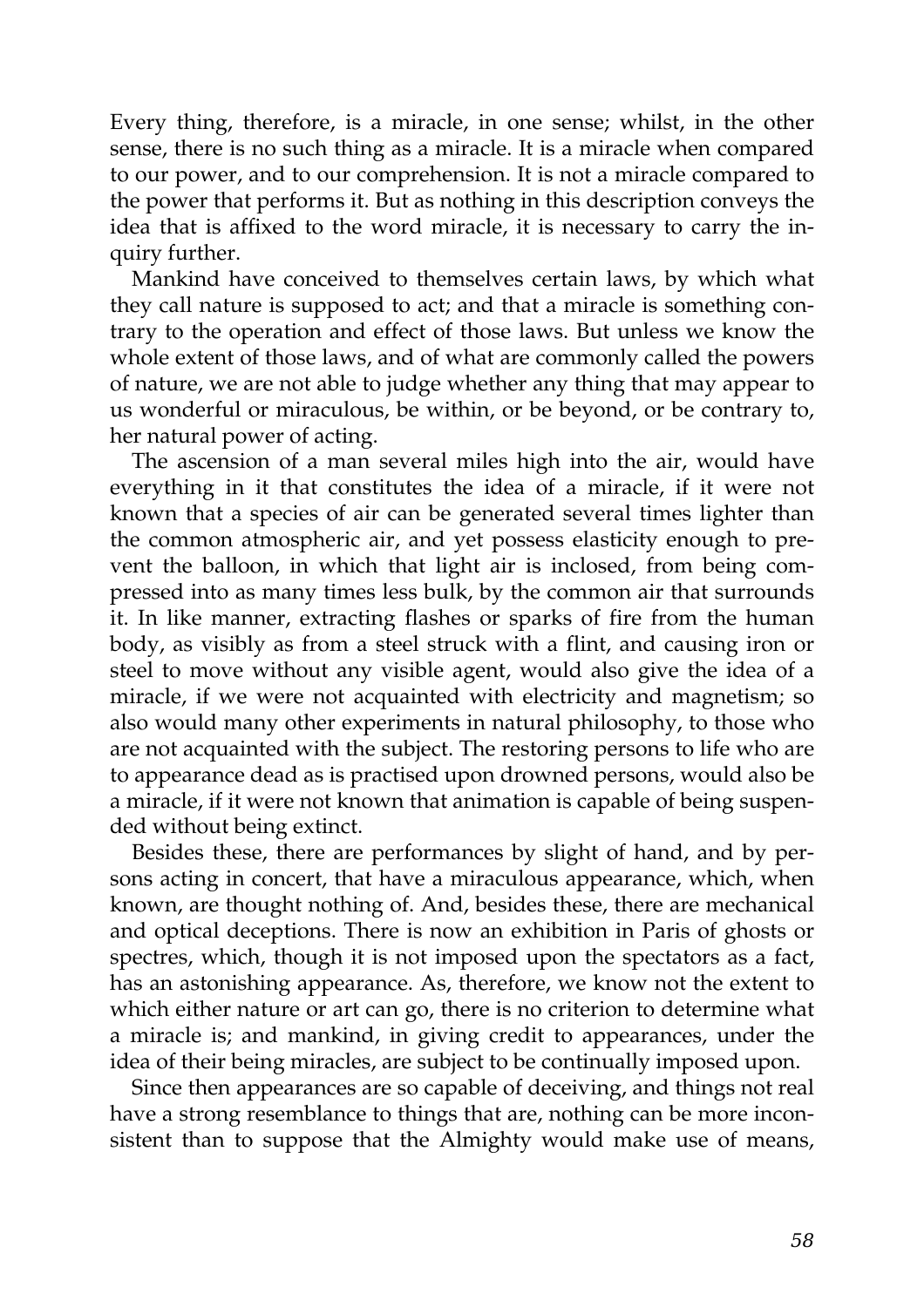Every thing, therefore, is a miracle, in one sense; whilst, in the other sense, there is no such thing as a miracle. It is a miracle when compared to our power, and to our comprehension. It is not a miracle compared to the power that performs it. But as nothing in this description conveys the idea that is affixed to the word miracle, it is necessary to carry the inquiry further.

Mankind have conceived to themselves certain laws, by which what they call nature is supposed to act; and that a miracle is something contrary to the operation and effect of those laws. But unless we know the whole extent of those laws, and of what are commonly called the powers of nature, we are not able to judge whether any thing that may appear to us wonderful or miraculous, be within, or be beyond, or be contrary to, her natural power of acting.

The ascension of a man several miles high into the air, would have everything in it that constitutes the idea of a miracle, if it were not known that a species of air can be generated several times lighter than the common atmospheric air, and yet possess elasticity enough to prevent the balloon, in which that light air is inclosed, from being compressed into as many times less bulk, by the common air that surrounds it. In like manner, extracting flashes or sparks of fire from the human body, as visibly as from a steel struck with a flint, and causing iron or steel to move without any visible agent, would also give the idea of a miracle, if we were not acquainted with electricity and magnetism; so also would many other experiments in natural philosophy, to those who are not acquainted with the subject. The restoring persons to life who are to appearance dead as is practised upon drowned persons, would also be a miracle, if it were not known that animation is capable of being suspended without being extinct.

Besides these, there are performances by slight of hand, and by persons acting in concert, that have a miraculous appearance, which, when known, are thought nothing of. And, besides these, there are mechanical and optical deceptions. There is now an exhibition in Paris of ghosts or spectres, which, though it is not imposed upon the spectators as a fact, has an astonishing appearance. As, therefore, we know not the extent to which either nature or art can go, there is no criterion to determine what a miracle is; and mankind, in giving credit to appearances, under the idea of their being miracles, are subject to be continually imposed upon.

Since then appearances are so capable of deceiving, and things not real have a strong resemblance to things that are, nothing can be more inconsistent than to suppose that the Almighty would make use of means,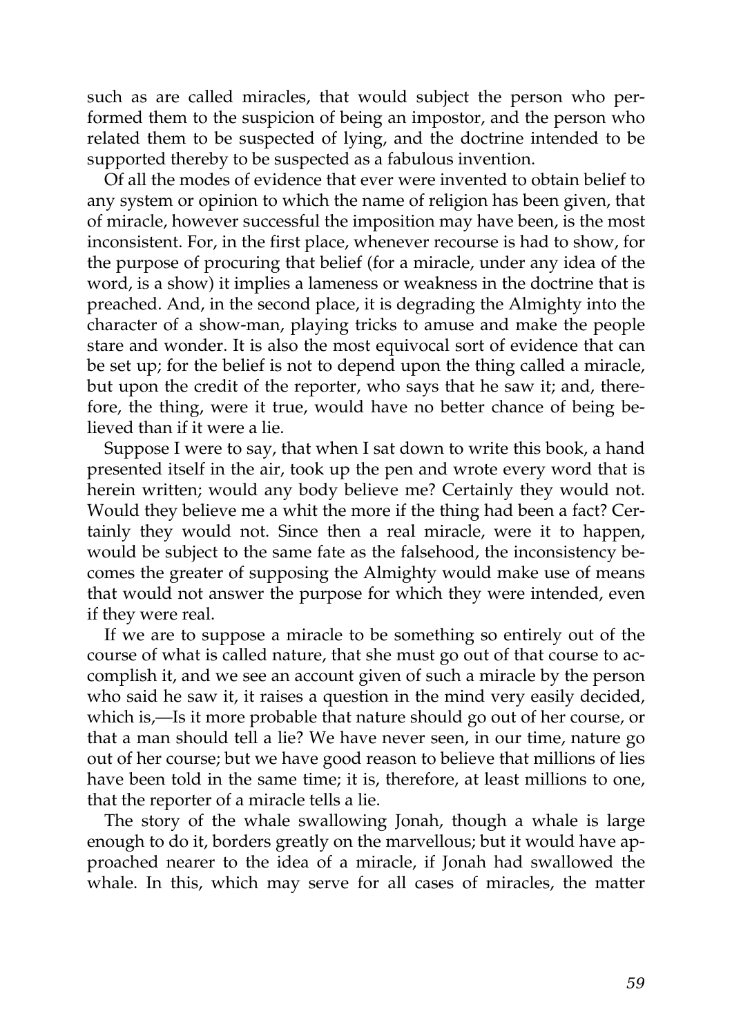such as are called miracles, that would subject the person who performed them to the suspicion of being an impostor, and the person who related them to be suspected of lying, and the doctrine intended to be supported thereby to be suspected as a fabulous invention.

Of all the modes of evidence that ever were invented to obtain belief to any system or opinion to which the name of religion has been given, that of miracle, however successful the imposition may have been, is the most inconsistent. For, in the first place, whenever recourse is had to show, for the purpose of procuring that belief (for a miracle, under any idea of the word, is a show) it implies a lameness or weakness in the doctrine that is preached. And, in the second place, it is degrading the Almighty into the character of a show-man, playing tricks to amuse and make the people stare and wonder. It is also the most equivocal sort of evidence that can be set up; for the belief is not to depend upon the thing called a miracle, but upon the credit of the reporter, who says that he saw it; and, therefore, the thing, were it true, would have no better chance of being believed than if it were a lie.

Suppose I were to say, that when I sat down to write this book, a hand presented itself in the air, took up the pen and wrote every word that is herein written; would any body believe me? Certainly they would not. Would they believe me a whit the more if the thing had been a fact? Certainly they would not. Since then a real miracle, were it to happen, would be subject to the same fate as the falsehood, the inconsistency becomes the greater of supposing the Almighty would make use of means that would not answer the purpose for which they were intended, even if they were real.

If we are to suppose a miracle to be something so entirely out of the course of what is called nature, that she must go out of that course to accomplish it, and we see an account given of such a miracle by the person who said he saw it, it raises a question in the mind very easily decided, which is,—Is it more probable that nature should go out of her course, or that a man should tell a lie? We have never seen, in our time, nature go out of her course; but we have good reason to believe that millions of lies have been told in the same time; it is, therefore, at least millions to one, that the reporter of a miracle tells a lie.

The story of the whale swallowing Jonah, though a whale is large enough to do it, borders greatly on the marvellous; but it would have approached nearer to the idea of a miracle, if Jonah had swallowed the whale. In this, which may serve for all cases of miracles, the matter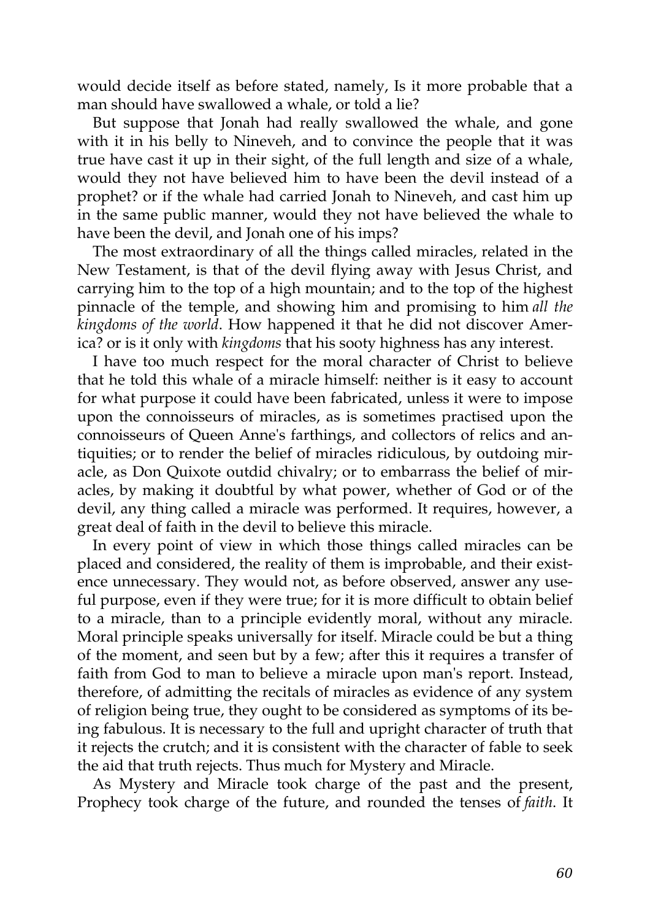would decide itself as before stated, namely, Is it more probable that a man should have swallowed a whale, or told a lie?

But suppose that Jonah had really swallowed the whale, and gone with it in his belly to Nineveh, and to convince the people that it was true have cast it up in their sight, of the full length and size of a whale, would they not have believed him to have been the devil instead of a prophet? or if the whale had carried Jonah to Nineveh, and cast him up in the same public manner, would they not have believed the whale to have been the devil, and Jonah one of his imps?

The most extraordinary of all the things called miracles, related in the New Testament, is that of the devil flying away with Jesus Christ, and carrying him to the top of a high mountain; and to the top of the highest pinnacle of the temple, and showing him and promising to him *all the kingdoms of the world*. How happened it that he did not discover America? or is it only with *kingdoms* that his sooty highness has any interest.

I have too much respect for the moral character of Christ to believe that he told this whale of a miracle himself: neither is it easy to account for what purpose it could have been fabricated, unless it were to impose upon the connoisseurs of miracles, as is sometimes practised upon the connoisseurs of Queen Anne's farthings, and collectors of relics and antiquities; or to render the belief of miracles ridiculous, by outdoing miracle, as Don Quixote outdid chivalry; or to embarrass the belief of miracles, by making it doubtful by what power, whether of God or of the devil, any thing called a miracle was performed. It requires, however, a great deal of faith in the devil to believe this miracle.

In every point of view in which those things called miracles can be placed and considered, the reality of them is improbable, and their existence unnecessary. They would not, as before observed, answer any useful purpose, even if they were true; for it is more difficult to obtain belief to a miracle, than to a principle evidently moral, without any miracle. Moral principle speaks universally for itself. Miracle could be but a thing of the moment, and seen but by a few; after this it requires a transfer of faith from God to man to believe a miracle upon man's report. Instead, therefore, of admitting the recitals of miracles as evidence of any system of religion being true, they ought to be considered as symptoms of its being fabulous. It is necessary to the full and upright character of truth that it rejects the crutch; and it is consistent with the character of fable to seek the aid that truth rejects. Thus much for Mystery and Miracle.

As Mystery and Miracle took charge of the past and the present, Prophecy took charge of the future, and rounded the tenses of *faith*. It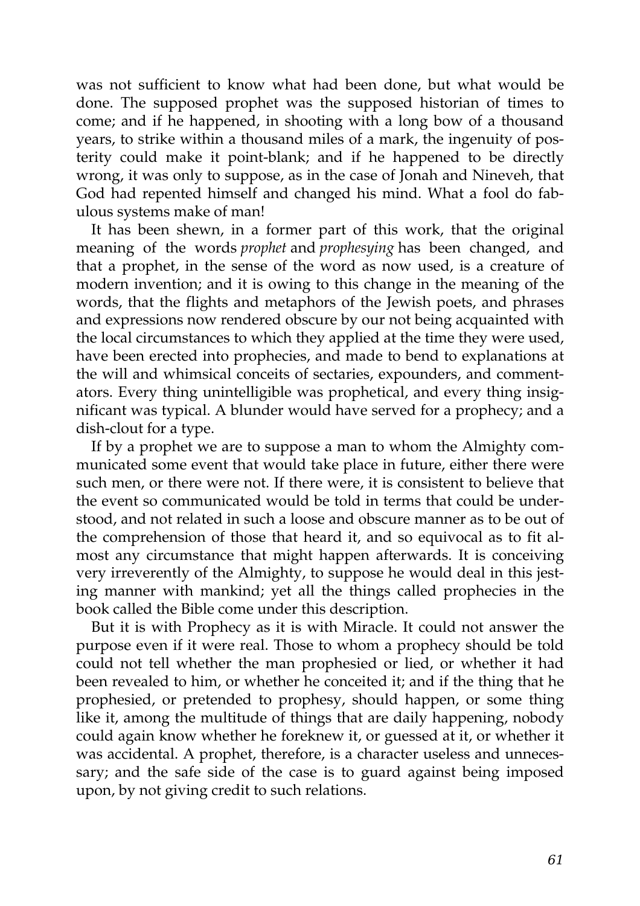was not sufficient to know what had been done, but what would be done. The supposed prophet was the supposed historian of times to come; and if he happened, in shooting with a long bow of a thousand years, to strike within a thousand miles of a mark, the ingenuity of posterity could make it point-blank; and if he happened to be directly wrong, it was only to suppose, as in the case of Jonah and Nineveh, that God had repented himself and changed his mind. What a fool do fabulous systems make of man!

It has been shewn, in a former part of this work, that the original meaning of the words *prophet* and *prophesying* has been changed, and that a prophet, in the sense of the word as now used, is a creature of modern invention; and it is owing to this change in the meaning of the words, that the flights and metaphors of the Jewish poets, and phrases and expressions now rendered obscure by our not being acquainted with the local circumstances to which they applied at the time they were used, have been erected into prophecies, and made to bend to explanations at the will and whimsical conceits of sectaries, expounders, and commentators. Every thing unintelligible was prophetical, and every thing insignificant was typical. A blunder would have served for a prophecy; and a dish-clout for a type.

If by a prophet we are to suppose a man to whom the Almighty communicated some event that would take place in future, either there were such men, or there were not. If there were, it is consistent to believe that the event so communicated would be told in terms that could be understood, and not related in such a loose and obscure manner as to be out of the comprehension of those that heard it, and so equivocal as to fit almost any circumstance that might happen afterwards. It is conceiving very irreverently of the Almighty, to suppose he would deal in this jesting manner with mankind; yet all the things called prophecies in the book called the Bible come under this description.

But it is with Prophecy as it is with Miracle. It could not answer the purpose even if it were real. Those to whom a prophecy should be told could not tell whether the man prophesied or lied, or whether it had been revealed to him, or whether he conceited it; and if the thing that he prophesied, or pretended to prophesy, should happen, or some thing like it, among the multitude of things that are daily happening, nobody could again know whether he foreknew it, or guessed at it, or whether it was accidental. A prophet, therefore, is a character useless and unnecessary; and the safe side of the case is to guard against being imposed upon, by not giving credit to such relations.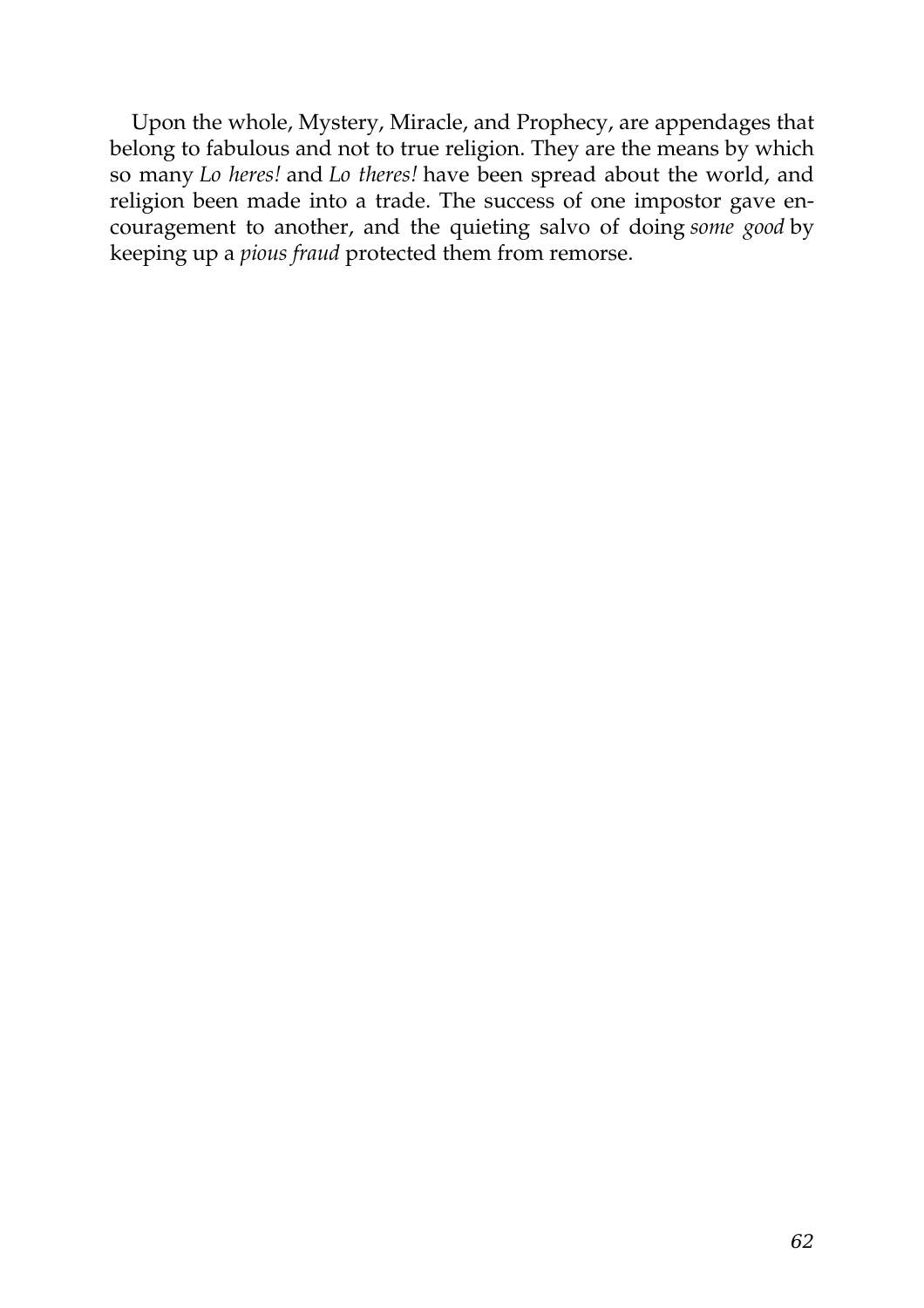Upon the whole, Mystery, Miracle, and Prophecy, are appendages that belong to fabulous and not to true religion. They are the means by which so many *Lo heres!* and *Lo theres!* have been spread about the world, and religion been made into a trade. The success of one impostor gave encouragement to another, and the quieting salvo of doing *some good* by keeping up a *pious fraud* protected them from remorse.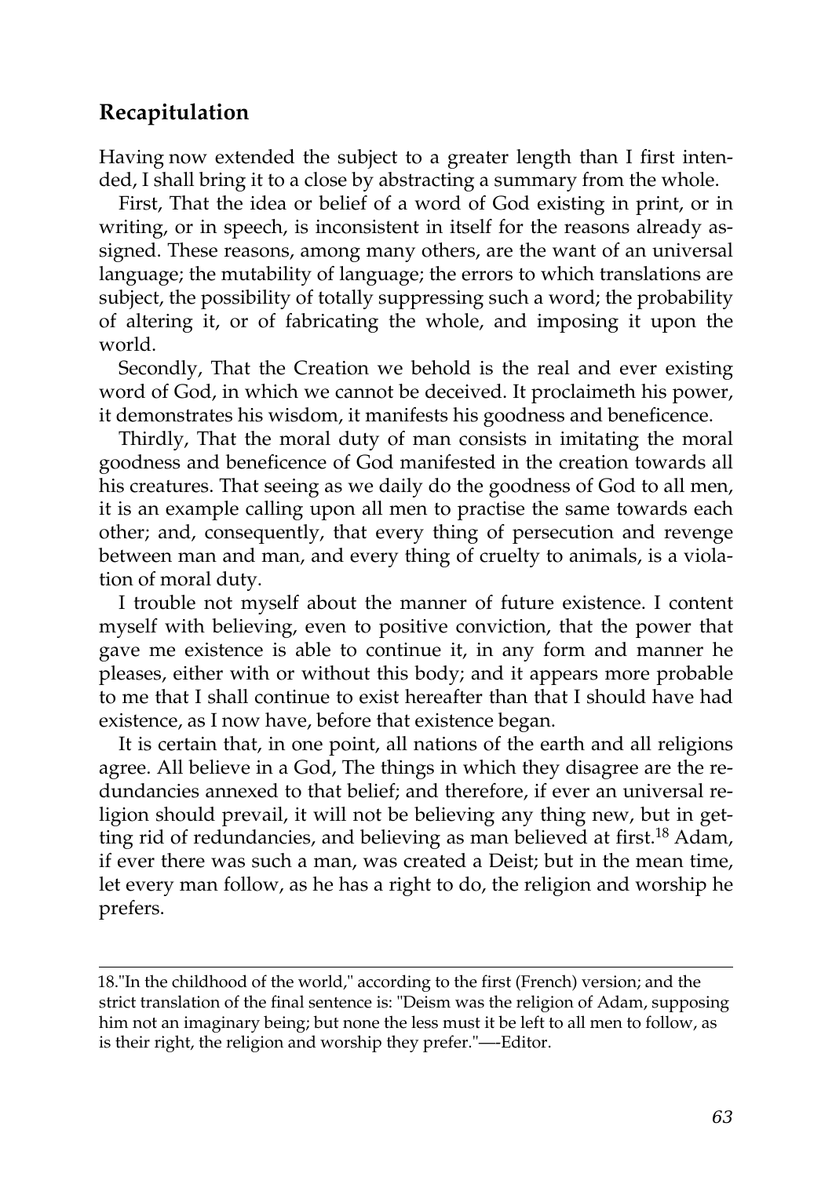## Recapitulation

Having now extended the subject to a greater length than I first intended, I shall bring it to a close by abstracting a summary from the whole.

First, That the idea or belief of a word of God existing in print, or in writing, or in speech, is inconsistent in itself for the reasons already assigned. These reasons, among many others, are the want of an universal language; the mutability of language; the errors to which translations are subject, the possibility of totally suppressing such a word; the probability of altering it, or of fabricating the whole, and imposing it upon the world.

Secondly, That the Creation we behold is the real and ever existing word of God, in which we cannot be deceived. It proclaimeth his power, it demonstrates his wisdom, it manifests his goodness and beneficence.

Thirdly, That the moral duty of man consists in imitating the moral goodness and beneficence of God manifested in the creation towards all his creatures. That seeing as we daily do the goodness of God to all men, it is an example calling upon all men to practise the same towards each other; and, consequently, that every thing of persecution and revenge between man and man, and every thing of cruelty to animals, is a violation of moral duty.

I trouble not myself about the manner of future existence. I content myself with believing, even to positive conviction, that the power that gave me existence is able to continue it, in any form and manner he pleases, either with or without this body; and it appears more probable to me that I shall continue to exist hereafter than that I should have had existence, as I now have, before that existence began.

It is certain that, in one point, all nations of the earth and all religions agree. All believe in a God, The things in which they disagree are the redundancies annexed to that belief; and therefore, if ever an universal religion should prevail, it will not be believing any thing new, but in getting rid of redundancies, and believing as man believed at first.[18] Adam, if ever there was such a man, was created a Deist; but in the mean time, let every man follow, as he has a right to do, the religion and worship he prefers.

---

18."In the childhood of the world," according to the first (French) version; and the strict translation of the final sentence is: "Deism was the religion of Adam, supposing him not an imaginary being; but none the less must it be left to all men to follow, as is their right, the religion and worship they prefer."—-Editor.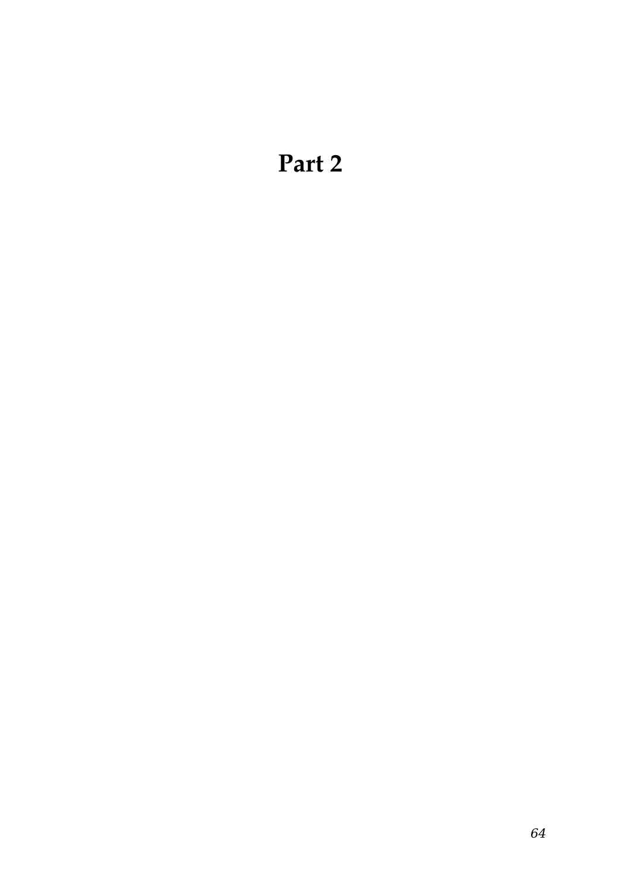# Part 2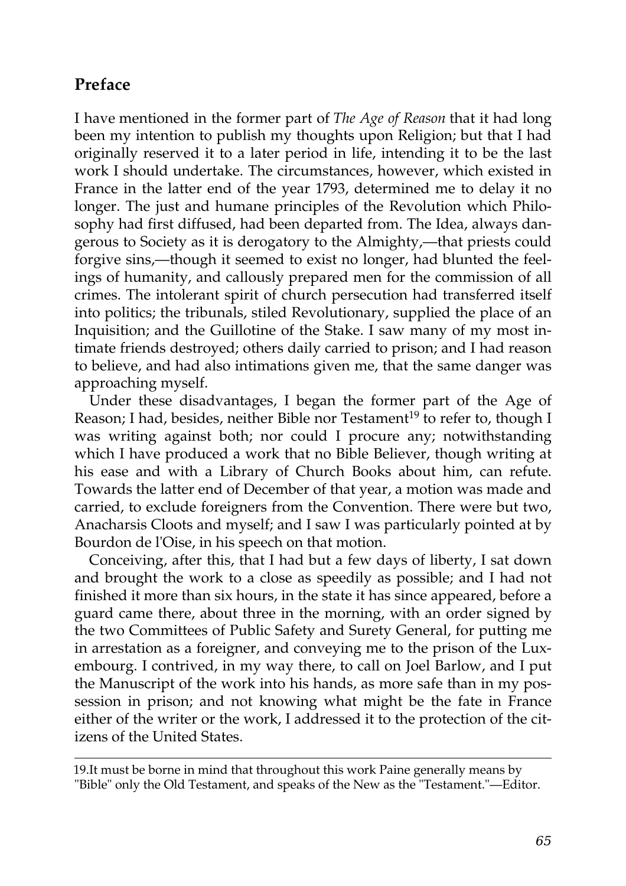## Preface

I have mentioned in the former part of *The Age of Reason* that it had long been my intention to publish my thoughts upon Religion; but that I had originally reserved it to a later period in life, intending it to be the last work I should undertake. The circumstances, however, which existed in France in the latter end of the year 1793, determined me to delay it no longer. The just and humane principles of the Revolution which Philosophy had first diffused, had been departed from. The Idea, always dangerous to Society as it is derogatory to the Almighty,—that priests could forgive sins,—though it seemed to exist no longer, had blunted the feelings of humanity, and callously prepared men for the commission of all crimes. The intolerant spirit of church persecution had transferred itself into politics; the tribunals, stiled Revolutionary, supplied the place of an Inquisition; and the Guillotine of the Stake. I saw many of my most intimate friends destroyed; others daily carried to prison; and I had reason to believe, and had also intimations given me, that the same danger was approaching myself.

Under these disadvantages, I began the former part of the Age of Reason; I had, besides, neither Bible nor Testament[19] to refer to, though I was writing against both; nor could I procure any; notwithstanding which I have produced a work that no Bible Believer, though writing at his ease and with a Library of Church Books about him, can refute. Towards the latter end of December of that year, a motion was made and carried, to exclude foreigners from the Convention. There were but two, Anacharsis Cloots and myself; and I saw I was particularly pointed at by Bourdon de l'Oise, in his speech on that motion.

Conceiving, after this, that I had but a few days of liberty, I sat down and brought the work to a close as speedily as possible; and I had not finished it more than six hours, in the state it has since appeared, before a guard came there, about three in the morning, with an order signed by the two Committees of Public Safety and Surety General, for putting me in arrestation as a foreigner, and conveying me to the prison of the Luxembourg. I contrived, in my way there, to call on Joel Barlow, and I put the Manuscript of the work into his hands, as more safe than in my possession in prison; and not knowing what might be the fate in France either of the writer or the work, I addressed it to the protection of the citizens of the United States.

---

19.It must be borne in mind that throughout this work Paine generally means by "Bible" only the Old Testament, and speaks of the New as the "Testament."—Editor.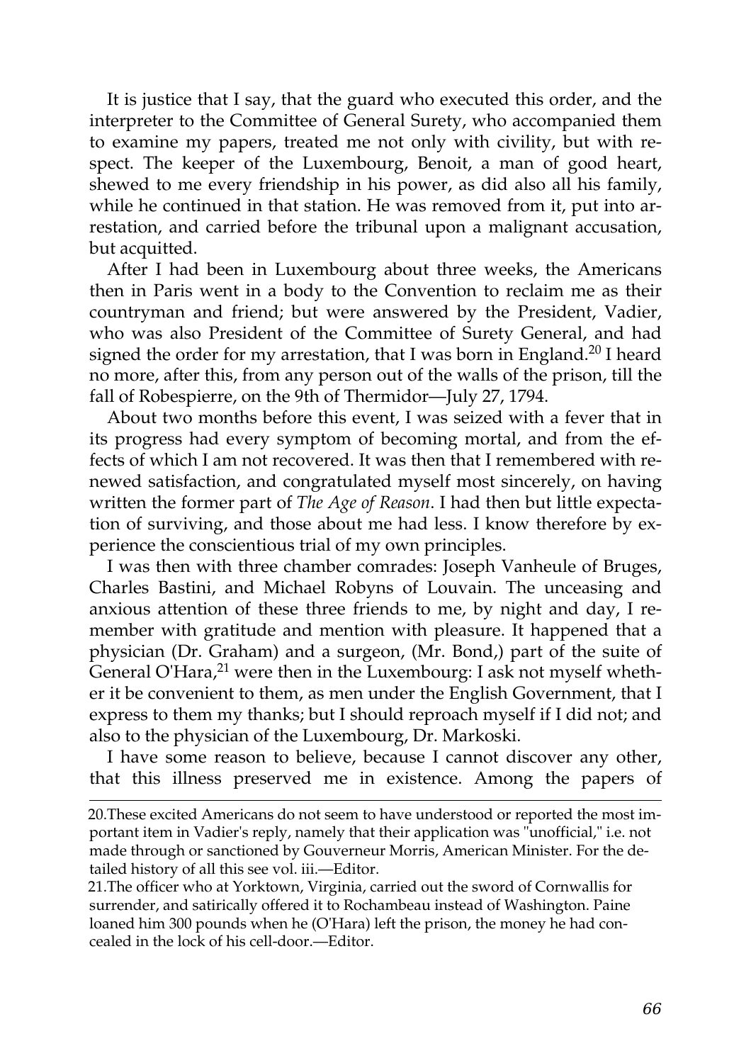It is justice that I say, that the guard who executed this order, and the interpreter to the Committee of General Surety, who accompanied them to examine my papers, treated me not only with civility, but with respect. The keeper of the Luxembourg, Benoit, a man of good heart, shewed to me every friendship in his power, as did also all his family, while he continued in that station. He was removed from it, put into arrestation, and carried before the tribunal upon a malignant accusation, but acquitted.

After I had been in Luxembourg about three weeks, the Americans then in Paris went in a body to the Convention to reclaim me as their countryman and friend; but were answered by the President, Vadier, who was also President of the Committee of Surety General, and had signed the order for my arrestation, that I was born in England.[20] I heard no more, after this, from any person out of the walls of the prison, till the fall of Robespierre, on the 9th of Thermidor—July 27, 1794.

About two months before this event, I was seized with a fever that in its progress had every symptom of becoming mortal, and from the effects of which I am not recovered. It was then that I remembered with renewed satisfaction, and congratulated myself most sincerely, on having written the former part of *The Age of Reason*. I had then but little expectation of surviving, and those about me had less. I know therefore by experience the conscientious trial of my own principles.

I was then with three chamber comrades: Joseph Vanheule of Bruges, Charles Bastini, and Michael Robyns of Louvain. The unceasing and anxious attention of these three friends to me, by night and day, I remember with gratitude and mention with pleasure. It happened that a physician (Dr. Graham) and a surgeon, (Mr. Bond,) part of the suite of General O'Hara,[21] were then in the Luxembourg: I ask not myself whether it be convenient to them, as men under the English Government, that I express to them my thanks; but I should reproach myself if I did not; and also to the physician of the Luxembourg, Dr. Markoski.

I have some reason to believe, because I cannot discover any other, that this illness preserved me in existence. Among the papers of

---

20.These excited Americans do not seem to have understood or reported the most important item in Vadier's reply, namely that their application was "unofficial," i.e. not made through or sanctioned by Gouverneur Morris, American Minister. For the detailed history of all this see vol. iii.—Editor.

21.The officer who at Yorktown, Virginia, carried out the sword of Cornwallis for surrender, and satirically offered it to Rochambeau instead of Washington. Paine loaned him 300 pounds when he (O'Hara) left the prison, the money he had concealed in the lock of his cell-door.—Editor.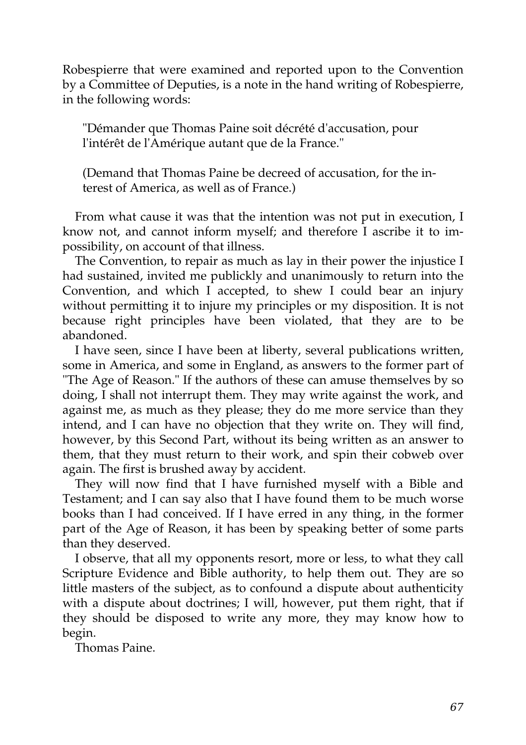Robespierre that were examined and reported upon to the Convention by a Committee of Deputies, is a note in the hand writing of Robespierre, in the following words:

> "Démander que Thomas Paine soit décrété d'accusation, pour l'intérêt de l'Amérique autant que de la France."
>
> (Demand that Thomas Paine be decreed of accusation, for the interest of America, as well as of France.)

From what cause it was that the intention was not put in execution, I know not, and cannot inform myself; and therefore I ascribe it to impossibility, on account of that illness.

The Convention, to repair as much as lay in their power the injustice I had sustained, invited me publickly and unanimously to return into the Convention, and which I accepted, to shew I could bear an injury without permitting it to injure my principles or my disposition. It is not because right principles have been violated, that they are to be abandoned.

I have seen, since I have been at liberty, several publications written, some in America, and some in England, as answers to the former part of "The Age of Reason." If the authors of these can amuse themselves by so doing, I shall not interrupt them. They may write against the work, and against me, as much as they please; they do me more service than they intend, and I can have no objection that they write on. They will find, however, by this Second Part, without its being written as an answer to them, that they must return to their work, and spin their cobweb over again. The first is brushed away by accident.

They will now find that I have furnished myself with a Bible and Testament; and I can say also that I have found them to be much worse books than I had conceived. If I have erred in any thing, in the former part of the Age of Reason, it has been by speaking better of some parts than they deserved.

I observe, that all my opponents resort, more or less, to what they call Scripture Evidence and Bible authority, to help them out. They are so little masters of the subject, as to confound a dispute about authenticity with a dispute about doctrines; I will, however, put them right, that if they should be disposed to write any more, they may know how to begin.

Thomas Paine.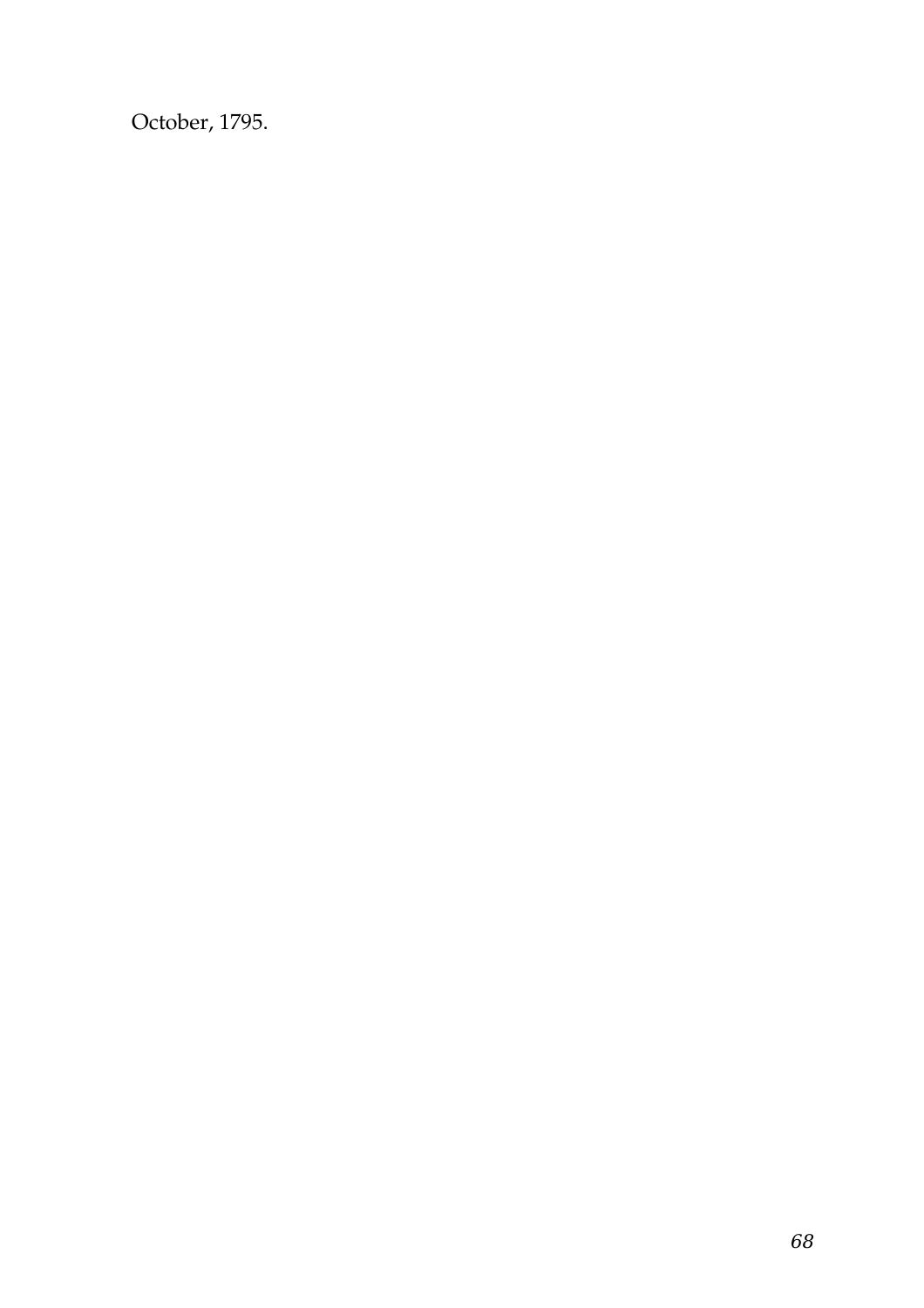October, 1795.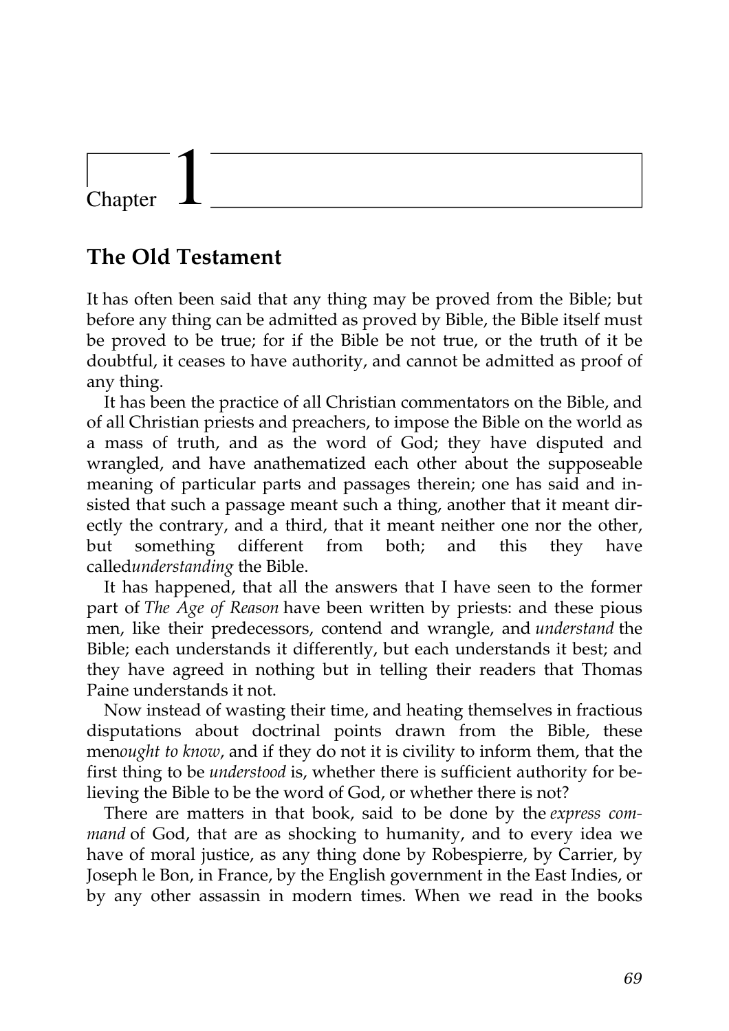# Chapter 1

## The Old Testament

It has often been said that any thing may be proved from the Bible; but before any thing can be admitted as proved by Bible, the Bible itself must be proved to be true; for if the Bible be not true, or the truth of it be doubtful, it ceases to have authority, and cannot be admitted as proof of any thing.

It has been the practice of all Christian commentators on the Bible, and of all Christian priests and preachers, to impose the Bible on the world as a mass of truth, and as the word of God; they have disputed and wrangled, and have anathematized each other about the supposeable meaning of particular parts and passages therein; one has said and insisted that such a passage meant such a thing, another that it meant directly the contrary, and a third, that it meant neither one nor the other, but something different from both; and this they have called*understanding* the Bible.

It has happened, that all the answers that I have seen to the former part of *The Age of Reason* have been written by priests: and these pious men, like their predecessors, contend and wrangle, and *understand* the Bible; each understands it differently, but each understands it best; and they have agreed in nothing but in telling their readers that Thomas Paine understands it not.

Now instead of wasting their time, and heating themselves in fractious disputations about doctrinal points drawn from the Bible, these men*ought to know*, and if they do not it is civility to inform them, that the first thing to be *understood* is, whether there is sufficient authority for believing the Bible to be the word of God, or whether there is not?

There are matters in that book, said to be done by the *express command* of God, that are as shocking to humanity, and to every idea we have of moral justice, as any thing done by Robespierre, by Carrier, by Joseph le Bon, in France, by the English government in the East Indies, or by any other assassin in modern times. When we read in the books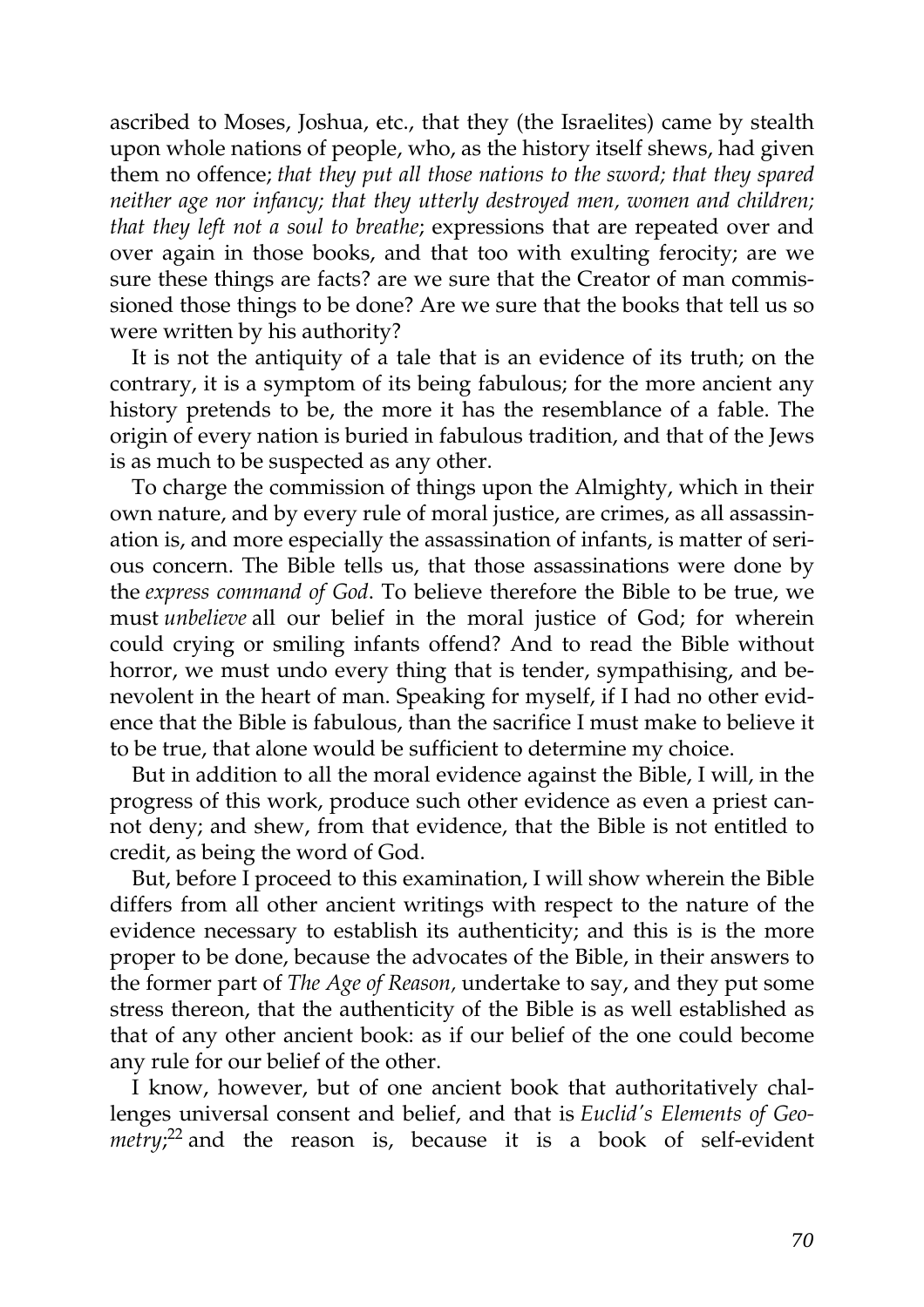ascribed to Moses, Joshua, etc., that they (the Israelites) came by stealth upon whole nations of people, who, as the history itself shews, had given them no offence; *that they put all those nations to the sword; that they spared neither age nor infancy; that they utterly destroyed men, women and children; that they left not a soul to breathe*; expressions that are repeated over and over again in those books, and that too with exulting ferocity; are we sure these things are facts? are we sure that the Creator of man commissioned those things to be done? Are we sure that the books that tell us so were written by his authority?

It is not the antiquity of a tale that is an evidence of its truth; on the contrary, it is a symptom of its being fabulous; for the more ancient any history pretends to be, the more it has the resemblance of a fable. The origin of every nation is buried in fabulous tradition, and that of the Jews is as much to be suspected as any other.

To charge the commission of things upon the Almighty, which in their own nature, and by every rule of moral justice, are crimes, as all assassination is, and more especially the assassination of infants, is matter of serious concern. The Bible tells us, that those assassinations were done by the *express command of God*. To believe therefore the Bible to be true, we must *unbelieve* all our belief in the moral justice of God; for wherein could crying or smiling infants offend? And to read the Bible without horror, we must undo every thing that is tender, sympathising, and benevolent in the heart of man. Speaking for myself, if I had no other evidence that the Bible is fabulous, than the sacrifice I must make to believe it to be true, that alone would be sufficient to determine my choice.

But in addition to all the moral evidence against the Bible, I will, in the progress of this work, produce such other evidence as even a priest cannot deny; and shew, from that evidence, that the Bible is not entitled to credit, as being the word of God.

But, before I proceed to this examination, I will show wherein the Bible differs from all other ancient writings with respect to the nature of the evidence necessary to establish its authenticity; and this is is the more proper to be done, because the advocates of the Bible, in their answers to the former part of *The Age of Reason*, undertake to say, and they put some stress thereon, that the authenticity of the Bible is as well established as that of any other ancient book: as if our belief of the one could become any rule for our belief of the other.

I know, however, but of one ancient book that authoritatively challenges universal consent and belief, and that is *Euclid's Elements of Geometry*;[22] and the reason is, because it is a book of self-evident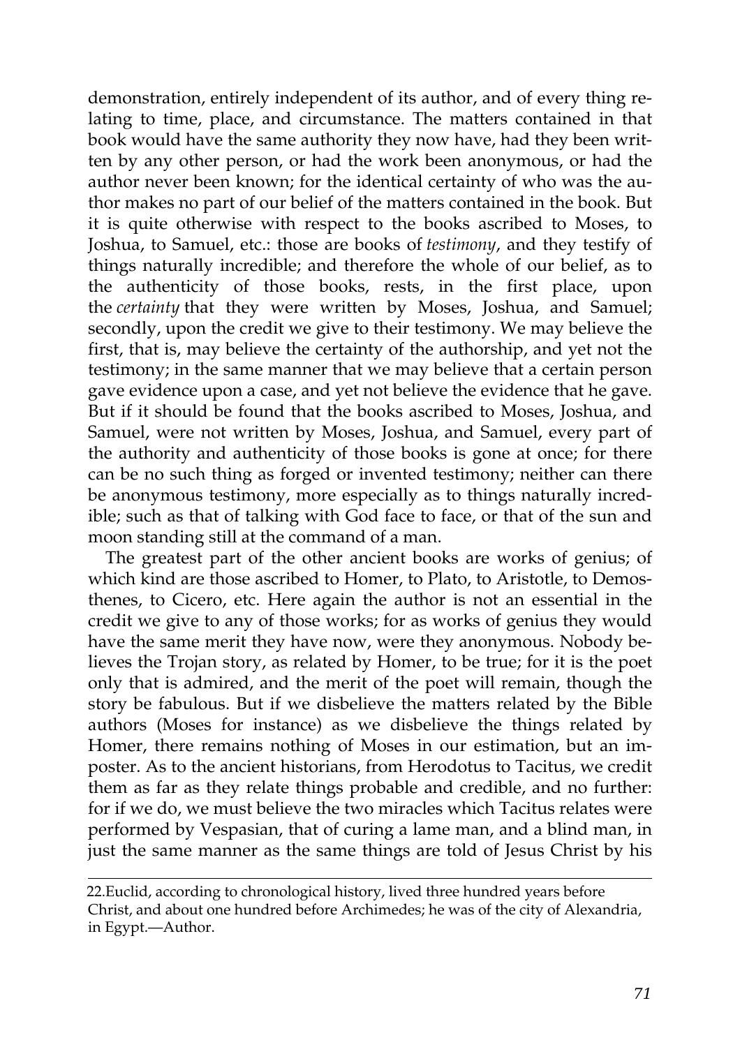demonstration, entirely independent of its author, and of every thing relating to time, place, and circumstance. The matters contained in that book would have the same authority they now have, had they been written by any other person, or had the work been anonymous, or had the author never been known; for the identical certainty of who was the author makes no part of our belief of the matters contained in the book. But it is quite otherwise with respect to the books ascribed to Moses, to Joshua, to Samuel, etc.: those are books of *testimony*, and they testify of things naturally incredible; and therefore the whole of our belief, as to the authenticity of those books, rests, in the first place, upon the *certainty* that they were written by Moses, Joshua, and Samuel; secondly, upon the credit we give to their testimony. We may believe the first, that is, may believe the certainty of the authorship, and yet not the testimony; in the same manner that we may believe that a certain person gave evidence upon a case, and yet not believe the evidence that he gave. But if it should be found that the books ascribed to Moses, Joshua, and Samuel, were not written by Moses, Joshua, and Samuel, every part of the authority and authenticity of those books is gone at once; for there can be no such thing as forged or invented testimony; neither can there be anonymous testimony, more especially as to things naturally incredible; such as that of talking with God face to face, or that of the sun and moon standing still at the command of a man.

The greatest part of the other ancient books are works of genius; of which kind are those ascribed to Homer, to Plato, to Aristotle, to Demosthenes, to Cicero, etc. Here again the author is not an essential in the credit we give to any of those works; for as works of genius they would have the same merit they have now, were they anonymous. Nobody believes the Trojan story, as related by Homer, to be true; for it is the poet only that is admired, and the merit of the poet will remain, though the story be fabulous. But if we disbelieve the matters related by the Bible authors (Moses for instance) as we disbelieve the things related by Homer, there remains nothing of Moses in our estimation, but an imposter. As to the ancient historians, from Herodotus to Tacitus, we credit them as far as they relate things probable and credible, and no further: for if we do, we must believe the two miracles which Tacitus relates were performed by Vespasian, that of curing a lame man, and a blind man, in just the same manner as the same things are told of Jesus Christ by his

---

22.Euclid, according to chronological history, lived three hundred years before Christ, and about one hundred before Archimedes; he was of the city of Alexandria, in Egypt.—Author.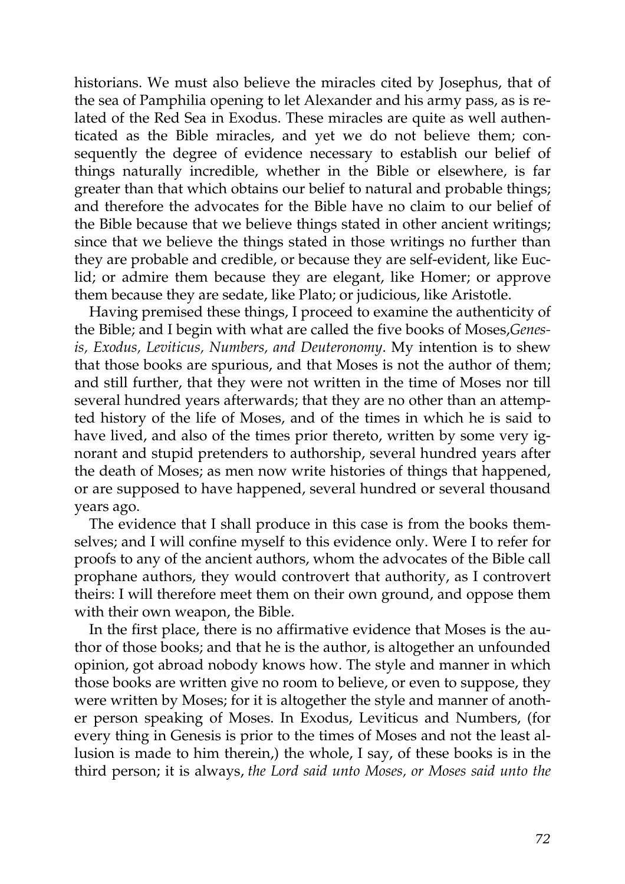historians. We must also believe the miracles cited by Josephus, that of the sea of Pamphilia opening to let Alexander and his army pass, as is related of the Red Sea in Exodus. These miracles are quite as well authenticated as the Bible miracles, and yet we do not believe them; consequently the degree of evidence necessary to establish our belief of things naturally incredible, whether in the Bible or elsewhere, is far greater than that which obtains our belief to natural and probable things; and therefore the advocates for the Bible have no claim to our belief of the Bible because that we believe things stated in other ancient writings; since that we believe the things stated in those writings no further than they are probable and credible, or because they are self-evident, like Euclid; or admire them because they are elegant, like Homer; or approve them because they are sedate, like Plato; or judicious, like Aristotle.

Having premised these things, I proceed to examine the authenticity of the Bible; and I begin with what are called the five books of Moses,*Genesis, Exodus, Leviticus, Numbers, and Deuteronomy*. My intention is to shew that those books are spurious, and that Moses is not the author of them; and still further, that they were not written in the time of Moses nor till several hundred years afterwards; that they are no other than an attempted history of the life of Moses, and of the times in which he is said to have lived, and also of the times prior thereto, written by some very ignorant and stupid pretenders to authorship, several hundred years after the death of Moses; as men now write histories of things that happened, or are supposed to have happened, several hundred or several thousand years ago.

The evidence that I shall produce in this case is from the books themselves; and I will confine myself to this evidence only. Were I to refer for proofs to any of the ancient authors, whom the advocates of the Bible call prophane authors, they would controvert that authority, as I controvert theirs: I will therefore meet them on their own ground, and oppose them with their own weapon, the Bible.

In the first place, there is no affirmative evidence that Moses is the author of those books; and that he is the author, is altogether an unfounded opinion, got abroad nobody knows how. The style and manner in which those books are written give no room to believe, or even to suppose, they were written by Moses; for it is altogether the style and manner of another person speaking of Moses. In Exodus, Leviticus and Numbers, (for every thing in Genesis is prior to the times of Moses and not the least allusion is made to him therein,) the whole, I say, of these books is in the third person; it is always, *the Lord said unto Moses, or Moses said unto the*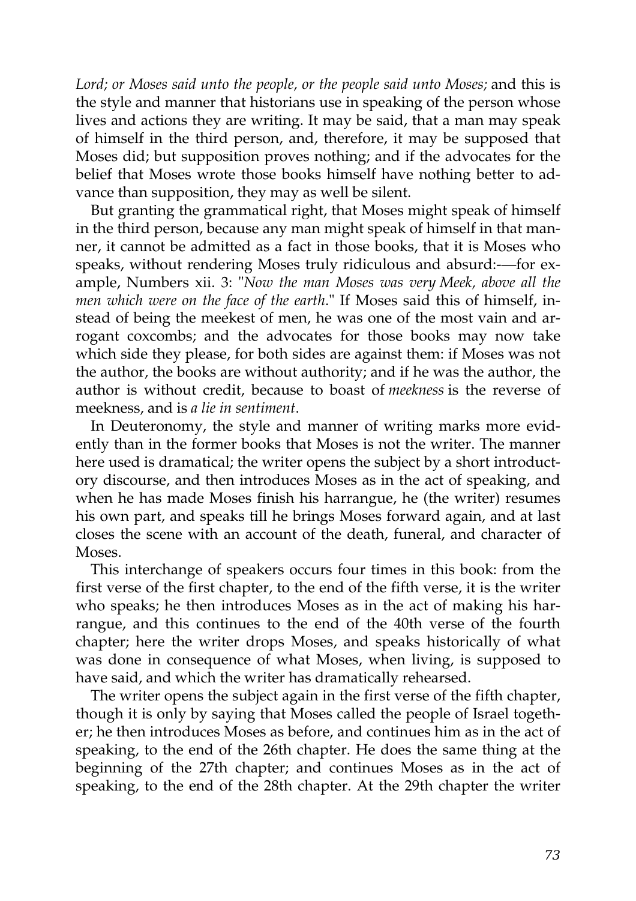*Lord; or Moses said unto the people, or the people said unto Moses;* and this is the style and manner that historians use in speaking of the person whose lives and actions they are writing. It may be said, that a man may speak of himself in the third person, and, therefore, it may be supposed that Moses did; but supposition proves nothing; and if the advocates for the belief that Moses wrote those books himself have nothing better to advance than supposition, they may as well be silent.

But granting the grammatical right, that Moses might speak of himself in the third person, because any man might speak of himself in that manner, it cannot be admitted as a fact in those books, that it is Moses who speaks, without rendering Moses truly ridiculous and absurd:-—for example, Numbers xii. 3: "*Now the man Moses was very Meek, above all the men which were on the face of the earth*." If Moses said this of himself, instead of being the meekest of men, he was one of the most vain and arrogant coxcombs; and the advocates for those books may now take which side they please, for both sides are against them: if Moses was not the author, the books are without authority; and if he was the author, the author is without credit, because to boast of *meekness* is the reverse of meekness, and is *a lie in sentiment*.

In Deuteronomy, the style and manner of writing marks more evidently than in the former books that Moses is not the writer. The manner here used is dramatical; the writer opens the subject by a short introductory discourse, and then introduces Moses as in the act of speaking, and when he has made Moses finish his harrangue, he (the writer) resumes his own part, and speaks till he brings Moses forward again, and at last closes the scene with an account of the death, funeral, and character of Moses.

This interchange of speakers occurs four times in this book: from the first verse of the first chapter, to the end of the fifth verse, it is the writer who speaks; he then introduces Moses as in the act of making his harrangue, and this continues to the end of the 40th verse of the fourth chapter; here the writer drops Moses, and speaks historically of what was done in consequence of what Moses, when living, is supposed to have said, and which the writer has dramatically rehearsed.

The writer opens the subject again in the first verse of the fifth chapter, though it is only by saying that Moses called the people of Israel together; he then introduces Moses as before, and continues him as in the act of speaking, to the end of the 26th chapter. He does the same thing at the beginning of the 27th chapter; and continues Moses as in the act of speaking, to the end of the 28th chapter. At the 29th chapter the writer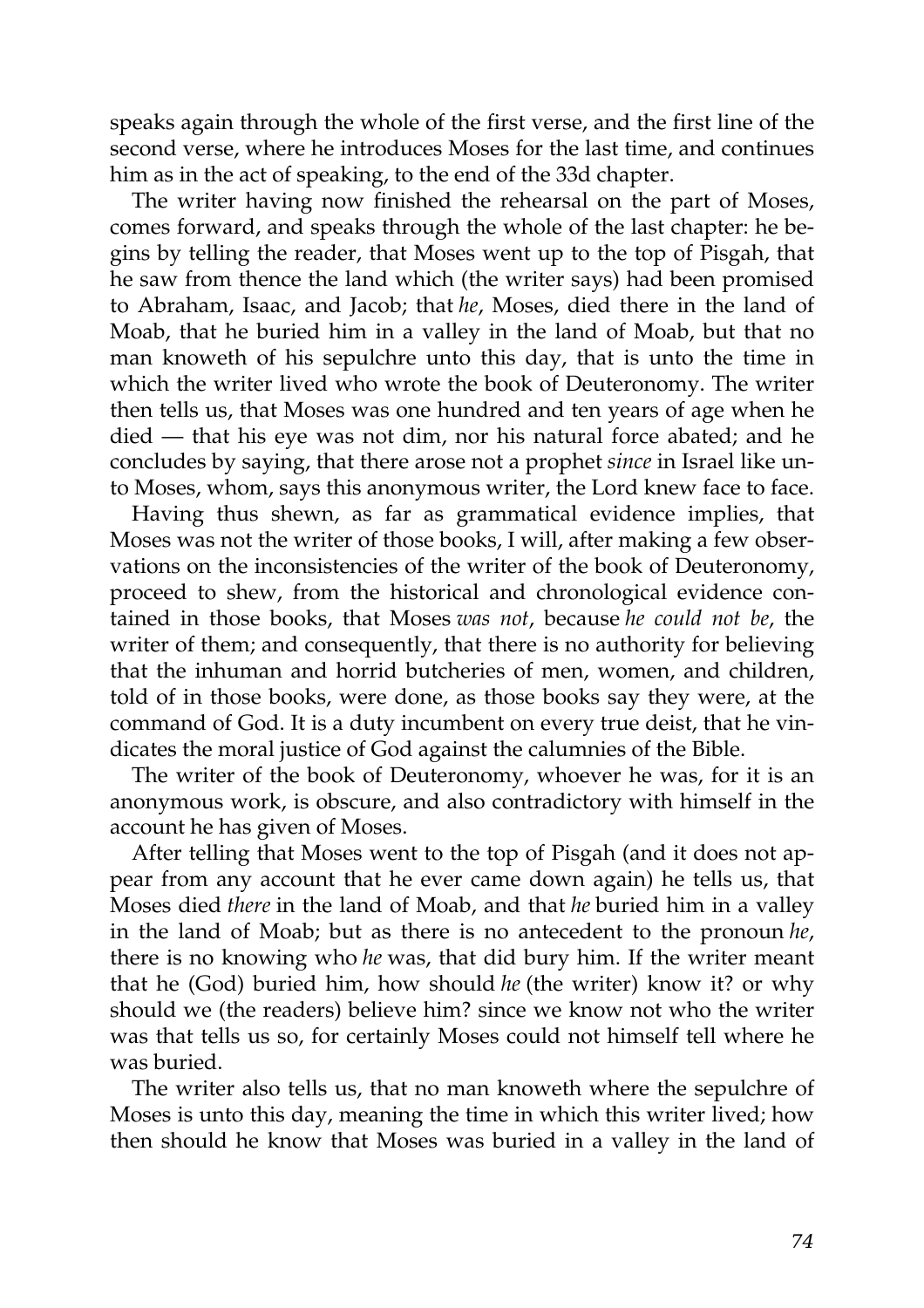speaks again through the whole of the first verse, and the first line of the second verse, where he introduces Moses for the last time, and continues him as in the act of speaking, to the end of the 33d chapter.

The writer having now finished the rehearsal on the part of Moses, comes forward, and speaks through the whole of the last chapter: he begins by telling the reader, that Moses went up to the top of Pisgah, that he saw from thence the land which (the writer says) had been promised to Abraham, Isaac, and Jacob; that *he*, Moses, died there in the land of Moab, that he buried him in a valley in the land of Moab, but that no man knoweth of his sepulchre unto this day, that is unto the time in which the writer lived who wrote the book of Deuteronomy. The writer then tells us, that Moses was one hundred and ten years of age when he died — that his eye was not dim, nor his natural force abated; and he concludes by saying, that there arose not a prophet *since* in Israel like unto Moses, whom, says this anonymous writer, the Lord knew face to face.

Having thus shewn, as far as grammatical evidence implies, that Moses was not the writer of those books, I will, after making a few observations on the inconsistencies of the writer of the book of Deuteronomy, proceed to shew, from the historical and chronological evidence contained in those books, that Moses *was not*, because *he could not be*, the writer of them; and consequently, that there is no authority for believing that the inhuman and horrid butcheries of men, women, and children, told of in those books, were done, as those books say they were, at the command of God. It is a duty incumbent on every true deist, that he vindicates the moral justice of God against the calumnies of the Bible.

The writer of the book of Deuteronomy, whoever he was, for it is an anonymous work, is obscure, and also contradictory with himself in the account he has given of Moses.

After telling that Moses went to the top of Pisgah (and it does not appear from any account that he ever came down again) he tells us, that Moses died *there* in the land of Moab, and that *he* buried him in a valley in the land of Moab; but as there is no antecedent to the pronoun *he*, there is no knowing who *he* was, that did bury him. If the writer meant that he (God) buried him, how should *he* (the writer) know it? or why should we (the readers) believe him? since we know not who the writer was that tells us so, for certainly Moses could not himself tell where he was buried.

The writer also tells us, that no man knoweth where the sepulchre of Moses is unto this day, meaning the time in which this writer lived; how then should he know that Moses was buried in a valley in the land of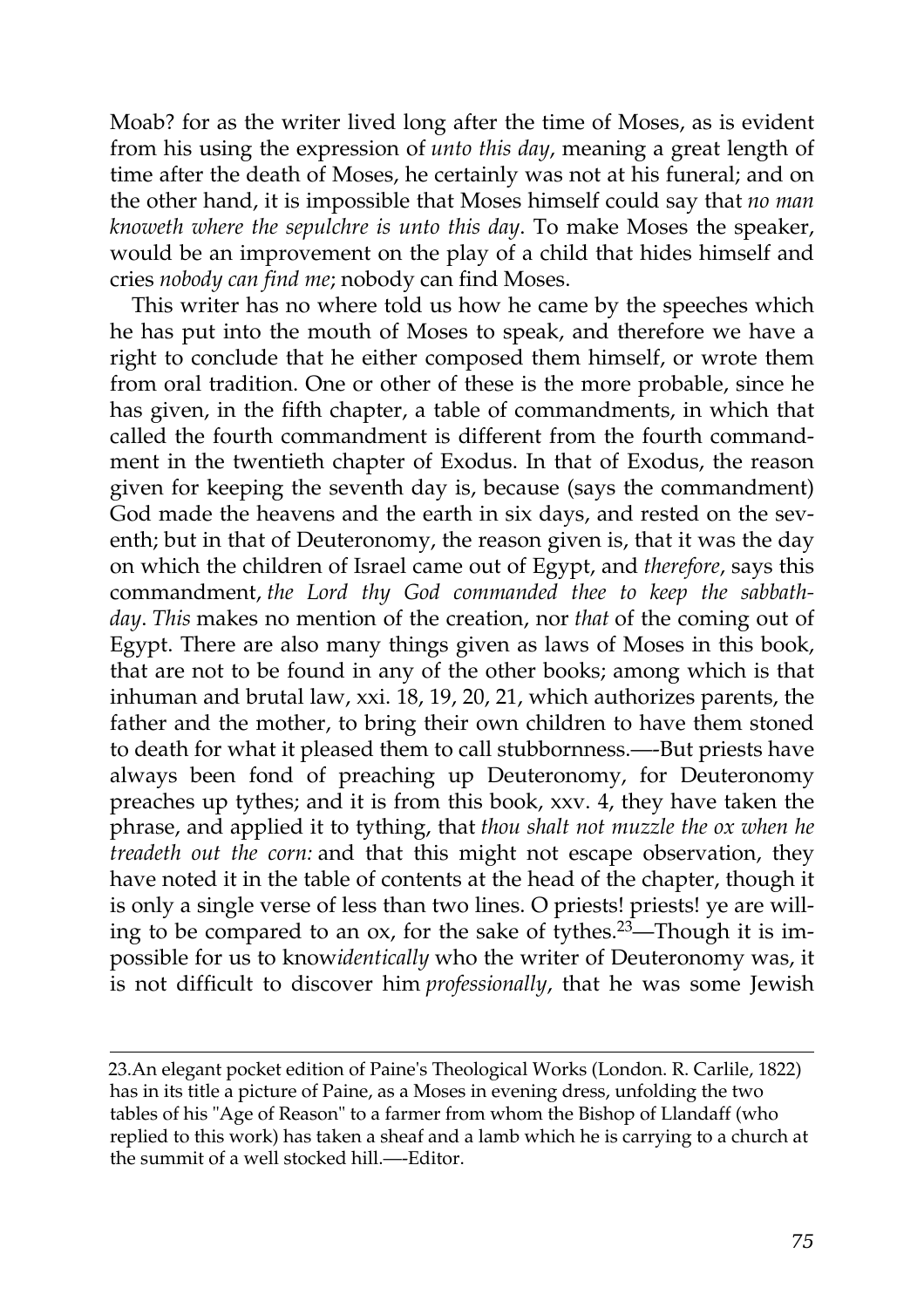Moab? for as the writer lived long after the time of Moses, as is evident from his using the expression of *unto this day*, meaning a great length of time after the death of Moses, he certainly was not at his funeral; and on the other hand, it is impossible that Moses himself could say that *no man knoweth where the sepulchre is unto this day*. To make Moses the speaker, would be an improvement on the play of a child that hides himself and cries *nobody can find me*; nobody can find Moses.

This writer has no where told us how he came by the speeches which he has put into the mouth of Moses to speak, and therefore we have a right to conclude that he either composed them himself, or wrote them from oral tradition. One or other of these is the more probable, since he has given, in the fifth chapter, a table of commandments, in which that called the fourth commandment is different from the fourth commandment in the twentieth chapter of Exodus. In that of Exodus, the reason given for keeping the seventh day is, because (says the commandment) God made the heavens and the earth in six days, and rested on the seventh; but in that of Deuteronomy, the reason given is, that it was the day on which the children of Israel came out of Egypt, and *therefore*, says this commandment, *the Lord thy God commanded thee to keep the sabbath-day*. *This* makes no mention of the creation, nor *that* of the coming out of Egypt. There are also many things given as laws of Moses in this book, that are not to be found in any of the other books; among which is that inhuman and brutal law, xxi. 18, 19, 20, 21, which authorizes parents, the father and the mother, to bring their own children to have them stoned to death for what it pleased them to call stubbornness.—-But priests have always been fond of preaching up Deuteronomy, for Deuteronomy preaches up tythes; and it is from this book, xxv. 4, they have taken the phrase, and applied it to tything, that *thou shalt not muzzle the ox when he treadeth out the corn:* and that this might not escape observation, they have noted it in the table of contents at the head of the chapter, though it is only a single verse of less than two lines. O priests! priests! ye are willing to be compared to an ox, for the sake of tythes.[23]—Though it is impossible for us to know *identically* who the writer of Deuteronomy was, it is not difficult to discover him *professionally*, that he was some Jewish

---

23.An elegant pocket edition of Paine's Theological Works (London. R. Carlile, 1822) has in its title a picture of Paine, as a Moses in evening dress, unfolding the two tables of his "Age of Reason" to a farmer from whom the Bishop of Llandaff (who replied to this work) has taken a sheaf and a lamb which he is carrying to a church at the summit of a well stocked hill.—-Editor.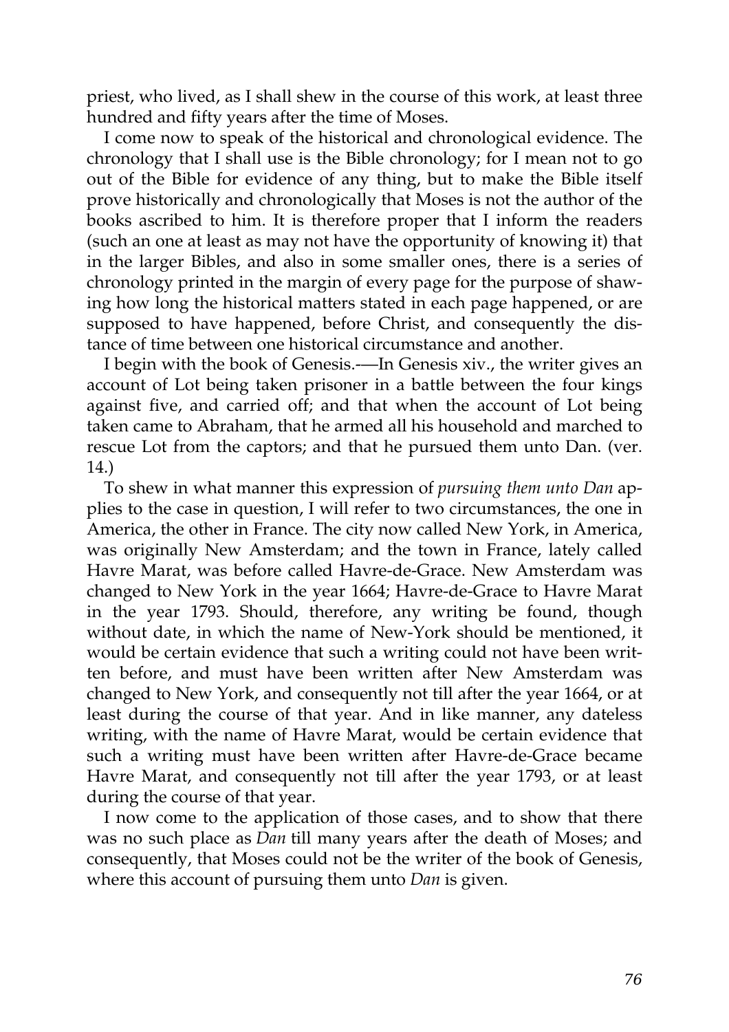priest, who lived, as I shall shew in the course of this work, at least three hundred and fifty years after the time of Moses.

I come now to speak of the historical and chronological evidence. The chronology that I shall use is the Bible chronology; for I mean not to go out of the Bible for evidence of any thing, but to make the Bible itself prove historically and chronologically that Moses is not the author of the books ascribed to him. It is therefore proper that I inform the readers (such an one at least as may not have the opportunity of knowing it) that in the larger Bibles, and also in some smaller ones, there is a series of chronology printed in the margin of every page for the purpose of shawing how long the historical matters stated in each page happened, or are supposed to have happened, before Christ, and consequently the distance of time between one historical circumstance and another.

I begin with the book of Genesis.-—In Genesis xiv., the writer gives an account of Lot being taken prisoner in a battle between the four kings against five, and carried off; and that when the account of Lot being taken came to Abraham, that he armed all his household and marched to rescue Lot from the captors; and that he pursued them unto Dan. (ver. 14.)

To shew in what manner this expression of *pursuing them unto Dan* applies to the case in question, I will refer to two circumstances, the one in America, the other in France. The city now called New York, in America, was originally New Amsterdam; and the town in France, lately called Havre Marat, was before called Havre-de-Grace. New Amsterdam was changed to New York in the year 1664; Havre-de-Grace to Havre Marat in the year 1793. Should, therefore, any writing be found, though without date, in which the name of New-York should be mentioned, it would be certain evidence that such a writing could not have been written before, and must have been written after New Amsterdam was changed to New York, and consequently not till after the year 1664, or at least during the course of that year. And in like manner, any dateless writing, with the name of Havre Marat, would be certain evidence that such a writing must have been written after Havre-de-Grace became Havre Marat, and consequently not till after the year 1793, or at least during the course of that year.

I now come to the application of those cases, and to show that there was no such place as *Dan* till many years after the death of Moses; and consequently, that Moses could not be the writer of the book of Genesis, where this account of pursuing them unto *Dan* is given.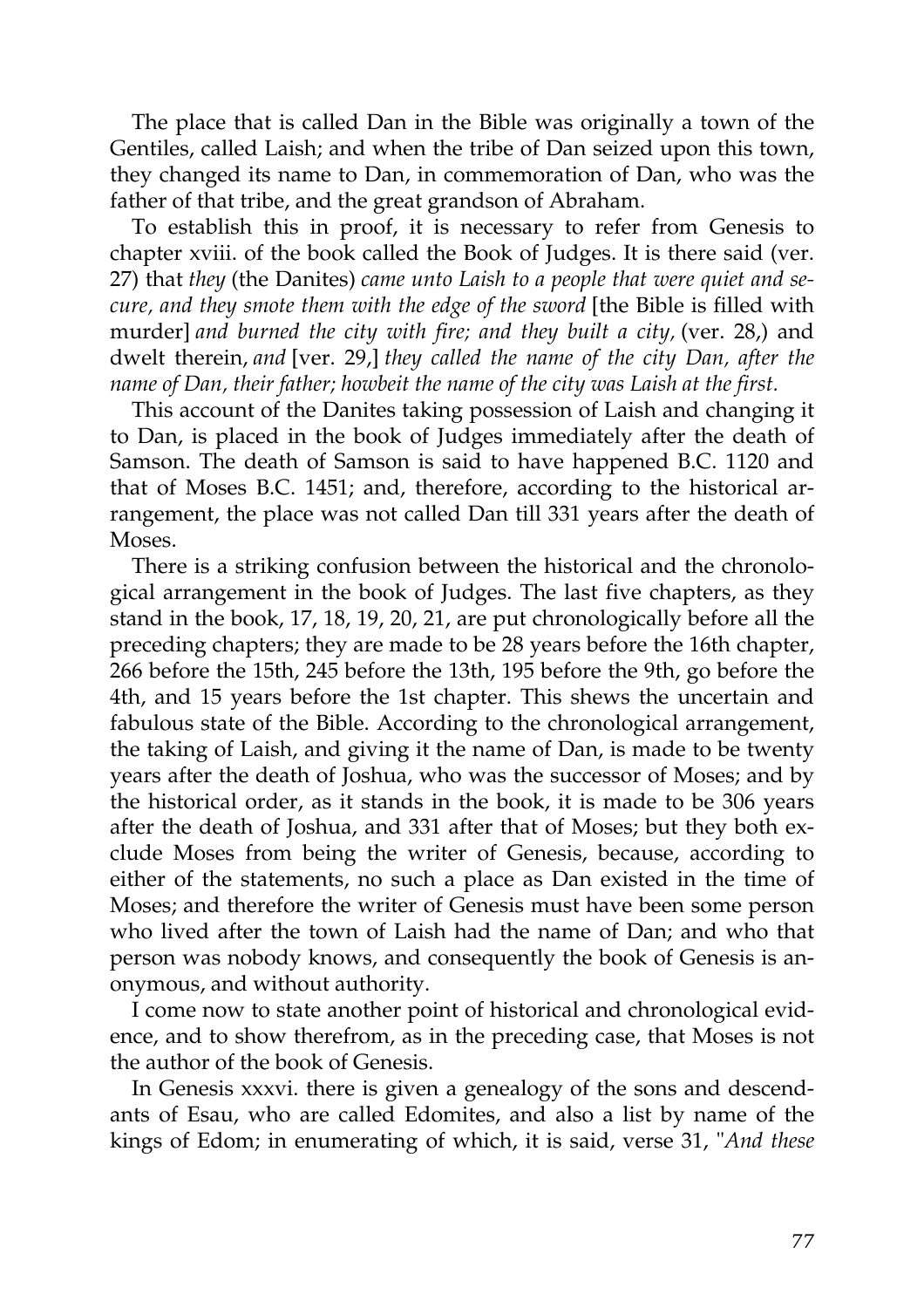The place that is called Dan in the Bible was originally a town of the Gentiles, called Laish; and when the tribe of Dan seized upon this town, they changed its name to Dan, in commemoration of Dan, who was the father of that tribe, and the great grandson of Abraham.

To establish this in proof, it is necessary to refer from Genesis to chapter xviii. of the book called the Book of Judges. It is there said (ver. 27) that *they* (the Danites) *came unto Laish to a people that were quiet and secure, and they smote them with the edge of the sword* [the Bible is filled with murder] *and burned the city with fire; and they built a city,* (ver. 28,) and dwelt therein, *and* [ver. 29,] *they called the name of the city Dan, after the name of Dan, their father; howbeit the name of the city was Laish at the first.*

This account of the Danites taking possession of Laish and changing it to Dan, is placed in the book of Judges immediately after the death of Samson. The death of Samson is said to have happened B.C. 1120 and that of Moses B.C. 1451; and, therefore, according to the historical arrangement, the place was not called Dan till 331 years after the death of Moses.

There is a striking confusion between the historical and the chronological arrangement in the book of Judges. The last five chapters, as they stand in the book, 17, 18, 19, 20, 21, are put chronologically before all the preceding chapters; they are made to be 28 years before the 16th chapter, 266 before the 15th, 245 before the 13th, 195 before the 9th, go before the 4th, and 15 years before the 1st chapter. This shews the uncertain and fabulous state of the Bible. According to the chronological arrangement, the taking of Laish, and giving it the name of Dan, is made to be twenty years after the death of Joshua, who was the successor of Moses; and by the historical order, as it stands in the book, it is made to be 306 years after the death of Joshua, and 331 after that of Moses; but they both exclude Moses from being the writer of Genesis, because, according to either of the statements, no such a place as Dan existed in the time of Moses; and therefore the writer of Genesis must have been some person who lived after the town of Laish had the name of Dan; and who that person was nobody knows, and consequently the book of Genesis is anonymous, and without authority.

I come now to state another point of historical and chronological evidence, and to show therefrom, as in the preceding case, that Moses is not the author of the book of Genesis.

In Genesis xxxvi. there is given a genealogy of the sons and descendants of Esau, who are called Edomites, and also a list by name of the kings of Edom; in enumerating of which, it is said, verse 31, "*And these*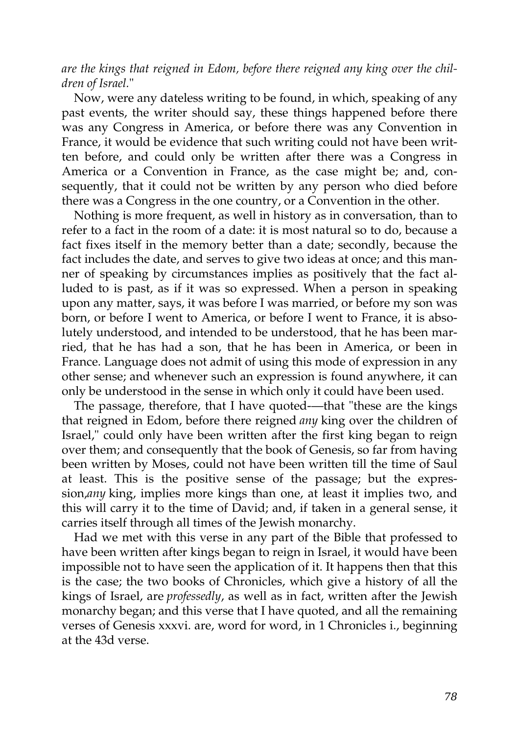*are the kings that reigned in Edom, before there reigned any king over the children of Israel.*"

Now, were any dateless writing to be found, in which, speaking of any past events, the writer should say, these things happened before there was any Congress in America, or before there was any Convention in France, it would be evidence that such writing could not have been written before, and could only be written after there was a Congress in America or a Convention in France, as the case might be; and, consequently, that it could not be written by any person who died before there was a Congress in the one country, or a Convention in the other.

Nothing is more frequent, as well in history as in conversation, than to refer to a fact in the room of a date: it is most natural so to do, because a fact fixes itself in the memory better than a date; secondly, because the fact includes the date, and serves to give two ideas at once; and this manner of speaking by circumstances implies as positively that the fact alluded to is past, as if it was so expressed. When a person in speaking upon any matter, says, it was before I was married, or before my son was born, or before I went to America, or before I went to France, it is absolutely understood, and intended to be understood, that he has been married, that he has had a son, that he has been in America, or been in France. Language does not admit of using this mode of expression in any other sense; and whenever such an expression is found anywhere, it can only be understood in the sense in which only it could have been used.

The passage, therefore, that I have quoted—that "these are the kings that reigned in Edom, before there reigned *any* king over the children of Israel," could only have been written after the first king began to reign over them; and consequently that the book of Genesis, so far from having been written by Moses, could not have been written till the time of Saul at least. This is the positive sense of the passage; but the expression,*any* king, implies more kings than one, at least it implies two, and this will carry it to the time of David; and, if taken in a general sense, it carries itself through all times of the Jewish monarchy.

Had we met with this verse in any part of the Bible that professed to have been written after kings began to reign in Israel, it would have been impossible not to have seen the application of it. It happens then that this is the case; the two books of Chronicles, which give a history of all the kings of Israel, are *professedly*, as well as in fact, written after the Jewish monarchy began; and this verse that I have quoted, and all the remaining verses of Genesis xxxvi. are, word for word, in 1 Chronicles i., beginning at the 43d verse.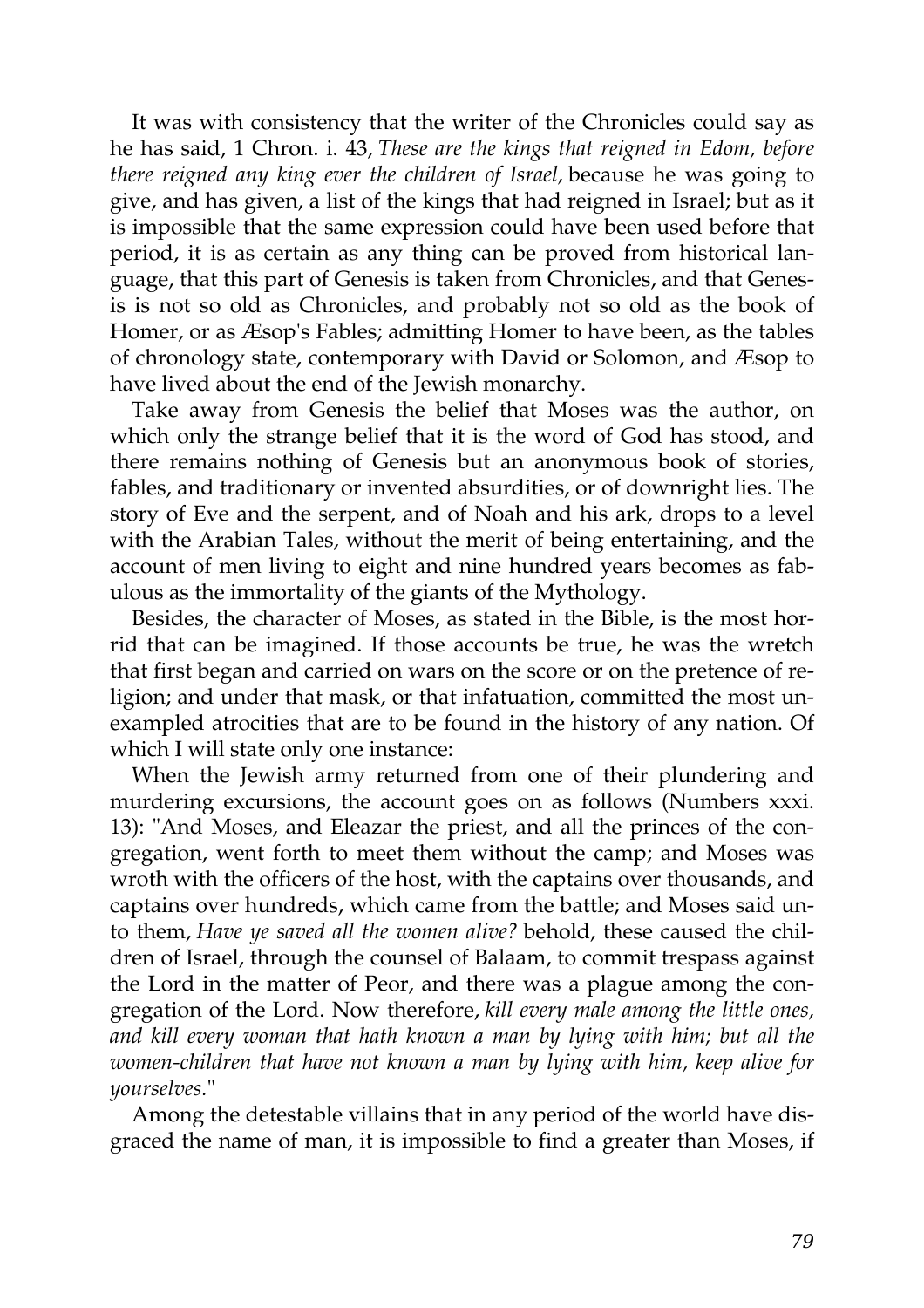It was with consistency that the writer of the Chronicles could say as he has said, 1 Chron. i. 43, *These are the kings that reigned in Edom, before there reigned any king ever the children of Israel,* because he was going to give, and has given, a list of the kings that had reigned in Israel; but as it is impossible that the same expression could have been used before that period, it is as certain as any thing can be proved from historical language, that this part of Genesis is taken from Chronicles, and that Genesis is not so old as Chronicles, and probably not so old as the book of Homer, or as Æsop's Fables; admitting Homer to have been, as the tables of chronology state, contemporary with David or Solomon, and Æsop to have lived about the end of the Jewish monarchy.

Take away from Genesis the belief that Moses was the author, on which only the strange belief that it is the word of God has stood, and there remains nothing of Genesis but an anonymous book of stories, fables, and traditionary or invented absurdities, or of downright lies. The story of Eve and the serpent, and of Noah and his ark, drops to a level with the Arabian Tales, without the merit of being entertaining, and the account of men living to eight and nine hundred years becomes as fabulous as the immortality of the giants of the Mythology.

Besides, the character of Moses, as stated in the Bible, is the most horrid that can be imagined. If those accounts be true, he was the wretch that first began and carried on wars on the score or on the pretence of religion; and under that mask, or that infatuation, committed the most unexampled atrocities that are to be found in the history of any nation. Of which I will state only one instance:

When the Jewish army returned from one of their plundering and murdering excursions, the account goes on as follows (Numbers xxxi. 13): "And Moses, and Eleazar the priest, and all the princes of the congregation, went forth to meet them without the camp; and Moses was wroth with the officers of the host, with the captains over thousands, and captains over hundreds, which came from the battle; and Moses said unto them, *Have ye saved all the women alive?* behold, these caused the children of Israel, through the counsel of Balaam, to commit trespass against the Lord in the matter of Peor, and there was a plague among the congregation of the Lord. Now therefore, *kill every male among the little ones, and kill every woman that hath known a man by lying with him; but all the women-children that have not known a man by lying with him, keep alive for yourselves.*"

Among the detestable villains that in any period of the world have disgraced the name of man, it is impossible to find a greater than Moses, if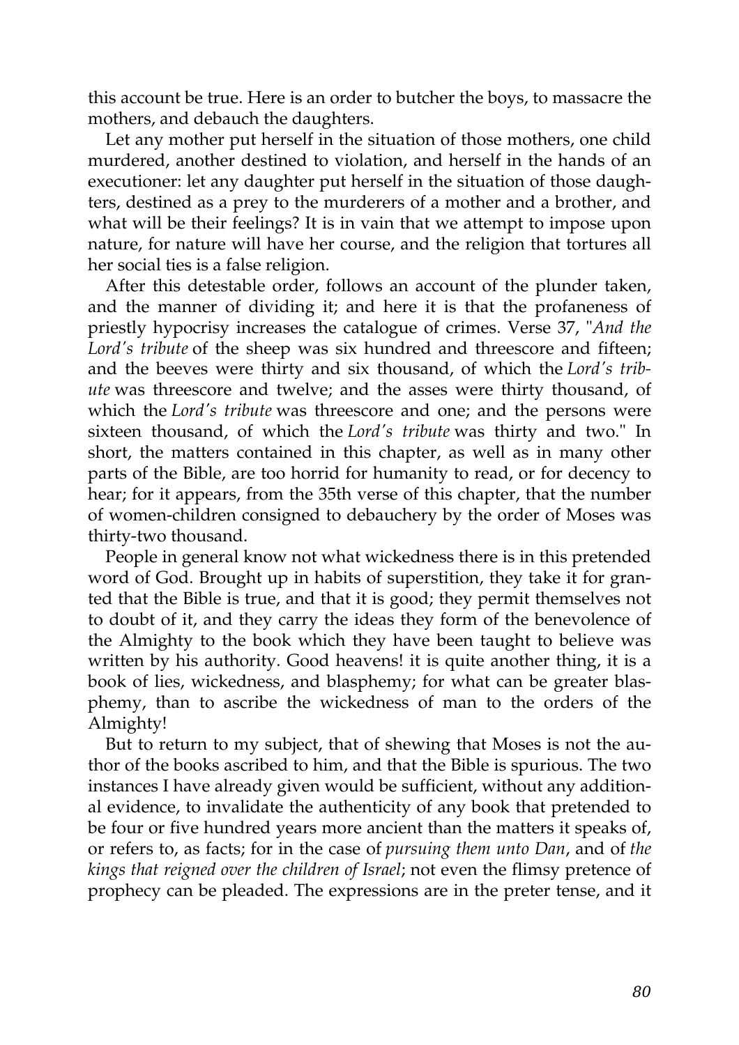this account be true. Here is an order to butcher the boys, to massacre the mothers, and debauch the daughters.

Let any mother put herself in the situation of those mothers, one child murdered, another destined to violation, and herself in the hands of an executioner: let any daughter put herself in the situation of those daughters, destined as a prey to the murderers of a mother and a brother, and what will be their feelings? It is in vain that we attempt to impose upon nature, for nature will have her course, and the religion that tortures all her social ties is a false religion.

After this detestable order, follows an account of the plunder taken, and the manner of dividing it; and here it is that the profaneness of priestly hypocrisy increases the catalogue of crimes. Verse 37, "*And the Lord's tribute* of the sheep was six hundred and threescore and fifteen; and the beeves were thirty and six thousand, of which the *Lord's tribute* was threescore and twelve; and the asses were thirty thousand, of which the *Lord's tribute* was threescore and one; and the persons were sixteen thousand, of which the *Lord's tribute* was thirty and two." In short, the matters contained in this chapter, as well as in many other parts of the Bible, are too horrid for humanity to read, or for decency to hear; for it appears, from the 35th verse of this chapter, that the number of women-children consigned to debauchery by the order of Moses was thirty-two thousand.

People in general know not what wickedness there is in this pretended word of God. Brought up in habits of superstition, they take it for granted that the Bible is true, and that it is good; they permit themselves not to doubt of it, and they carry the ideas they form of the benevolence of the Almighty to the book which they have been taught to believe was written by his authority. Good heavens! it is quite another thing, it is a book of lies, wickedness, and blasphemy; for what can be greater blasphemy, than to ascribe the wickedness of man to the orders of the Almighty!

But to return to my subject, that of shewing that Moses is not the author of the books ascribed to him, and that the Bible is spurious. The two instances I have already given would be sufficient, without any additional evidence, to invalidate the authenticity of any book that pretended to be four or five hundred years more ancient than the matters it speaks of, or refers to, as facts; for in the case of *pursuing them unto Dan*, and of *the kings that reigned over the children of Israel*; not even the flimsy pretence of prophecy can be pleaded. The expressions are in the preter tense, and it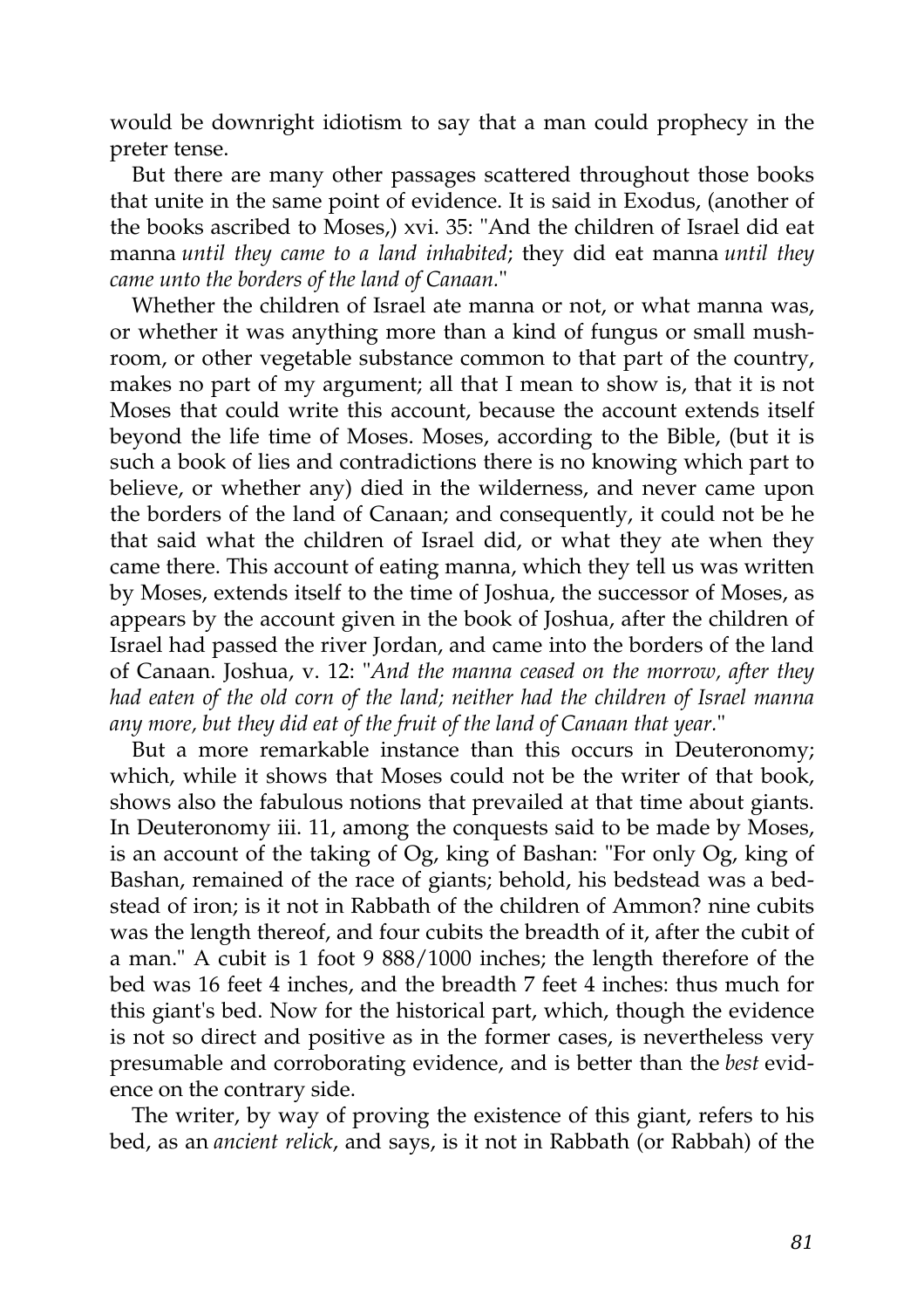would be downright idiotism to say that a man could prophecy in the preter tense.

But there are many other passages scattered throughout those books that unite in the same point of evidence. It is said in Exodus, (another of the books ascribed to Moses,) xvi. 35: "And the children of Israel did eat manna *until they came to a land inhabited*; they did eat manna *until they came unto the borders of the land of Canaan*."

Whether the children of Israel ate manna or not, or what manna was, or whether it was anything more than a kind of fungus or small mushroom, or other vegetable substance common to that part of the country, makes no part of my argument; all that I mean to show is, that it is not Moses that could write this account, because the account extends itself beyond the life time of Moses. Moses, according to the Bible, (but it is such a book of lies and contradictions there is no knowing which part to believe, or whether any) died in the wilderness, and never came upon the borders of the land of Canaan; and consequently, it could not be he that said what the children of Israel did, or what they ate when they came there. This account of eating manna, which they tell us was written by Moses, extends itself to the time of Joshua, the successor of Moses, as appears by the account given in the book of Joshua, after the children of Israel had passed the river Jordan, and came into the borders of the land of Canaan. Joshua, v. 12: "*And the manna ceased on the morrow, after they had eaten of the old corn of the land; neither had the children of Israel manna any more, but they did eat of the fruit of the land of Canaan that year.*"

But a more remarkable instance than this occurs in Deuteronomy; which, while it shows that Moses could not be the writer of that book, shows also the fabulous notions that prevailed at that time about giants. In Deuteronomy iii. 11, among the conquests said to be made by Moses, is an account of the taking of Og, king of Bashan: "For only Og, king of Bashan, remained of the race of giants; behold, his bedstead was a bedstead of iron; is it not in Rabbath of the children of Ammon? nine cubits was the length thereof, and four cubits the breadth of it, after the cubit of a man." A cubit is 1 foot 9 888/1000 inches; the length therefore of the bed was 16 feet 4 inches, and the breadth 7 feet 4 inches: thus much for this giant's bed. Now for the historical part, which, though the evidence is not so direct and positive as in the former cases, is nevertheless very presumable and corroborating evidence, and is better than the *best* evidence on the contrary side.

The writer, by way of proving the existence of this giant, refers to his bed, as an *ancient relick*, and says, is it not in Rabbath (or Rabbah) of the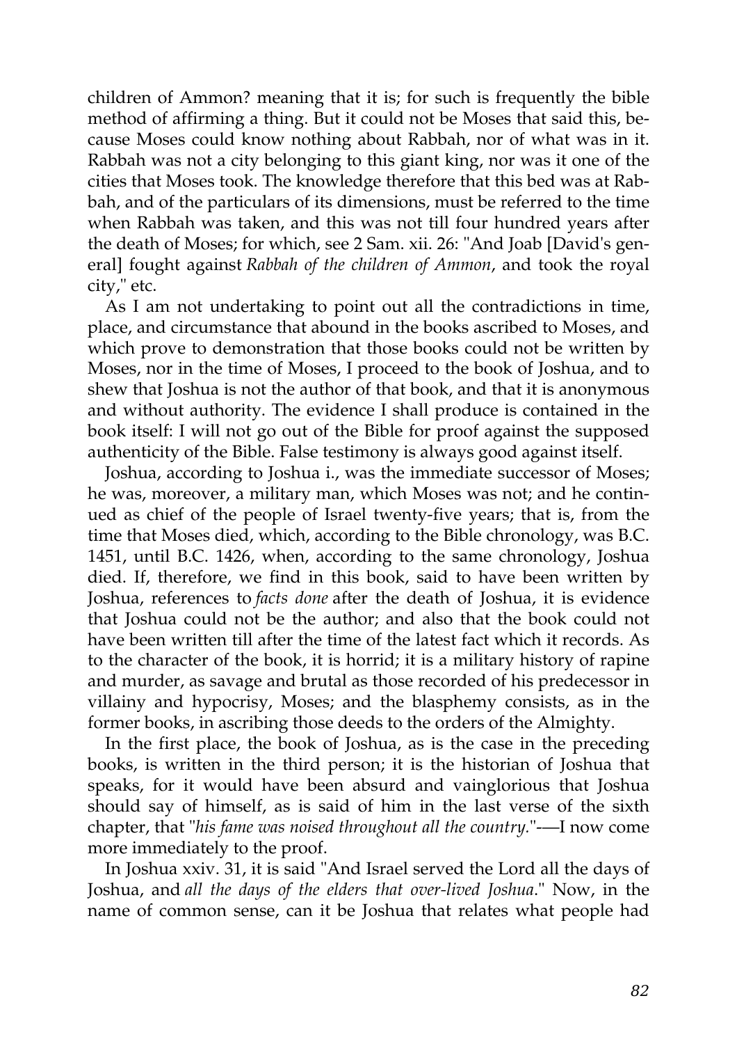children of Ammon? meaning that it is; for such is frequently the bible method of affirming a thing. But it could not be Moses that said this, because Moses could know nothing about Rabbah, nor of what was in it. Rabbah was not a city belonging to this giant king, nor was it one of the cities that Moses took. The knowledge therefore that this bed was at Rabbah, and of the particulars of its dimensions, must be referred to the time when Rabbah was taken, and this was not till four hundred years after the death of Moses; for which, see 2 Sam. xii. 26: "And Joab [David's general] fought against *Rabbah of the children of Ammon*, and took the royal city," etc.

As I am not undertaking to point out all the contradictions in time, place, and circumstance that abound in the books ascribed to Moses, and which prove to demonstration that those books could not be written by Moses, nor in the time of Moses, I proceed to the book of Joshua, and to shew that Joshua is not the author of that book, and that it is anonymous and without authority. The evidence I shall produce is contained in the book itself: I will not go out of the Bible for proof against the supposed authenticity of the Bible. False testimony is always good against itself.

Joshua, according to Joshua i., was the immediate successor of Moses; he was, moreover, a military man, which Moses was not; and he continued as chief of the people of Israel twenty-five years; that is, from the time that Moses died, which, according to the Bible chronology, was B.C. 1451, until B.C. 1426, when, according to the same chronology, Joshua died. If, therefore, we find in this book, said to have been written by Joshua, references to *facts done* after the death of Joshua, it is evidence that Joshua could not be the author; and also that the book could not have been written till after the time of the latest fact which it records. As to the character of the book, it is horrid; it is a military history of rapine and murder, as savage and brutal as those recorded of his predecessor in villainy and hypocrisy, Moses; and the blasphemy consists, as in the former books, in ascribing those deeds to the orders of the Almighty.

In the first place, the book of Joshua, as is the case in the preceding books, is written in the third person; it is the historian of Joshua that speaks, for it would have been absurd and vainglorious that Joshua should say of himself, as is said of him in the last verse of the sixth chapter, that "*his fame was noised throughout all the country.*"—I now come more immediately to the proof.

In Joshua xxiv. 31, it is said "And Israel served the Lord all the days of Joshua, and *all the days of the elders that over-lived Joshua*." Now, in the name of common sense, can it be Joshua that relates what people had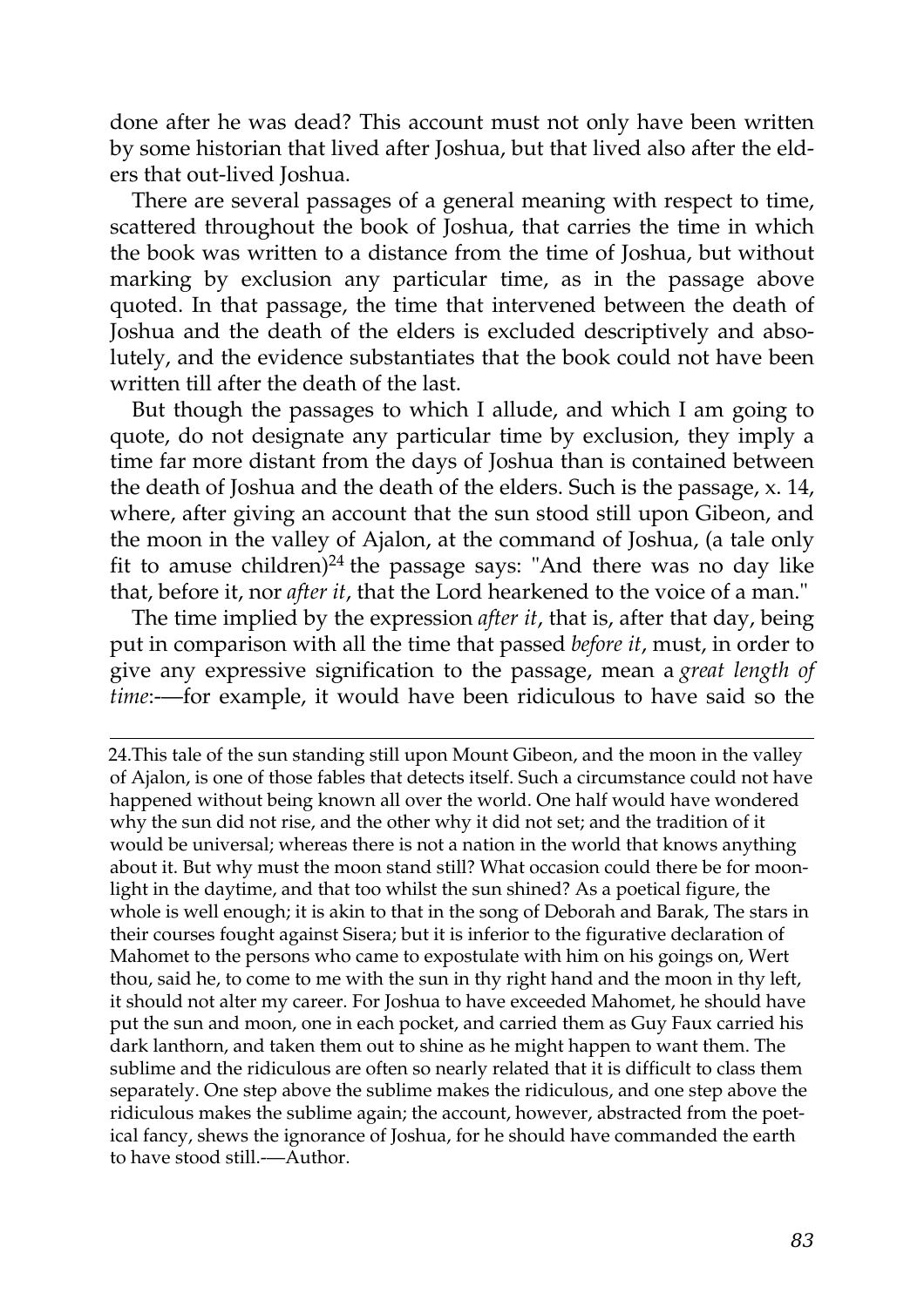done after he was dead? This account must not only have been written by some historian that lived after Joshua, but that lived also after the elders that out-lived Joshua.

There are several passages of a general meaning with respect to time, scattered throughout the book of Joshua, that carries the time in which the book was written to a distance from the time of Joshua, but without marking by exclusion any particular time, as in the passage above quoted. In that passage, the time that intervened between the death of Joshua and the death of the elders is excluded descriptively and absolutely, and the evidence substantiates that the book could not have been written till after the death of the last.

But though the passages to which I allude, and which I am going to quote, do not designate any particular time by exclusion, they imply a time far more distant from the days of Joshua than is contained between the death of Joshua and the death of the elders. Such is the passage, x. 14, where, after giving an account that the sun stood still upon Gibeon, and the moon in the valley of Ajalon, at the command of Joshua, (a tale only fit to amuse children)[24] the passage says: "And there was no day like that, before it, nor *after it*, that the Lord hearkened to the voice of a man."

The time implied by the expression *after it*, that is, after that day, being put in comparison with all the time that passed *before it*, must, in order to give any expressive signification to the passage, mean a *great length of time*:-—for example, it would have been ridiculous to have said so the

---

24.This tale of the sun standing still upon Mount Gibeon, and the moon in the valley of Ajalon, is one of those fables that detects itself. Such a circumstance could not have happened without being known all over the world. One half would have wondered why the sun did not rise, and the other why it did not set; and the tradition of it would be universal; whereas there is not a nation in the world that knows anything about it. But why must the moon stand still? What occasion could there be for moonlight in the daytime, and that too whilst the sun shined? As a poetical figure, the whole is well enough; it is akin to that in the song of Deborah and Barak, The stars in their courses fought against Sisera; but it is inferior to the figurative declaration of Mahomet to the persons who came to expostulate with him on his goings on, Wert thou, said he, to come to me with the sun in thy right hand and the moon in thy left, it should not alter my career. For Joshua to have exceeded Mahomet, he should have put the sun and moon, one in each pocket, and carried them as Guy Faux carried his dark lanthorn, and taken them out to shine as he might happen to want them. The sublime and the ridiculous are often so nearly related that it is difficult to class them separately. One step above the sublime makes the ridiculous, and one step above the ridiculous makes the sublime again; the account, however, abstracted from the poetical fancy, shews the ignorance of Joshua, for he should have commanded the earth to have stood still.-—Author.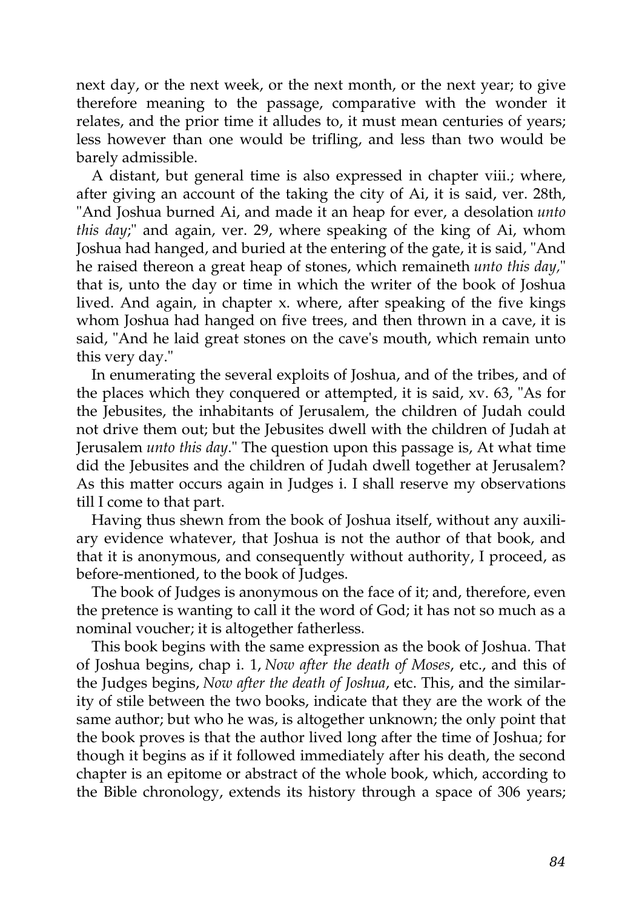next day, or the next week, or the next month, or the next year; to give therefore meaning to the passage, comparative with the wonder it relates, and the prior time it alludes to, it must mean centuries of years; less however than one would be trifling, and less than two would be barely admissible.

A distant, but general time is also expressed in chapter viii.; where, after giving an account of the taking the city of Ai, it is said, ver. 28th, "And Joshua burned Ai, and made it an heap for ever, a desolation *unto this day*;" and again, ver. 29, where speaking of the king of Ai, whom Joshua had hanged, and buried at the entering of the gate, it is said, "And he raised thereon a great heap of stones, which remaineth *unto this day*," that is, unto the day or time in which the writer of the book of Joshua lived. And again, in chapter x. where, after speaking of the five kings whom Joshua had hanged on five trees, and then thrown in a cave, it is said, "And he laid great stones on the cave's mouth, which remain unto this very day."

In enumerating the several exploits of Joshua, and of the tribes, and of the places which they conquered or attempted, it is said, xv. 63, "As for the Jebusites, the inhabitants of Jerusalem, the children of Judah could not drive them out; but the Jebusites dwell with the children of Judah at Jerusalem *unto this day*." The question upon this passage is, At what time did the Jebusites and the children of Judah dwell together at Jerusalem? As this matter occurs again in Judges i. I shall reserve my observations till I come to that part.

Having thus shewn from the book of Joshua itself, without any auxiliary evidence whatever, that Joshua is not the author of that book, and that it is anonymous, and consequently without authority, I proceed, as before-mentioned, to the book of Judges.

The book of Judges is anonymous on the face of it; and, therefore, even the pretence is wanting to call it the word of God; it has not so much as a nominal voucher; it is altogether fatherless.

This book begins with the same expression as the book of Joshua. That of Joshua begins, chap i. 1, *Now after the death of Moses*, etc., and this of the Judges begins, *Now after the death of Joshua*, etc. This, and the similarity of stile between the two books, indicate that they are the work of the same author; but who he was, is altogether unknown; the only point that the book proves is that the author lived long after the time of Joshua; for though it begins as if it followed immediately after his death, the second chapter is an epitome or abstract of the whole book, which, according to the Bible chronology, extends its history through a space of 306 years;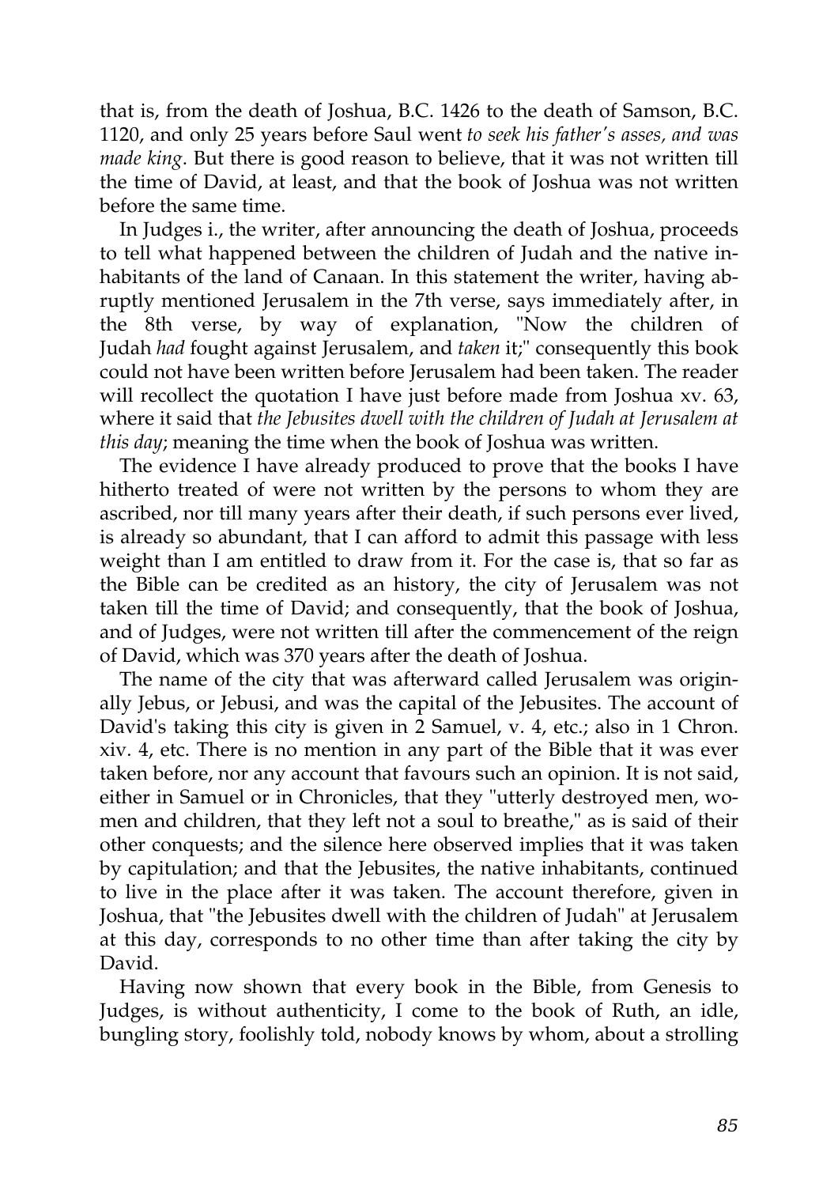that is, from the death of Joshua, B.C. 1426 to the death of Samson, B.C. 1120, and only 25 years before Saul went *to seek his father's asses, and was made king*. But there is good reason to believe, that it was not written till the time of David, at least, and that the book of Joshua was not written before the same time.

In Judges i., the writer, after announcing the death of Joshua, proceeds to tell what happened between the children of Judah and the native inhabitants of the land of Canaan. In this statement the writer, having abruptly mentioned Jerusalem in the 7th verse, says immediately after, in the 8th verse, by way of explanation, "Now the children of Judah *had* fought against Jerusalem, and *taken* it;" consequently this book could not have been written before Jerusalem had been taken. The reader will recollect the quotation I have just before made from Joshua xv. 63, where it said that *the Jebusites dwell with the children of Judah at Jerusalem at this day*; meaning the time when the book of Joshua was written.

The evidence I have already produced to prove that the books I have hitherto treated of were not written by the persons to whom they are ascribed, nor till many years after their death, if such persons ever lived, is already so abundant, that I can afford to admit this passage with less weight than I am entitled to draw from it. For the case is, that so far as the Bible can be credited as an history, the city of Jerusalem was not taken till the time of David; and consequently, that the book of Joshua, and of Judges, were not written till after the commencement of the reign of David, which was 370 years after the death of Joshua.

The name of the city that was afterward called Jerusalem was originally Jebus, or Jebusi, and was the capital of the Jebusites. The account of David's taking this city is given in 2 Samuel, v. 4, etc.; also in 1 Chron. xiv. 4, etc. There is no mention in any part of the Bible that it was ever taken before, nor any account that favours such an opinion. It is not said, either in Samuel or in Chronicles, that they "utterly destroyed men, women and children, that they left not a soul to breathe," as is said of their other conquests; and the silence here observed implies that it was taken by capitulation; and that the Jebusites, the native inhabitants, continued to live in the place after it was taken. The account therefore, given in Joshua, that "the Jebusites dwell with the children of Judah" at Jerusalem at this day, corresponds to no other time than after taking the city by David.

Having now shown that every book in the Bible, from Genesis to Judges, is without authenticity, I come to the book of Ruth, an idle, bungling story, foolishly told, nobody knows by whom, about a strolling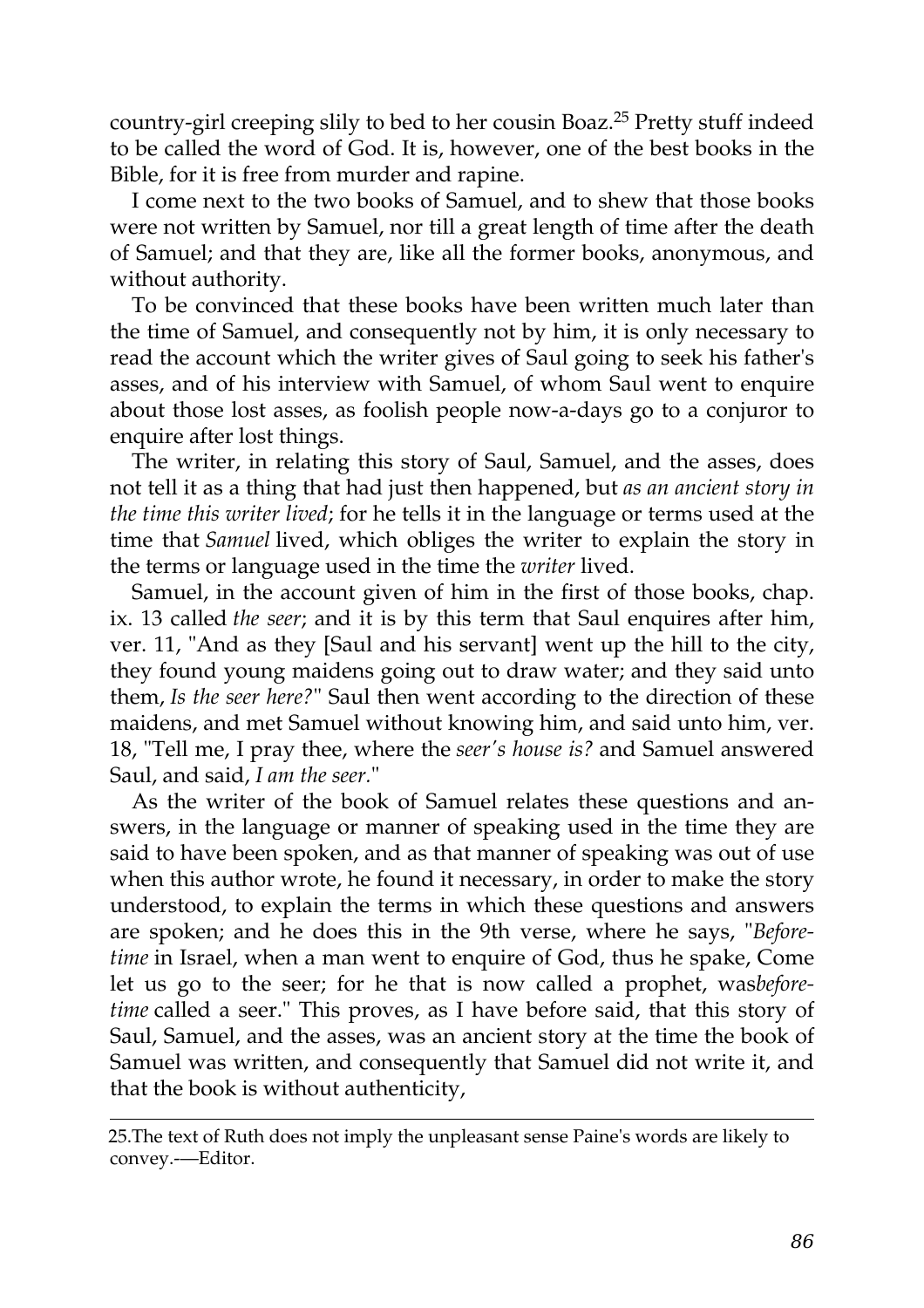country-girl creeping slily to bed to her cousin Boaz.[25] Pretty stuff indeed to be called the word of God. It is, however, one of the best books in the Bible, for it is free from murder and rapine.

I come next to the two books of Samuel, and to shew that those books were not written by Samuel, nor till a great length of time after the death of Samuel; and that they are, like all the former books, anonymous, and without authority.

To be convinced that these books have been written much later than the time of Samuel, and consequently not by him, it is only necessary to read the account which the writer gives of Saul going to seek his father's asses, and of his interview with Samuel, of whom Saul went to enquire about those lost asses, as foolish people now-a-days go to a conjuror to enquire after lost things.

The writer, in relating this story of Saul, Samuel, and the asses, does not tell it as a thing that had just then happened, but *as an ancient story in the time this writer lived*; for he tells it in the language or terms used at the time that *Samuel* lived, which obliges the writer to explain the story in the terms or language used in the time the *writer* lived.

Samuel, in the account given of him in the first of those books, chap. ix. 13 called *the seer*; and it is by this term that Saul enquires after him, ver. 11, "And as they [Saul and his servant] went up the hill to the city, they found young maidens going out to draw water; and they said unto them, *Is the seer here?*" Saul then went according to the direction of these maidens, and met Samuel without knowing him, and said unto him, ver. 18, "Tell me, I pray thee, where the *seer's house is?* and Samuel answered Saul, and said, *I am the seer.*"

As the writer of the book of Samuel relates these questions and answers, in the language or manner of speaking used in the time they are said to have been spoken, and as that manner of speaking was out of use when this author wrote, he found it necessary, in order to make the story understood, to explain the terms in which these questions and answers are spoken; and he does this in the 9th verse, where he says, "*Beforetime* in Israel, when a man went to enquire of God, thus he spake, Come let us go to the seer; for he that is now called a prophet, was*beforetime* called a seer." This proves, as I have before said, that this story of Saul, Samuel, and the asses, was an ancient story at the time the book of Samuel was written, and consequently that Samuel did not write it, and that the book is without authenticity,

---

25.The text of Ruth does not imply the unpleasant sense Paine's words are likely to convey.-—Editor.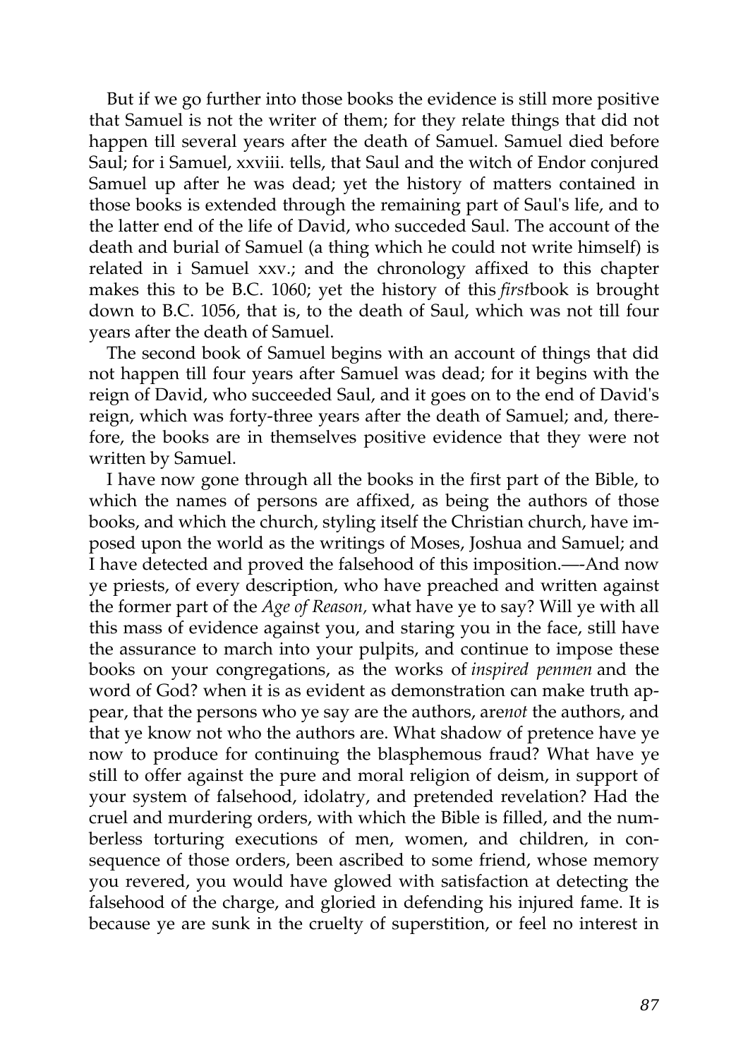But if we go further into those books the evidence is still more positive that Samuel is not the writer of them; for they relate things that did not happen till several years after the death of Samuel. Samuel died before Saul; for i Samuel, xxviii. tells, that Saul and the witch of Endor conjured Samuel up after he was dead; yet the history of matters contained in those books is extended through the remaining part of Saul's life, and to the latter end of the life of David, who succeded Saul. The account of the death and burial of Samuel (a thing which he could not write himself) is related in i Samuel xxv.; and the chronology affixed to this chapter makes this to be B.C. 1060; yet the history of this *first*book is brought down to B.C. 1056, that is, to the death of Saul, which was not till four years after the death of Samuel.

The second book of Samuel begins with an account of things that did not happen till four years after Samuel was dead; for it begins with the reign of David, who succeeded Saul, and it goes on to the end of David's reign, which was forty-three years after the death of Samuel; and, therefore, the books are in themselves positive evidence that they were not written by Samuel.

I have now gone through all the books in the first part of the Bible, to which the names of persons are affixed, as being the authors of those books, and which the church, styling itself the Christian church, have imposed upon the world as the writings of Moses, Joshua and Samuel; and I have detected and proved the falsehood of this imposition.—-And now ye priests, of every description, who have preached and written against the former part of the *Age of Reason*, what have ye to say? Will ye with all this mass of evidence against you, and staring you in the face, still have the assurance to march into your pulpits, and continue to impose these books on your congregations, as the works of *inspired penmen* and the word of God? when it is as evident as demonstration can make truth appear, that the persons who ye say are the authors, are*not* the authors, and that ye know not who the authors are. What shadow of pretence have ye now to produce for continuing the blasphemous fraud? What have ye still to offer against the pure and moral religion of deism, in support of your system of falsehood, idolatry, and pretended revelation? Had the cruel and murdering orders, with which the Bible is filled, and the numberless torturing executions of men, women, and children, in consequence of those orders, been ascribed to some friend, whose memory you revered, you would have glowed with satisfaction at detecting the falsehood of the charge, and gloried in defending his injured fame. It is because ye are sunk in the cruelty of superstition, or feel no interest in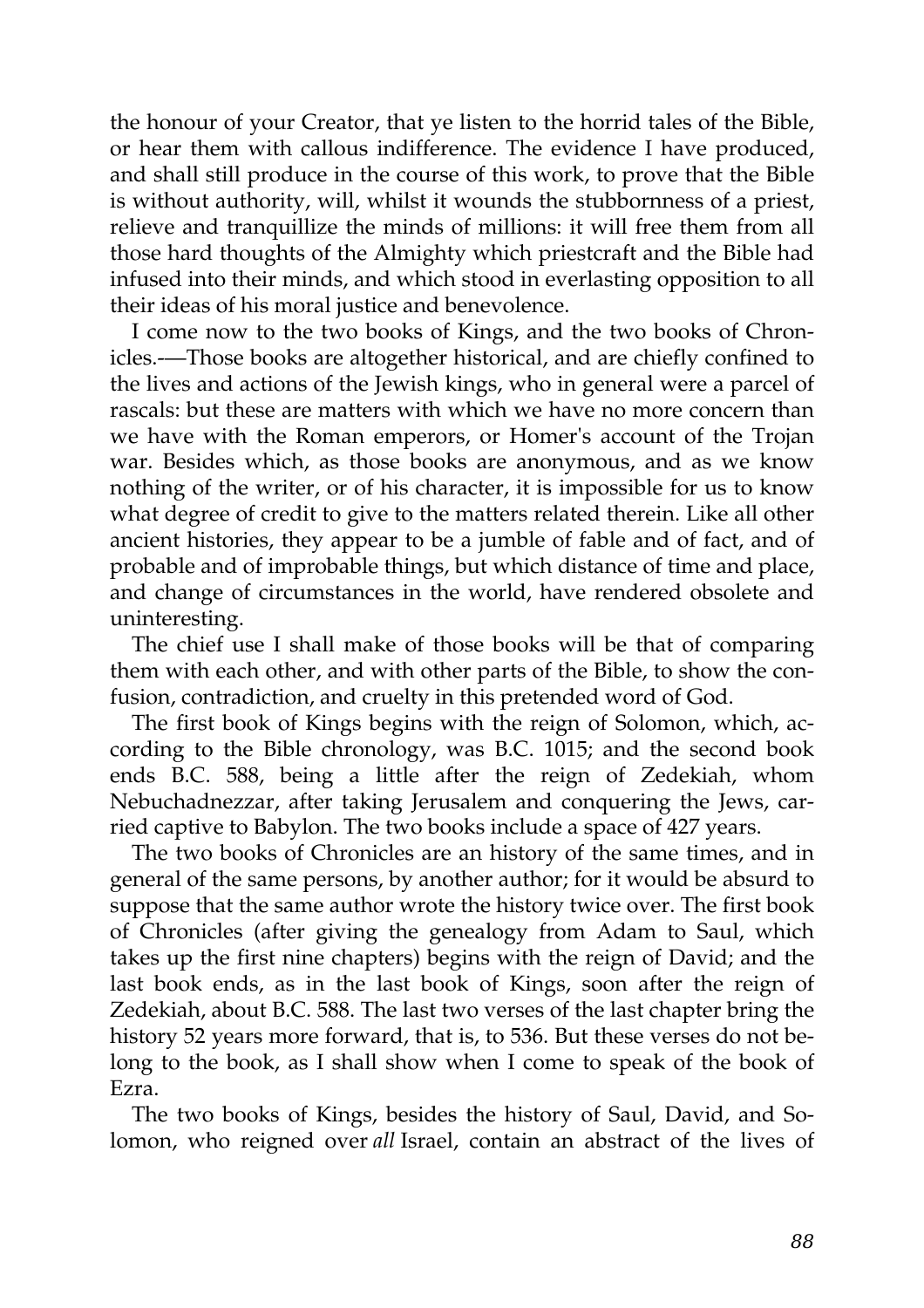the honour of your Creator, that ye listen to the horrid tales of the Bible, or hear them with callous indifference. The evidence I have produced, and shall still produce in the course of this work, to prove that the Bible is without authority, will, whilst it wounds the stubbornness of a priest, relieve and tranquillize the minds of millions: it will free them from all those hard thoughts of the Almighty which priestcraft and the Bible had infused into their minds, and which stood in everlasting opposition to all their ideas of his moral justice and benevolence.

I come now to the two books of Kings, and the two books of Chronicles.-—Those books are altogether historical, and are chiefly confined to the lives and actions of the Jewish kings, who in general were a parcel of rascals: but these are matters with which we have no more concern than we have with the Roman emperors, or Homer's account of the Trojan war. Besides which, as those books are anonymous, and as we know nothing of the writer, or of his character, it is impossible for us to know what degree of credit to give to the matters related therein. Like all other ancient histories, they appear to be a jumble of fable and of fact, and of probable and of improbable things, but which distance of time and place, and change of circumstances in the world, have rendered obsolete and uninteresting.

The chief use I shall make of those books will be that of comparing them with each other, and with other parts of the Bible, to show the confusion, contradiction, and cruelty in this pretended word of God.

The first book of Kings begins with the reign of Solomon, which, according to the Bible chronology, was B.C. 1015; and the second book ends B.C. 588, being a little after the reign of Zedekiah, whom Nebuchadnezzar, after taking Jerusalem and conquering the Jews, carried captive to Babylon. The two books include a space of 427 years.

The two books of Chronicles are an history of the same times, and in general of the same persons, by another author; for it would be absurd to suppose that the same author wrote the history twice over. The first book of Chronicles (after giving the genealogy from Adam to Saul, which takes up the first nine chapters) begins with the reign of David; and the last book ends, as in the last book of Kings, soon after the reign of Zedekiah, about B.C. 588. The last two verses of the last chapter bring the history 52 years more forward, that is, to 536. But these verses do not belong to the book, as I shall show when I come to speak of the book of Ezra.

The two books of Kings, besides the history of Saul, David, and Solomon, who reigned over *all* Israel, contain an abstract of the lives of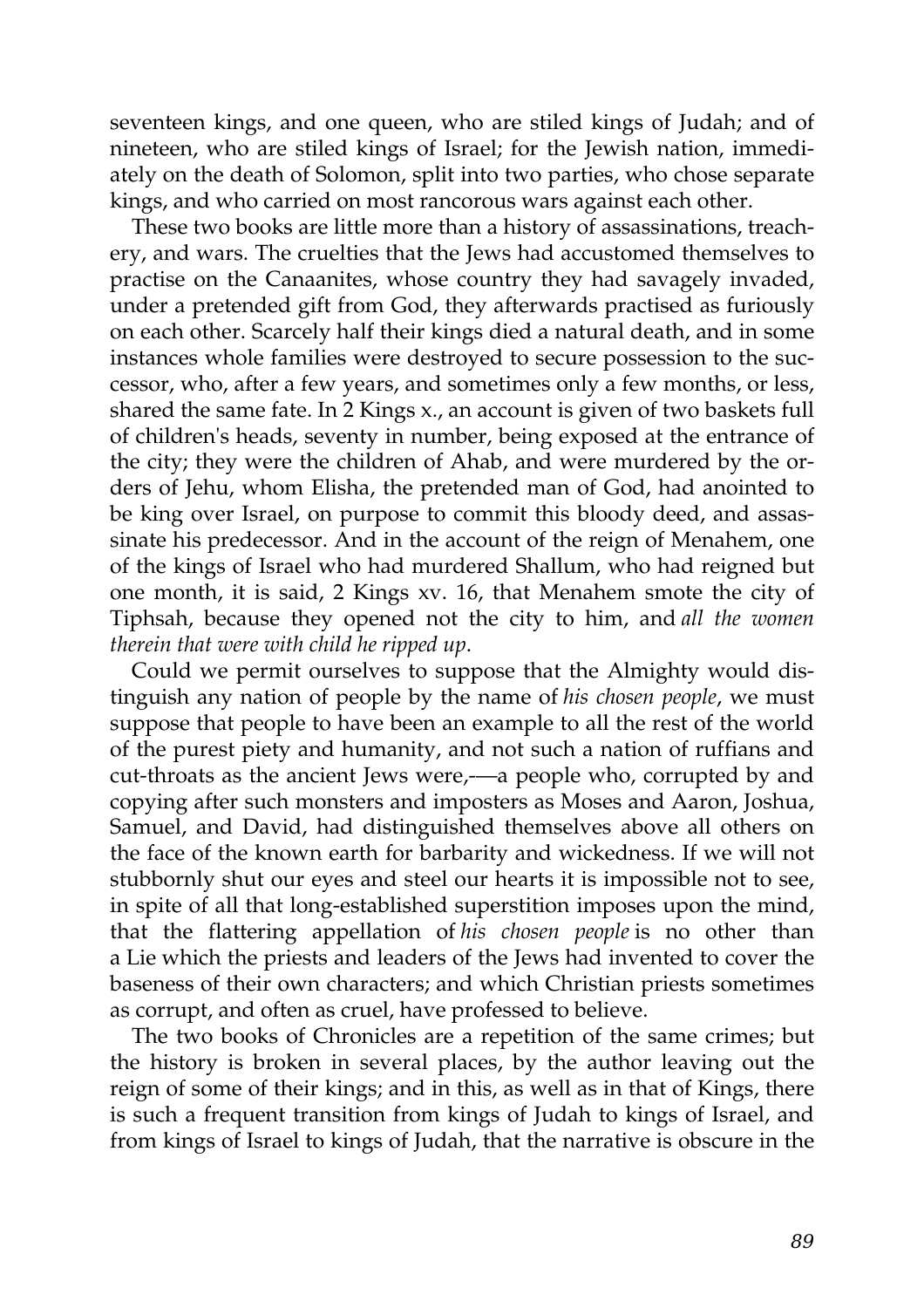seventeen kings, and one queen, who are stiled kings of Judah; and of nineteen, who are stiled kings of Israel; for the Jewish nation, immediately on the death of Solomon, split into two parties, who chose separate kings, and who carried on most rancorous wars against each other.

These two books are little more than a history of assassinations, treachery, and wars. The cruelties that the Jews had accustomed themselves to practise on the Canaanites, whose country they had savagely invaded, under a pretended gift from God, they afterwards practised as furiously on each other. Scarcely half their kings died a natural death, and in some instances whole families were destroyed to secure possession to the successor, who, after a few years, and sometimes only a few months, or less, shared the same fate. In 2 Kings x., an account is given of two baskets full of children's heads, seventy in number, being exposed at the entrance of the city; they were the children of Ahab, and were murdered by the orders of Jehu, whom Elisha, the pretended man of God, had anointed to be king over Israel, on purpose to commit this bloody deed, and assassinate his predecessor. And in the account of the reign of Menahem, one of the kings of Israel who had murdered Shallum, who had reigned but one month, it is said, 2 Kings xv. 16, that Menahem smote the city of Tiphsah, because they opened not the city to him, and *all the women therein that were with child he ripped up*.

Could we permit ourselves to suppose that the Almighty would distinguish any nation of people by the name of *his chosen people*, we must suppose that people to have been an example to all the rest of the world of the purest piety and humanity, and not such a nation of ruffians and cut-throats as the ancient Jews were,—a people who, corrupted by and copying after such monsters and imposters as Moses and Aaron, Joshua, Samuel, and David, had distinguished themselves above all others on the face of the known earth for barbarity and wickedness. If we will not stubbornly shut our eyes and steel our hearts it is impossible not to see, in spite of all that long-established superstition imposes upon the mind, that the flattering appellation of *his chosen people* is no other than a Lie which the priests and leaders of the Jews had invented to cover the baseness of their own characters; and which Christian priests sometimes as corrupt, and often as cruel, have professed to believe.

The two books of Chronicles are a repetition of the same crimes; but the history is broken in several places, by the author leaving out the reign of some of their kings; and in this, as well as in that of Kings, there is such a frequent transition from kings of Judah to kings of Israel, and from kings of Israel to kings of Judah, that the narrative is obscure in the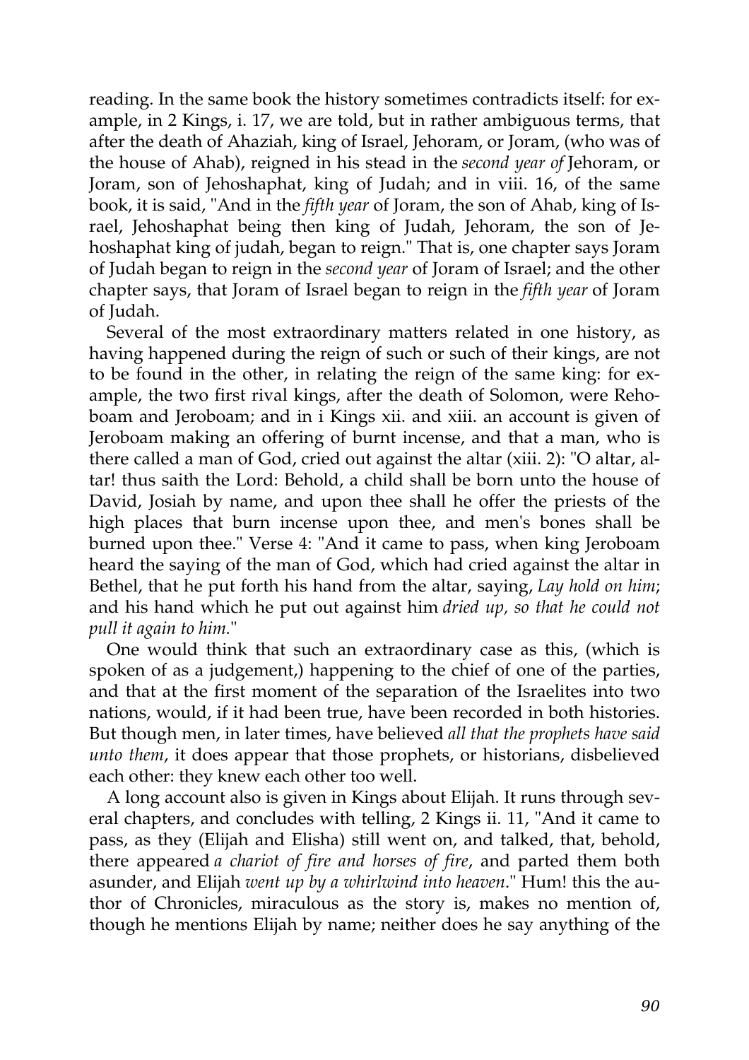reading. In the same book the history sometimes contradicts itself: for example, in 2 Kings, i. 17, we are told, but in rather ambiguous terms, that after the death of Ahaziah, king of Israel, Jehoram, or Joram, (who was of the house of Ahab), reigned in his stead in the *second year of* Jehoram, or Joram, son of Jehoshaphat, king of Judah; and in viii. 16, of the same book, it is said, "And in the *fifth year* of Joram, the son of Ahab, king of Israel, Jehoshaphat being then king of Judah, Jehoram, the son of Jehoshaphat king of judah, began to reign." That is, one chapter says Joram of Judah began to reign in the *second year* of Joram of Israel; and the other chapter says, that Joram of Israel began to reign in the *fifth year* of Joram of Judah.

Several of the most extraordinary matters related in one history, as having happened during the reign of such or such of their kings, are not to be found in the other, in relating the reign of the same king: for example, the two first rival kings, after the death of Solomon, were Rehoboam and Jeroboam; and in i Kings xii. and xiii. an account is given of Jeroboam making an offering of burnt incense, and that a man, who is there called a man of God, cried out against the altar (xiii. 2): "O altar, altar! thus saith the Lord: Behold, a child shall be born unto the house of David, Josiah by name, and upon thee shall he offer the priests of the high places that burn incense upon thee, and men's bones shall be burned upon thee." Verse 4: "And it came to pass, when king Jeroboam heard the saying of the man of God, which had cried against the altar in Bethel, that he put forth his hand from the altar, saying, *Lay hold on him*; and his hand which he put out against him *dried up, so that he could not pull it again to him.*"

One would think that such an extraordinary case as this, (which is spoken of as a judgement,) happening to the chief of one of the parties, and that at the first moment of the separation of the Israelites into two nations, would, if it had been true, have been recorded in both histories. But though men, in later times, have believed *all that the prophets have said unto them*, it does appear that those prophets, or historians, disbelieved each other: they knew each other too well.

A long account also is given in Kings about Elijah. It runs through several chapters, and concludes with telling, 2 Kings ii. 11, "And it came to pass, as they (Elijah and Elisha) still went on, and talked, that, behold, there appeared *a chariot of fire and horses of fire*, and parted them both asunder, and Elijah *went up by a whirlwind into heaven*." Hum! this the author of Chronicles, miraculous as the story is, makes no mention of, though he mentions Elijah by name; neither does he say anything of the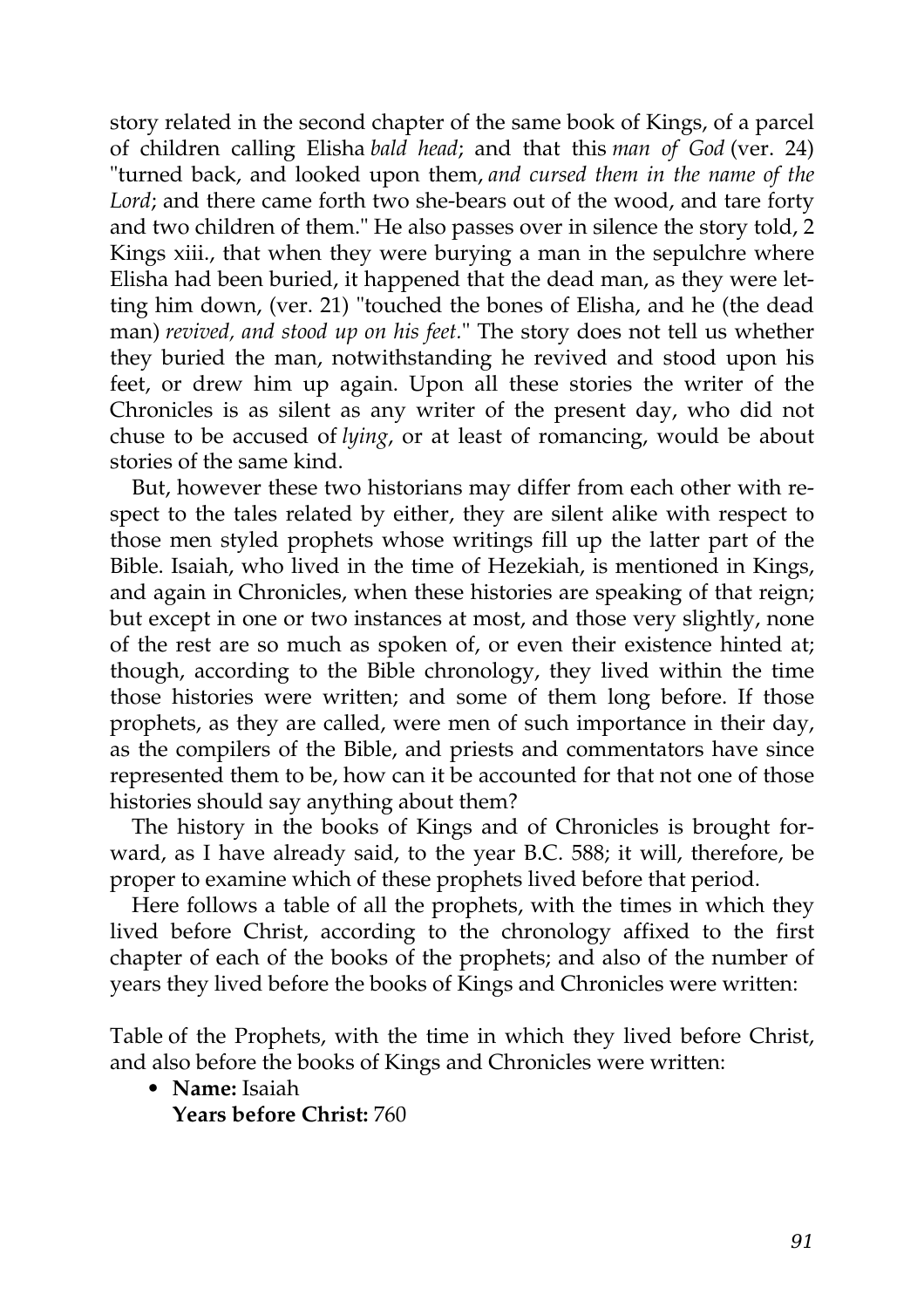story related in the second chapter of the same book of Kings, of a parcel of children calling Elisha *bald head*; and that this *man of God* (ver. 24) "turned back, and looked upon them, *and cursed them in the name of the Lord*; and there came forth two she-bears out of the wood, and tare forty and two children of them." He also passes over in silence the story told, 2 Kings xiii., that when they were burying a man in the sepulchre where Elisha had been buried, it happened that the dead man, as they were letting him down, (ver. 21) "touched the bones of Elisha, and he (the dead man) *revived, and stood up on his feet.*" The story does not tell us whether they buried the man, notwithstanding he revived and stood upon his feet, or drew him up again. Upon all these stories the writer of the Chronicles is as silent as any writer of the present day, who did not chuse to be accused of *lying*, or at least of romancing, would be about stories of the same kind.

But, however these two historians may differ from each other with respect to the tales related by either, they are silent alike with respect to those men styled prophets whose writings fill up the latter part of the Bible. Isaiah, who lived in the time of Hezekiah, is mentioned in Kings, and again in Chronicles, when these histories are speaking of that reign; but except in one or two instances at most, and those very slightly, none of the rest are so much as spoken of, or even their existence hinted at; though, according to the Bible chronology, they lived within the time those histories were written; and some of them long before. If those prophets, as they are called, were men of such importance in their day, as the compilers of the Bible, and priests and commentators have since represented them to be, how can it be accounted for that not one of those histories should say anything about them?

The history in the books of Kings and of Chronicles is brought forward, as I have already said, to the year B.C. 588; it will, therefore, be proper to examine which of these prophets lived before that period.

Here follows a table of all the prophets, with the times in which they lived before Christ, according to the chronology affixed to the first chapter of each of the books of the prophets; and also of the number of years they lived before the books of Kings and Chronicles were written:

Table of the Prophets, with the time in which they lived before Christ, and also before the books of Kings and Chronicles were written:

- **Name:** Isaiah
  **Years before Christ:** 760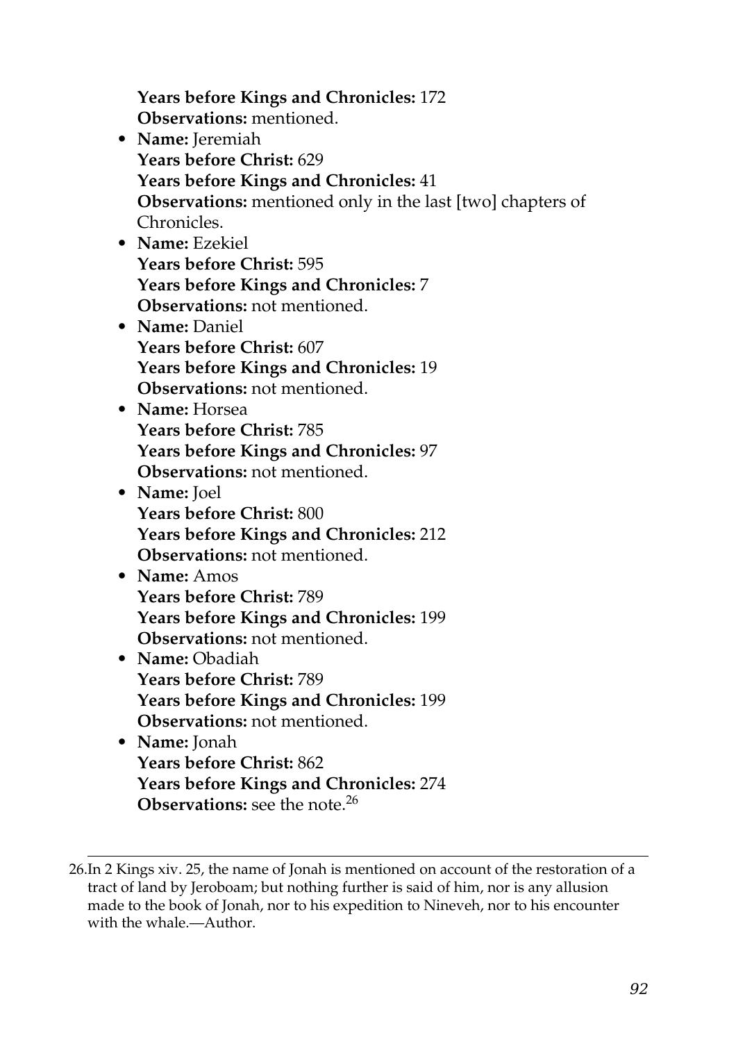**Years before Kings and Chronicles:** 172
**Observations:** mentioned.

- **Name:** Jeremiah
  **Years before Christ:** 629
  **Years before Kings and Chronicles:** 41
  **Observations:** mentioned only in the last [two] chapters of Chronicles.
- **Name:** Ezekiel
  **Years before Christ:** 595
  **Years before Kings and Chronicles:** 7
  **Observations:** not mentioned.
- **Name:** Daniel
  **Years before Christ:** 607
  **Years before Kings and Chronicles:** 19
  **Observations:** not mentioned.
- **Name:** Horsea
  **Years before Christ:** 785
  **Years before Kings and Chronicles:** 97
  **Observations:** not mentioned.
- **Name:** Joel
  **Years before Christ:** 800
  **Years before Kings and Chronicles:** 212
  **Observations:** not mentioned.
- **Name:** Amos
  **Years before Christ:** 789
  **Years before Kings and Chronicles:** 199
  **Observations:** not mentioned.
- **Name:** Obadiah
  **Years before Christ:** 789
  **Years before Kings and Chronicles:** 199
  **Observations:** not mentioned.
- **Name:** Jonah
  **Years before Christ:** 862
  **Years before Kings and Chronicles:** 274
  **Observations:** see the note.[26]

---

26. In 2 Kings xiv. 25, the name of Jonah is mentioned on account of the restoration of a tract of land by Jeroboam; but nothing further is said of him, nor is any allusion made to the book of Jonah, nor to his expedition to Nineveh, nor to his encounter with the whale.—Author.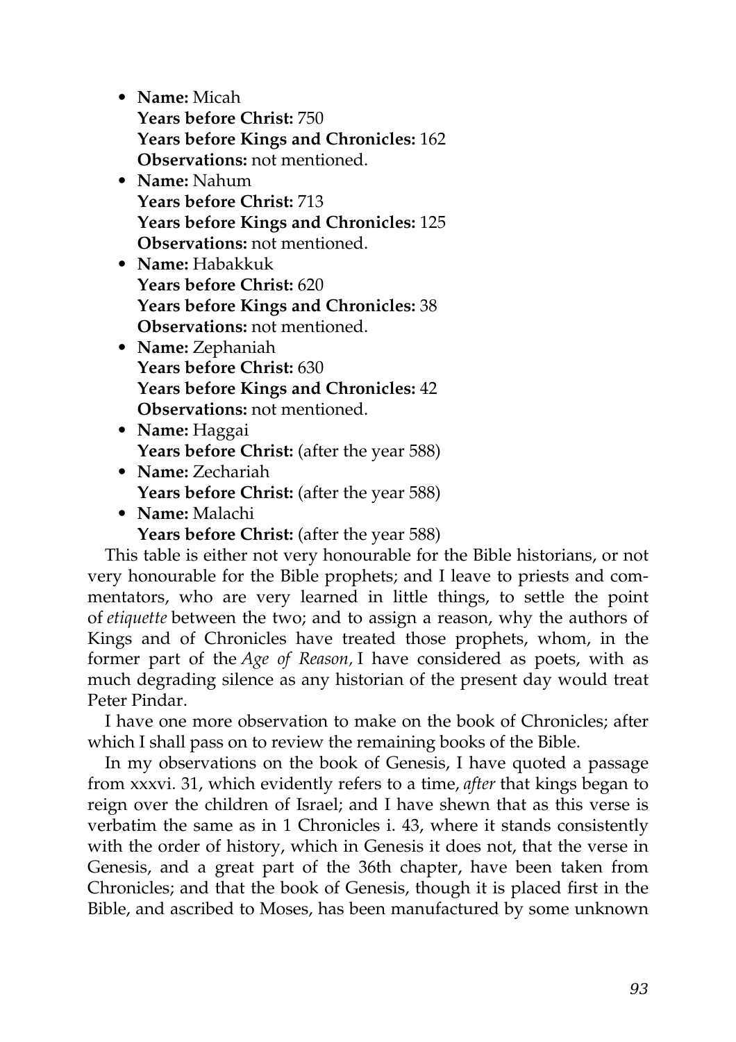- **Name:** Micah
  **Years before Christ:** 750
  **Years before Kings and Chronicles:** 162
  **Observations:** not mentioned.
- **Name:** Nahum
  **Years before Christ:** 713
  **Years before Kings and Chronicles:** 125
  **Observations:** not mentioned.
- **Name:** Habakkuk
  **Years before Christ:** 620
  **Years before Kings and Chronicles:** 38
  **Observations:** not mentioned.
- **Name:** Zephaniah
  **Years before Christ:** 630
  **Years before Kings and Chronicles:** 42
  **Observations:** not mentioned.
- **Name:** Haggai
  **Years before Christ:** (after the year 588)
- **Name:** Zechariah
  **Years before Christ:** (after the year 588)
- **Name:** Malachi
  **Years before Christ:** (after the year 588)

This table is either not very honourable for the Bible historians, or not very honourable for the Bible prophets; and I leave to priests and commentators, who are very learned in little things, to settle the point of *etiquette* between the two; and to assign a reason, why the authors of Kings and of Chronicles have treated those prophets, whom, in the former part of the *Age of Reason,* I have considered as poets, with as much degrading silence as any historian of the present day would treat Peter Pindar.

I have one more observation to make on the book of Chronicles; after which I shall pass on to review the remaining books of the Bible.

In my observations on the book of Genesis, I have quoted a passage from xxxvi. 31, which evidently refers to a time, *after* that kings began to reign over the children of Israel; and I have shewn that as this verse is verbatim the same as in 1 Chronicles i. 43, where it stands consistently with the order of history, which in Genesis it does not, that the verse in Genesis, and a great part of the 36th chapter, have been taken from Chronicles; and that the book of Genesis, though it is placed first in the Bible, and ascribed to Moses, has been manufactured by some unknown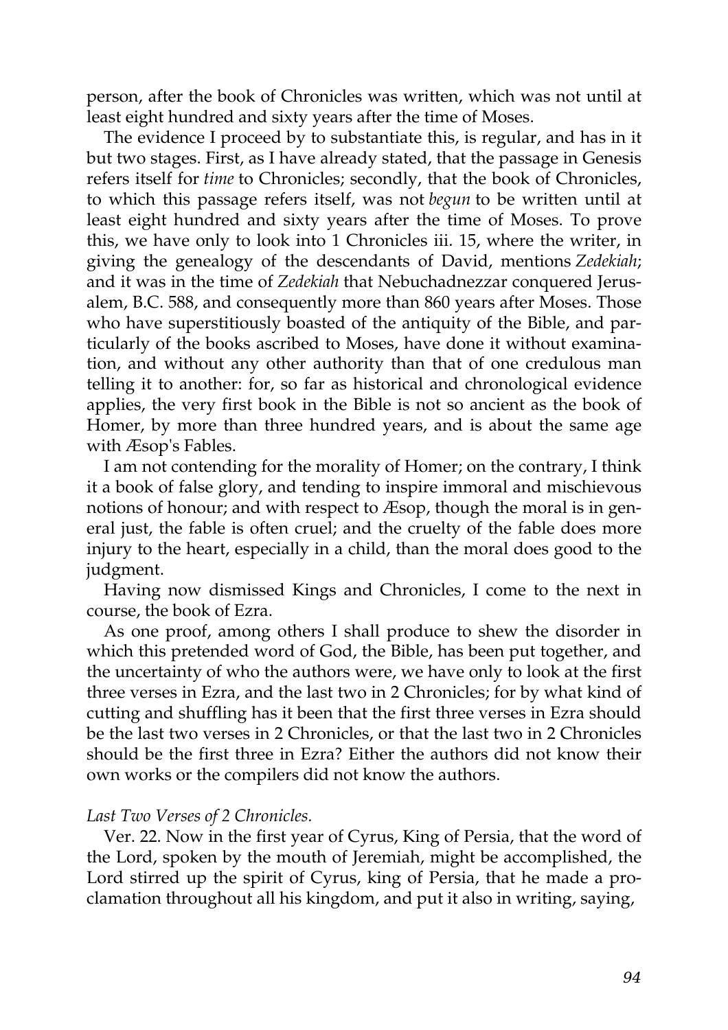person, after the book of Chronicles was written, which was not until at least eight hundred and sixty years after the time of Moses.

The evidence I proceed by to substantiate this, is regular, and has in it but two stages. First, as I have already stated, that the passage in Genesis refers itself for *time* to Chronicles; secondly, that the book of Chronicles, to which this passage refers itself, was not *begun* to be written until at least eight hundred and sixty years after the time of Moses. To prove this, we have only to look into 1 Chronicles iii. 15, where the writer, in giving the genealogy of the descendants of David, mentions *Zedekiah*; and it was in the time of *Zedekiah* that Nebuchadnezzar conquered Jerusalem, B.C. 588, and consequently more than 860 years after Moses. Those who have superstitiously boasted of the antiquity of the Bible, and particularly of the books ascribed to Moses, have done it without examination, and without any other authority than that of one credulous man telling it to another: for, so far as historical and chronological evidence applies, the very first book in the Bible is not so ancient as the book of Homer, by more than three hundred years, and is about the same age with Æsop's Fables.

I am not contending for the morality of Homer; on the contrary, I think it a book of false glory, and tending to inspire immoral and mischievous notions of honour; and with respect to Æsop, though the moral is in general just, the fable is often cruel; and the cruelty of the fable does more injury to the heart, especially in a child, than the moral does good to the judgment.

Having now dismissed Kings and Chronicles, I come to the next in course, the book of Ezra.

As one proof, among others I shall produce to shew the disorder in which this pretended word of God, the Bible, has been put together, and the uncertainty of who the authors were, we have only to look at the first three verses in Ezra, and the last two in 2 Chronicles; for by what kind of cutting and shuffling has it been that the first three verses in Ezra should be the last two verses in 2 Chronicles, or that the last two in 2 Chronicles should be the first three in Ezra? Either the authors did not know their own works or the compilers did not know the authors.

*Last Two Verses of 2 Chronicles.*

Ver. 22. Now in the first year of Cyrus, King of Persia, that the word of the Lord, spoken by the mouth of Jeremiah, might be accomplished, the Lord stirred up the spirit of Cyrus, king of Persia, that he made a proclamation throughout all his kingdom, and put it also in writing, saying,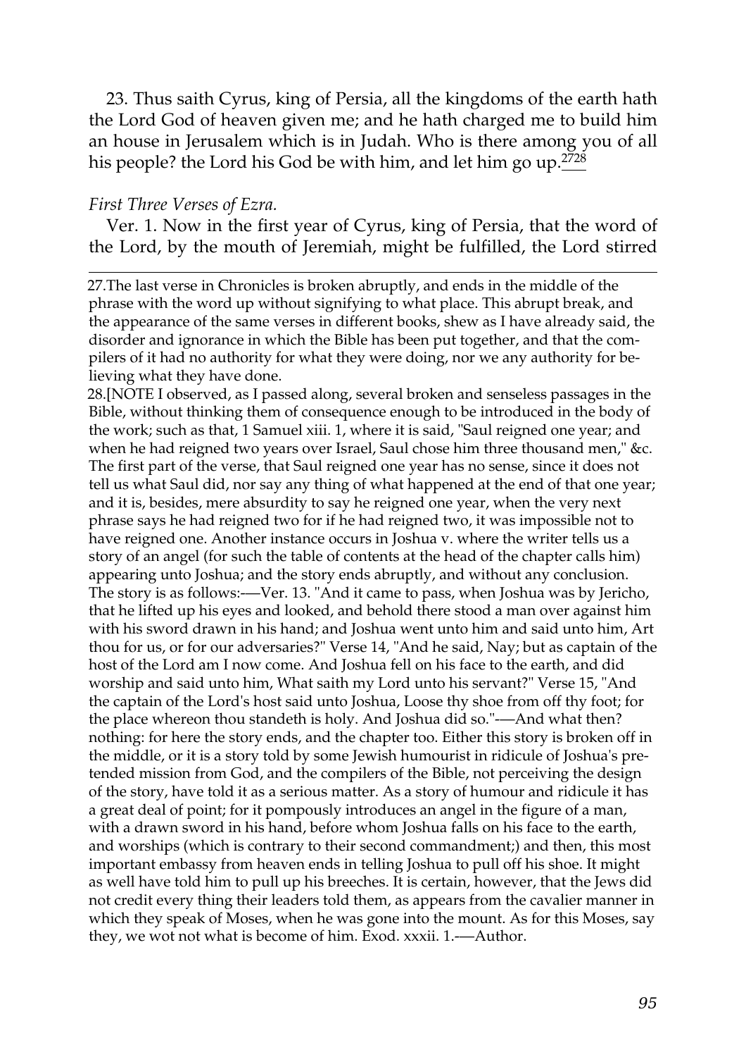23. Thus saith Cyrus, king of Persia, all the kingdoms of the earth hath the Lord God of heaven given me; and he hath charged me to build him an house in Jerusalem which is in Judah. Who is there among you of all his people? the Lord his God be with him, and let him go up.[27][28]

*First Three Verses of Ezra.*

Ver. 1. Now in the first year of Cyrus, king of Persia, that the word of the Lord, by the mouth of Jeremiah, might be fulfilled, the Lord stirred

---

27.The last verse in Chronicles is broken abruptly, and ends in the middle of the phrase with the word up without signifying to what place. This abrupt break, and the appearance of the same verses in different books, shew as I have already said, the disorder and ignorance in which the Bible has been put together, and that the compilers of it had no authority for what they were doing, nor we any authority for believing what they have done.

28.[NOTE I observed, as I passed along, several broken and senseless passages in the Bible, without thinking them of consequence enough to be introduced in the body of the work; such as that, 1 Samuel xiii. 1, where it is said, "Saul reigned one year; and when he had reigned two years over Israel, Saul chose him three thousand men," &c. The first part of the verse, that Saul reigned one year has no sense, since it does not tell us what Saul did, nor say any thing of what happened at the end of that one year; and it is, besides, mere absurdity to say he reigned one year, when the very next phrase says he had reigned two for if he had reigned two, it was impossible not to have reigned one. Another instance occurs in Joshua v. where the writer tells us a story of an angel (for such the table of contents at the head of the chapter calls him) appearing unto Joshua; and the story ends abruptly, and without any conclusion. The story is as follows:-—Ver. 13. "And it came to pass, when Joshua was by Jericho, that he lifted up his eyes and looked, and behold there stood a man over against him with his sword drawn in his hand; and Joshua went unto him and said unto him, Art thou for us, or for our adversaries?" Verse 14, "And he said, Nay; but as captain of the host of the Lord am I now come. And Joshua fell on his face to the earth, and did worship and said unto him, What saith my Lord unto his servant?" Verse 15, "And the captain of the Lord's host said unto Joshua, Loose thy shoe from off thy foot; for the place whereon thou standeth is holy. And Joshua did so."-—And what then? nothing: for here the story ends, and the chapter too. Either this story is broken off in the middle, or it is a story told by some Jewish humourist in ridicule of Joshua's pretended mission from God, and the compilers of the Bible, not perceiving the design of the story, have told it as a serious matter. As a story of humour and ridicule it has a great deal of point; for it pompously introduces an angel in the figure of a man, with a drawn sword in his hand, before whom Joshua falls on his face to the earth, and worships (which is contrary to their second commandment;) and then, this most important embassy from heaven ends in telling Joshua to pull off his shoe. It might as well have told him to pull up his breeches. It is certain, however, that the Jews did not credit every thing their leaders told them, as appears from the cavalier manner in which they speak of Moses, when he was gone into the mount. As for this Moses, say they, we wot not what is become of him. Exod. xxxii. 1.-—Author.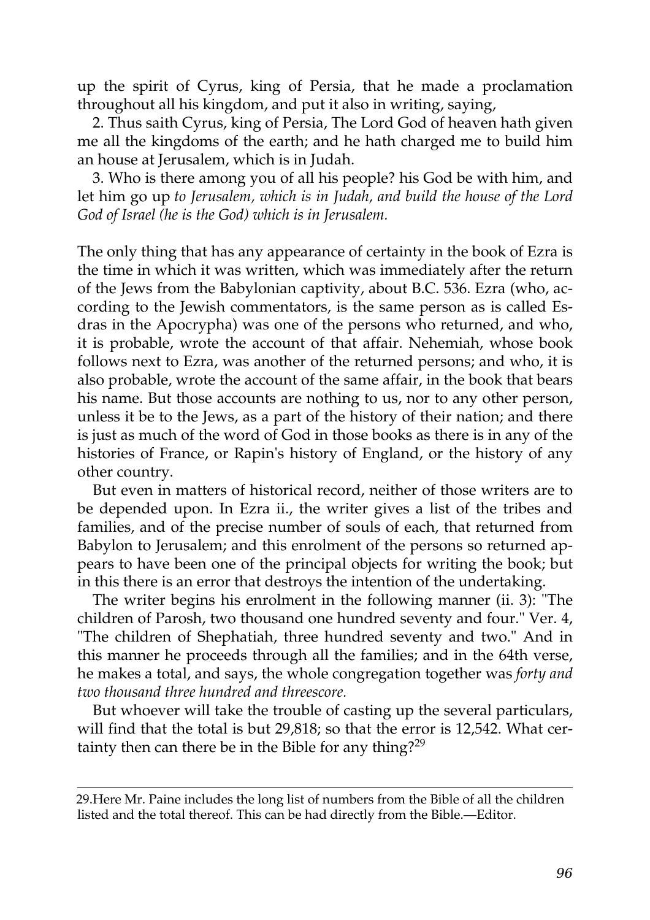up the spirit of Cyrus, king of Persia, that he made a proclamation throughout all his kingdom, and put it also in writing, saying,

2. Thus saith Cyrus, king of Persia, The Lord God of heaven hath given me all the kingdoms of the earth; and he hath charged me to build him an house at Jerusalem, which is in Judah.

3. Who is there among you of all his people? his God be with him, and let him go up *to Jerusalem, which is in Judah, and build the house of the Lord God of Israel (he is the God) which is in Jerusalem.*

The only thing that has any appearance of certainty in the book of Ezra is the time in which it was written, which was immediately after the return of the Jews from the Babylonian captivity, about B.C. 536. Ezra (who, according to the Jewish commentators, is the same person as is called Esdras in the Apocrypha) was one of the persons who returned, and who, it is probable, wrote the account of that affair. Nehemiah, whose book follows next to Ezra, was another of the returned persons; and who, it is also probable, wrote the account of the same affair, in the book that bears his name. But those accounts are nothing to us, nor to any other person, unless it be to the Jews, as a part of the history of their nation; and there is just as much of the word of God in those books as there is in any of the histories of France, or Rapin's history of England, or the history of any other country.

But even in matters of historical record, neither of those writers are to be depended upon. In Ezra ii., the writer gives a list of the tribes and families, and of the precise number of souls of each, that returned from Babylon to Jerusalem; and this enrolment of the persons so returned appears to have been one of the principal objects for writing the book; but in this there is an error that destroys the intention of the undertaking.

The writer begins his enrolment in the following manner (ii. 3): "The children of Parosh, two thousand one hundred seventy and four." Ver. 4, "The children of Shephatiah, three hundred seventy and two." And in this manner he proceeds through all the families; and in the 64th verse, he makes a total, and says, the whole congregation together was *forty and two thousand three hundred and threescore.*

But whoever will take the trouble of casting up the several particulars, will find that the total is but 29,818; so that the error is 12,542. What certainty then can there be in the Bible for any thing?[29]

---

29. Here Mr. Paine includes the long list of numbers from the Bible of all the children listed and the total thereof. This can be had directly from the Bible.—Editor.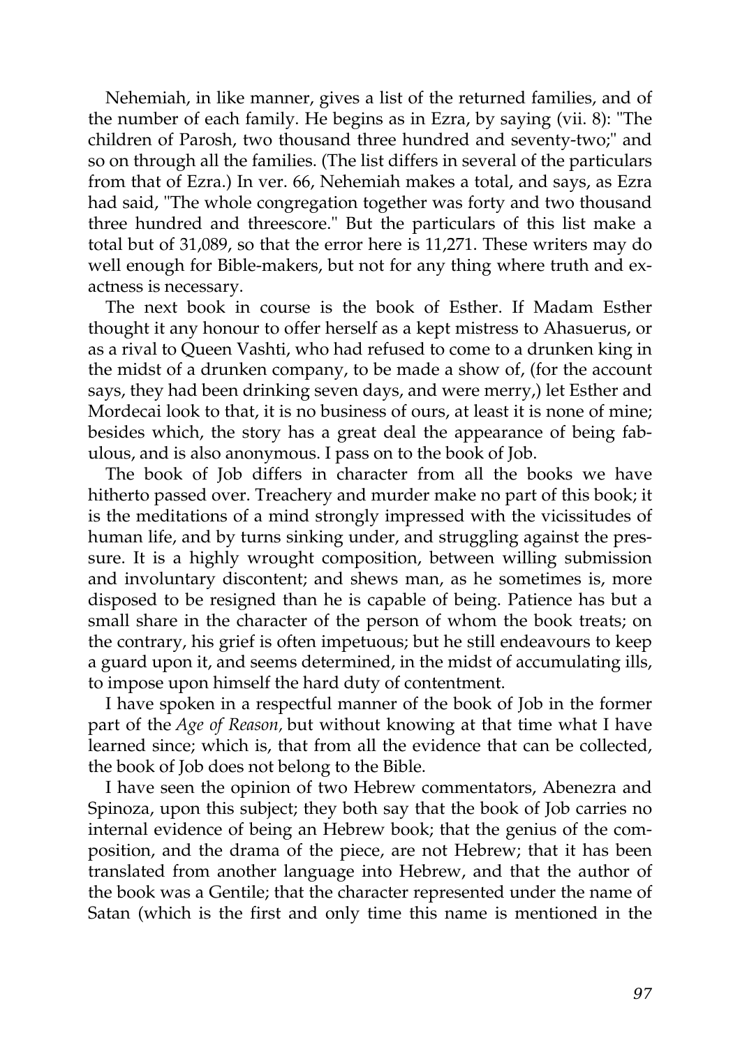Nehemiah, in like manner, gives a list of the returned families, and of the number of each family. He begins as in Ezra, by saying (vii. 8): "The children of Parosh, two thousand three hundred and seventy-two;" and so on through all the families. (The list differs in several of the particulars from that of Ezra.) In ver. 66, Nehemiah makes a total, and says, as Ezra had said, "The whole congregation together was forty and two thousand three hundred and threescore." But the particulars of this list make a total but of 31,089, so that the error here is 11,271. These writers may do well enough for Bible-makers, but not for any thing where truth and exactness is necessary.

The next book in course is the book of Esther. If Madam Esther thought it any honour to offer herself as a kept mistress to Ahasuerus, or as a rival to Queen Vashti, who had refused to come to a drunken king in the midst of a drunken company, to be made a show of, (for the account says, they had been drinking seven days, and were merry,) let Esther and Mordecai look to that, it is no business of ours, at least it is none of mine; besides which, the story has a great deal the appearance of being fabulous, and is also anonymous. I pass on to the book of Job.

The book of Job differs in character from all the books we have hitherto passed over. Treachery and murder make no part of this book; it is the meditations of a mind strongly impressed with the vicissitudes of human life, and by turns sinking under, and struggling against the pressure. It is a highly wrought composition, between willing submission and involuntary discontent; and shews man, as he sometimes is, more disposed to be resigned than he is capable of being. Patience has but a small share in the character of the person of whom the book treats; on the contrary, his grief is often impetuous; but he still endeavours to keep a guard upon it, and seems determined, in the midst of accumulating ills, to impose upon himself the hard duty of contentment.

I have spoken in a respectful manner of the book of Job in the former part of the *Age of Reason,* but without knowing at that time what I have learned since; which is, that from all the evidence that can be collected, the book of Job does not belong to the Bible.

I have seen the opinion of two Hebrew commentators, Abenezra and Spinoza, upon this subject; they both say that the book of Job carries no internal evidence of being an Hebrew book; that the genius of the composition, and the drama of the piece, are not Hebrew; that it has been translated from another language into Hebrew, and that the author of the book was a Gentile; that the character represented under the name of Satan (which is the first and only time this name is mentioned in the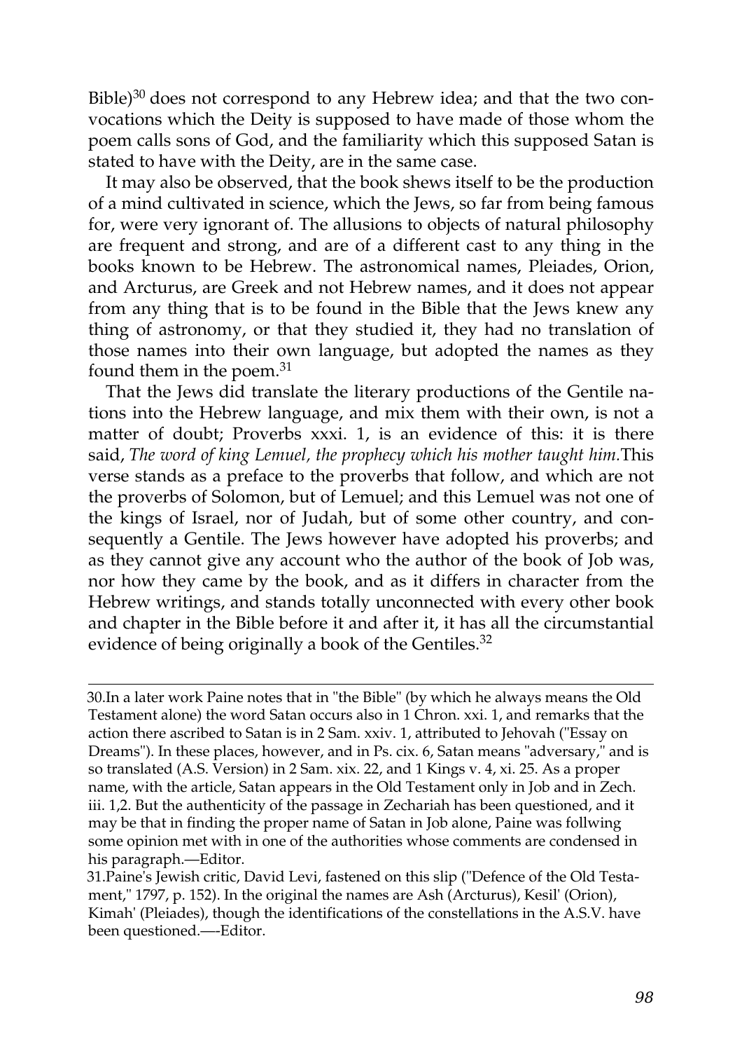Bible)[30] does not correspond to any Hebrew idea; and that the two convocations which the Deity is supposed to have made of those whom the poem calls sons of God, and the familiarity which this supposed Satan is stated to have with the Deity, are in the same case.

It may also be observed, that the book shews itself to be the production of a mind cultivated in science, which the Jews, so far from being famous for, were very ignorant of. The allusions to objects of natural philosophy are frequent and strong, and are of a different cast to any thing in the books known to be Hebrew. The astronomical names, Pleiades, Orion, and Arcturus, are Greek and not Hebrew names, and it does not appear from any thing that is to be found in the Bible that the Jews knew any thing of astronomy, or that they studied it, they had no translation of those names into their own language, but adopted the names as they found them in the poem.[31]

That the Jews did translate the literary productions of the Gentile nations into the Hebrew language, and mix them with their own, is not a matter of doubt; Proverbs xxxi. 1, is an evidence of this: it is there said, *The word of king Lemuel, the prophecy which his mother taught him.*This verse stands as a preface to the proverbs that follow, and which are not the proverbs of Solomon, but of Lemuel; and this Lemuel was not one of the kings of Israel, nor of Judah, but of some other country, and consequently a Gentile. The Jews however have adopted his proverbs; and as they cannot give any account who the author of the book of Job was, nor how they came by the book, and as it differs in character from the Hebrew writings, and stands totally unconnected with every other book and chapter in the Bible before it and after it, it has all the circumstantial evidence of being originally a book of the Gentiles.[32]

---

30.In a later work Paine notes that in "the Bible" (by which he always means the Old Testament alone) the word Satan occurs also in 1 Chron. xxi. 1, and remarks that the action there ascribed to Satan is in 2 Sam. xxiv. 1, attributed to Jehovah ("Essay on Dreams"). In these places, however, and in Ps. cix. 6, Satan means "adversary," and is so translated (A.S. Version) in 2 Sam. xix. 22, and 1 Kings v. 4, xi. 25. As a proper name, with the article, Satan appears in the Old Testament only in Job and in Zech. iii. 1,2. But the authenticity of the passage in Zechariah has been questioned, and it may be that in finding the proper name of Satan in Job alone, Paine was follwing some opinion met with in one of the authorities whose comments are condensed in his paragraph.—Editor.

31.Paine's Jewish critic, David Levi, fastened on this slip ("Defence of the Old Testament," 1797, p. 152). In the original the names are Ash (Arcturus), Kesil' (Orion), Kimah' (Pleiades), though the identifications of the constellations in the A.S.V. have been questioned.—-Editor.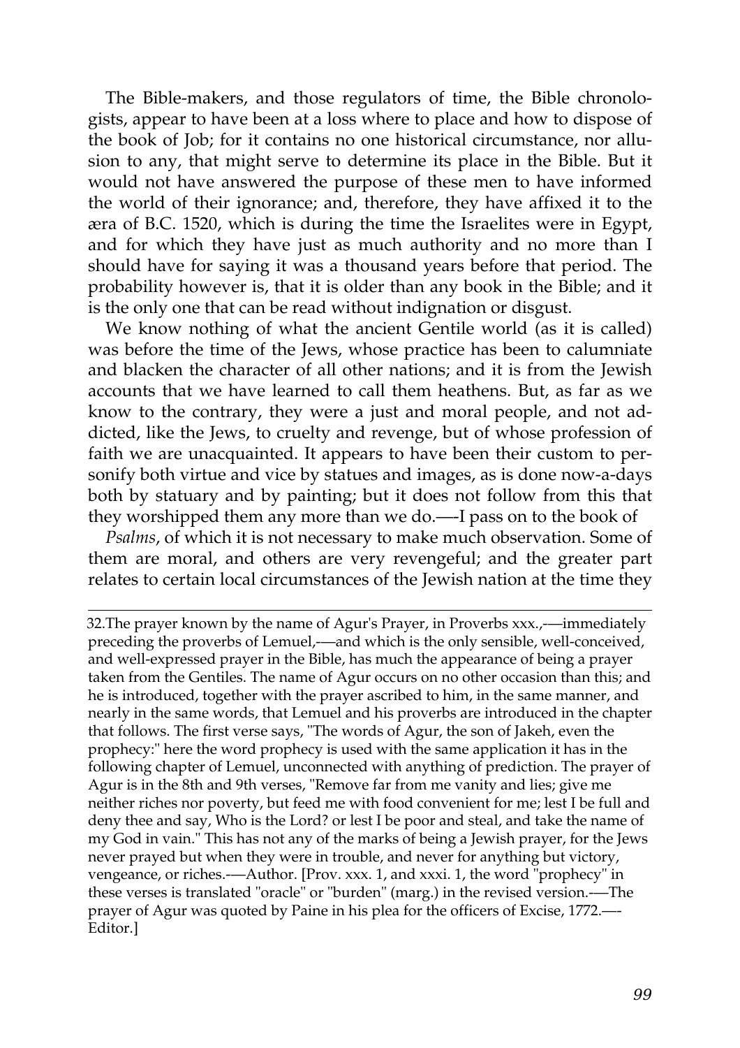The Bible-makers, and those regulators of time, the Bible chronologists, appear to have been at a loss where to place and how to dispose of the book of Job; for it contains no one historical circumstance, nor allusion to any, that might serve to determine its place in the Bible. But it would not have answered the purpose of these men to have informed the world of their ignorance; and, therefore, they have affixed it to the æra of B.C. 1520, which is during the time the Israelites were in Egypt, and for which they have just as much authority and no more than I should have for saying it was a thousand years before that period. The probability however is, that it is older than any book in the Bible; and it is the only one that can be read without indignation or disgust.

We know nothing of what the ancient Gentile world (as it is called) was before the time of the Jews, whose practice has been to calumniate and blacken the character of all other nations; and it is from the Jewish accounts that we have learned to call them heathens. But, as far as we know to the contrary, they were a just and moral people, and not addicted, like the Jews, to cruelty and revenge, but of whose profession of faith we are unacquainted. It appears to have been their custom to personify both virtue and vice by statues and images, as is done now-a-days both by statuary and by painting; but it does not follow from this that they worshipped them any more than we do.—-I pass on to the book of

*Psalms*, of which it is not necessary to make much observation. Some of them are moral, and others are very revengeful; and the greater part relates to certain local circumstances of the Jewish nation at the time they

---

32.The prayer known by the name of Agur's Prayer, in Proverbs xxx.,-—immediately preceding the proverbs of Lemuel,-—and which is the only sensible, well-conceived, and well-expressed prayer in the Bible, has much the appearance of being a prayer taken from the Gentiles. The name of Agur occurs on no other occasion than this; and he is introduced, together with the prayer ascribed to him, in the same manner, and nearly in the same words, that Lemuel and his proverbs are introduced in the chapter that follows. The first verse says, "The words of Agur, the son of Jakeh, even the prophecy:" here the word prophecy is used with the same application it has in the following chapter of Lemuel, unconnected with anything of prediction. The prayer of Agur is in the 8th and 9th verses, "Remove far from me vanity and lies; give me neither riches nor poverty, but feed me with food convenient for me; lest I be full and deny thee and say, Who is the Lord? or lest I be poor and steal, and take the name of my God in vain." This has not any of the marks of being a Jewish prayer, for the Jews never prayed but when they were in trouble, and never for anything but victory, vengeance, or riches.-—Author. [Prov. xxx. 1, and xxxi. 1, the word "prophecy" in these verses is translated "oracle" or "burden" (marg.) in the revised version.-—The prayer of Agur was quoted by Paine in his plea for the officers of Excise, 1772.—-Editor.]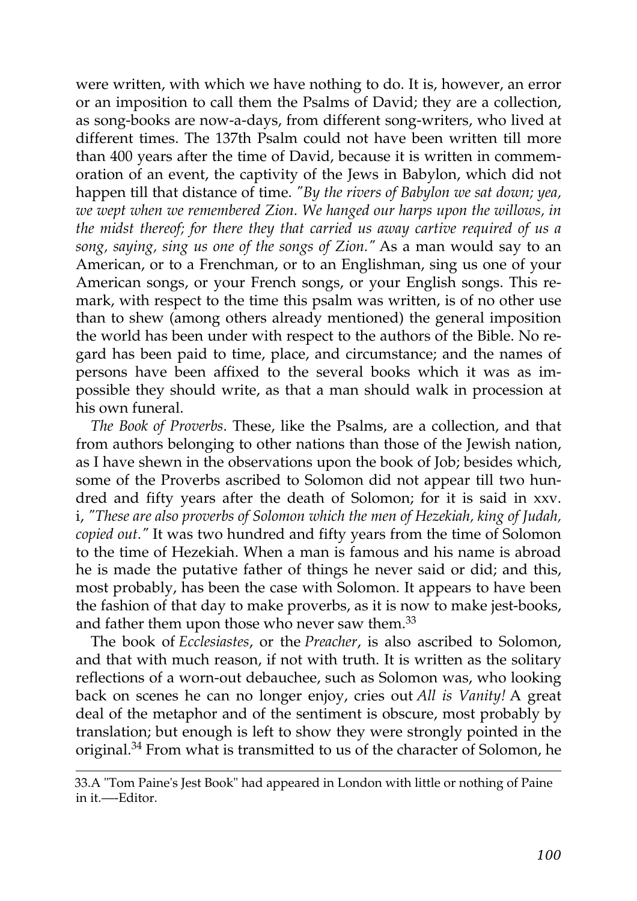were written, with which we have nothing to do. It is, however, an error or an imposition to call them the Psalms of David; they are a collection, as song-books are now-a-days, from different song-writers, who lived at different times. The 137th Psalm could not have been written till more than 400 years after the time of David, because it is written in commemoration of an event, the captivity of the Jews in Babylon, which did not happen till that distance of time. *"By the rivers of Babylon we sat down; yea, we wept when we remembered Zion. We hanged our harps upon the willows, in the midst thereof; for there they that carried us away cartive required of us a song, saying, sing us one of the songs of Zion."* As a man would say to an American, or to a Frenchman, or to an Englishman, sing us one of your American songs, or your French songs, or your English songs. This remark, with respect to the time this psalm was written, is of no other use than to shew (among others already mentioned) the general imposition the world has been under with respect to the authors of the Bible. No regard has been paid to time, place, and circumstance; and the names of persons have been affixed to the several books which it was as impossible they should write, as that a man should walk in procession at his own funeral.

*The Book of Proverbs*. These, like the Psalms, are a collection, and that from authors belonging to other nations than those of the Jewish nation, as I have shewn in the observations upon the book of Job; besides which, some of the Proverbs ascribed to Solomon did not appear till two hundred and fifty years after the death of Solomon; for it is said in xxv. i, *"These are also proverbs of Solomon which the men of Hezekiah, king of Judah, copied out."* It was two hundred and fifty years from the time of Solomon to the time of Hezekiah. When a man is famous and his name is abroad he is made the putative father of things he never said or did; and this, most probably, has been the case with Solomon. It appears to have been the fashion of that day to make proverbs, as it is now to make jest-books, and father them upon those who never saw them.[33]

The book of *Ecclesiastes*, or the *Preacher*, is also ascribed to Solomon, and that with much reason, if not with truth. It is written as the solitary reflections of a worn-out debauchee, such as Solomon was, who looking back on scenes he can no longer enjoy, cries out *All is Vanity!* A great deal of the metaphor and of the sentiment is obscure, most probably by translation; but enough is left to show they were strongly pointed in the original.[34] From what is transmitted to us of the character of Solomon, he

---

33.A "Tom Paine's Jest Book" had appeared in London with little or nothing of Paine in it.—-Editor.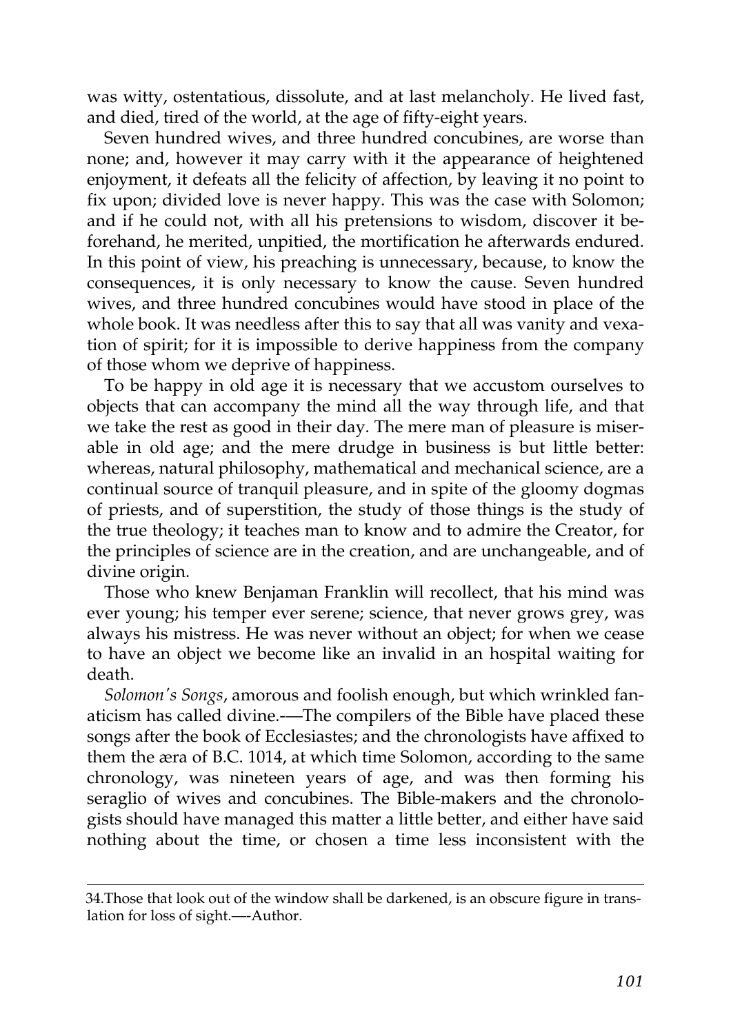was witty, ostentatious, dissolute, and at last melancholy. He lived fast, and died, tired of the world, at the age of fifty-eight years.

Seven hundred wives, and three hundred concubines, are worse than none; and, however it may carry with it the appearance of heightened enjoyment, it defeats all the felicity of affection, by leaving it no point to fix upon; divided love is never happy. This was the case with Solomon; and if he could not, with all his pretensions to wisdom, discover it beforehand, he merited, unpitied, the mortification he afterwards endured. In this point of view, his preaching is unnecessary, because, to know the consequences, it is only necessary to know the cause. Seven hundred wives, and three hundred concubines would have stood in place of the whole book. It was needless after this to say that all was vanity and vexation of spirit; for it is impossible to derive happiness from the company of those whom we deprive of happiness.

To be happy in old age it is necessary that we accustom ourselves to objects that can accompany the mind all the way through life, and that we take the rest as good in their day. The mere man of pleasure is miserable in old age; and the mere drudge in business is but little better: whereas, natural philosophy, mathematical and mechanical science, are a continual source of tranquil pleasure, and in spite of the gloomy dogmas of priests, and of superstition, the study of those things is the study of the true theology; it teaches man to know and to admire the Creator, for the principles of science are in the creation, and are unchangeable, and of divine origin.

Those who knew Benjaman Franklin will recollect, that his mind was ever young; his temper ever serene; science, that never grows grey, was always his mistress. He was never without an object; for when we cease to have an object we become like an invalid in an hospital waiting for death.

*Solomon's Songs*, amorous and foolish enough, but which wrinkled fanaticism has called divine.-—The compilers of the Bible have placed these songs after the book of Ecclesiastes; and the chronologists have affixed to them the æra of B.C. 1014, at which time Solomon, according to the same chronology, was nineteen years of age, and was then forming his seraglio of wives and concubines. The Bible-makers and the chronologists should have managed this matter a little better, and either have said nothing about the time, or chosen a time less inconsistent with the

---

34.Those that look out of the window shall be darkened, is an obscure figure in translation for loss of sight.—-Author.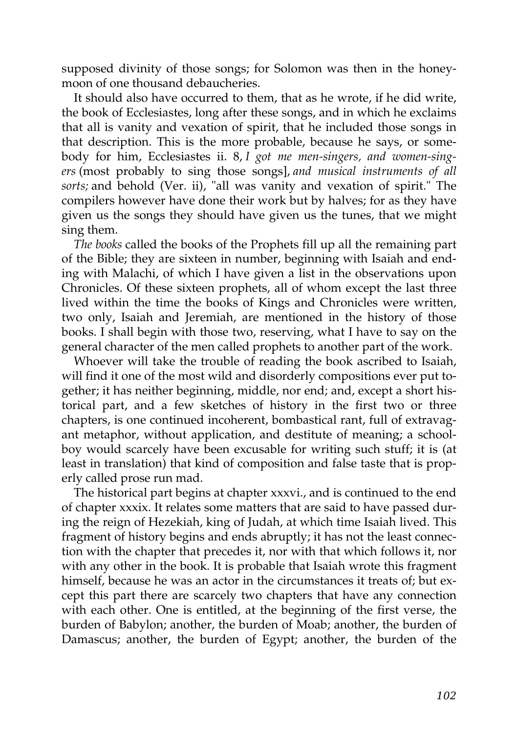supposed divinity of those songs; for Solomon was then in the honeymoon of one thousand debaucheries.

It should also have occurred to them, that as he wrote, if he did write, the book of Ecclesiastes, long after these songs, and in which he exclaims that all is vanity and vexation of spirit, that he included those songs in that description. This is the more probable, because he says, or somebody for him, Ecclesiastes ii. 8, *I got me men-singers, and women-singers* (most probably to sing those songs], *and musical instruments of all sorts;* and behold (Ver. ii), "all was vanity and vexation of spirit." The compilers however have done their work but by halves; for as they have given us the songs they should have given us the tunes, that we might sing them.

*The books* called the books of the Prophets fill up all the remaining part of the Bible; they are sixteen in number, beginning with Isaiah and ending with Malachi, of which I have given a list in the observations upon Chronicles. Of these sixteen prophets, all of whom except the last three lived within the time the books of Kings and Chronicles were written, two only, Isaiah and Jeremiah, are mentioned in the history of those books. I shall begin with those two, reserving, what I have to say on the general character of the men called prophets to another part of the work.

Whoever will take the trouble of reading the book ascribed to Isaiah, will find it one of the most wild and disorderly compositions ever put together; it has neither beginning, middle, nor end; and, except a short historical part, and a few sketches of history in the first two or three chapters, is one continued incoherent, bombastical rant, full of extravagant metaphor, without application, and destitute of meaning; a schoolboy would scarcely have been excusable for writing such stuff; it is (at least in translation) that kind of composition and false taste that is properly called prose run mad.

The historical part begins at chapter xxxvi., and is continued to the end of chapter xxxix. It relates some matters that are said to have passed during the reign of Hezekiah, king of Judah, at which time Isaiah lived. This fragment of history begins and ends abruptly; it has not the least connection with the chapter that precedes it, nor with that which follows it, nor with any other in the book. It is probable that Isaiah wrote this fragment himself, because he was an actor in the circumstances it treats of; but except this part there are scarcely two chapters that have any connection with each other. One is entitled, at the beginning of the first verse, the burden of Babylon; another, the burden of Moab; another, the burden of Damascus; another, the burden of Egypt; another, the burden of the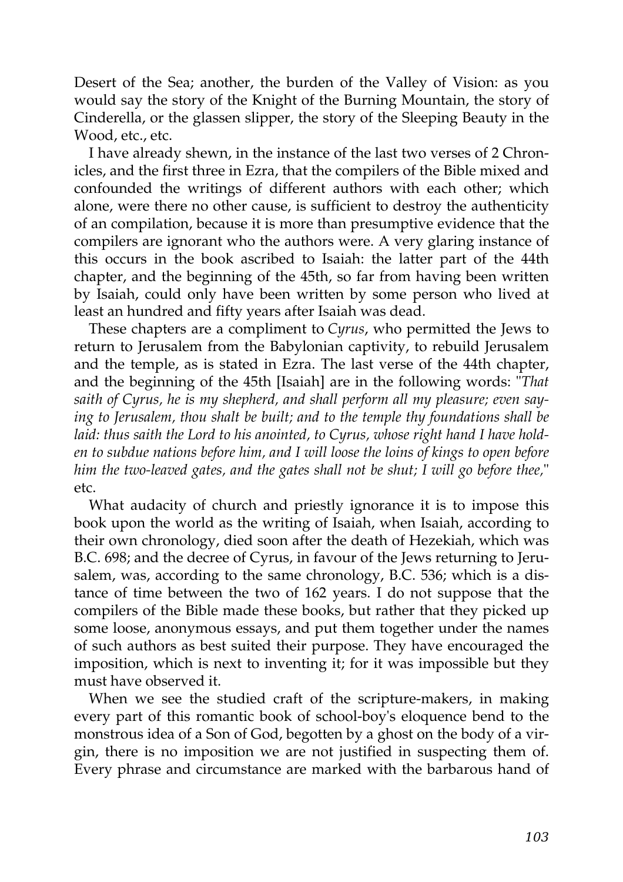Desert of the Sea; another, the burden of the Valley of Vision: as you would say the story of the Knight of the Burning Mountain, the story of Cinderella, or the glassen slipper, the story of the Sleeping Beauty in the Wood, etc., etc.

I have already shewn, in the instance of the last two verses of 2 Chronicles, and the first three in Ezra, that the compilers of the Bible mixed and confounded the writings of different authors with each other; which alone, were there no other cause, is sufficient to destroy the authenticity of an compilation, because it is more than presumptive evidence that the compilers are ignorant who the authors were. A very glaring instance of this occurs in the book ascribed to Isaiah: the latter part of the 44th chapter, and the beginning of the 45th, so far from having been written by Isaiah, could only have been written by some person who lived at least an hundred and fifty years after Isaiah was dead.

These chapters are a compliment to *Cyrus*, who permitted the Jews to return to Jerusalem from the Babylonian captivity, to rebuild Jerusalem and the temple, as is stated in Ezra. The last verse of the 44th chapter, and the beginning of the 45th [Isaiah] are in the following words: "*That saith of Cyrus, he is my shepherd, and shall perform all my pleasure; even saying to Jerusalem, thou shalt be built; and to the temple thy foundations shall be laid: thus saith the Lord to his anointed, to Cyrus, whose right hand I have holden to subdue nations before him, and I will loose the loins of kings to open before him the two-leaved gates, and the gates shall not be shut; I will go before thee,*" etc.

What audacity of church and priestly ignorance it is to impose this book upon the world as the writing of Isaiah, when Isaiah, according to their own chronology, died soon after the death of Hezekiah, which was B.C. 698; and the decree of Cyrus, in favour of the Jews returning to Jerusalem, was, according to the same chronology, B.C. 536; which is a distance of time between the two of 162 years. I do not suppose that the compilers of the Bible made these books, but rather that they picked up some loose, anonymous essays, and put them together under the names of such authors as best suited their purpose. They have encouraged the imposition, which is next to inventing it; for it was impossible but they must have observed it.

When we see the studied craft of the scripture-makers, in making every part of this romantic book of school-boy's eloquence bend to the monstrous idea of a Son of God, begotten by a ghost on the body of a virgin, there is no imposition we are not justified in suspecting them of. Every phrase and circumstance are marked with the barbarous hand of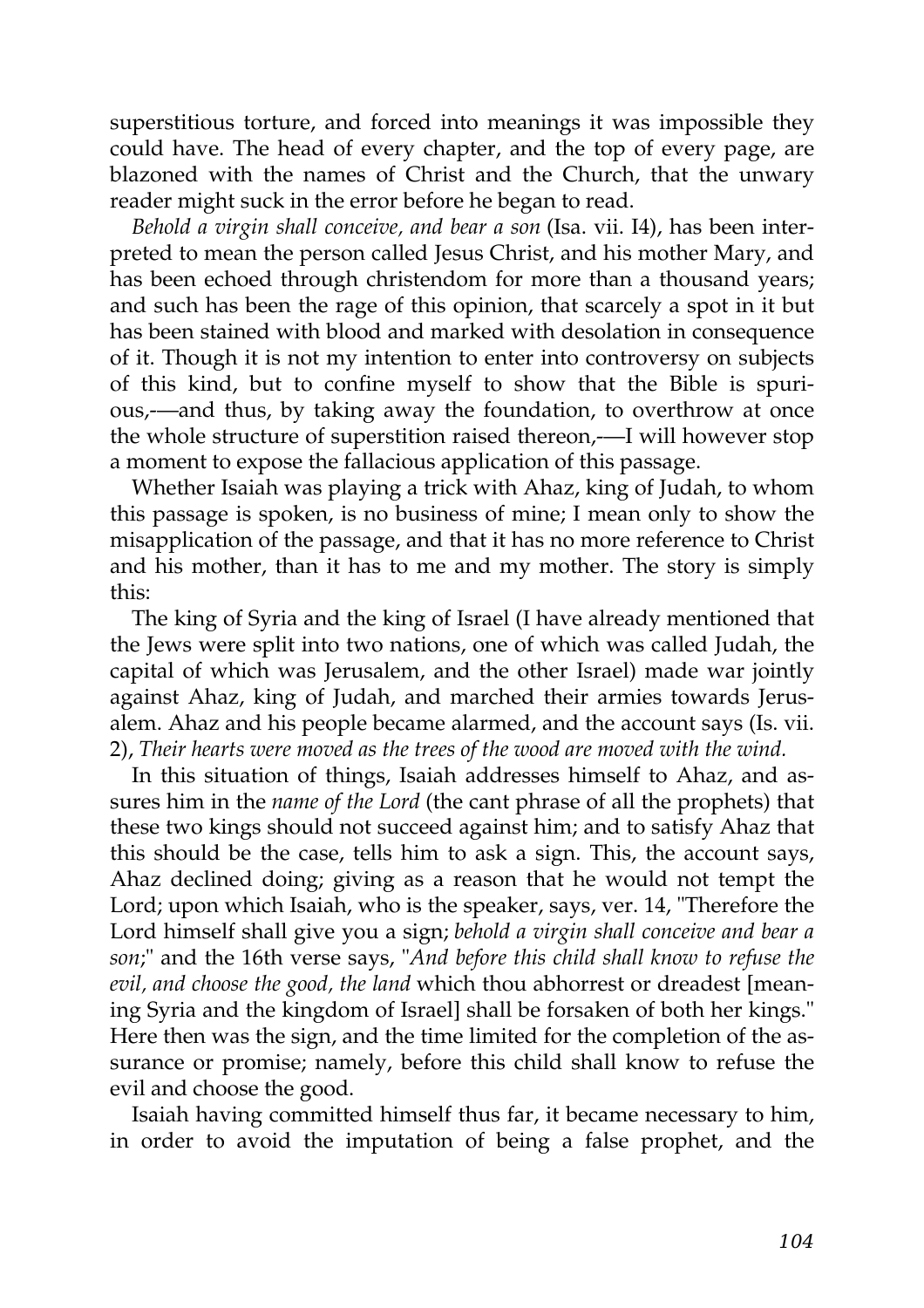superstitious torture, and forced into meanings it was impossible they could have. The head of every chapter, and the top of every page, are blazoned with the names of Christ and the Church, that the unwary reader might suck in the error before he began to read.

*Behold a virgin shall conceive, and bear a son* (Isa. vii. I4), has been interpreted to mean the person called Jesus Christ, and his mother Mary, and has been echoed through christendom for more than a thousand years; and such has been the rage of this opinion, that scarcely a spot in it but has been stained with blood and marked with desolation in consequence of it. Though it is not my intention to enter into controversy on subjects of this kind, but to confine myself to show that the Bible is spurious,-—and thus, by taking away the foundation, to overthrow at once the whole structure of superstition raised thereon,-—I will however stop a moment to expose the fallacious application of this passage.

Whether Isaiah was playing a trick with Ahaz, king of Judah, to whom this passage is spoken, is no business of mine; I mean only to show the misapplication of the passage, and that it has no more reference to Christ and his mother, than it has to me and my mother. The story is simply this:

The king of Syria and the king of Israel (I have already mentioned that the Jews were split into two nations, one of which was called Judah, the capital of which was Jerusalem, and the other Israel) made war jointly against Ahaz, king of Judah, and marched their armies towards Jerusalem. Ahaz and his people became alarmed, and the account says (Is. vii. 2), *Their hearts were moved as the trees of the wood are moved with the wind.*

In this situation of things, Isaiah addresses himself to Ahaz, and assures him in the *name of the Lord* (the cant phrase of all the prophets) that these two kings should not succeed against him; and to satisfy Ahaz that this should be the case, tells him to ask a sign. This, the account says, Ahaz declined doing; giving as a reason that he would not tempt the Lord; upon which Isaiah, who is the speaker, says, ver. 14, "Therefore the Lord himself shall give you a sign; *behold a virgin shall conceive and bear a son*;" and the 16th verse says, "*And before this child shall know to refuse the evil, and choose the good, the land* which thou abhorrest or dreadest [meaning Syria and the kingdom of Israel] shall be forsaken of both her kings." Here then was the sign, and the time limited for the completion of the assurance or promise; namely, before this child shall know to refuse the evil and choose the good.

Isaiah having committed himself thus far, it became necessary to him, in order to avoid the imputation of being a false prophet, and the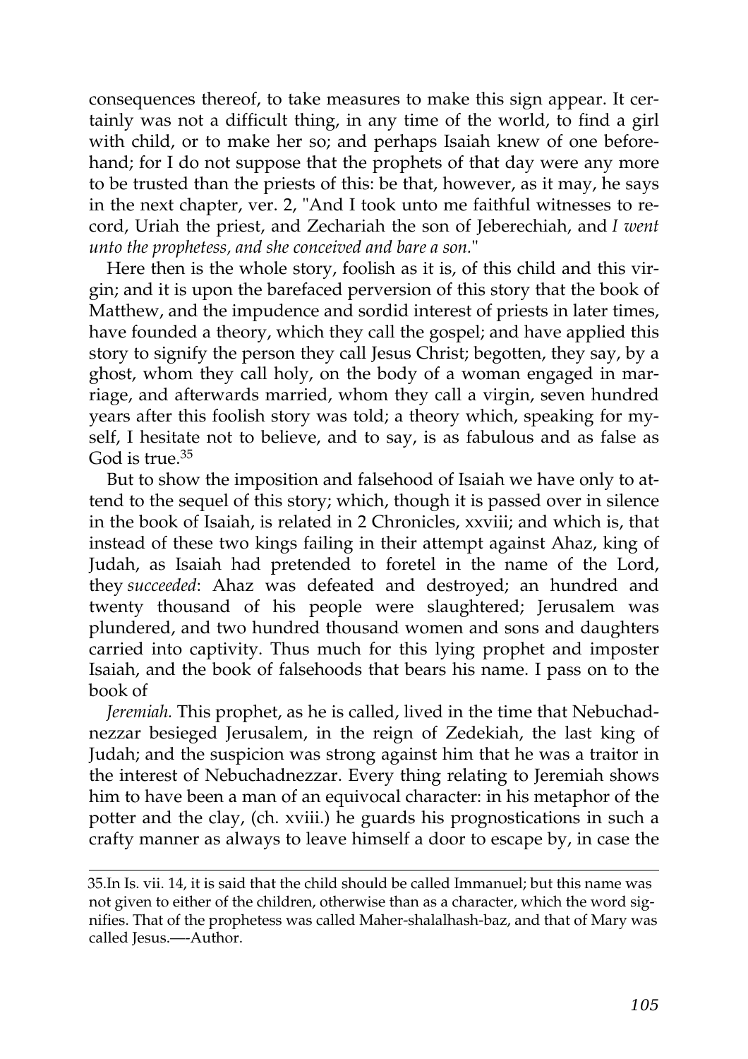consequences thereof, to take measures to make this sign appear. It certainly was not a difficult thing, in any time of the world, to find a girl with child, or to make her so; and perhaps Isaiah knew of one beforehand; for I do not suppose that the prophets of that day were any more to be trusted than the priests of this: be that, however, as it may, he says in the next chapter, ver. 2, "And I took unto me faithful witnesses to record, Uriah the priest, and Zechariah the son of Jeberechiah, and *I went unto the prophetess, and she conceived and bare a son.*"

Here then is the whole story, foolish as it is, of this child and this virgin; and it is upon the barefaced perversion of this story that the book of Matthew, and the impudence and sordid interest of priests in later times, have founded a theory, which they call the gospel; and have applied this story to signify the person they call Jesus Christ; begotten, they say, by a ghost, whom they call holy, on the body of a woman engaged in marriage, and afterwards married, whom they call a virgin, seven hundred years after this foolish story was told; a theory which, speaking for myself, I hesitate not to believe, and to say, is as fabulous and as false as God is true.[35]

But to show the imposition and falsehood of Isaiah we have only to attend to the sequel of this story; which, though it is passed over in silence in the book of Isaiah, is related in 2 Chronicles, xxviii; and which is, that instead of these two kings failing in their attempt against Ahaz, king of Judah, as Isaiah had pretended to foretel in the name of the Lord, they *succeeded*: Ahaz was defeated and destroyed; an hundred and twenty thousand of his people were slaughtered; Jerusalem was plundered, and two hundred thousand women and sons and daughters carried into captivity. Thus much for this lying prophet and imposter Isaiah, and the book of falsehoods that bears his name. I pass on to the book of

*Jeremiah.* This prophet, as he is called, lived in the time that Nebuchadnezzar besieged Jerusalem, in the reign of Zedekiah, the last king of Judah; and the suspicion was strong against him that he was a traitor in the interest of Nebuchadnezzar. Every thing relating to Jeremiah shows him to have been a man of an equivocal character: in his metaphor of the potter and the clay, (ch. xviii.) he guards his prognostications in such a crafty manner as always to leave himself a door to escape by, in case the

---

35.In Is. vii. 14, it is said that the child should be called Immanuel; but this name was not given to either of the children, otherwise than as a character, which the word signifies. That of the prophetess was called Maher-shalalhash-baz, and that of Mary was called Jesus.—-Author.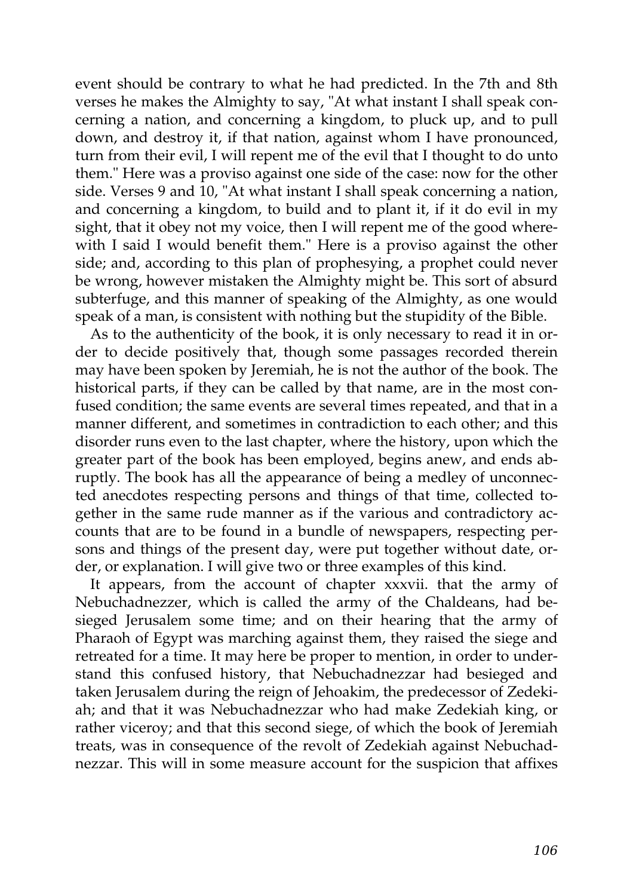event should be contrary to what he had predicted. In the 7th and 8th verses he makes the Almighty to say, "At what instant I shall speak concerning a nation, and concerning a kingdom, to pluck up, and to pull down, and destroy it, if that nation, against whom I have pronounced, turn from their evil, I will repent me of the evil that I thought to do unto them." Here was a proviso against one side of the case: now for the other side. Verses 9 and 10, "At what instant I shall speak concerning a nation, and concerning a kingdom, to build and to plant it, if it do evil in my sight, that it obey not my voice, then I will repent me of the good wherewith I said I would benefit them." Here is a proviso against the other side; and, according to this plan of prophesying, a prophet could never be wrong, however mistaken the Almighty might be. This sort of absurd subterfuge, and this manner of speaking of the Almighty, as one would speak of a man, is consistent with nothing but the stupidity of the Bible.

As to the authenticity of the book, it is only necessary to read it in order to decide positively that, though some passages recorded therein may have been spoken by Jeremiah, he is not the author of the book. The historical parts, if they can be called by that name, are in the most confused condition; the same events are several times repeated, and that in a manner different, and sometimes in contradiction to each other; and this disorder runs even to the last chapter, where the history, upon which the greater part of the book has been employed, begins anew, and ends abruptly. The book has all the appearance of being a medley of unconnected anecdotes respecting persons and things of that time, collected together in the same rude manner as if the various and contradictory accounts that are to be found in a bundle of newspapers, respecting persons and things of the present day, were put together without date, order, or explanation. I will give two or three examples of this kind.

It appears, from the account of chapter xxxvii. that the army of Nebuchadnezzer, which is called the army of the Chaldeans, had besieged Jerusalem some time; and on their hearing that the army of Pharaoh of Egypt was marching against them, they raised the siege and retreated for a time. It may here be proper to mention, in order to understand this confused history, that Nebuchadnezzar had besieged and taken Jerusalem during the reign of Jehoakim, the predecessor of Zedekiah; and that it was Nebuchadnezzar who had make Zedekiah king, or rather viceroy; and that this second siege, of which the book of Jeremiah treats, was in consequence of the revolt of Zedekiah against Nebuchadnezzar. This will in some measure account for the suspicion that affixes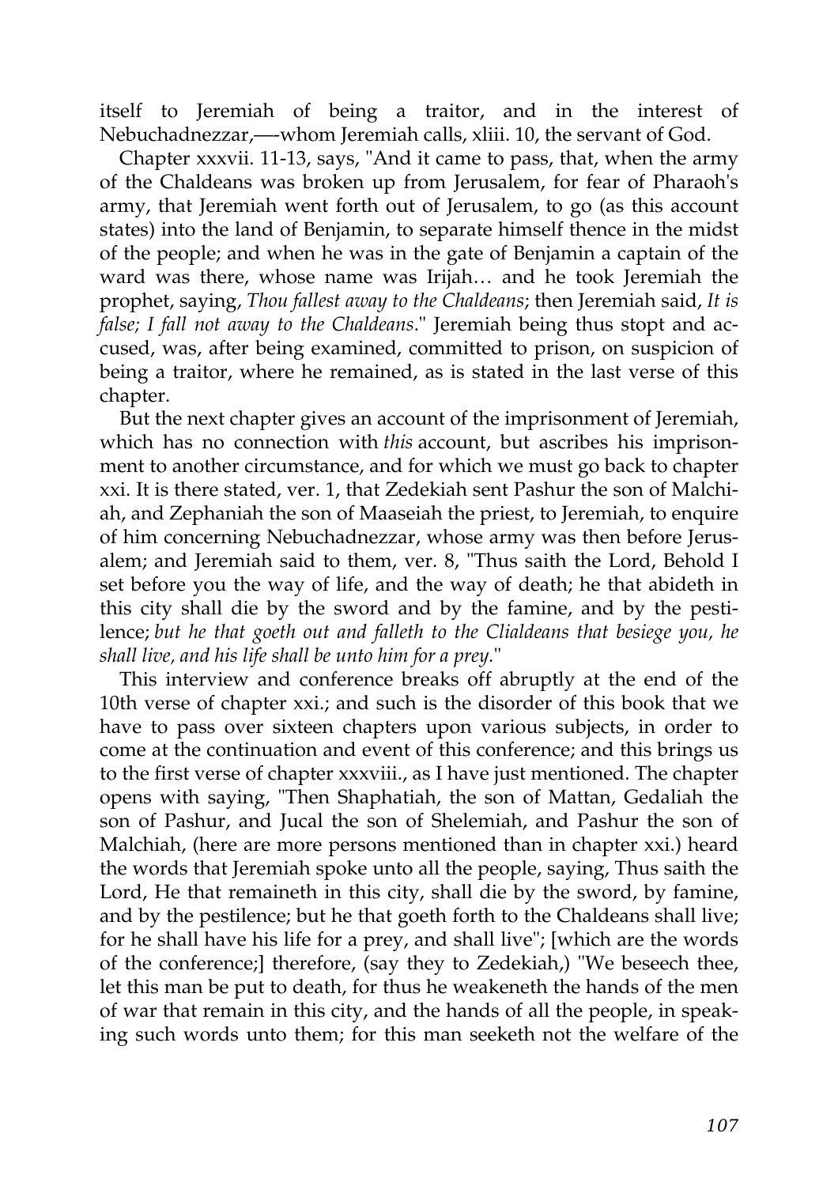itself to Jeremiah of being a traitor, and in the interest of Nebuchadnezzar,—-whom Jeremiah calls, xliii. 10, the servant of God.

Chapter xxxvii. 11-13, says, "And it came to pass, that, when the army of the Chaldeans was broken up from Jerusalem, for fear of Pharaoh's army, that Jeremiah went forth out of Jerusalem, to go (as this account states) into the land of Benjamin, to separate himself thence in the midst of the people; and when he was in the gate of Benjamin a captain of the ward was there, whose name was Irijah… and he took Jeremiah the prophet, saying, *Thou fallest away to the Chaldeans*; then Jeremiah said, *It is false; I fall not away to the Chaldeans*." Jeremiah being thus stopt and accused, was, after being examined, committed to prison, on suspicion of being a traitor, where he remained, as is stated in the last verse of this chapter.

But the next chapter gives an account of the imprisonment of Jeremiah, which has no connection with *this* account, but ascribes his imprisonment to another circumstance, and for which we must go back to chapter xxi. It is there stated, ver. 1, that Zedekiah sent Pashur the son of Malchiah, and Zephaniah the son of Maaseiah the priest, to Jeremiah, to enquire of him concerning Nebuchadnezzar, whose army was then before Jerusalem; and Jeremiah said to them, ver. 8, "Thus saith the Lord, Behold I set before you the way of life, and the way of death; he that abideth in this city shall die by the sword and by the famine, and by the pestilence; *but he that goeth out and falleth to the Clialdeans that besiege you, he shall live, and his life shall be unto him for a prey.*"

This interview and conference breaks off abruptly at the end of the 10th verse of chapter xxi.; and such is the disorder of this book that we have to pass over sixteen chapters upon various subjects, in order to come at the continuation and event of this conference; and this brings us to the first verse of chapter xxxviii., as I have just mentioned. The chapter opens with saying, "Then Shaphatiah, the son of Mattan, Gedaliah the son of Pashur, and Jucal the son of Shelemiah, and Pashur the son of Malchiah, (here are more persons mentioned than in chapter xxi.) heard the words that Jeremiah spoke unto all the people, saying, Thus saith the Lord, He that remaineth in this city, shall die by the sword, by famine, and by the pestilence; but he that goeth forth to the Chaldeans shall live; for he shall have his life for a prey, and shall live"; [which are the words of the conference;] therefore, (say they to Zedekiah,) "We beseech thee, let this man be put to death, for thus he weakeneth the hands of the men of war that remain in this city, and the hands of all the people, in speaking such words unto them; for this man seeketh not the welfare of the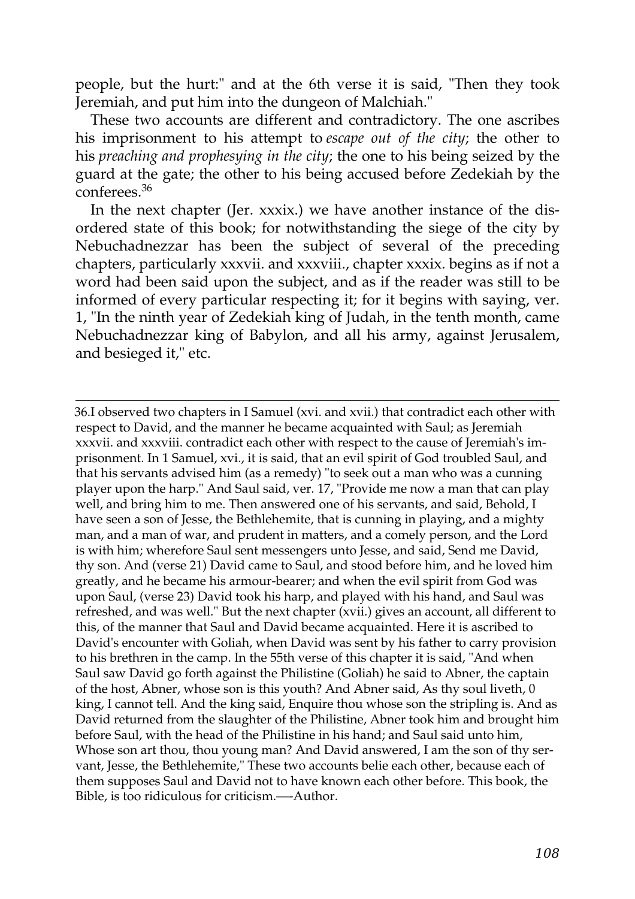people, but the hurt:" and at the 6th verse it is said, "Then they took Jeremiah, and put him into the dungeon of Malchiah."

These two accounts are different and contradictory. The one ascribes his imprisonment to his attempt to *escape out of the city*; the other to his *preaching and prophesying in the city*; the one to his being seized by the guard at the gate; the other to his being accused before Zedekiah by the conferees.[36]

In the next chapter (Jer. xxxix.) we have another instance of the disordered state of this book; for notwithstanding the siege of the city by Nebuchadnezzar has been the subject of several of the preceding chapters, particularly xxxvii. and xxxviii., chapter xxxix. begins as if not a word had been said upon the subject, and as if the reader was still to be informed of every particular respecting it; for it begins with saying, ver. 1, "In the ninth year of Zedekiah king of Judah, in the tenth month, came Nebuchadnezzar king of Babylon, and all his army, against Jerusalem, and besieged it," etc.

---

36.I observed two chapters in I Samuel (xvi. and xvii.) that contradict each other with respect to David, and the manner he became acquainted with Saul; as Jeremiah xxxvii. and xxxviii. contradict each other with respect to the cause of Jeremiah's imprisonment. In 1 Samuel, xvi., it is said, that an evil spirit of God troubled Saul, and that his servants advised him (as a remedy) "to seek out a man who was a cunning player upon the harp." And Saul said, ver. 17, "Provide me now a man that can play well, and bring him to me. Then answered one of his servants, and said, Behold, I have seen a son of Jesse, the Bethlehemite, that is cunning in playing, and a mighty man, and a man of war, and prudent in matters, and a comely person, and the Lord is with him; wherefore Saul sent messengers unto Jesse, and said, Send me David, thy son. And (verse 21) David came to Saul, and stood before him, and he loved him greatly, and he became his armour-bearer; and when the evil spirit from God was upon Saul, (verse 23) David took his harp, and played with his hand, and Saul was refreshed, and was well." But the next chapter (xvii.) gives an account, all different to this, of the manner that Saul and David became acquainted. Here it is ascribed to David's encounter with Goliah, when David was sent by his father to carry provision to his brethren in the camp. In the 55th verse of this chapter it is said, "And when Saul saw David go forth against the Philistine (Goliah) he said to Abner, the captain of the host, Abner, whose son is this youth? And Abner said, As thy soul liveth, 0 king, I cannot tell. And the king said, Enquire thou whose son the stripling is. And as David returned from the slaughter of the Philistine, Abner took him and brought him before Saul, with the head of the Philistine in his hand; and Saul said unto him, Whose son art thou, thou young man? And David answered, I am the son of thy servant, Jesse, the Bethlehemite," These two accounts belie each other, because each of them supposes Saul and David not to have known each other before. This book, the Bible, is too ridiculous for criticism.—-Author.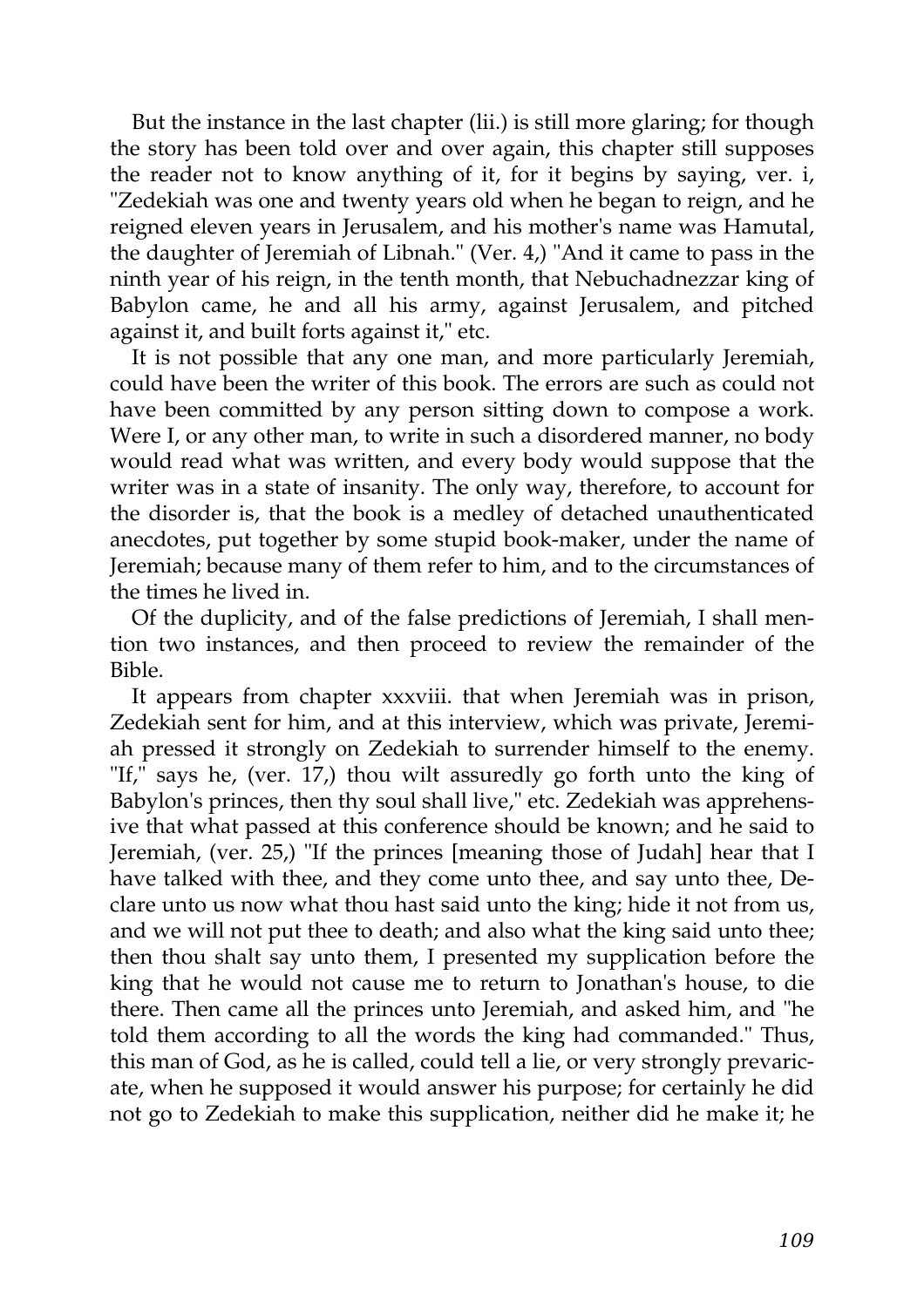But the instance in the last chapter (lii.) is still more glaring; for though the story has been told over and over again, this chapter still supposes the reader not to know anything of it, for it begins by saying, ver. i, "Zedekiah was one and twenty years old when he began to reign, and he reigned eleven years in Jerusalem, and his mother's name was Hamutal, the daughter of Jeremiah of Libnah." (Ver. 4,) "And it came to pass in the ninth year of his reign, in the tenth month, that Nebuchadnezzar king of Babylon came, he and all his army, against Jerusalem, and pitched against it, and built forts against it," etc.

It is not possible that any one man, and more particularly Jeremiah, could have been the writer of this book. The errors are such as could not have been committed by any person sitting down to compose a work. Were I, or any other man, to write in such a disordered manner, no body would read what was written, and every body would suppose that the writer was in a state of insanity. The only way, therefore, to account for the disorder is, that the book is a medley of detached unauthenticated anecdotes, put together by some stupid book-maker, under the name of Jeremiah; because many of them refer to him, and to the circumstances of the times he lived in.

Of the duplicity, and of the false predictions of Jeremiah, I shall mention two instances, and then proceed to review the remainder of the Bible.

It appears from chapter xxxviii. that when Jeremiah was in prison, Zedekiah sent for him, and at this interview, which was private, Jeremiah pressed it strongly on Zedekiah to surrender himself to the enemy. "If," says he, (ver. 17,) thou wilt assuredly go forth unto the king of Babylon's princes, then thy soul shall live," etc. Zedekiah was apprehensive that what passed at this conference should be known; and he said to Jeremiah, (ver. 25,) "If the princes [meaning those of Judah] hear that I have talked with thee, and they come unto thee, and say unto thee, Declare unto us now what thou hast said unto the king; hide it not from us, and we will not put thee to death; and also what the king said unto thee; then thou shalt say unto them, I presented my supplication before the king that he would not cause me to return to Jonathan's house, to die there. Then came all the princes unto Jeremiah, and asked him, and "he told them according to all the words the king had commanded." Thus, this man of God, as he is called, could tell a lie, or very strongly prevaricate, when he supposed it would answer his purpose; for certainly he did not go to Zedekiah to make this supplication, neither did he make it; he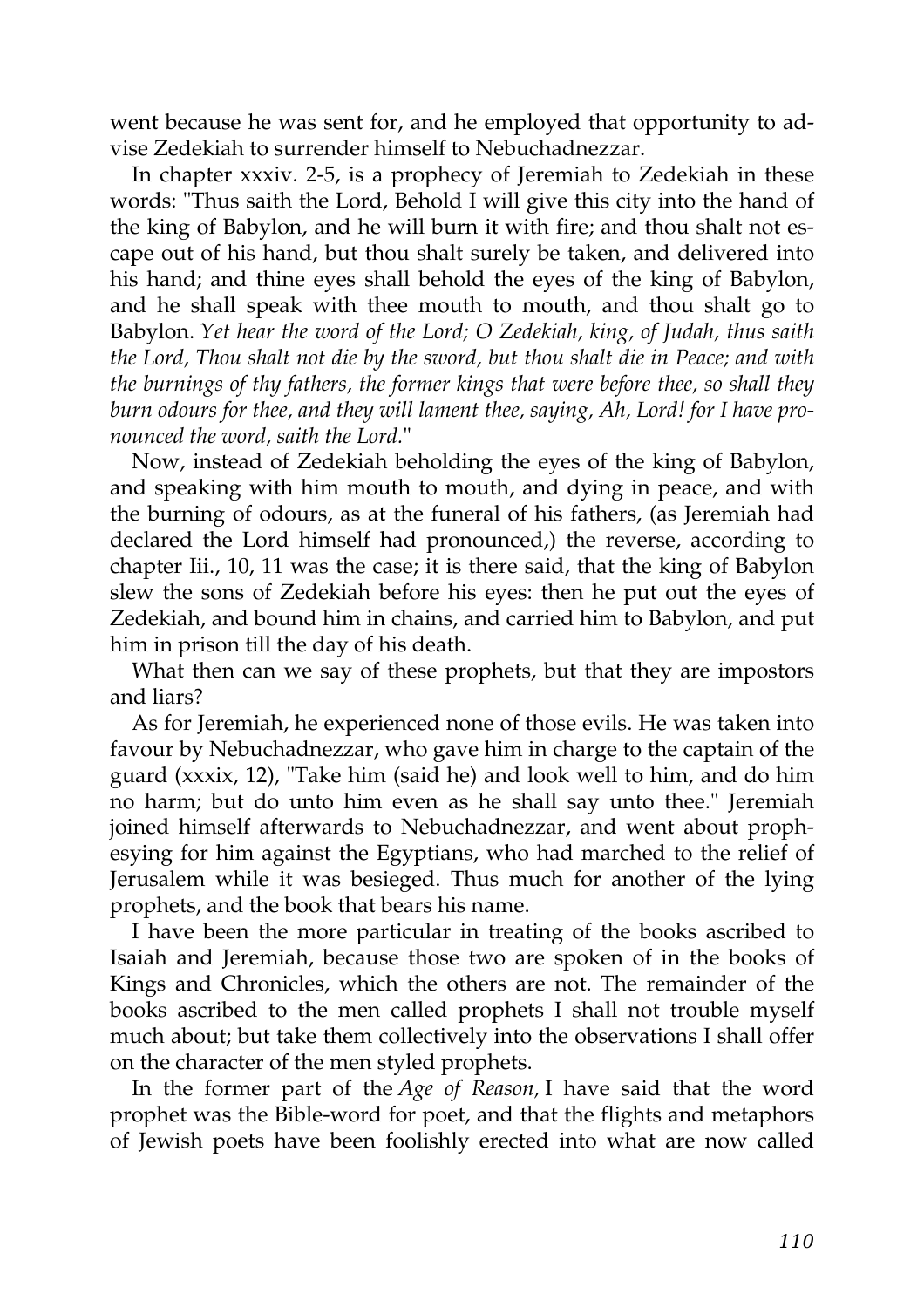went because he was sent for, and he employed that opportunity to advise Zedekiah to surrender himself to Nebuchadnezzar.

In chapter xxxiv. 2-5, is a prophecy of Jeremiah to Zedekiah in these words: "Thus saith the Lord, Behold I will give this city into the hand of the king of Babylon, and he will burn it with fire; and thou shalt not escape out of his hand, but thou shalt surely be taken, and delivered into his hand; and thine eyes shall behold the eyes of the king of Babylon, and he shall speak with thee mouth to mouth, and thou shalt go to Babylon. *Yet hear the word of the Lord; O Zedekiah, king, of Judah, thus saith the Lord, Thou shalt not die by the sword, but thou shalt die in Peace; and with the burnings of thy fathers, the former kings that were before thee, so shall they burn odours for thee, and they will lament thee, saying, Ah, Lord! for I have pronounced the word, saith the Lord.*"

Now, instead of Zedekiah beholding the eyes of the king of Babylon, and speaking with him mouth to mouth, and dying in peace, and with the burning of odours, as at the funeral of his fathers, (as Jeremiah had declared the Lord himself had pronounced,) the reverse, according to chapter Iii., 10, 11 was the case; it is there said, that the king of Babylon slew the sons of Zedekiah before his eyes: then he put out the eyes of Zedekiah, and bound him in chains, and carried him to Babylon, and put him in prison till the day of his death.

What then can we say of these prophets, but that they are impostors and liars?

As for Jeremiah, he experienced none of those evils. He was taken into favour by Nebuchadnezzar, who gave him in charge to the captain of the guard (xxxix, 12), "Take him (said he) and look well to him, and do him no harm; but do unto him even as he shall say unto thee." Jeremiah joined himself afterwards to Nebuchadnezzar, and went about prophesying for him against the Egyptians, who had marched to the relief of Jerusalem while it was besieged. Thus much for another of the lying prophets, and the book that bears his name.

I have been the more particular in treating of the books ascribed to Isaiah and Jeremiah, because those two are spoken of in the books of Kings and Chronicles, which the others are not. The remainder of the books ascribed to the men called prophets I shall not trouble myself much about; but take them collectively into the observations I shall offer on the character of the men styled prophets.

In the former part of the *Age of Reason,* I have said that the word prophet was the Bible-word for poet, and that the flights and metaphors of Jewish poets have been foolishly erected into what are now called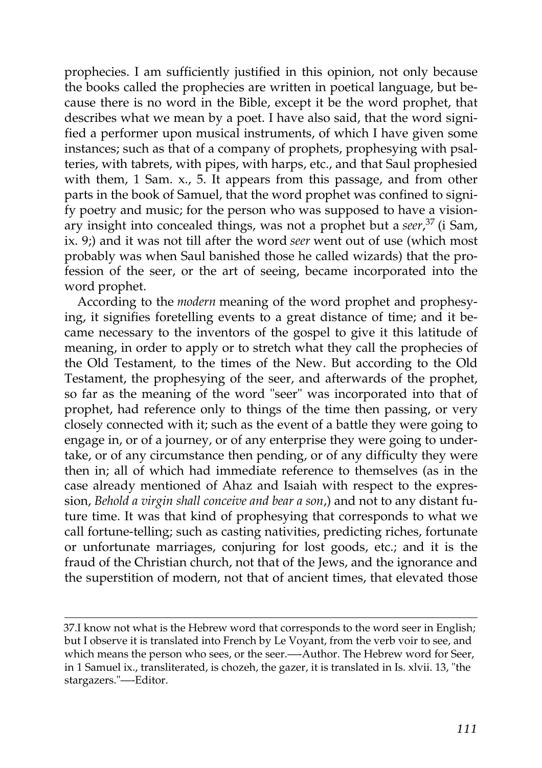prophecies. I am sufficiently justified in this opinion, not only because the books called the prophecies are written in poetical language, but because there is no word in the Bible, except it be the word prophet, that describes what we mean by a poet. I have also said, that the word signified a performer upon musical instruments, of which I have given some instances; such as that of a company of prophets, prophesying with psalteries, with tabrets, with pipes, with harps, etc., and that Saul prophesied with them, 1 Sam. x., 5. It appears from this passage, and from other parts in the book of Samuel, that the word prophet was confined to signify poetry and music; for the person who was supposed to have a visionary insight into concealed things, was not a prophet but a *seer*,[37] (i Sam, ix. 9;) and it was not till after the word *seer* went out of use (which most probably was when Saul banished those he called wizards) that the profession of the seer, or the art of seeing, became incorporated into the word prophet.

According to the *modern* meaning of the word prophet and prophesying, it signifies foretelling events to a great distance of time; and it became necessary to the inventors of the gospel to give it this latitude of meaning, in order to apply or to stretch what they call the prophecies of the Old Testament, to the times of the New. But according to the Old Testament, the prophesying of the seer, and afterwards of the prophet, so far as the meaning of the word "seer" was incorporated into that of prophet, had reference only to things of the time then passing, or very closely connected with it; such as the event of a battle they were going to engage in, or of a journey, or of any enterprise they were going to undertake, or of any circumstance then pending, or of any difficulty they were then in; all of which had immediate reference to themselves (as in the case already mentioned of Ahaz and Isaiah with respect to the expression, *Behold a virgin shall conceive and bear a son*,) and not to any distant future time. It was that kind of prophesying that corresponds to what we call fortune-telling; such as casting nativities, predicting riches, fortunate or unfortunate marriages, conjuring for lost goods, etc.; and it is the fraud of the Christian church, not that of the Jews, and the ignorance and the superstition of modern, not that of ancient times, that elevated those

---

37.I know not what is the Hebrew word that corresponds to the word seer in English; but I observe it is translated into French by Le Voyant, from the verb voir to see, and which means the person who sees, or the seer.—-Author. The Hebrew word for Seer, in 1 Samuel ix., transliterated, is chozeh, the gazer, it is translated in Is. xlvii. 13, "the stargazers."—-Editor.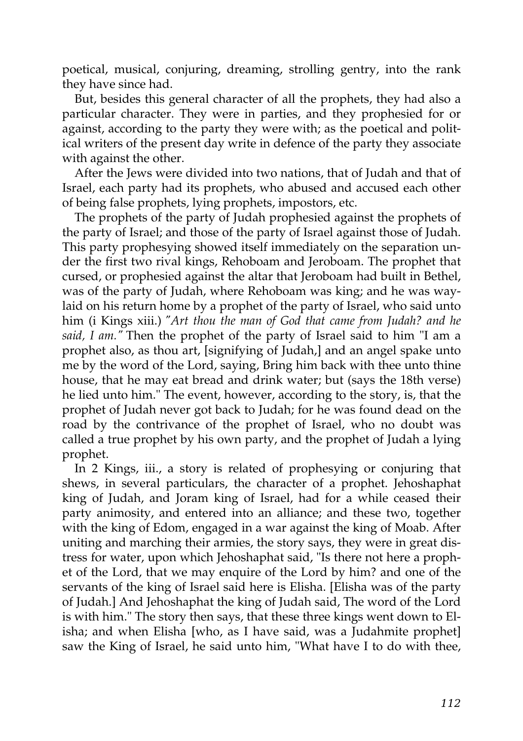poetical, musical, conjuring, dreaming, strolling gentry, into the rank they have since had.

But, besides this general character of all the prophets, they had also a particular character. They were in parties, and they prophesied for or against, according to the party they were with; as the poetical and political writers of the present day write in defence of the party they associate with against the other.

After the Jews were divided into two nations, that of Judah and that of Israel, each party had its prophets, who abused and accused each other of being false prophets, lying prophets, impostors, etc.

The prophets of the party of Judah prophesied against the prophets of the party of Israel; and those of the party of Israel against those of Judah. This party prophesying showed itself immediately on the separation under the first two rival kings, Rehoboam and Jeroboam. The prophet that cursed, or prophesied against the altar that Jeroboam had built in Bethel, was of the party of Judah, where Rehoboam was king; and he was waylaid on his return home by a prophet of the party of Israel, who said unto him (i Kings xiii.) *"Art thou the man of God that came from Judah? and he said, I am."* Then the prophet of the party of Israel said to him "I am a prophet also, as thou art, [signifying of Judah,] and an angel spake unto me by the word of the Lord, saying, Bring him back with thee unto thine house, that he may eat bread and drink water; but (says the 18th verse) he lied unto him." The event, however, according to the story, is, that the prophet of Judah never got back to Judah; for he was found dead on the road by the contrivance of the prophet of Israel, who no doubt was called a true prophet by his own party, and the prophet of Judah a lying prophet.

In 2 Kings, iii., a story is related of prophesying or conjuring that shews, in several particulars, the character of a prophet. Jehoshaphat king of Judah, and Joram king of Israel, had for a while ceased their party animosity, and entered into an alliance; and these two, together with the king of Edom, engaged in a war against the king of Moab. After uniting and marching their armies, the story says, they were in great distress for water, upon which Jehoshaphat said, "Is there not here a prophet of the Lord, that we may enquire of the Lord by him? and one of the servants of the king of Israel said here is Elisha. [Elisha was of the party of Judah.] And Jehoshaphat the king of Judah said, The word of the Lord is with him." The story then says, that these three kings went down to Elisha; and when Elisha [who, as I have said, was a Judahmite prophet] saw the King of Israel, he said unto him, "What have I to do with thee,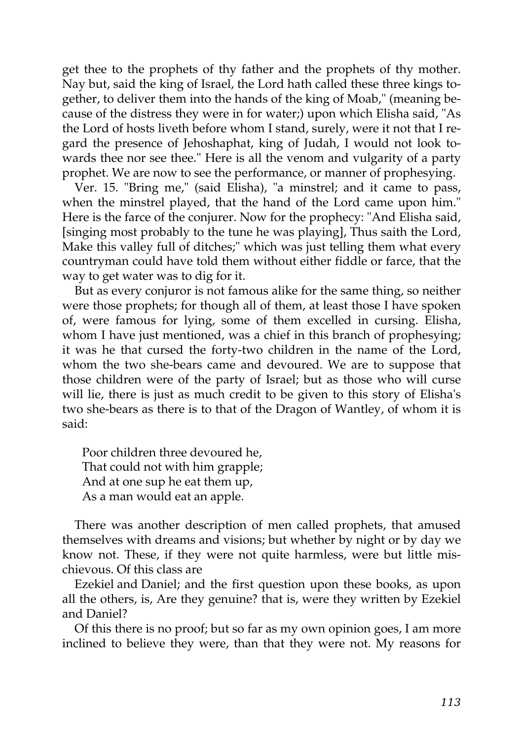get thee to the prophets of thy father and the prophets of thy mother. Nay but, said the king of Israel, the Lord hath called these three kings together, to deliver them into the hands of the king of Moab," (meaning because of the distress they were in for water;) upon which Elisha said, "As the Lord of hosts liveth before whom I stand, surely, were it not that I regard the presence of Jehoshaphat, king of Judah, I would not look towards thee nor see thee." Here is all the venom and vulgarity of a party prophet. We are now to see the performance, or manner of prophesying.

Ver. 15. "Bring me," (said Elisha), "a minstrel; and it came to pass, when the minstrel played, that the hand of the Lord came upon him." Here is the farce of the conjurer. Now for the prophecy: "And Elisha said, [singing most probably to the tune he was playing], Thus saith the Lord, Make this valley full of ditches;" which was just telling them what every countryman could have told them without either fiddle or farce, that the way to get water was to dig for it.

But as every conjuror is not famous alike for the same thing, so neither were those prophets; for though all of them, at least those I have spoken of, were famous for lying, some of them excelled in cursing. Elisha, whom I have just mentioned, was a chief in this branch of prophesying; it was he that cursed the forty-two children in the name of the Lord, whom the two she-bears came and devoured. We are to suppose that those children were of the party of Israel; but as those who will curse will lie, there is just as much credit to be given to this story of Elisha's two she-bears as there is to that of the Dragon of Wantley, of whom it is said:

> Poor children three devoured he,
> That could not with him grapple;
> And at one sup he eat them up,
> As a man would eat an apple.

There was another description of men called prophets, that amused themselves with dreams and visions; but whether by night or by day we know not. These, if they were not quite harmless, were but little mischievous. Of this class are

Ezekiel and Daniel; and the first question upon these books, as upon all the others, is, Are they genuine? that is, were they written by Ezekiel and Daniel?

Of this there is no proof; but so far as my own opinion goes, I am more inclined to believe they were, than that they were not. My reasons for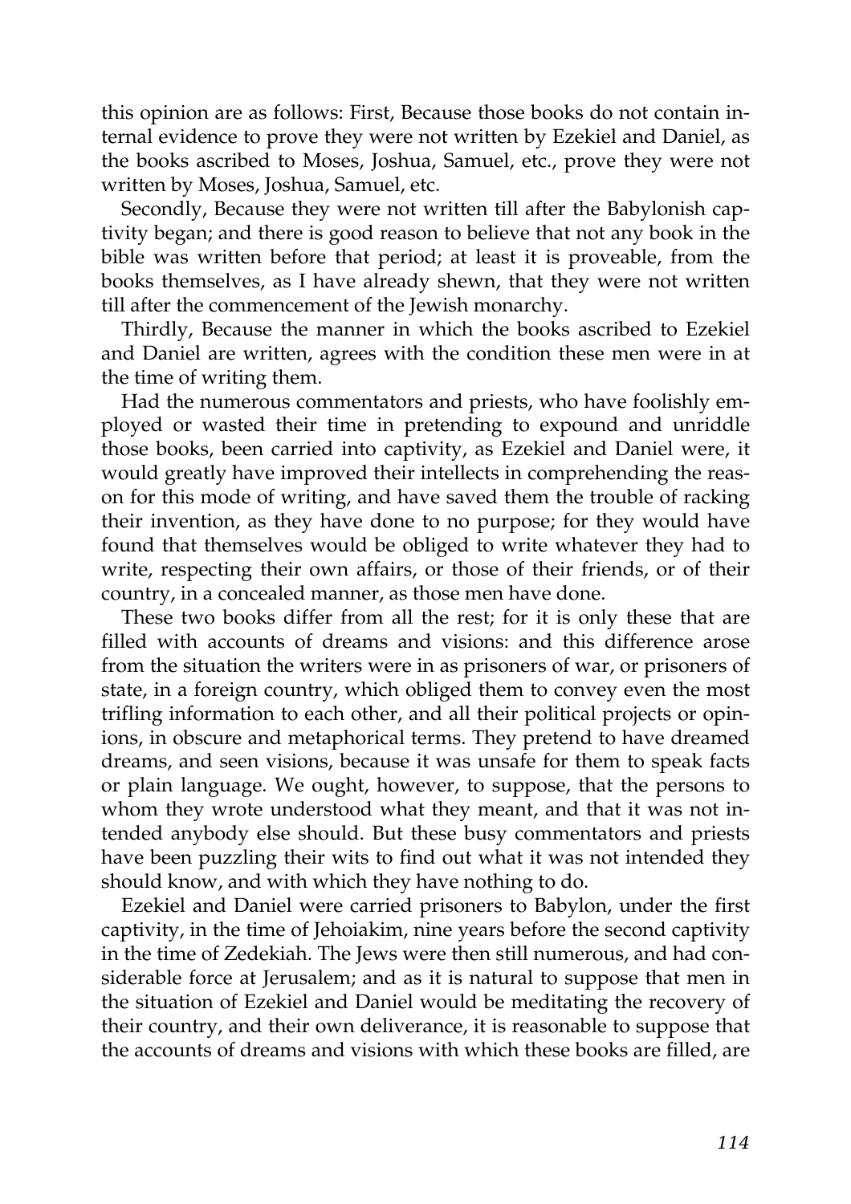this opinion are as follows: First, Because those books do not contain internal evidence to prove they were not written by Ezekiel and Daniel, as the books ascribed to Moses, Joshua, Samuel, etc., prove they were not written by Moses, Joshua, Samuel, etc.

Secondly, Because they were not written till after the Babylonish captivity began; and there is good reason to believe that not any book in the bible was written before that period; at least it is proveable, from the books themselves, as I have already shewn, that they were not written till after the commencement of the Jewish monarchy.

Thirdly, Because the manner in which the books ascribed to Ezekiel and Daniel are written, agrees with the condition these men were in at the time of writing them.

Had the numerous commentators and priests, who have foolishly employed or wasted their time in pretending to expound and unriddle those books, been carried into captivity, as Ezekiel and Daniel were, it would greatly have improved their intellects in comprehending the reason for this mode of writing, and have saved them the trouble of racking their invention, as they have done to no purpose; for they would have found that themselves would be obliged to write whatever they had to write, respecting their own affairs, or those of their friends, or of their country, in a concealed manner, as those men have done.

These two books differ from all the rest; for it is only these that are filled with accounts of dreams and visions: and this difference arose from the situation the writers were in as prisoners of war, or prisoners of state, in a foreign country, which obliged them to convey even the most trifling information to each other, and all their political projects or opinions, in obscure and metaphorical terms. They pretend to have dreamed dreams, and seen visions, because it was unsafe for them to speak facts or plain language. We ought, however, to suppose, that the persons to whom they wrote understood what they meant, and that it was not intended anybody else should. But these busy commentators and priests have been puzzling their wits to find out what it was not intended they should know, and with which they have nothing to do.

Ezekiel and Daniel were carried prisoners to Babylon, under the first captivity, in the time of Jehoiakim, nine years before the second captivity in the time of Zedekiah. The Jews were then still numerous, and had considerable force at Jerusalem; and as it is natural to suppose that men in the situation of Ezekiel and Daniel would be meditating the recovery of their country, and their own deliverance, it is reasonable to suppose that the accounts of dreams and visions with which these books are filled, are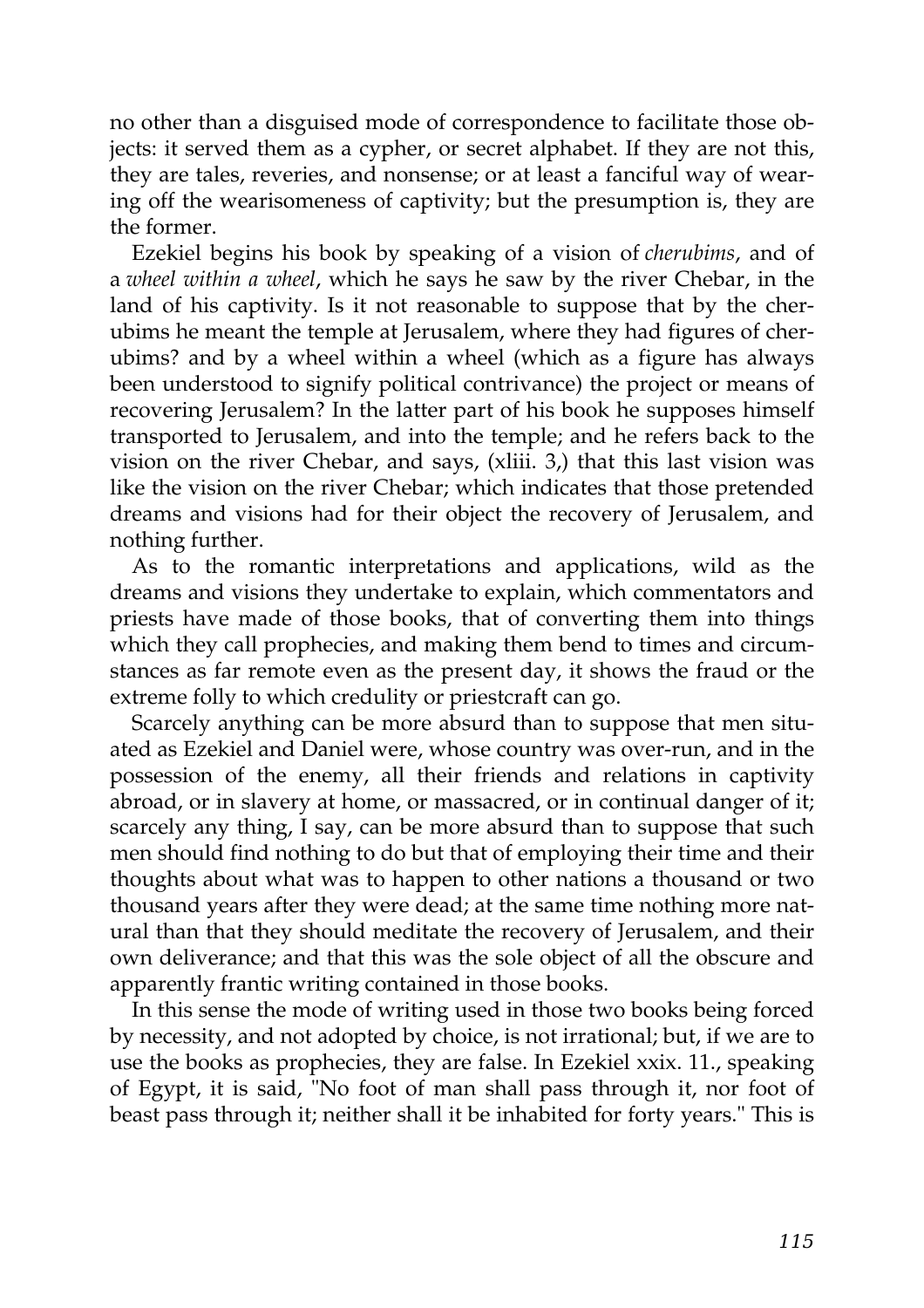no other than a disguised mode of correspondence to facilitate those objects: it served them as a cypher, or secret alphabet. If they are not this, they are tales, reveries, and nonsense; or at least a fanciful way of wearing off the wearisomeness of captivity; but the presumption is, they are the former.

Ezekiel begins his book by speaking of a vision of *cherubims*, and of a *wheel within a wheel*, which he says he saw by the river Chebar, in the land of his captivity. Is it not reasonable to suppose that by the cherubims he meant the temple at Jerusalem, where they had figures of cherubims? and by a wheel within a wheel (which as a figure has always been understood to signify political contrivance) the project or means of recovering Jerusalem? In the latter part of his book he supposes himself transported to Jerusalem, and into the temple; and he refers back to the vision on the river Chebar, and says, (xliii. 3,) that this last vision was like the vision on the river Chebar; which indicates that those pretended dreams and visions had for their object the recovery of Jerusalem, and nothing further.

As to the romantic interpretations and applications, wild as the dreams and visions they undertake to explain, which commentators and priests have made of those books, that of converting them into things which they call prophecies, and making them bend to times and circumstances as far remote even as the present day, it shows the fraud or the extreme folly to which credulity or priestcraft can go.

Scarcely anything can be more absurd than to suppose that men situated as Ezekiel and Daniel were, whose country was over-run, and in the possession of the enemy, all their friends and relations in captivity abroad, or in slavery at home, or massacred, or in continual danger of it; scarcely any thing, I say, can be more absurd than to suppose that such men should find nothing to do but that of employing their time and their thoughts about what was to happen to other nations a thousand or two thousand years after they were dead; at the same time nothing more natural than that they should meditate the recovery of Jerusalem, and their own deliverance; and that this was the sole object of all the obscure and apparently frantic writing contained in those books.

In this sense the mode of writing used in those two books being forced by necessity, and not adopted by choice, is not irrational; but, if we are to use the books as prophecies, they are false. In Ezekiel xxix. 11., speaking of Egypt, it is said, "No foot of man shall pass through it, nor foot of beast pass through it; neither shall it be inhabited for forty years." This is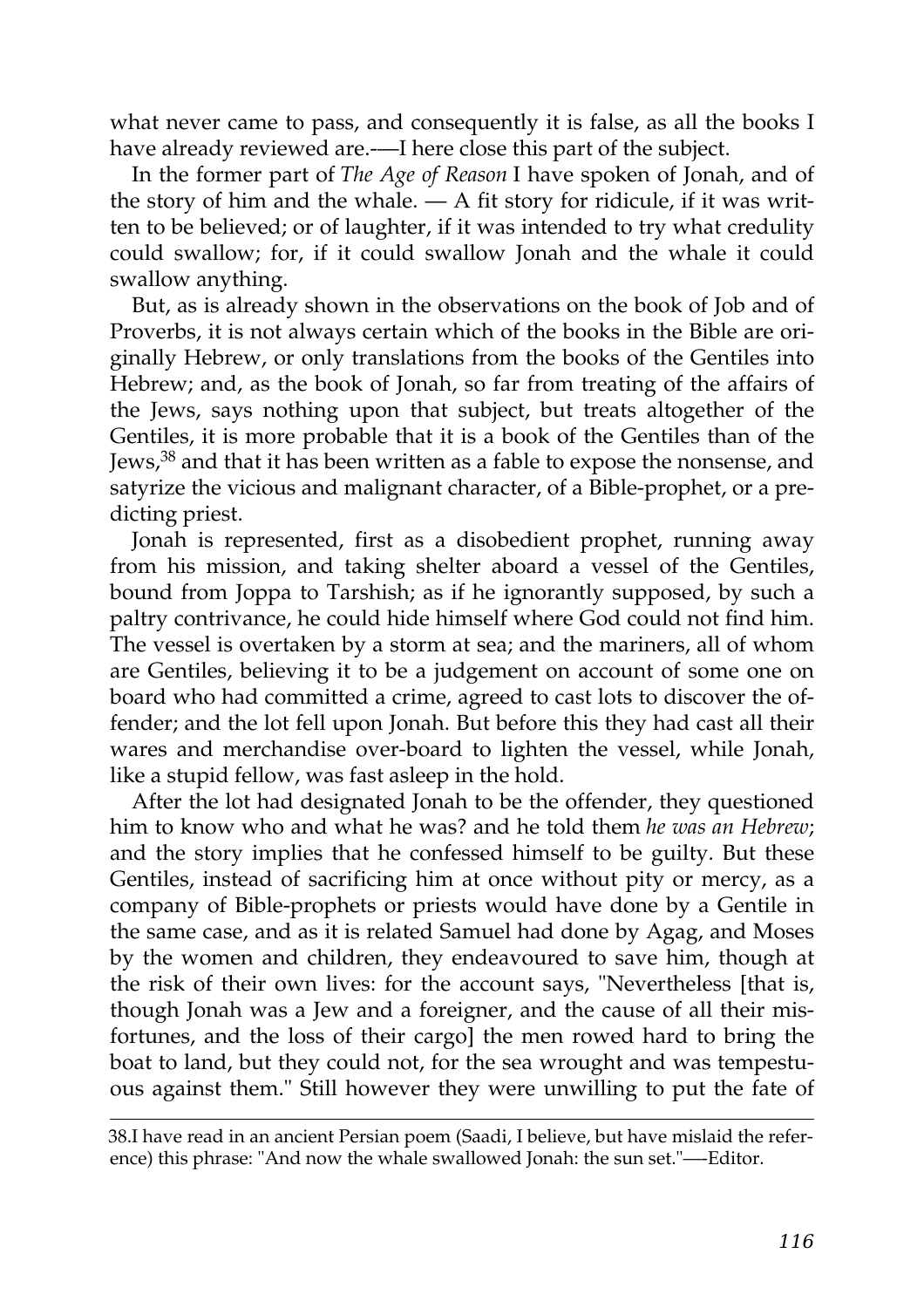what never came to pass, and consequently it is false, as all the books I have already reviewed are.-—I here close this part of the subject.

In the former part of *The Age of Reason* I have spoken of Jonah, and of the story of him and the whale. — A fit story for ridicule, if it was written to be believed; or of laughter, if it was intended to try what credulity could swallow; for, if it could swallow Jonah and the whale it could swallow anything.

But, as is already shown in the observations on the book of Job and of Proverbs, it is not always certain which of the books in the Bible are originally Hebrew, or only translations from the books of the Gentiles into Hebrew; and, as the book of Jonah, so far from treating of the affairs of the Jews, says nothing upon that subject, but treats altogether of the Gentiles, it is more probable that it is a book of the Gentiles than of the Jews,[38] and that it has been written as a fable to expose the nonsense, and satyrize the vicious and malignant character, of a Bible-prophet, or a predicting priest.

Jonah is represented, first as a disobedient prophet, running away from his mission, and taking shelter aboard a vessel of the Gentiles, bound from Joppa to Tarshish; as if he ignorantly supposed, by such a paltry contrivance, he could hide himself where God could not find him. The vessel is overtaken by a storm at sea; and the mariners, all of whom are Gentiles, believing it to be a judgement on account of some one on board who had committed a crime, agreed to cast lots to discover the offender; and the lot fell upon Jonah. But before this they had cast all their wares and merchandise over-board to lighten the vessel, while Jonah, like a stupid fellow, was fast asleep in the hold.

After the lot had designated Jonah to be the offender, they questioned him to know who and what he was? and he told them *he was an Hebrew*; and the story implies that he confessed himself to be guilty. But these Gentiles, instead of sacrificing him at once without pity or mercy, as a company of Bible-prophets or priests would have done by a Gentile in the same case, and as it is related Samuel had done by Agag, and Moses by the women and children, they endeavoured to save him, though at the risk of their own lives: for the account says, "Nevertheless [that is, though Jonah was a Jew and a foreigner, and the cause of all their misfortunes, and the loss of their cargo] the men rowed hard to bring the boat to land, but they could not, for the sea wrought and was tempestuous against them." Still however they were unwilling to put the fate of

---

38.I have read in an ancient Persian poem (Saadi, I believe, but have mislaid the reference) this phrase: "And now the whale swallowed Jonah: the sun set."—-Editor.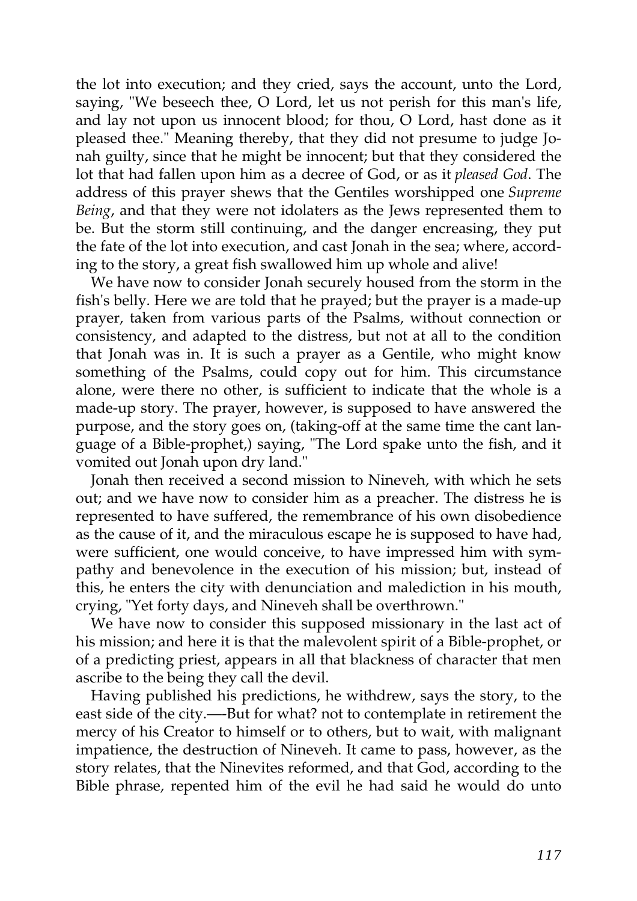the lot into execution; and they cried, says the account, unto the Lord, saying, "We beseech thee, O Lord, let us not perish for this man's life, and lay not upon us innocent blood; for thou, O Lord, hast done as it pleased thee." Meaning thereby, that they did not presume to judge Jonah guilty, since that he might be innocent; but that they considered the lot that had fallen upon him as a decree of God, or as it *pleased God*. The address of this prayer shews that the Gentiles worshipped one *Supreme Being*, and that they were not idolaters as the Jews represented them to be. But the storm still continuing, and the danger encreasing, they put the fate of the lot into execution, and cast Jonah in the sea; where, according to the story, a great fish swallowed him up whole and alive!

We have now to consider Jonah securely housed from the storm in the fish's belly. Here we are told that he prayed; but the prayer is a made-up prayer, taken from various parts of the Psalms, without connection or consistency, and adapted to the distress, but not at all to the condition that Jonah was in. It is such a prayer as a Gentile, who might know something of the Psalms, could copy out for him. This circumstance alone, were there no other, is sufficient to indicate that the whole is a made-up story. The prayer, however, is supposed to have answered the purpose, and the story goes on, (taking-off at the same time the cant language of a Bible-prophet,) saying, "The Lord spake unto the fish, and it vomited out Jonah upon dry land."

Jonah then received a second mission to Nineveh, with which he sets out; and we have now to consider him as a preacher. The distress he is represented to have suffered, the remembrance of his own disobedience as the cause of it, and the miraculous escape he is supposed to have had, were sufficient, one would conceive, to have impressed him with sympathy and benevolence in the execution of his mission; but, instead of this, he enters the city with denunciation and malediction in his mouth, crying, "Yet forty days, and Nineveh shall be overthrown."

We have now to consider this supposed missionary in the last act of his mission; and here it is that the malevolent spirit of a Bible-prophet, or of a predicting priest, appears in all that blackness of character that men ascribe to the being they call the devil.

Having published his predictions, he withdrew, says the story, to the east side of the city.—-But for what? not to contemplate in retirement the mercy of his Creator to himself or to others, but to wait, with malignant impatience, the destruction of Nineveh. It came to pass, however, as the story relates, that the Ninevites reformed, and that God, according to the Bible phrase, repented him of the evil he had said he would do unto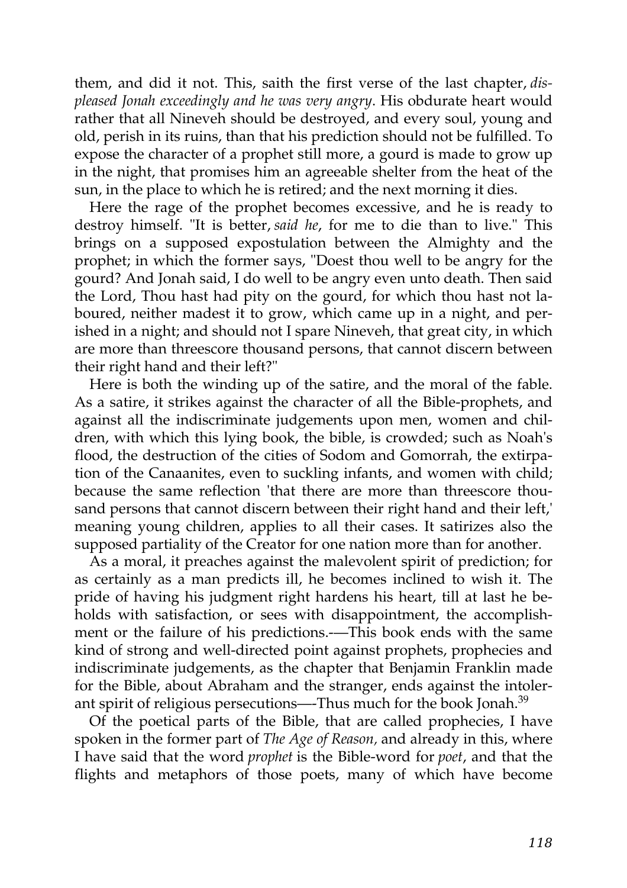them, and did it not. This, saith the first verse of the last chapter, *displeased Jonah exceedingly and he was very angry*. His obdurate heart would rather that all Nineveh should be destroyed, and every soul, young and old, perish in its ruins, than that his prediction should not be fulfilled. To expose the character of a prophet still more, a gourd is made to grow up in the night, that promises him an agreeable shelter from the heat of the sun, in the place to which he is retired; and the next morning it dies.

Here the rage of the prophet becomes excessive, and he is ready to destroy himself. "It is better, *said he*, for me to die than to live." This brings on a supposed expostulation between the Almighty and the prophet; in which the former says, "Doest thou well to be angry for the gourd? And Jonah said, I do well to be angry even unto death. Then said the Lord, Thou hast had pity on the gourd, for which thou hast not laboured, neither madest it to grow, which came up in a night, and perished in a night; and should not I spare Nineveh, that great city, in which are more than threescore thousand persons, that cannot discern between their right hand and their left?"

Here is both the winding up of the satire, and the moral of the fable. As a satire, it strikes against the character of all the Bible-prophets, and against all the indiscriminate judgements upon men, women and children, with which this lying book, the bible, is crowded; such as Noah's flood, the destruction of the cities of Sodom and Gomorrah, the extirpation of the Canaanites, even to suckling infants, and women with child; because the same reflection 'that there are more than threescore thousand persons that cannot discern between their right hand and their left,' meaning young children, applies to all their cases. It satirizes also the supposed partiality of the Creator for one nation more than for another.

As a moral, it preaches against the malevolent spirit of prediction; for as certainly as a man predicts ill, he becomes inclined to wish it. The pride of having his judgment right hardens his heart, till at last he beholds with satisfaction, or sees with disappointment, the accomplishment or the failure of his predictions.-—This book ends with the same kind of strong and well-directed point against prophets, prophecies and indiscriminate judgements, as the chapter that Benjamin Franklin made for the Bible, about Abraham and the stranger, ends against the intolerant spirit of religious persecutions—-Thus much for the book Jonah.[39]

Of the poetical parts of the Bible, that are called prophecies, I have spoken in the former part of *The Age of Reason,* and already in this, where I have said that the word *prophet* is the Bible-word for *poet*, and that the flights and metaphors of those poets, many of which have become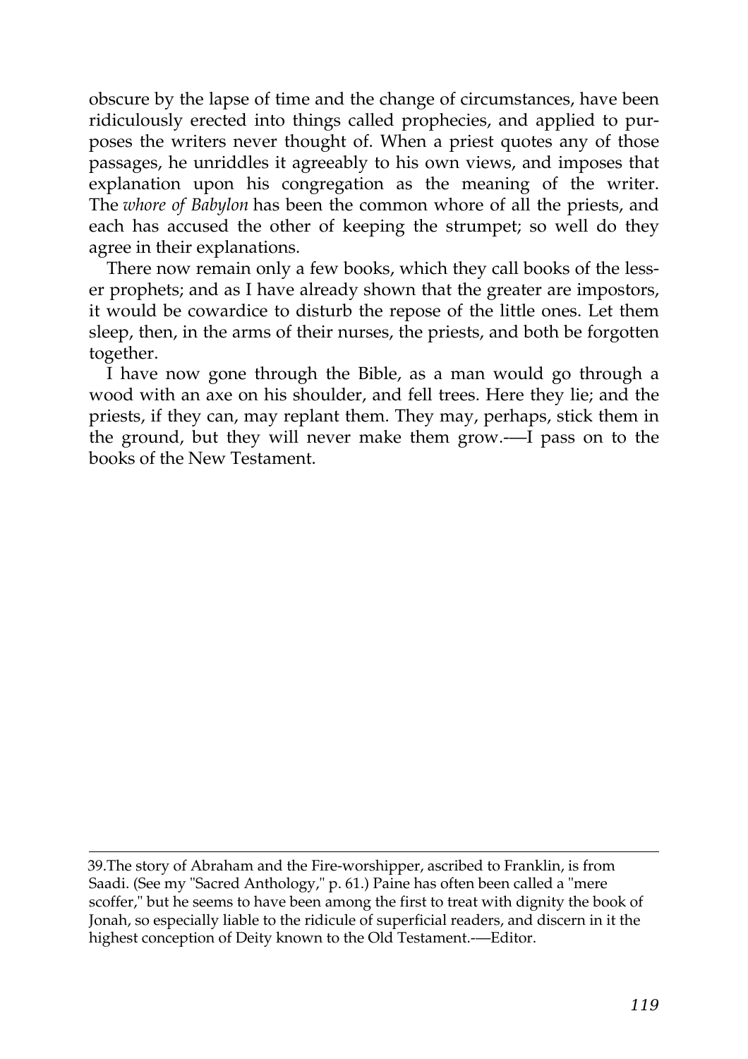obscure by the lapse of time and the change of circumstances, have been ridiculously erected into things called prophecies, and applied to purposes the writers never thought of. When a priest quotes any of those passages, he unriddles it agreeably to his own views, and imposes that explanation upon his congregation as the meaning of the writer. The *whore of Babylon* has been the common whore of all the priests, and each has accused the other of keeping the strumpet; so well do they agree in their explanations.

There now remain only a few books, which they call books of the lesser prophets; and as I have already shown that the greater are impostors, it would be cowardice to disturb the repose of the little ones. Let them sleep, then, in the arms of their nurses, the priests, and both be forgotten together.

I have now gone through the Bible, as a man would go through a wood with an axe on his shoulder, and fell trees. Here they lie; and the priests, if they can, may replant them. They may, perhaps, stick them in the ground, but they will never make them grow.-—I pass on to the books of the New Testament.

---

39.The story of Abraham and the Fire-worshipper, ascribed to Franklin, is from Saadi. (See my "Sacred Anthology," p. 61.) Paine has often been called a "mere scoffer," but he seems to have been among the first to treat with dignity the book of Jonah, so especially liable to the ridicule of superficial readers, and discern in it the highest conception of Deity known to the Old Testament.-—Editor.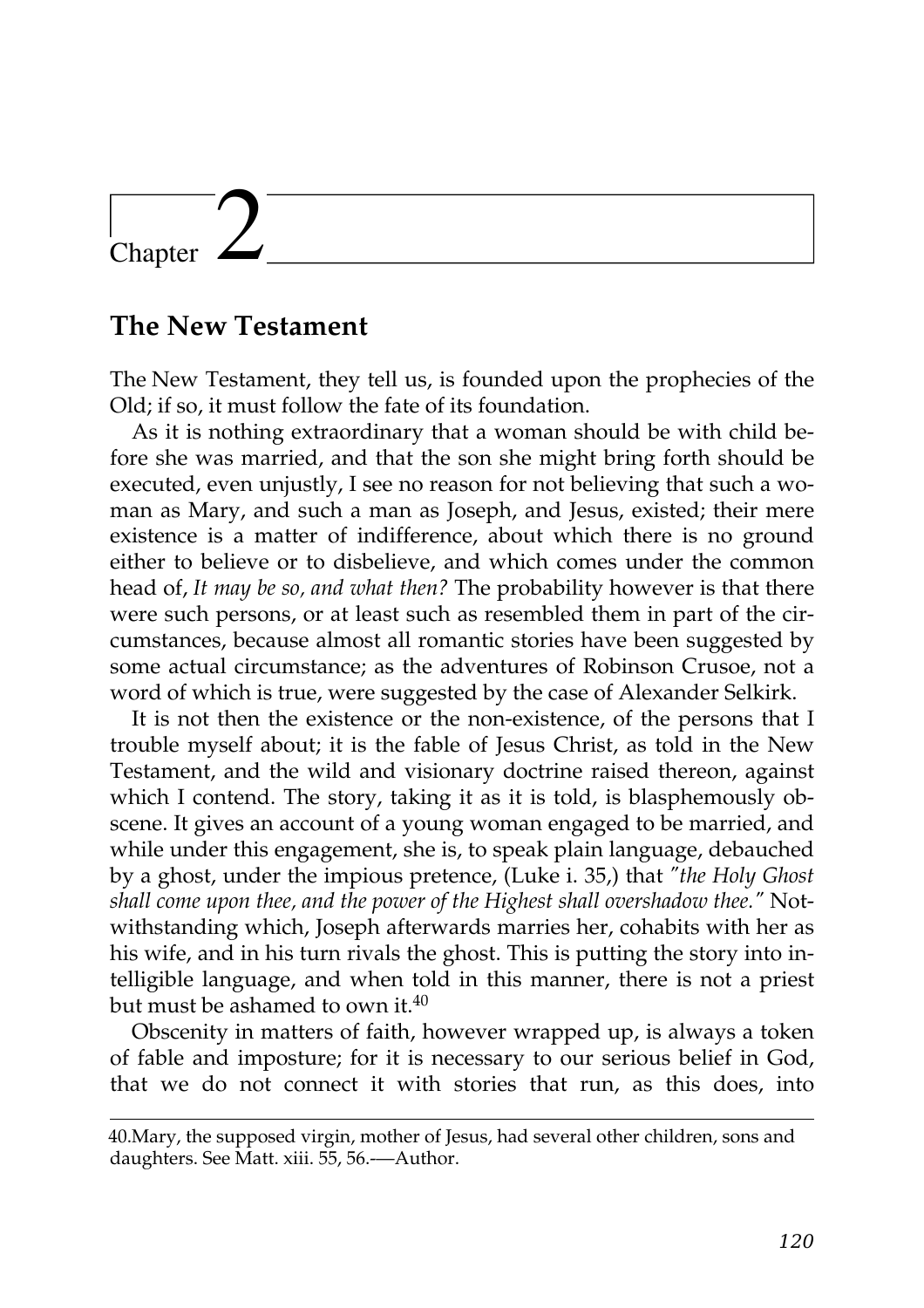# Chapter 2

## The New Testament

The New Testament, they tell us, is founded upon the prophecies of the Old; if so, it must follow the fate of its foundation.

As it is nothing extraordinary that a woman should be with child before she was married, and that the son she might bring forth should be executed, even unjustly, I see no reason for not believing that such a woman as Mary, and such a man as Joseph, and Jesus, existed; their mere existence is a matter of indifference, about which there is no ground either to believe or to disbelieve, and which comes under the common head of, *It may be so, and what then?* The probability however is that there were such persons, or at least such as resembled them in part of the circumstances, because almost all romantic stories have been suggested by some actual circumstance; as the adventures of Robinson Crusoe, not a word of which is true, were suggested by the case of Alexander Selkirk.

It is not then the existence or the non-existence, of the persons that I trouble myself about; it is the fable of Jesus Christ, as told in the New Testament, and the wild and visionary doctrine raised thereon, against which I contend. The story, taking it as it is told, is blasphemously obscene. It gives an account of a young woman engaged to be married, and while under this engagement, she is, to speak plain language, debauched by a ghost, under the impious pretence, (Luke i. 35,) that *"the Holy Ghost shall come upon thee, and the power of the Highest shall overshadow thee."* Notwithstanding which, Joseph afterwards marries her, cohabits with her as his wife, and in his turn rivals the ghost. This is putting the story into intelligible language, and when told in this manner, there is not a priest but must be ashamed to own it.[40]

Obscenity in matters of faith, however wrapped up, is always a token of fable and imposture; for it is necessary to our serious belief in God, that we do not connect it with stories that run, as this does, into

---

40.Mary, the supposed virgin, mother of Jesus, had several other children, sons and daughters. See Matt. xiii. 55, 56.—Author.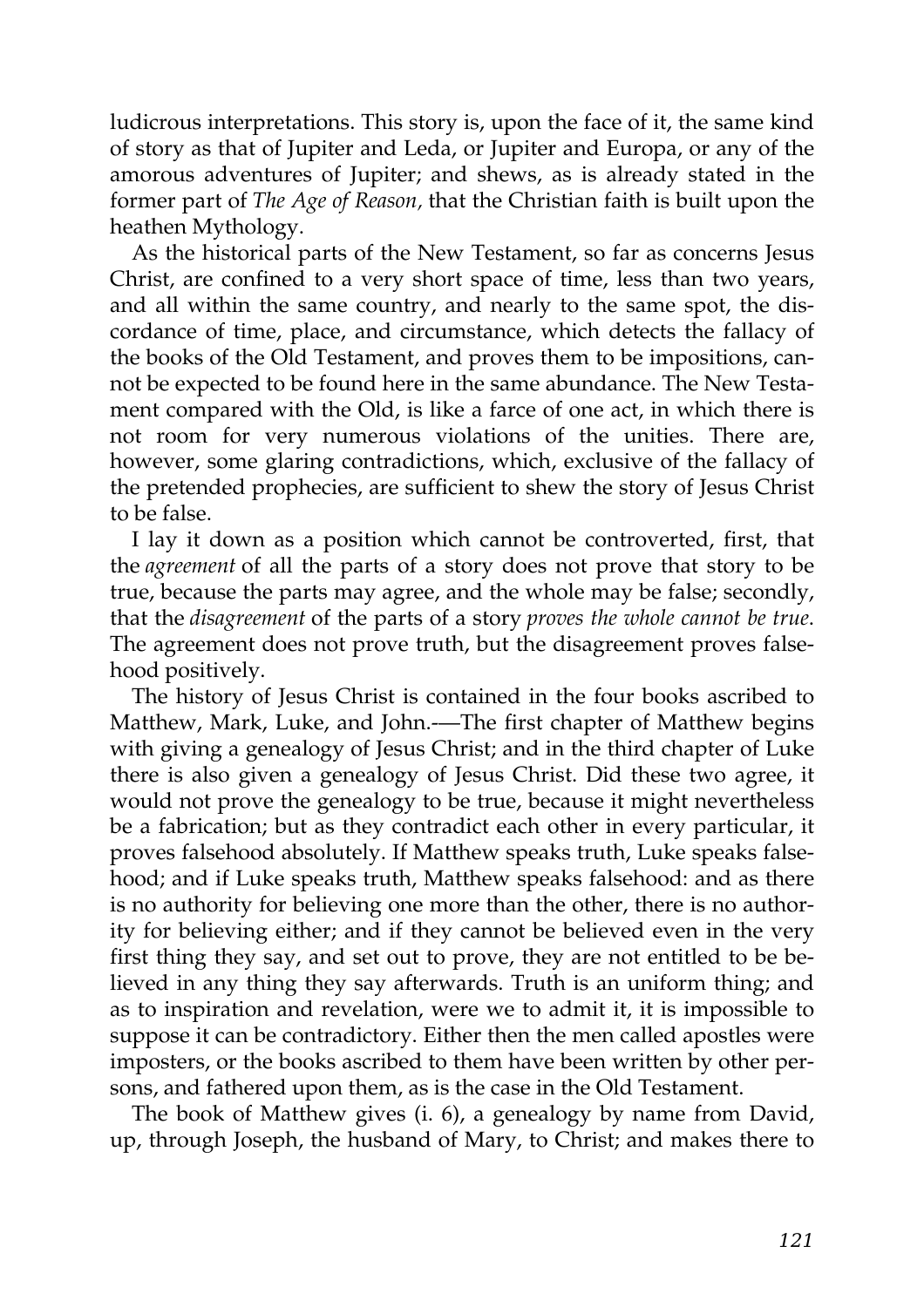ludicrous interpretations. This story is, upon the face of it, the same kind of story as that of Jupiter and Leda, or Jupiter and Europa, or any of the amorous adventures of Jupiter; and shews, as is already stated in the former part of *The Age of Reason,* that the Christian faith is built upon the heathen Mythology.

As the historical parts of the New Testament, so far as concerns Jesus Christ, are confined to a very short space of time, less than two years, and all within the same country, and nearly to the same spot, the discordance of time, place, and circumstance, which detects the fallacy of the books of the Old Testament, and proves them to be impositions, cannot be expected to be found here in the same abundance. The New Testament compared with the Old, is like a farce of one act, in which there is not room for very numerous violations of the unities. There are, however, some glaring contradictions, which, exclusive of the fallacy of the pretended prophecies, are sufficient to shew the story of Jesus Christ to be false.

I lay it down as a position which cannot be controverted, first, that the *agreement* of all the parts of a story does not prove that story to be true, because the parts may agree, and the whole may be false; secondly, that the *disagreement* of the parts of a story *proves the whole cannot be true*. The agreement does not prove truth, but the disagreement proves falsehood positively.

The history of Jesus Christ is contained in the four books ascribed to Matthew, Mark, Luke, and John.—The first chapter of Matthew begins with giving a genealogy of Jesus Christ; and in the third chapter of Luke there is also given a genealogy of Jesus Christ. Did these two agree, it would not prove the genealogy to be true, because it might nevertheless be a fabrication; but as they contradict each other in every particular, it proves falsehood absolutely. If Matthew speaks truth, Luke speaks falsehood; and if Luke speaks truth, Matthew speaks falsehood: and as there is no authority for believing one more than the other, there is no authority for believing either; and if they cannot be believed even in the very first thing they say, and set out to prove, they are not entitled to be believed in any thing they say afterwards. Truth is an uniform thing; and as to inspiration and revelation, were we to admit it, it is impossible to suppose it can be contradictory. Either then the men called apostles were imposters, or the books ascribed to them have been written by other persons, and fathered upon them, as is the case in the Old Testament.

The book of Matthew gives (i. 6), a genealogy by name from David, up, through Joseph, the husband of Mary, to Christ; and makes there to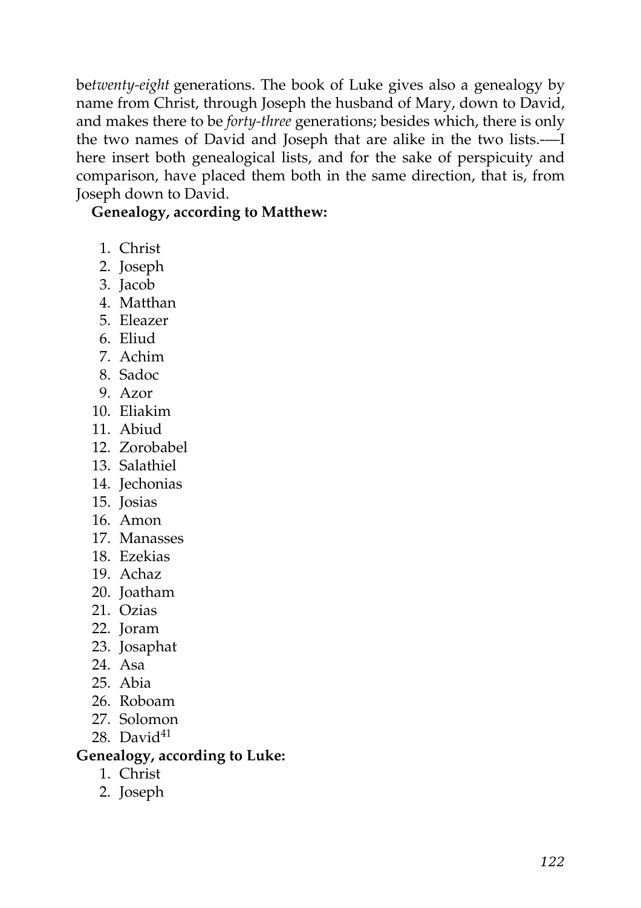be*twenty-eight* generations. The book of Luke gives also a genealogy by name from Christ, through Joseph the husband of Mary, down to David, and makes there to be *forty-three* generations; besides which, there is only the two names of David and Joseph that are alike in the two lists.-—I here insert both genealogical lists, and for the sake of perspicuity and comparison, have placed them both in the same direction, that is, from Joseph down to David.

**Genealogy, according to Matthew:**

1. Christ
2. Joseph
3. Jacob
4. Matthan
5. Eleazer
6. Eliud
7. Achim
8. Sadoc
9. Azor
10. Eliakim
11. Abiud
12. Zorobabel
13. Salathiel
14. Jechonias
15. Josias
16. Amon
17. Manasses
18. Ezekias
19. Achaz
20. Joatham
21. Ozias
22. Joram
23. Josaphat
24. Asa
25. Abia
26. Roboam
27. Solomon
28. David[41]

**Genealogy, according to Luke:**

1. Christ
2. Joseph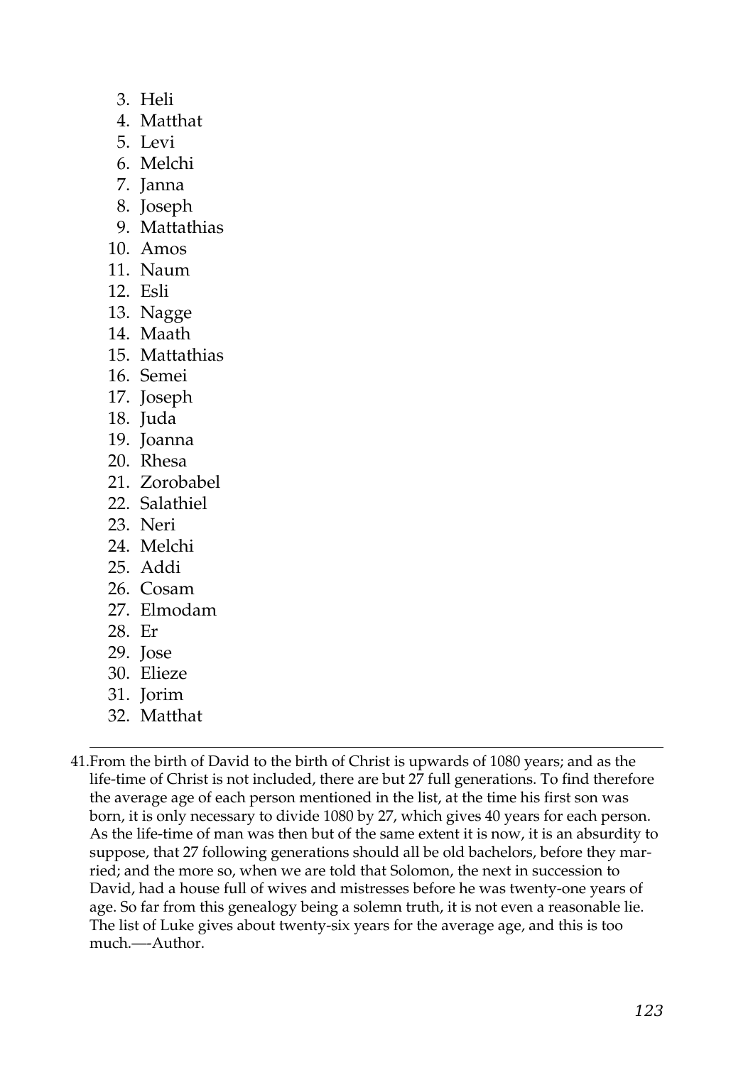3. Heli
4. Matthat
5. Levi
6. Melchi
7. Janna
8. Joseph
9. Mattathias
10. Amos
11. Naum
12. Esli
13. Nagge
14. Maath
15. Mattathias
16. Semei
17. Joseph
18. Juda
19. Joanna
20. Rhesa
21. Zorobabel
22. Salathiel
23. Neri
24. Melchi
25. Addi
26. Cosam
27. Elmodam
28. Er
29. Jose
30. Elieze
31. Jorim
32. Matthat

---

41. From the birth of David to the birth of Christ is upwards of 1080 years; and as the life-time of Christ is not included, there are but 27 full generations. To find therefore the average age of each person mentioned in the list, at the time his first son was born, it is only necessary to divide 1080 by 27, which gives 40 years for each person. As the life-time of man was then but of the same extent it is now, it is an absurdity to suppose, that 27 following generations should all be old bachelors, before they married; and the more so, when we are told that Solomon, the next in succession to David, had a house full of wives and mistresses before he was twenty-one years of age. So far from this genealogy being a solemn truth, it is not even a reasonable lie. The list of Luke gives about twenty-six years for the average age, and this is too much.—-Author.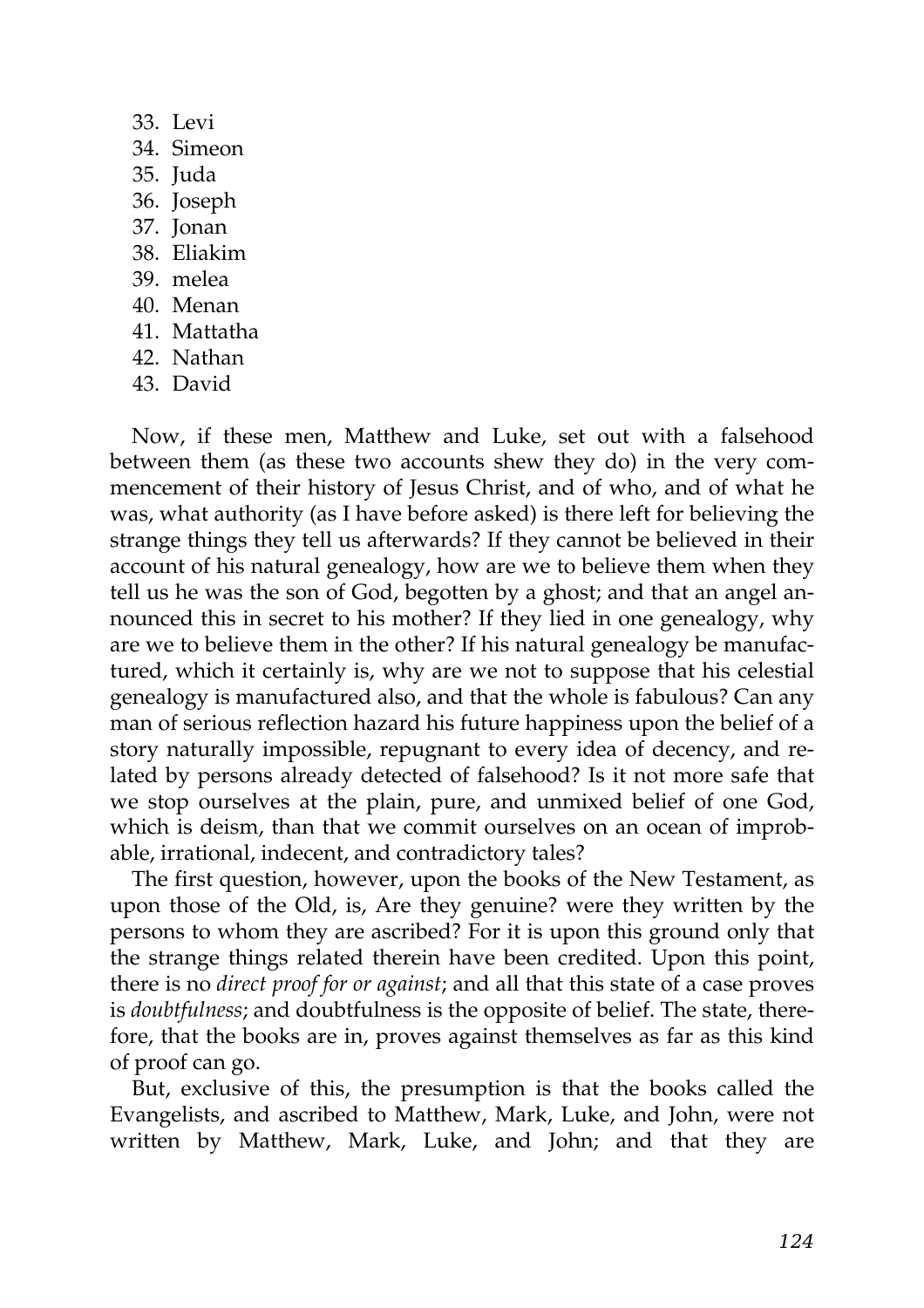33. Levi
34. Simeon
35. Juda
36. Joseph
37. Jonan
38. Eliakim
39. melea
40. Menan
41. Mattatha
42. Nathan
43. David

Now, if these men, Matthew and Luke, set out with a falsehood between them (as these two accounts shew they do) in the very commencement of their history of Jesus Christ, and of who, and of what he was, what authority (as I have before asked) is there left for believing the strange things they tell us afterwards? If they cannot be believed in their account of his natural genealogy, how are we to believe them when they tell us he was the son of God, begotten by a ghost; and that an angel announced this in secret to his mother? If they lied in one genealogy, why are we to believe them in the other? If his natural genealogy be manufactured, which it certainly is, why are we not to suppose that his celestial genealogy is manufactured also, and that the whole is fabulous? Can any man of serious reflection hazard his future happiness upon the belief of a story naturally impossible, repugnant to every idea of decency, and related by persons already detected of falsehood? Is it not more safe that we stop ourselves at the plain, pure, and unmixed belief of one God, which is deism, than that we commit ourselves on an ocean of improbable, irrational, indecent, and contradictory tales?

The first question, however, upon the books of the New Testament, as upon those of the Old, is, Are they genuine? were they written by the persons to whom they are ascribed? For it is upon this ground only that the strange things related therein have been credited. Upon this point, there is no *direct proof for or against*; and all that this state of a case proves is *doubtfulness*; and doubtfulness is the opposite of belief. The state, therefore, that the books are in, proves against themselves as far as this kind of proof can go.

But, exclusive of this, the presumption is that the books called the Evangelists, and ascribed to Matthew, Mark, Luke, and John, were not written by Matthew, Mark, Luke, and John; and that they are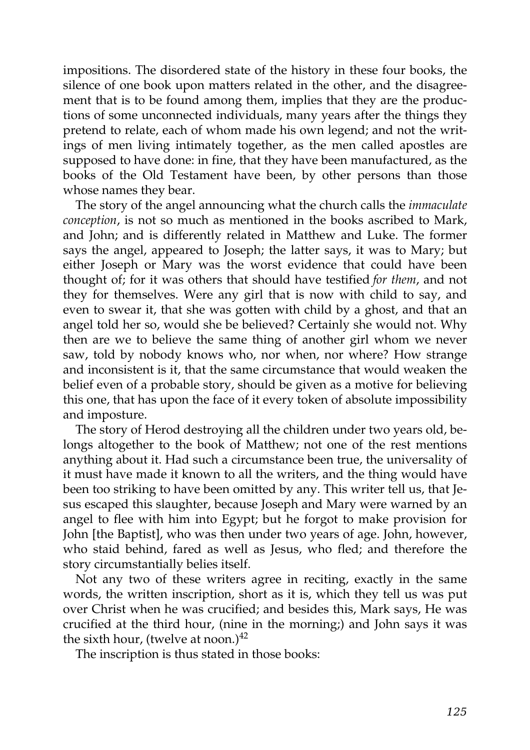impositions. The disordered state of the history in these four books, the silence of one book upon matters related in the other, and the disagreement that is to be found among them, implies that they are the productions of some unconnected individuals, many years after the things they pretend to relate, each of whom made his own legend; and not the writings of men living intimately together, as the men called apostles are supposed to have done: in fine, that they have been manufactured, as the books of the Old Testament have been, by other persons than those whose names they bear.

The story of the angel announcing what the church calls the *immaculate conception*, is not so much as mentioned in the books ascribed to Mark, and John; and is differently related in Matthew and Luke. The former says the angel, appeared to Joseph; the latter says, it was to Mary; but either Joseph or Mary was the worst evidence that could have been thought of; for it was others that should have testified *for them*, and not they for themselves. Were any girl that is now with child to say, and even to swear it, that she was gotten with child by a ghost, and that an angel told her so, would she be believed? Certainly she would not. Why then are we to believe the same thing of another girl whom we never saw, told by nobody knows who, nor when, nor where? How strange and inconsistent is it, that the same circumstance that would weaken the belief even of a probable story, should be given as a motive for believing this one, that has upon the face of it every token of absolute impossibility and imposture.

The story of Herod destroying all the children under two years old, belongs altogether to the book of Matthew; not one of the rest mentions anything about it. Had such a circumstance been true, the universality of it must have made it known to all the writers, and the thing would have been too striking to have been omitted by any. This writer tell us, that Jesus escaped this slaughter, because Joseph and Mary were warned by an angel to flee with him into Egypt; but he forgot to make provision for John [the Baptist], who was then under two years of age. John, however, who staid behind, fared as well as Jesus, who fled; and therefore the story circumstantially belies itself.

Not any two of these writers agree in reciting, exactly in the same words, the written inscription, short as it is, which they tell us was put over Christ when he was crucified; and besides this, Mark says, He was crucified at the third hour, (nine in the morning;) and John says it was the sixth hour, (twelve at noon.)[42]

The inscription is thus stated in those books: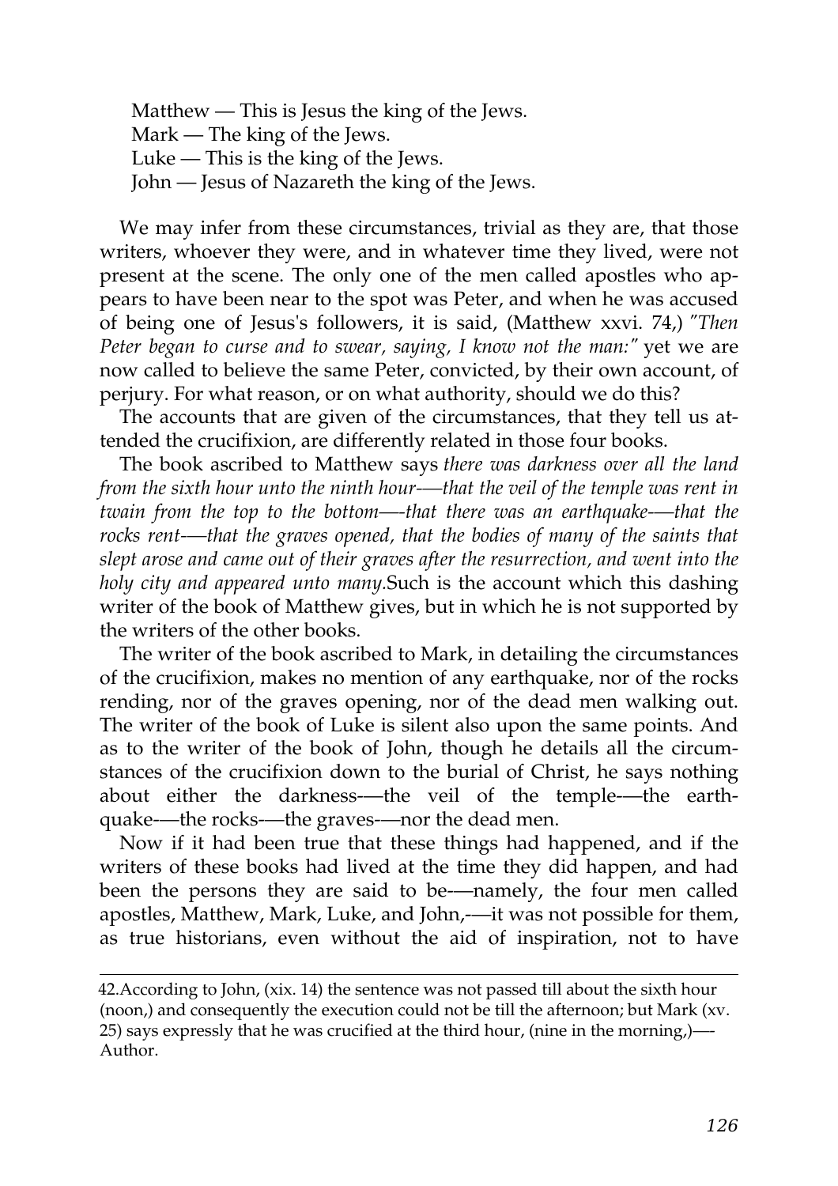Matthew — This is Jesus the king of the Jews.  
Mark — The king of the Jews.  
Luke — This is the king of the Jews.  
John — Jesus of Nazareth the king of the Jews.

We may infer from these circumstances, trivial as they are, that those writers, whoever they were, and in whatever time they lived, were not present at the scene. The only one of the men called apostles who appears to have been near to the spot was Peter, and when he was accused of being one of Jesus's followers, it is said, (Matthew xxvi. 74,) *"Then Peter began to curse and to swear, saying, I know not the man:"* yet we are now called to believe the same Peter, convicted, by their own account, of perjury. For what reason, or on what authority, should we do this?

The accounts that are given of the circumstances, that they tell us attended the crucifixion, are differently related in those four books.

The book ascribed to Matthew says *there was darkness over all the land from the sixth hour unto the ninth hour—that the veil of the temple was rent in twain from the top to the bottom—that there was an earthquake—that the rocks rent—that the graves opened, that the bodies of many of the saints that slept arose and came out of their graves after the resurrection, and went into the holy city and appeared unto many.* Such is the account which this dashing writer of the book of Matthew gives, but in which he is not supported by the writers of the other books.

The writer of the book ascribed to Mark, in detailing the circumstances of the crucifixion, makes no mention of any earthquake, nor of the rocks rending, nor of the graves opening, nor of the dead men walking out. The writer of the book of Luke is silent also upon the same points. And as to the writer of the book of John, though he details all the circumstances of the crucifixion down to the burial of Christ, he says nothing about either the darkness—the veil of the temple—the earthquake—the rocks—the graves—nor the dead men.

Now if it had been true that these things had happened, and if the writers of these books had lived at the time they did happen, and had been the persons they are said to be—namely, the four men called apostles, Matthew, Mark, Luke, and John,—it was not possible for them, as true historians, even without the aid of inspiration, not to have

---

42. According to John, (xix. 14) the sentence was not passed till about the sixth hour (noon,) and consequently the execution could not be till the afternoon; but Mark (xv. 25) says expressly that he was crucified at the third hour, (nine in the morning,)— Author.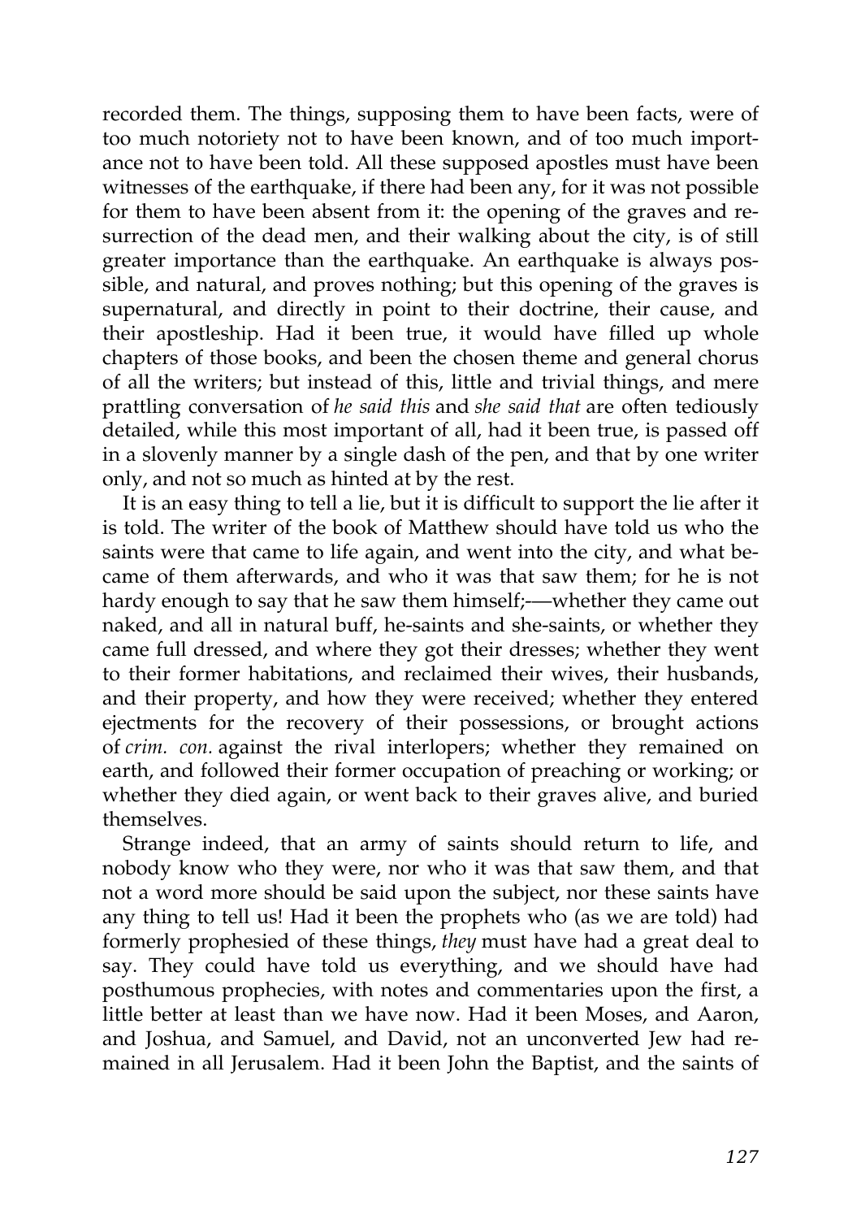recorded them. The things, supposing them to have been facts, were of too much notoriety not to have been known, and of too much importance not to have been told. All these supposed apostles must have been witnesses of the earthquake, if there had been any, for it was not possible for them to have been absent from it: the opening of the graves and resurrection of the dead men, and their walking about the city, is of still greater importance than the earthquake. An earthquake is always possible, and natural, and proves nothing; but this opening of the graves is supernatural, and directly in point to their doctrine, their cause, and their apostleship. Had it been true, it would have filled up whole chapters of those books, and been the chosen theme and general chorus of all the writers; but instead of this, little and trivial things, and mere prattling conversation of *he said this* and *she said that* are often tediously detailed, while this most important of all, had it been true, is passed off in a slovenly manner by a single dash of the pen, and that by one writer only, and not so much as hinted at by the rest.

It is an easy thing to tell a lie, but it is difficult to support the lie after it is told. The writer of the book of Matthew should have told us who the saints were that came to life again, and went into the city, and what became of them afterwards, and who it was that saw them; for he is not hardy enough to say that he saw them himself;—whether they came out naked, and all in natural buff, he-saints and she-saints, or whether they came full dressed, and where they got their dresses; whether they went to their former habitations, and reclaimed their wives, their husbands, and their property, and how they were received; whether they entered ejectments for the recovery of their possessions, or brought actions of *crim. con.* against the rival interlopers; whether they remained on earth, and followed their former occupation of preaching or working; or whether they died again, or went back to their graves alive, and buried themselves.

Strange indeed, that an army of saints should return to life, and nobody know who they were, nor who it was that saw them, and that not a word more should be said upon the subject, nor these saints have any thing to tell us! Had it been the prophets who (as we are told) had formerly prophesied of these things, *they* must have had a great deal to say. They could have told us everything, and we should have had posthumous prophecies, with notes and commentaries upon the first, a little better at least than we have now. Had it been Moses, and Aaron, and Joshua, and Samuel, and David, not an unconverted Jew had remained in all Jerusalem. Had it been John the Baptist, and the saints of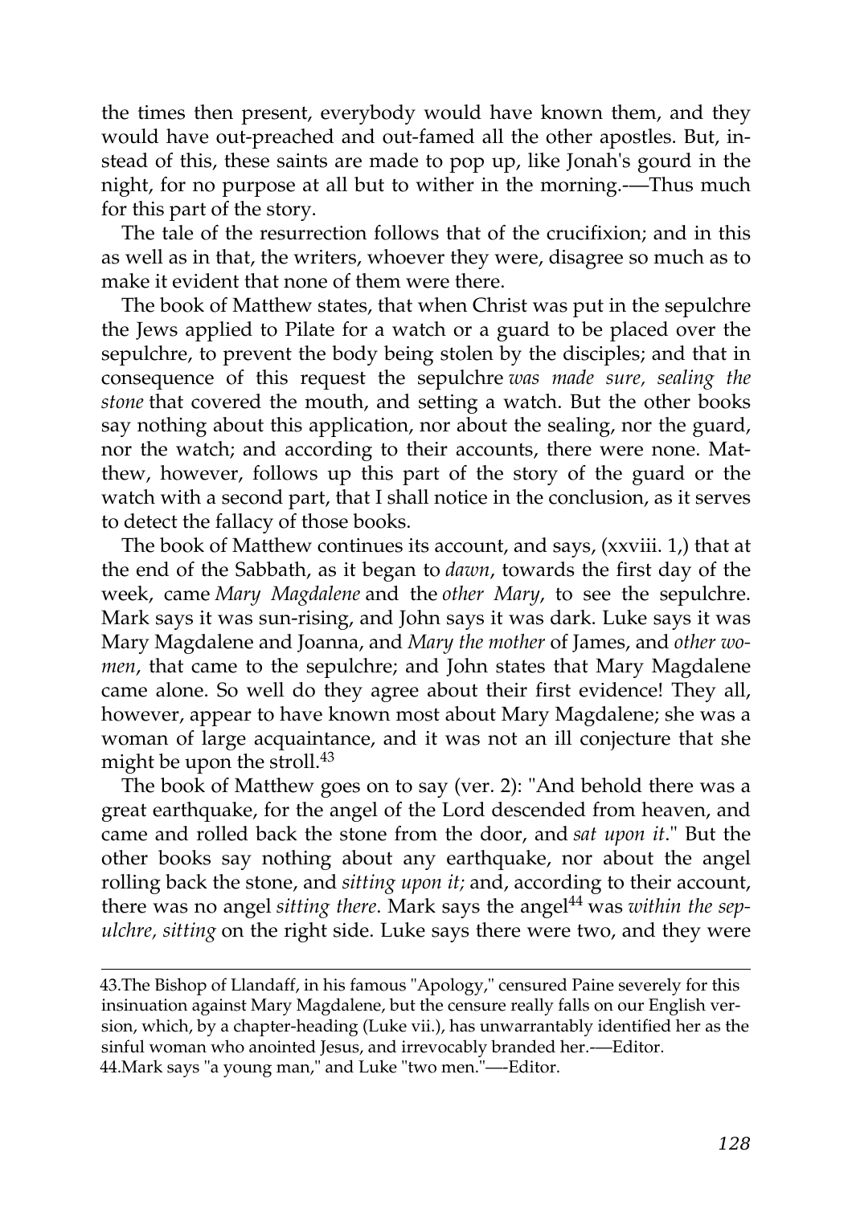the times then present, everybody would have known them, and they would have out-preached and out-famed all the other apostles. But, instead of this, these saints are made to pop up, like Jonah's gourd in the night, for no purpose at all but to wither in the morning.-—Thus much for this part of the story.

The tale of the resurrection follows that of the crucifixion; and in this as well as in that, the writers, whoever they were, disagree so much as to make it evident that none of them were there.

The book of Matthew states, that when Christ was put in the sepulchre the Jews applied to Pilate for a watch or a guard to be placed over the sepulchre, to prevent the body being stolen by the disciples; and that in consequence of this request the sepulchre *was made sure, sealing the stone* that covered the mouth, and setting a watch. But the other books say nothing about this application, nor about the sealing, nor the guard, nor the watch; and according to their accounts, there were none. Matthew, however, follows up this part of the story of the guard or the watch with a second part, that I shall notice in the conclusion, as it serves to detect the fallacy of those books.

The book of Matthew continues its account, and says, (xxviii. 1,) that at the end of the Sabbath, as it began to *dawn*, towards the first day of the week, came *Mary Magdalene* and the *other Mary*, to see the sepulchre. Mark says it was sun-rising, and John says it was dark. Luke says it was Mary Magdalene and Joanna, and *Mary the mother* of James, and *other women*, that came to the sepulchre; and John states that Mary Magdalene came alone. So well do they agree about their first evidence! They all, however, appear to have known most about Mary Magdalene; she was a woman of large acquaintance, and it was not an ill conjecture that she might be upon the stroll.[43]

The book of Matthew goes on to say (ver. 2): "And behold there was a great earthquake, for the angel of the Lord descended from heaven, and came and rolled back the stone from the door, and *sat upon it*." But the other books say nothing about any earthquake, nor about the angel rolling back the stone, and *sitting upon it;* and, according to their account, there was no angel *sitting there*. Mark says the angel[44] was *within the sepulchre, sitting* on the right side. Luke says there were two, and they were

---

43.The Bishop of Llandaff, in his famous "Apology," censured Paine severely for this insinuation against Mary Magdalene, but the censure really falls on our English version, which, by a chapter-heading (Luke vii.), has unwarrantably identified her as the sinful woman who anointed Jesus, and irrevocably branded her.-—Editor.

44.Mark says "a young man," and Luke "two men."—-Editor.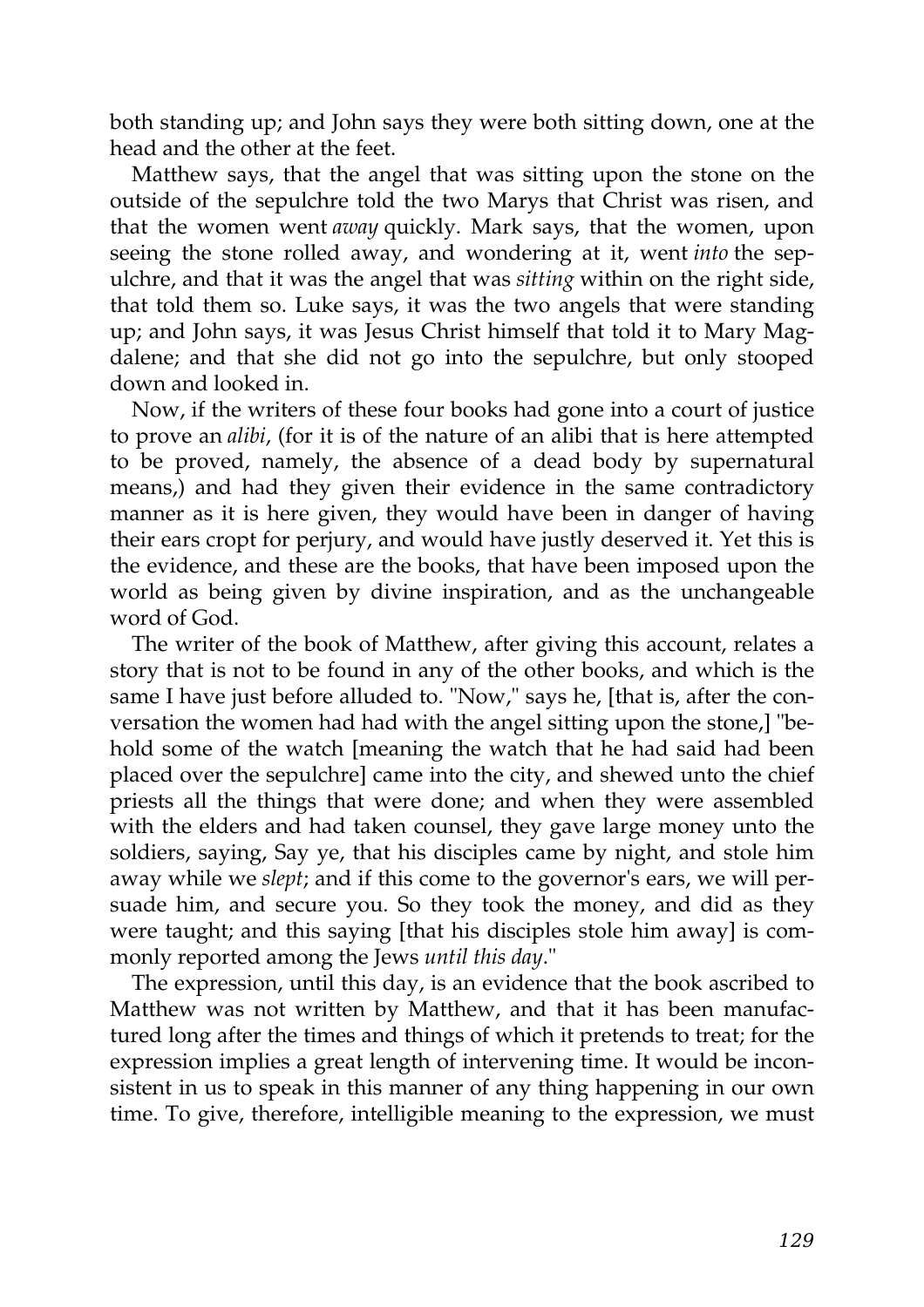both standing up; and John says they were both sitting down, one at the head and the other at the feet.

Matthew says, that the angel that was sitting upon the stone on the outside of the sepulchre told the two Marys that Christ was risen, and that the women went *away* quickly. Mark says, that the women, upon seeing the stone rolled away, and wondering at it, went *into* the sepulchre, and that it was the angel that was *sitting* within on the right side, that told them so. Luke says, it was the two angels that were standing up; and John says, it was Jesus Christ himself that told it to Mary Magdalene; and that she did not go into the sepulchre, but only stooped down and looked in.

Now, if the writers of these four books had gone into a court of justice to prove an *alibi*, (for it is of the nature of an alibi that is here attempted to be proved, namely, the absence of a dead body by supernatural means,) and had they given their evidence in the same contradictory manner as it is here given, they would have been in danger of having their ears cropt for perjury, and would have justly deserved it. Yet this is the evidence, and these are the books, that have been imposed upon the world as being given by divine inspiration, and as the unchangeable word of God.

The writer of the book of Matthew, after giving this account, relates a story that is not to be found in any of the other books, and which is the same I have just before alluded to. "Now," says he, [that is, after the conversation the women had had with the angel sitting upon the stone,] "behold some of the watch [meaning the watch that he had said had been placed over the sepulchre] came into the city, and shewed unto the chief priests all the things that were done; and when they were assembled with the elders and had taken counsel, they gave large money unto the soldiers, saying, Say ye, that his disciples came by night, and stole him away while we *slept*; and if this come to the governor's ears, we will persuade him, and secure you. So they took the money, and did as they were taught; and this saying [that his disciples stole him away] is commonly reported among the Jews *until this day*."

The expression, until this day, is an evidence that the book ascribed to Matthew was not written by Matthew, and that it has been manufactured long after the times and things of which it pretends to treat; for the expression implies a great length of intervening time. It would be inconsistent in us to speak in this manner of any thing happening in our own time. To give, therefore, intelligible meaning to the expression, we must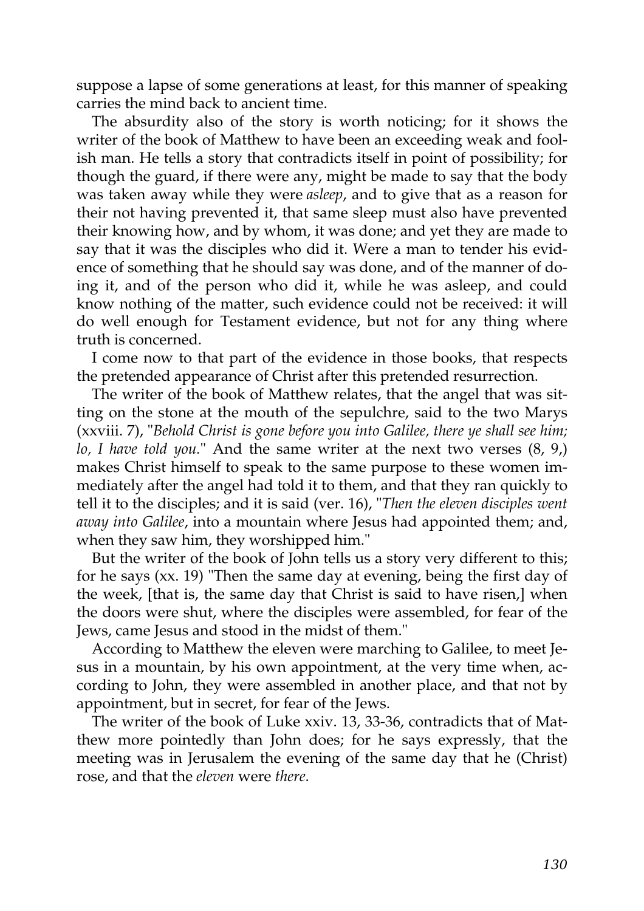suppose a lapse of some generations at least, for this manner of speaking carries the mind back to ancient time.

The absurdity also of the story is worth noticing; for it shows the writer of the book of Matthew to have been an exceeding weak and foolish man. He tells a story that contradicts itself in point of possibility; for though the guard, if there were any, might be made to say that the body was taken away while they were *asleep*, and to give that as a reason for their not having prevented it, that same sleep must also have prevented their knowing how, and by whom, it was done; and yet they are made to say that it was the disciples who did it. Were a man to tender his evidence of something that he should say was done, and of the manner of doing it, and of the person who did it, while he was asleep, and could know nothing of the matter, such evidence could not be received: it will do well enough for Testament evidence, but not for any thing where truth is concerned.

I come now to that part of the evidence in those books, that respects the pretended appearance of Christ after this pretended resurrection.

The writer of the book of Matthew relates, that the angel that was sitting on the stone at the mouth of the sepulchre, said to the two Marys (xxviii. 7), "*Behold Christ is gone before you into Galilee, there ye shall see him; lo, I have told you.*" And the same writer at the next two verses (8, 9,) makes Christ himself to speak to the same purpose to these women immediately after the angel had told it to them, and that they ran quickly to tell it to the disciples; and it is said (ver. 16), "*Then the eleven disciples went away into Galilee*, into a mountain where Jesus had appointed them; and, when they saw him, they worshipped him."

But the writer of the book of John tells us a story very different to this; for he says (xx. 19) "Then the same day at evening, being the first day of the week, [that is, the same day that Christ is said to have risen,] when the doors were shut, where the disciples were assembled, for fear of the Jews, came Jesus and stood in the midst of them."

According to Matthew the eleven were marching to Galilee, to meet Jesus in a mountain, by his own appointment, at the very time when, according to John, they were assembled in another place, and that not by appointment, but in secret, for fear of the Jews.

The writer of the book of Luke xxiv. 13, 33-36, contradicts that of Matthew more pointedly than John does; for he says expressly, that the meeting was in Jerusalem the evening of the same day that he (Christ) rose, and that the *eleven* were *there*.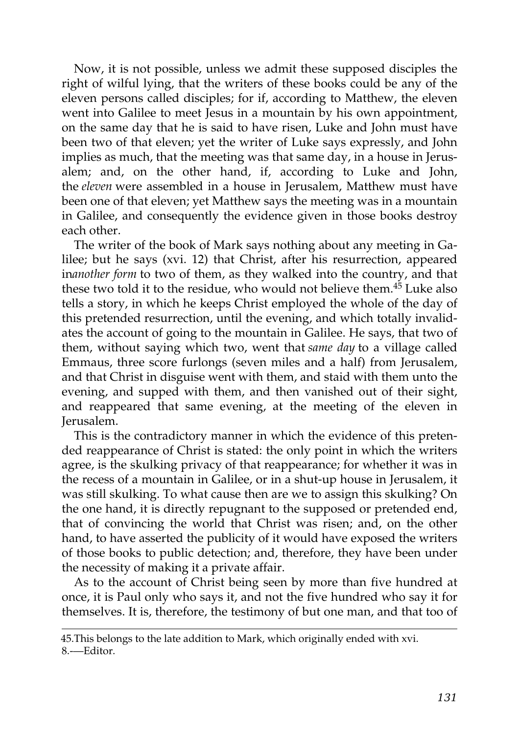Now, it is not possible, unless we admit these supposed disciples the right of wilful lying, that the writers of these books could be any of the eleven persons called disciples; for if, according to Matthew, the eleven went into Galilee to meet Jesus in a mountain by his own appointment, on the same day that he is said to have risen, Luke and John must have been two of that eleven; yet the writer of Luke says expressly, and John implies as much, that the meeting was that same day, in a house in Jerusalem; and, on the other hand, if, according to Luke and John, the *eleven* were assembled in a house in Jerusalem, Matthew must have been one of that eleven; yet Matthew says the meeting was in a mountain in Galilee, and consequently the evidence given in those books destroy each other.

The writer of the book of Mark says nothing about any meeting in Galilee; but he says (xvi. 12) that Christ, after his resurrection, appeared in *another form* to two of them, as they walked into the country, and that these two told it to the residue, who would not believe them.[45] Luke also tells a story, in which he keeps Christ employed the whole of the day of this pretended resurrection, until the evening, and which totally invalidates the account of going to the mountain in Galilee. He says, that two of them, without saying which two, went that *same day* to a village called Emmaus, three score furlongs (seven miles and a half) from Jerusalem, and that Christ in disguise went with them, and staid with them unto the evening, and supped with them, and then vanished out of their sight, and reappeared that same evening, at the meeting of the eleven in Jerusalem.

This is the contradictory manner in which the evidence of this pretended reappearance of Christ is stated: the only point in which the writers agree, is the skulking privacy of that reappearance; for whether it was in the recess of a mountain in Galilee, or in a shut-up house in Jerusalem, it was still skulking. To what cause then are we to assign this skulking? On the one hand, it is directly repugnant to the supposed or pretended end, that of convincing the world that Christ was risen; and, on the other hand, to have asserted the publicity of it would have exposed the writers of those books to public detection; and, therefore, they have been under the necessity of making it a private affair.

As to the account of Christ being seen by more than five hundred at once, it is Paul only who says it, and not the five hundred who say it for themselves. It is, therefore, the testimony of but one man, and that too of

---

45.This belongs to the late addition to Mark, which originally ended with xvi. 8.—Editor.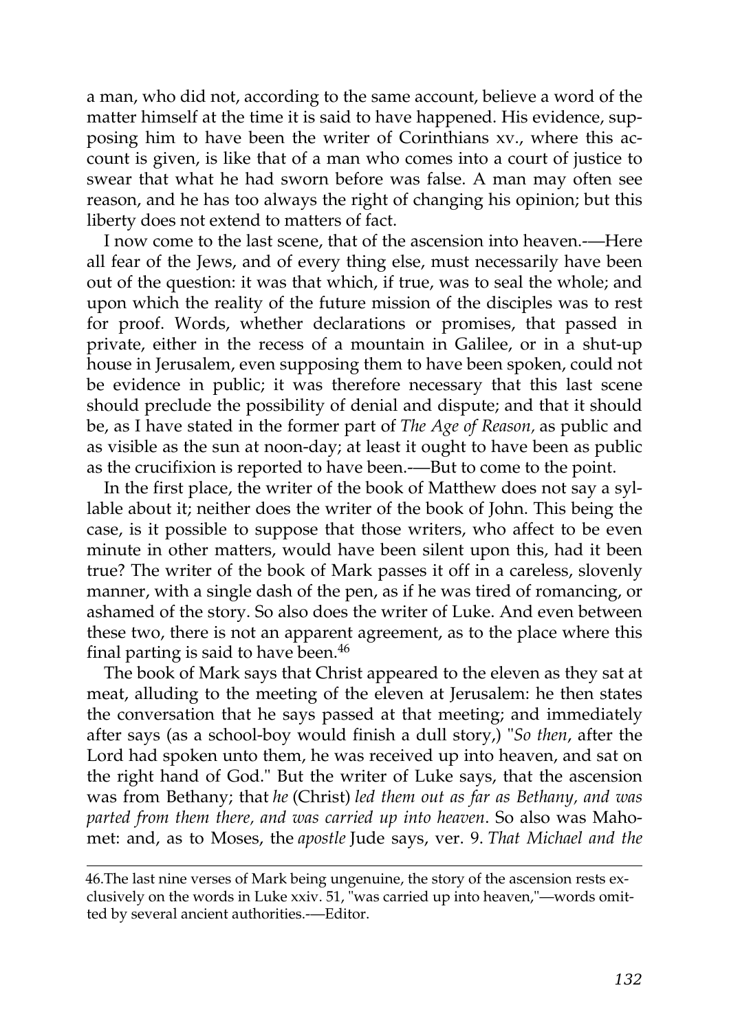a man, who did not, according to the same account, believe a word of the matter himself at the time it is said to have happened. His evidence, supposing him to have been the writer of Corinthians xv., where this account is given, is like that of a man who comes into a court of justice to swear that what he had sworn before was false. A man may often see reason, and he has too always the right of changing his opinion; but this liberty does not extend to matters of fact.

I now come to the last scene, that of the ascension into heaven.-—Here all fear of the Jews, and of every thing else, must necessarily have been out of the question: it was that which, if true, was to seal the whole; and upon which the reality of the future mission of the disciples was to rest for proof. Words, whether declarations or promises, that passed in private, either in the recess of a mountain in Galilee, or in a shut-up house in Jerusalem, even supposing them to have been spoken, could not be evidence in public; it was therefore necessary that this last scene should preclude the possibility of denial and dispute; and that it should be, as I have stated in the former part of *The Age of Reason,* as public and as visible as the sun at noon-day; at least it ought to have been as public as the crucifixion is reported to have been.-—But to come to the point.

In the first place, the writer of the book of Matthew does not say a syllable about it; neither does the writer of the book of John. This being the case, is it possible to suppose that those writers, who affect to be even minute in other matters, would have been silent upon this, had it been true? The writer of the book of Mark passes it off in a careless, slovenly manner, with a single dash of the pen, as if he was tired of romancing, or ashamed of the story. So also does the writer of Luke. And even between these two, there is not an apparent agreement, as to the place where this final parting is said to have been.[46]

The book of Mark says that Christ appeared to the eleven as they sat at meat, alluding to the meeting of the eleven at Jerusalem: he then states the conversation that he says passed at that meeting; and immediately after says (as a school-boy would finish a dull story,) "*So then*, after the Lord had spoken unto them, he was received up into heaven, and sat on the right hand of God." But the writer of Luke says, that the ascension was from Bethany; that *he* (Christ) *led them out as far as Bethany, and was parted from them there, and was carried up into heaven*. So also was Mahomet: and, as to Moses, the *apostle* Jude says, ver. 9. *That Michael and the*

---

46.The last nine verses of Mark being ungenuine, the story of the ascension rests exclusively on the words in Luke xxiv. 51, "was carried up into heaven,"—words omitted by several ancient authorities.-—Editor.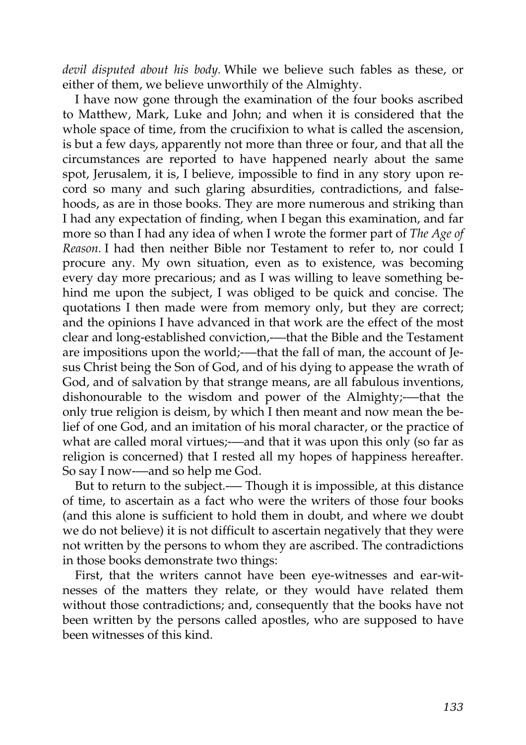*devil disputed about his body.* While we believe such fables as these, or either of them, we believe unworthily of the Almighty.

I have now gone through the examination of the four books ascribed to Matthew, Mark, Luke and John; and when it is considered that the whole space of time, from the crucifixion to what is called the ascension, is but a few days, apparently not more than three or four, and that all the circumstances are reported to have happened nearly about the same spot, Jerusalem, it is, I believe, impossible to find in any story upon record so many and such glaring absurdities, contradictions, and falsehoods, as are in those books. They are more numerous and striking than I had any expectation of finding, when I began this examination, and far more so than I had any idea of when I wrote the former part of *The Age of Reason.* I had then neither Bible nor Testament to refer to, nor could I procure any. My own situation, even as to existence, was becoming every day more precarious; and as I was willing to leave something behind me upon the subject, I was obliged to be quick and concise. The quotations I then made were from memory only, but they are correct; and the opinions I have advanced in that work are the effect of the most clear and long-established conviction,-—that the Bible and the Testament are impositions upon the world;-—that the fall of man, the account of Jesus Christ being the Son of God, and of his dying to appease the wrath of God, and of salvation by that strange means, are all fabulous inventions, dishonourable to the wisdom and power of the Almighty;-—that the only true religion is deism, by which I then meant and now mean the belief of one God, and an imitation of his moral character, or the practice of what are called moral virtues;-—and that it was upon this only (so far as religion is concerned) that I rested all my hopes of happiness hereafter. So say I now-—and so help me God.

But to return to the subject.-— Though it is impossible, at this distance of time, to ascertain as a fact who were the writers of those four books (and this alone is sufficient to hold them in doubt, and where we doubt we do not believe) it is not difficult to ascertain negatively that they were not written by the persons to whom they are ascribed. The contradictions in those books demonstrate two things:

First, that the writers cannot have been eye-witnesses and ear-witnesses of the matters they relate, or they would have related them without those contradictions; and, consequently that the books have not been written by the persons called apostles, who are supposed to have been witnesses of this kind.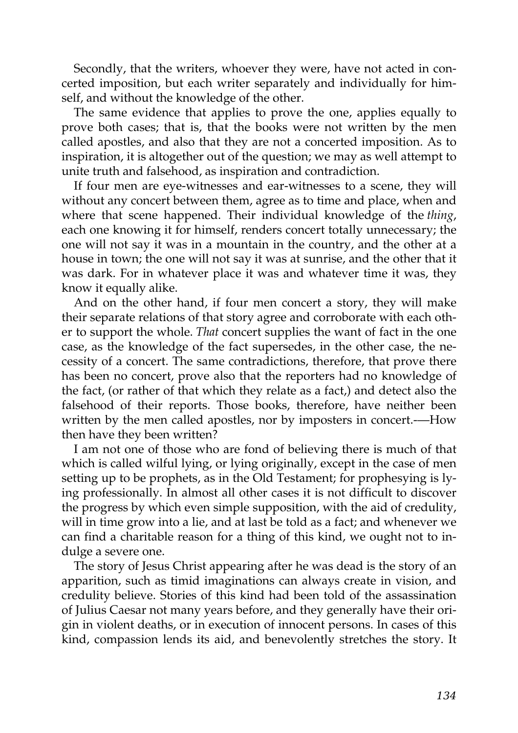Secondly, that the writers, whoever they were, have not acted in concerted imposition, but each writer separately and individually for himself, and without the knowledge of the other.

The same evidence that applies to prove the one, applies equally to prove both cases; that is, that the books were not written by the men called apostles, and also that they are not a concerted imposition. As to inspiration, it is altogether out of the question; we may as well attempt to unite truth and falsehood, as inspiration and contradiction.

If four men are eye-witnesses and ear-witnesses to a scene, they will without any concert between them, agree as to time and place, when and where that scene happened. Their individual knowledge of the *thing*, each one knowing it for himself, renders concert totally unnecessary; the one will not say it was in a mountain in the country, and the other at a house in town; the one will not say it was at sunrise, and the other that it was dark. For in whatever place it was and whatever time it was, they know it equally alike.

And on the other hand, if four men concert a story, they will make their separate relations of that story agree and corroborate with each other to support the whole. *That* concert supplies the want of fact in the one case, as the knowledge of the fact supersedes, in the other case, the necessity of a concert. The same contradictions, therefore, that prove there has been no concert, prove also that the reporters had no knowledge of the fact, (or rather of that which they relate as a fact,) and detect also the falsehood of their reports. Those books, therefore, have neither been written by the men called apostles, nor by imposters in concert.-—How then have they been written?

I am not one of those who are fond of believing there is much of that which is called wilful lying, or lying originally, except in the case of men setting up to be prophets, as in the Old Testament; for prophesying is lying professionally. In almost all other cases it is not difficult to discover the progress by which even simple supposition, with the aid of credulity, will in time grow into a lie, and at last be told as a fact; and whenever we can find a charitable reason for a thing of this kind, we ought not to indulge a severe one.

The story of Jesus Christ appearing after he was dead is the story of an apparition, such as timid imaginations can always create in vision, and credulity believe. Stories of this kind had been told of the assassination of Julius Caesar not many years before, and they generally have their origin in violent deaths, or in execution of innocent persons. In cases of this kind, compassion lends its aid, and benevolently stretches the story. It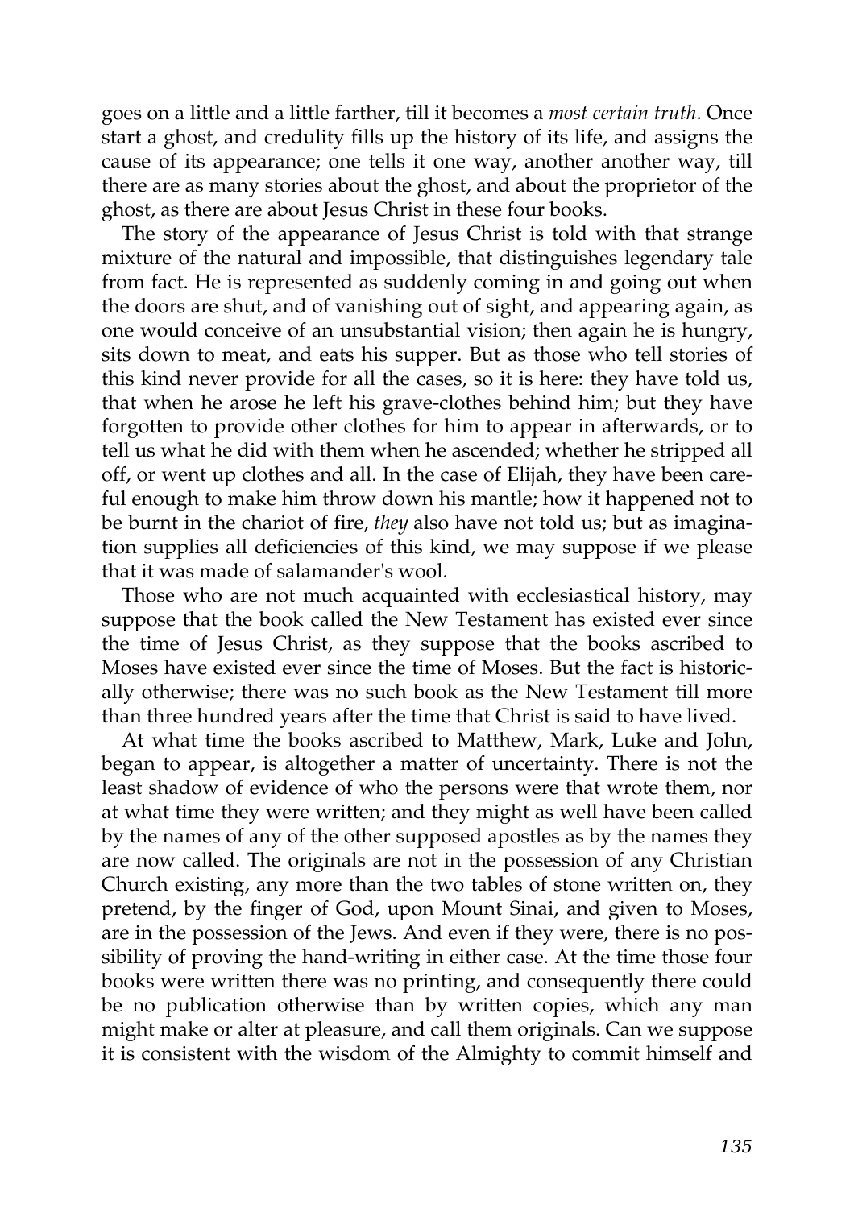goes on a little and a little farther, till it becomes a *most certain truth*. Once start a ghost, and credulity fills up the history of its life, and assigns the cause of its appearance; one tells it one way, another another way, till there are as many stories about the ghost, and about the proprietor of the ghost, as there are about Jesus Christ in these four books.

The story of the appearance of Jesus Christ is told with that strange mixture of the natural and impossible, that distinguishes legendary tale from fact. He is represented as suddenly coming in and going out when the doors are shut, and of vanishing out of sight, and appearing again, as one would conceive of an unsubstantial vision; then again he is hungry, sits down to meat, and eats his supper. But as those who tell stories of this kind never provide for all the cases, so it is here: they have told us, that when he arose he left his grave-clothes behind him; but they have forgotten to provide other clothes for him to appear in afterwards, or to tell us what he did with them when he ascended; whether he stripped all off, or went up clothes and all. In the case of Elijah, they have been careful enough to make him throw down his mantle; how it happened not to be burnt in the chariot of fire, *they* also have not told us; but as imagination supplies all deficiencies of this kind, we may suppose if we please that it was made of salamander's wool.

Those who are not much acquainted with ecclesiastical history, may suppose that the book called the New Testament has existed ever since the time of Jesus Christ, as they suppose that the books ascribed to Moses have existed ever since the time of Moses. But the fact is historically otherwise; there was no such book as the New Testament till more than three hundred years after the time that Christ is said to have lived.

At what time the books ascribed to Matthew, Mark, Luke and John, began to appear, is altogether a matter of uncertainty. There is not the least shadow of evidence of who the persons were that wrote them, nor at what time they were written; and they might as well have been called by the names of any of the other supposed apostles as by the names they are now called. The originals are not in the possession of any Christian Church existing, any more than the two tables of stone written on, they pretend, by the finger of God, upon Mount Sinai, and given to Moses, are in the possession of the Jews. And even if they were, there is no possibility of proving the hand-writing in either case. At the time those four books were written there was no printing, and consequently there could be no publication otherwise than by written copies, which any man might make or alter at pleasure, and call them originals. Can we suppose it is consistent with the wisdom of the Almighty to commit himself and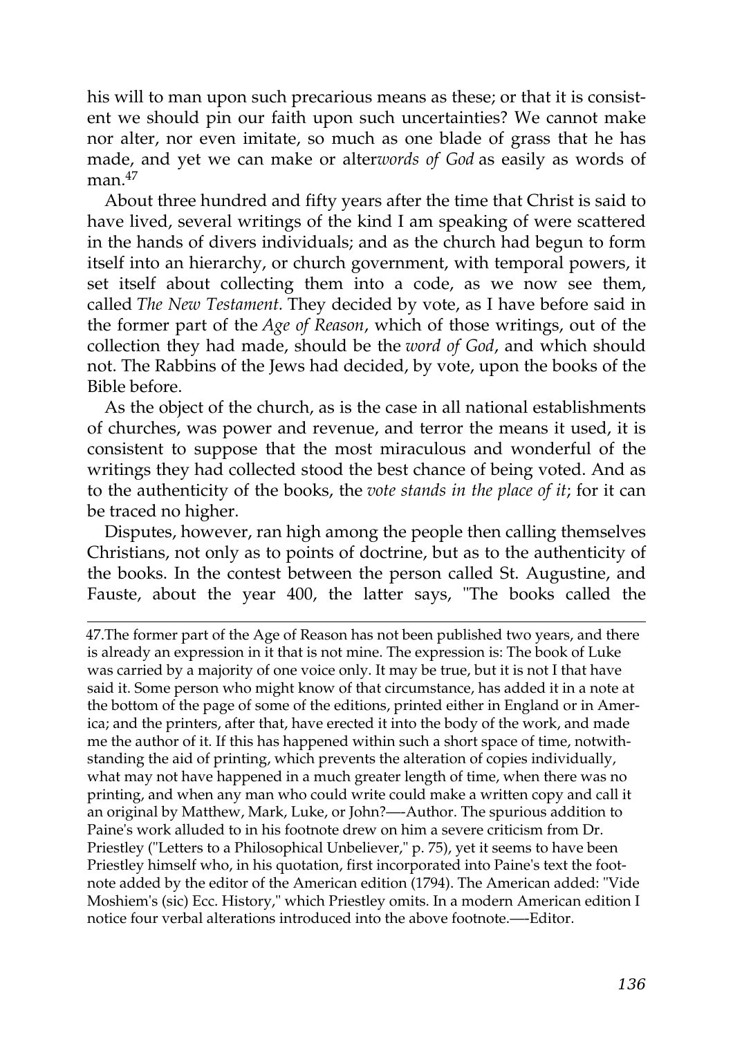his will to man upon such precarious means as these; or that it is consistent we should pin our faith upon such uncertainties? We cannot make nor alter, nor even imitate, so much as one blade of grass that he has made, and yet we can make or alter *words of God* as easily as words of man.[47]

About three hundred and fifty years after the time that Christ is said to have lived, several writings of the kind I am speaking of were scattered in the hands of divers individuals; and as the church had begun to form itself into an hierarchy, or church government, with temporal powers, it set itself about collecting them into a code, as we now see them, called *The New Testament*. They decided by vote, as I have before said in the former part of the *Age of Reason*, which of those writings, out of the collection they had made, should be the *word of God*, and which should not. The Rabbins of the Jews had decided, by vote, upon the books of the Bible before.

As the object of the church, as is the case in all national establishments of churches, was power and revenue, and terror the means it used, it is consistent to suppose that the most miraculous and wonderful of the writings they had collected stood the best chance of being voted. And as to the authenticity of the books, the *vote stands in the place of it*; for it can be traced no higher.

Disputes, however, ran high among the people then calling themselves Christians, not only as to points of doctrine, but as to the authenticity of the books. In the contest between the person called St. Augustine, and Fauste, about the year 400, the latter says, "The books called the

---

47.The former part of the Age of Reason has not been published two years, and there is already an expression in it that is not mine. The expression is: The book of Luke was carried by a majority of one voice only. It may be true, but it is not I that have said it. Some person who might know of that circumstance, has added it in a note at the bottom of the page of some of the editions, printed either in England or in America; and the printers, after that, have erected it into the body of the work, and made me the author of it. If this has happened within such a short space of time, notwithstanding the aid of printing, which prevents the alteration of copies individually, what may not have happened in a much greater length of time, when there was no printing, and when any man who could write could make a written copy and call it an original by Matthew, Mark, Luke, or John?—-Author. The spurious addition to Paine's work alluded to in his footnote drew on him a severe criticism from Dr. Priestley ("Letters to a Philosophical Unbeliever," p. 75), yet it seems to have been Priestley himself who, in his quotation, first incorporated into Paine's text the footnote added by the editor of the American edition (1794). The American added: "Vide Moshiem's (sic) Ecc. History," which Priestley omits. In a modern American edition I notice four verbal alterations introduced into the above footnote.—-Editor.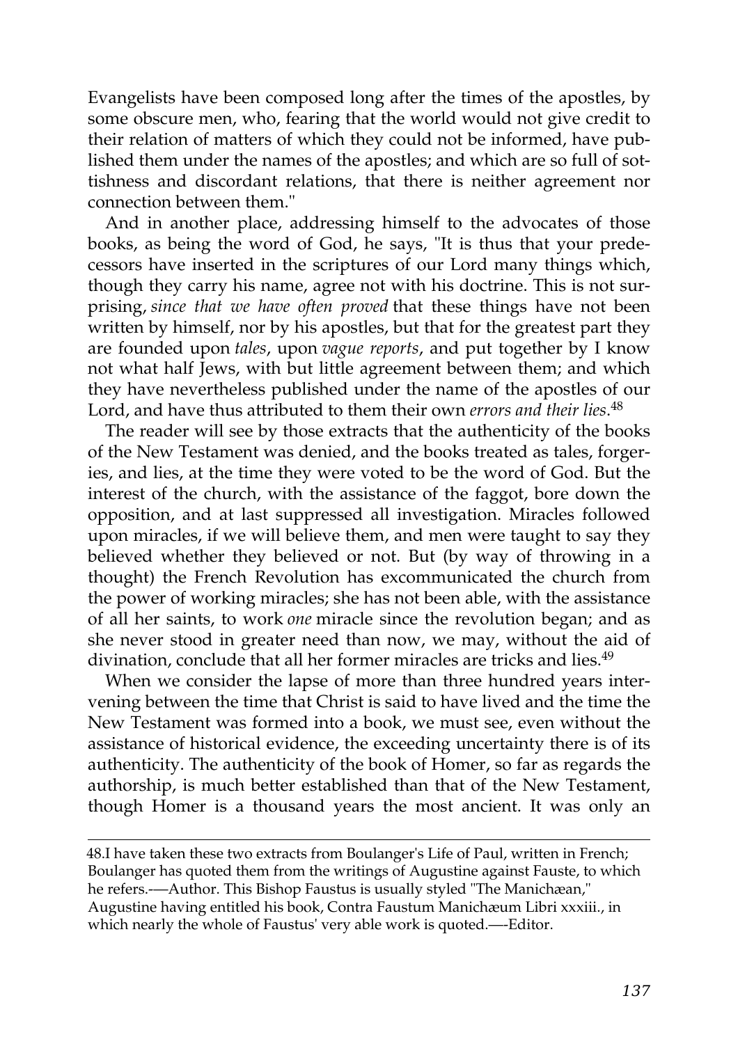Evangelists have been composed long after the times of the apostles, by some obscure men, who, fearing that the world would not give credit to their relation of matters of which they could not be informed, have published them under the names of the apostles; and which are so full of sottishness and discordant relations, that there is neither agreement nor connection between them."

And in another place, addressing himself to the advocates of those books, as being the word of God, he says, "It is thus that your predecessors have inserted in the scriptures of our Lord many things which, though they carry his name, agree not with his doctrine. This is not surprising, *since that we have often proved* that these things have not been written by himself, nor by his apostles, but that for the greatest part they are founded upon *tales*, upon *vague reports*, and put together by I know not what half Jews, with but little agreement between them; and which they have nevertheless published under the name of the apostles of our Lord, and have thus attributed to them their own *errors and their lies*.[48]

The reader will see by those extracts that the authenticity of the books of the New Testament was denied, and the books treated as tales, forgeries, and lies, at the time they were voted to be the word of God. But the interest of the church, with the assistance of the faggot, bore down the opposition, and at last suppressed all investigation. Miracles followed upon miracles, if we will believe them, and men were taught to say they believed whether they believed or not. But (by way of throwing in a thought) the French Revolution has excommunicated the church from the power of working miracles; she has not been able, with the assistance of all her saints, to work *one* miracle since the revolution began; and as she never stood in greater need than now, we may, without the aid of divination, conclude that all her former miracles are tricks and lies.[49]

When we consider the lapse of more than three hundred years intervening between the time that Christ is said to have lived and the time the New Testament was formed into a book, we must see, even without the assistance of historical evidence, the exceeding uncertainty there is of its authenticity. The authenticity of the book of Homer, so far as regards the authorship, is much better established than that of the New Testament, though Homer is a thousand years the most ancient. It was only an

---

48.I have taken these two extracts from Boulanger's Life of Paul, written in French; Boulanger has quoted them from the writings of Augustine against Fauste, to which he refers.-—Author. This Bishop Faustus is usually styled "The Manichæan," Augustine having entitled his book, Contra Faustum Manichæum Libri xxxiii., in which nearly the whole of Faustus' very able work is quoted.—-Editor.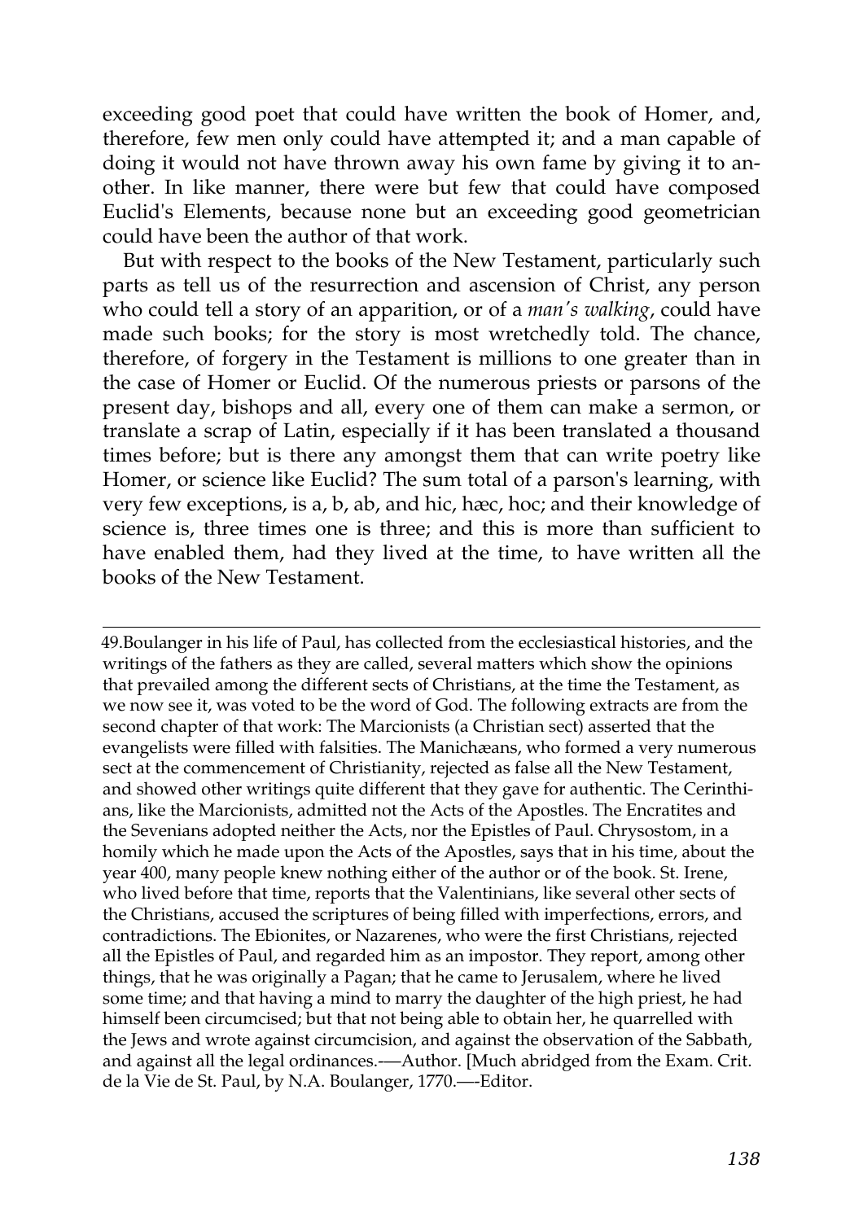exceeding good poet that could have written the book of Homer, and, therefore, few men only could have attempted it; and a man capable of doing it would not have thrown away his own fame by giving it to another. In like manner, there were but few that could have composed Euclid's Elements, because none but an exceeding good geometrician could have been the author of that work.

But with respect to the books of the New Testament, particularly such parts as tell us of the resurrection and ascension of Christ, any person who could tell a story of an apparition, or of a *man's walking*, could have made such books; for the story is most wretchedly told. The chance, therefore, of forgery in the Testament is millions to one greater than in the case of Homer or Euclid. Of the numerous priests or parsons of the present day, bishops and all, every one of them can make a sermon, or translate a scrap of Latin, especially if it has been translated a thousand times before; but is there any amongst them that can write poetry like Homer, or science like Euclid? The sum total of a parson's learning, with very few exceptions, is a, b, ab, and hic, hæc, hoc; and their knowledge of science is, three times one is three; and this is more than sufficient to have enabled them, had they lived at the time, to have written all the books of the New Testament.

---

49.Boulanger in his life of Paul, has collected from the ecclesiastical histories, and the writings of the fathers as they are called, several matters which show the opinions that prevailed among the different sects of Christians, at the time the Testament, as we now see it, was voted to be the word of God. The following extracts are from the second chapter of that work: The Marcionists (a Christian sect) asserted that the evangelists were filled with falsities. The Manichæans, who formed a very numerous sect at the commencement of Christianity, rejected as false all the New Testament, and showed other writings quite different that they gave for authentic. The Cerinthians, like the Marcionists, admitted not the Acts of the Apostles. The Encratites and the Sevenians adopted neither the Acts, nor the Epistles of Paul. Chrysostom, in a homily which he made upon the Acts of the Apostles, says that in his time, about the year 400, many people knew nothing either of the author or of the book. St. Irene, who lived before that time, reports that the Valentinians, like several other sects of the Christians, accused the scriptures of being filled with imperfections, errors, and contradictions. The Ebionites, or Nazarenes, who were the first Christians, rejected all the Epistles of Paul, and regarded him as an impostor. They report, among other things, that he was originally a Pagan; that he came to Jerusalem, where he lived some time; and that having a mind to marry the daughter of the high priest, he had himself been circumcised; but that not being able to obtain her, he quarrelled with the Jews and wrote against circumcision, and against the observation of the Sabbath, and against all the legal ordinances.—Author. [Much abridged from the Exam. Crit. de la Vie de St. Paul, by N.A. Boulanger, 1770.—Editor.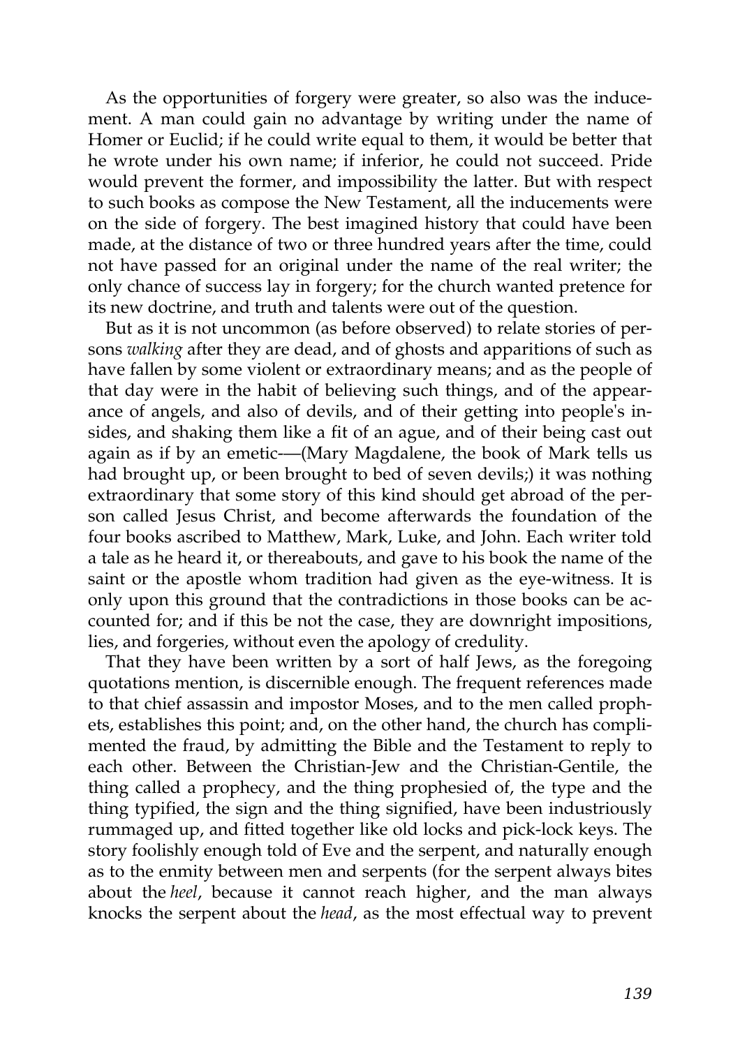As the opportunities of forgery were greater, so also was the inducement. A man could gain no advantage by writing under the name of Homer or Euclid; if he could write equal to them, it would be better that he wrote under his own name; if inferior, he could not succeed. Pride would prevent the former, and impossibility the latter. But with respect to such books as compose the New Testament, all the inducements were on the side of forgery. The best imagined history that could have been made, at the distance of two or three hundred years after the time, could not have passed for an original under the name of the real writer; the only chance of success lay in forgery; for the church wanted pretence for its new doctrine, and truth and talents were out of the question.

But as it is not uncommon (as before observed) to relate stories of persons *walking* after they are dead, and of ghosts and apparitions of such as have fallen by some violent or extraordinary means; and as the people of that day were in the habit of believing such things, and of the appearance of angels, and also of devils, and of their getting into people's insides, and shaking them like a fit of an ague, and of their being cast out again as if by an emetic-—(Mary Magdalene, the book of Mark tells us had brought up, or been brought to bed of seven devils;) it was nothing extraordinary that some story of this kind should get abroad of the person called Jesus Christ, and become afterwards the foundation of the four books ascribed to Matthew, Mark, Luke, and John. Each writer told a tale as he heard it, or thereabouts, and gave to his book the name of the saint or the apostle whom tradition had given as the eye-witness. It is only upon this ground that the contradictions in those books can be accounted for; and if this be not the case, they are downright impositions, lies, and forgeries, without even the apology of credulity.

That they have been written by a sort of half Jews, as the foregoing quotations mention, is discernible enough. The frequent references made to that chief assassin and impostor Moses, and to the men called prophets, establishes this point; and, on the other hand, the church has complimented the fraud, by admitting the Bible and the Testament to reply to each other. Between the Christian-Jew and the Christian-Gentile, the thing called a prophecy, and the thing prophesied of, the type and the thing typified, the sign and the thing signified, have been industriously rummaged up, and fitted together like old locks and pick-lock keys. The story foolishly enough told of Eve and the serpent, and naturally enough as to the enmity between men and serpents (for the serpent always bites about the *heel*, because it cannot reach higher, and the man always knocks the serpent about the *head*, as the most effectual way to prevent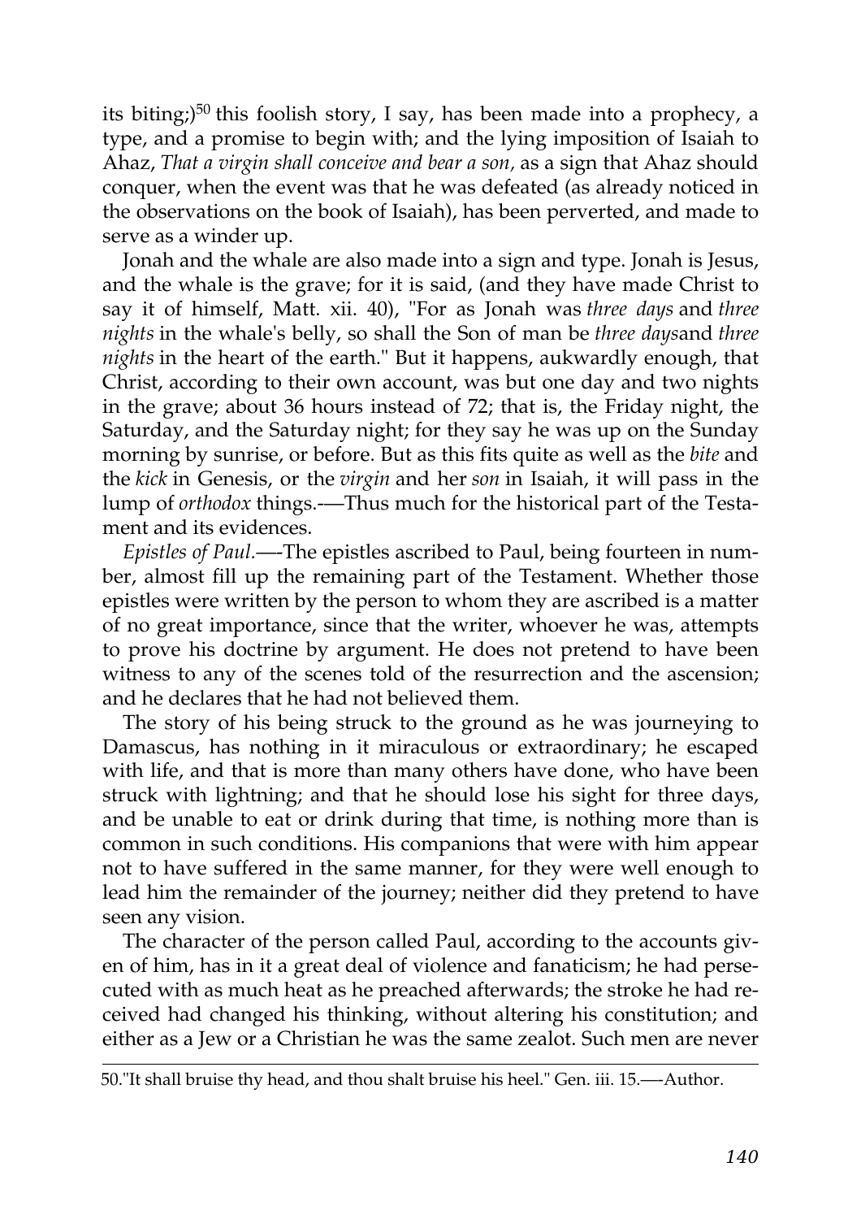its biting;)[50] this foolish story, I say, has been made into a prophecy, a type, and a promise to begin with; and the lying imposition of Isaiah to Ahaz, *That a virgin shall conceive and bear a son*, as a sign that Ahaz should conquer, when the event was that he was defeated (as already noticed in the observations on the book of Isaiah), has been perverted, and made to serve as a winder up.

Jonah and the whale are also made into a sign and type. Jonah is Jesus, and the whale is the grave; for it is said, (and they have made Christ to say it of himself, Matt. xii. 40), "For as Jonah was *three days* and *three nights* in the whale's belly, so shall the Son of man be *three days*and *three nights* in the heart of the earth." But it happens, aukwardly enough, that Christ, according to their own account, was but one day and two nights in the grave; about 36 hours instead of 72; that is, the Friday night, the Saturday, and the Saturday night; for they say he was up on the Sunday morning by sunrise, or before. But as this fits quite as well as the *bite* and the *kick* in Genesis, or the *virgin* and her *son* in Isaiah, it will pass in the lump of *orthodox* things.-—Thus much for the historical part of the Testament and its evidences.

*Epistles of Paul*.—-The epistles ascribed to Paul, being fourteen in number, almost fill up the remaining part of the Testament. Whether those epistles were written by the person to whom they are ascribed is a matter of no great importance, since that the writer, whoever he was, attempts to prove his doctrine by argument. He does not pretend to have been witness to any of the scenes told of the resurrection and the ascension; and he declares that he had not believed them.

The story of his being struck to the ground as he was journeying to Damascus, has nothing in it miraculous or extraordinary; he escaped with life, and that is more than many others have done, who have been struck with lightning; and that he should lose his sight for three days, and be unable to eat or drink during that time, is nothing more than is common in such conditions. His companions that were with him appear not to have suffered in the same manner, for they were well enough to lead him the remainder of the journey; neither did they pretend to have seen any vision.

The character of the person called Paul, according to the accounts given of him, has in it a great deal of violence and fanaticism; he had persecuted with as much heat as he preached afterwards; the stroke he had received had changed his thinking, without altering his constitution; and either as a Jew or a Christian he was the same zealot. Such men are never

---

50."It shall bruise thy head, and thou shalt bruise his heel." Gen. iii. 15.—-Author.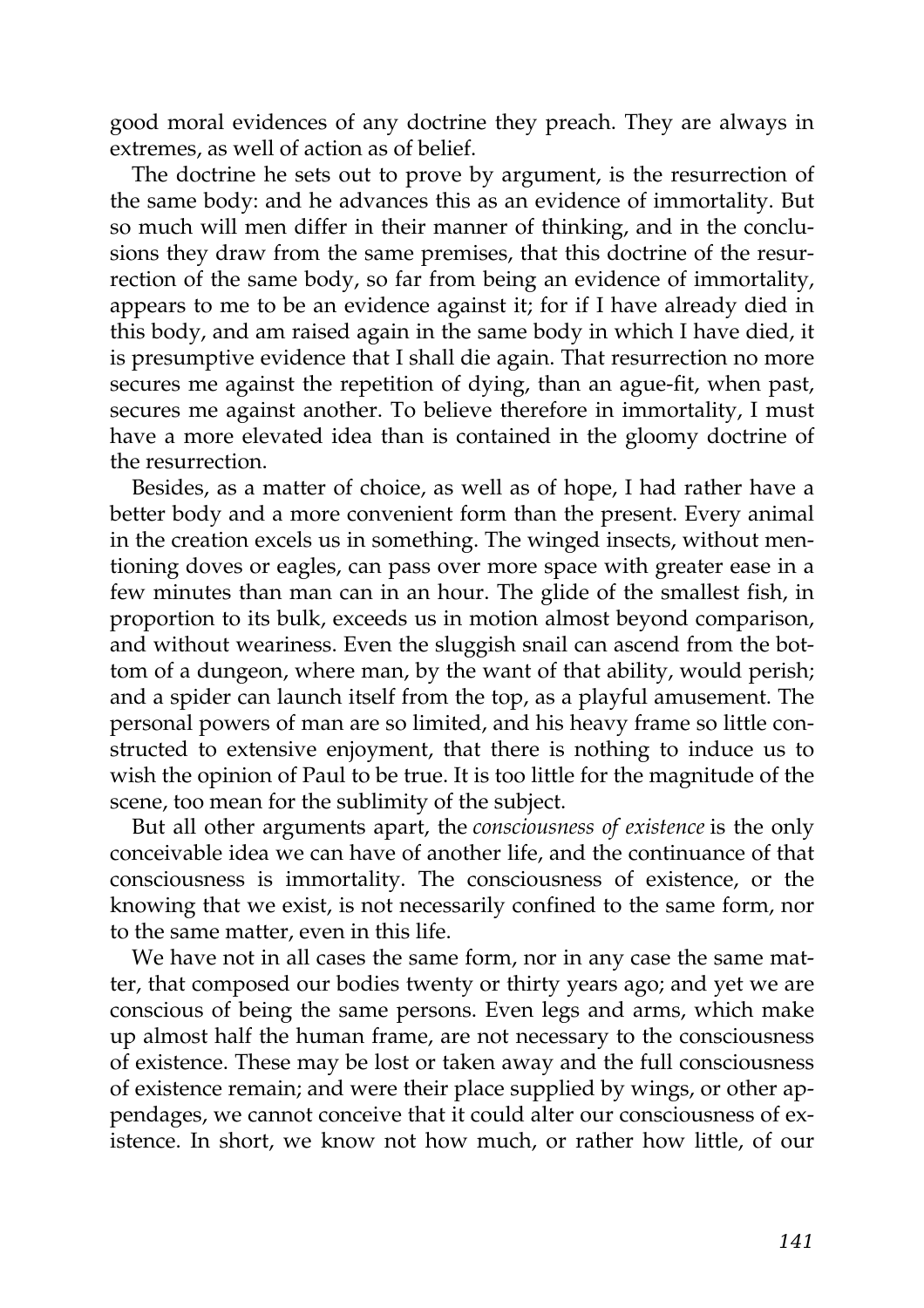good moral evidences of any doctrine they preach. They are always in extremes, as well of action as of belief.

The doctrine he sets out to prove by argument, is the resurrection of the same body: and he advances this as an evidence of immortality. But so much will men differ in their manner of thinking, and in the conclusions they draw from the same premises, that this doctrine of the resurrection of the same body, so far from being an evidence of immortality, appears to me to be an evidence against it; for if I have already died in this body, and am raised again in the same body in which I have died, it is presumptive evidence that I shall die again. That resurrection no more secures me against the repetition of dying, than an ague-fit, when past, secures me against another. To believe therefore in immortality, I must have a more elevated idea than is contained in the gloomy doctrine of the resurrection.

Besides, as a matter of choice, as well as of hope, I had rather have a better body and a more convenient form than the present. Every animal in the creation excels us in something. The winged insects, without mentioning doves or eagles, can pass over more space with greater ease in a few minutes than man can in an hour. The glide of the smallest fish, in proportion to its bulk, exceeds us in motion almost beyond comparison, and without weariness. Even the sluggish snail can ascend from the bottom of a dungeon, where man, by the want of that ability, would perish; and a spider can launch itself from the top, as a playful amusement. The personal powers of man are so limited, and his heavy frame so little constructed to extensive enjoyment, that there is nothing to induce us to wish the opinion of Paul to be true. It is too little for the magnitude of the scene, too mean for the sublimity of the subject.

But all other arguments apart, the *consciousness of existence* is the only conceivable idea we can have of another life, and the continuance of that consciousness is immortality. The consciousness of existence, or the knowing that we exist, is not necessarily confined to the same form, nor to the same matter, even in this life.

We have not in all cases the same form, nor in any case the same matter, that composed our bodies twenty or thirty years ago; and yet we are conscious of being the same persons. Even legs and arms, which make up almost half the human frame, are not necessary to the consciousness of existence. These may be lost or taken away and the full consciousness of existence remain; and were their place supplied by wings, or other appendages, we cannot conceive that it could alter our consciousness of existence. In short, we know not how much, or rather how little, of our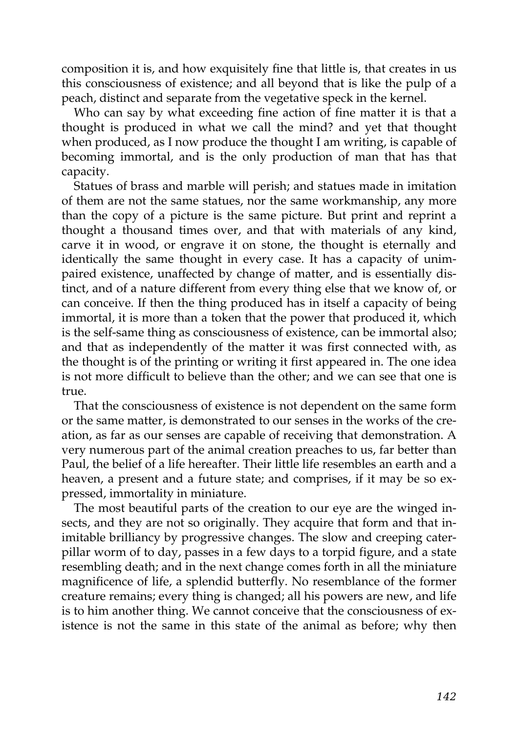composition it is, and how exquisitely fine that little is, that creates in us this consciousness of existence; and all beyond that is like the pulp of a peach, distinct and separate from the vegetative speck in the kernel.

Who can say by what exceeding fine action of fine matter it is that a thought is produced in what we call the mind? and yet that thought when produced, as I now produce the thought I am writing, is capable of becoming immortal, and is the only production of man that has that capacity.

Statues of brass and marble will perish; and statues made in imitation of them are not the same statues, nor the same workmanship, any more than the copy of a picture is the same picture. But print and reprint a thought a thousand times over, and that with materials of any kind, carve it in wood, or engrave it on stone, the thought is eternally and identically the same thought in every case. It has a capacity of unimpaired existence, unaffected by change of matter, and is essentially distinct, and of a nature different from every thing else that we know of, or can conceive. If then the thing produced has in itself a capacity of being immortal, it is more than a token that the power that produced it, which is the self-same thing as consciousness of existence, can be immortal also; and that as independently of the matter it was first connected with, as the thought is of the printing or writing it first appeared in. The one idea is not more difficult to believe than the other; and we can see that one is true.

That the consciousness of existence is not dependent on the same form or the same matter, is demonstrated to our senses in the works of the creation, as far as our senses are capable of receiving that demonstration. A very numerous part of the animal creation preaches to us, far better than Paul, the belief of a life hereafter. Their little life resembles an earth and a heaven, a present and a future state; and comprises, if it may be so expressed, immortality in miniature.

The most beautiful parts of the creation to our eye are the winged insects, and they are not so originally. They acquire that form and that inimitable brilliancy by progressive changes. The slow and creeping caterpillar worm of to day, passes in a few days to a torpid figure, and a state resembling death; and in the next change comes forth in all the miniature magnificence of life, a splendid butterfly. No resemblance of the former creature remains; every thing is changed; all his powers are new, and life is to him another thing. We cannot conceive that the consciousness of existence is not the same in this state of the animal as before; why then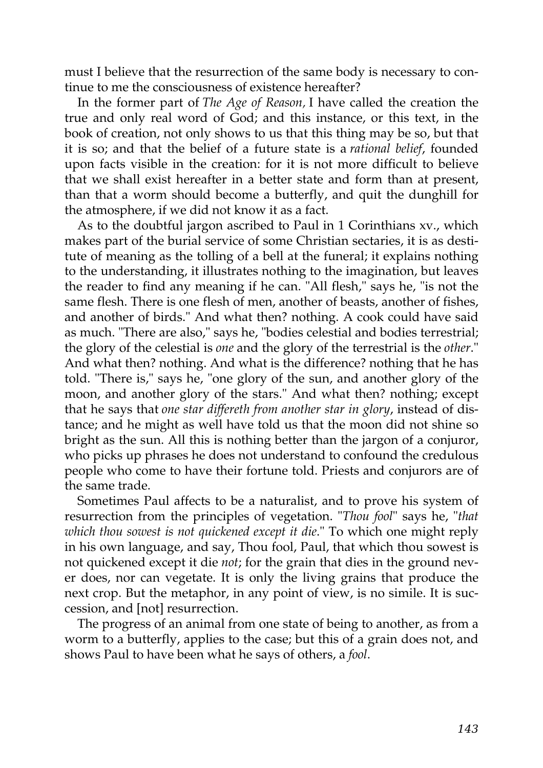must I believe that the resurrection of the same body is necessary to continue to me the consciousness of existence hereafter?

In the former part of *The Age of Reason,* I have called the creation the true and only real word of God; and this instance, or this text, in the book of creation, not only shows to us that this thing may be so, but that it is so; and that the belief of a future state is a *rational belief*, founded upon facts visible in the creation: for it is not more difficult to believe that we shall exist hereafter in a better state and form than at present, than that a worm should become a butterfly, and quit the dunghill for the atmosphere, if we did not know it as a fact.

As to the doubtful jargon ascribed to Paul in 1 Corinthians xv., which makes part of the burial service of some Christian sectaries, it is as destitute of meaning as the tolling of a bell at the funeral; it explains nothing to the understanding, it illustrates nothing to the imagination, but leaves the reader to find any meaning if he can. "All flesh," says he, "is not the same flesh. There is one flesh of men, another of beasts, another of fishes, and another of birds." And what then? nothing. A cook could have said as much. "There are also," says he, "bodies celestial and bodies terrestrial; the glory of the celestial is *one* and the glory of the terrestrial is the *other*." And what then? nothing. And what is the difference? nothing that he has told. "There is," says he, "one glory of the sun, and another glory of the moon, and another glory of the stars." And what then? nothing; except that he says that *one star differeth from another star in glory*, instead of distance; and he might as well have told us that the moon did not shine so bright as the sun. All this is nothing better than the jargon of a conjuror, who picks up phrases he does not understand to confound the credulous people who come to have their fortune told. Priests and conjurors are of the same trade.

Sometimes Paul affects to be a naturalist, and to prove his system of resurrection from the principles of vegetation. "*Thou fool*" says he, "*that which thou sowest is not quickened except it die*." To which one might reply in his own language, and say, Thou fool, Paul, that which thou sowest is not quickened except it die *not*; for the grain that dies in the ground never does, nor can vegetate. It is only the living grains that produce the next crop. But the metaphor, in any point of view, is no simile. It is succession, and [not] resurrection.

The progress of an animal from one state of being to another, as from a worm to a butterfly, applies to the case; but this of a grain does not, and shows Paul to have been what he says of others, a *fool*.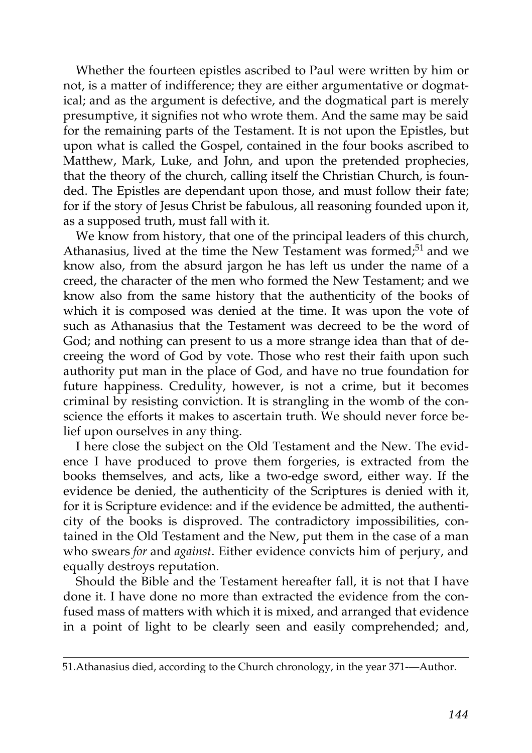Whether the fourteen epistles ascribed to Paul were written by him or not, is a matter of indifference; they are either argumentative or dogmatical; and as the argument is defective, and the dogmatical part is merely presumptive, it signifies not who wrote them. And the same may be said for the remaining parts of the Testament. It is not upon the Epistles, but upon what is called the Gospel, contained in the four books ascribed to Matthew, Mark, Luke, and John, and upon the pretended prophecies, that the theory of the church, calling itself the Christian Church, is founded. The Epistles are dependant upon those, and must follow their fate; for if the story of Jesus Christ be fabulous, all reasoning founded upon it, as a supposed truth, must fall with it.

We know from history, that one of the principal leaders of this church, Athanasius, lived at the time the New Testament was formed;[51] and we know also, from the absurd jargon he has left us under the name of a creed, the character of the men who formed the New Testament; and we know also from the same history that the authenticity of the books of which it is composed was denied at the time. It was upon the vote of such as Athanasius that the Testament was decreed to be the word of God; and nothing can present to us a more strange idea than that of decreeing the word of God by vote. Those who rest their faith upon such authority put man in the place of God, and have no true foundation for future happiness. Credulity, however, is not a crime, but it becomes criminal by resisting conviction. It is strangling in the womb of the conscience the efforts it makes to ascertain truth. We should never force belief upon ourselves in any thing.

I here close the subject on the Old Testament and the New. The evidence I have produced to prove them forgeries, is extracted from the books themselves, and acts, like a two-edge sword, either way. If the evidence be denied, the authenticity of the Scriptures is denied with it, for it is Scripture evidence: and if the evidence be admitted, the authenticity of the books is disproved. The contradictory impossibilities, contained in the Old Testament and the New, put them in the case of a man who swears *for* and *against*. Either evidence convicts him of perjury, and equally destroys reputation.

Should the Bible and the Testament hereafter fall, it is not that I have done it. I have done no more than extracted the evidence from the confused mass of matters with which it is mixed, and arranged that evidence in a point of light to be clearly seen and easily comprehended; and,

---

51. Athanasius died, according to the Church chronology, in the year 371.—Author.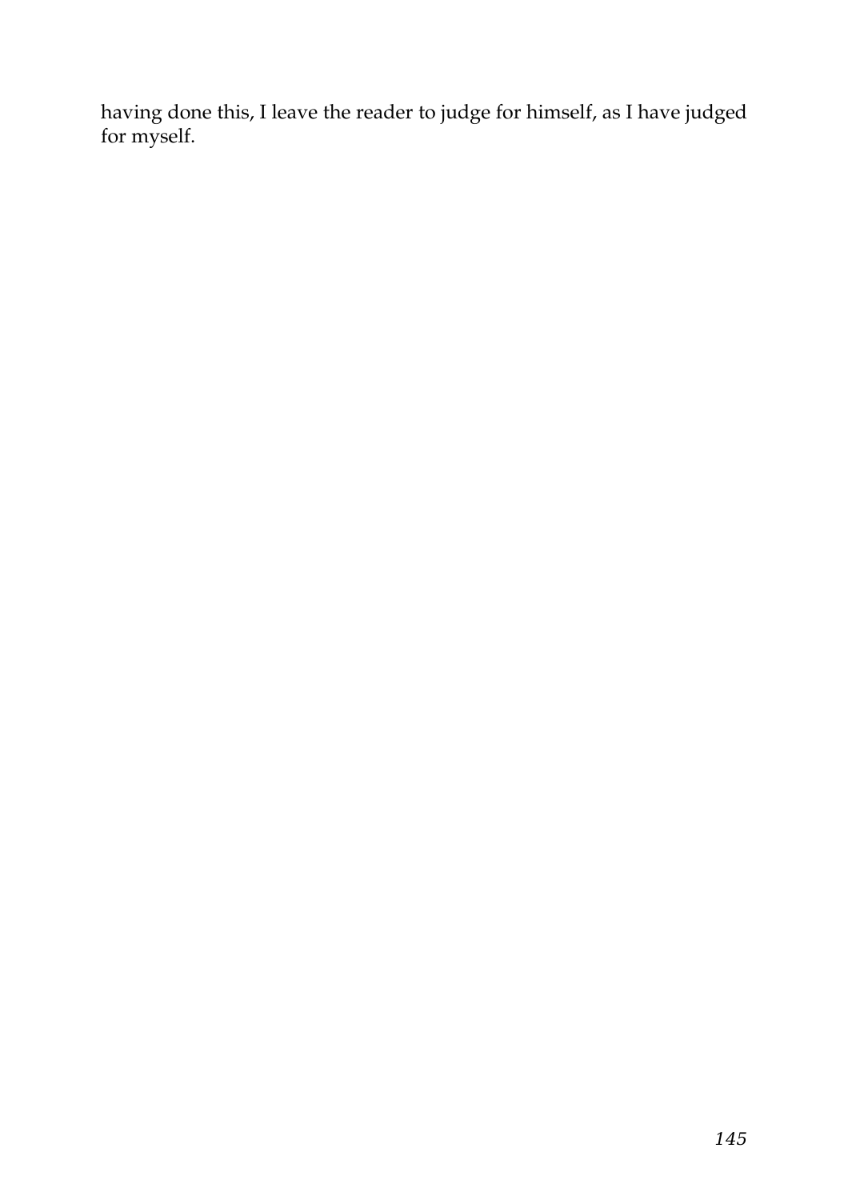having done this, I leave the reader to judge for himself, as I have judged for myself.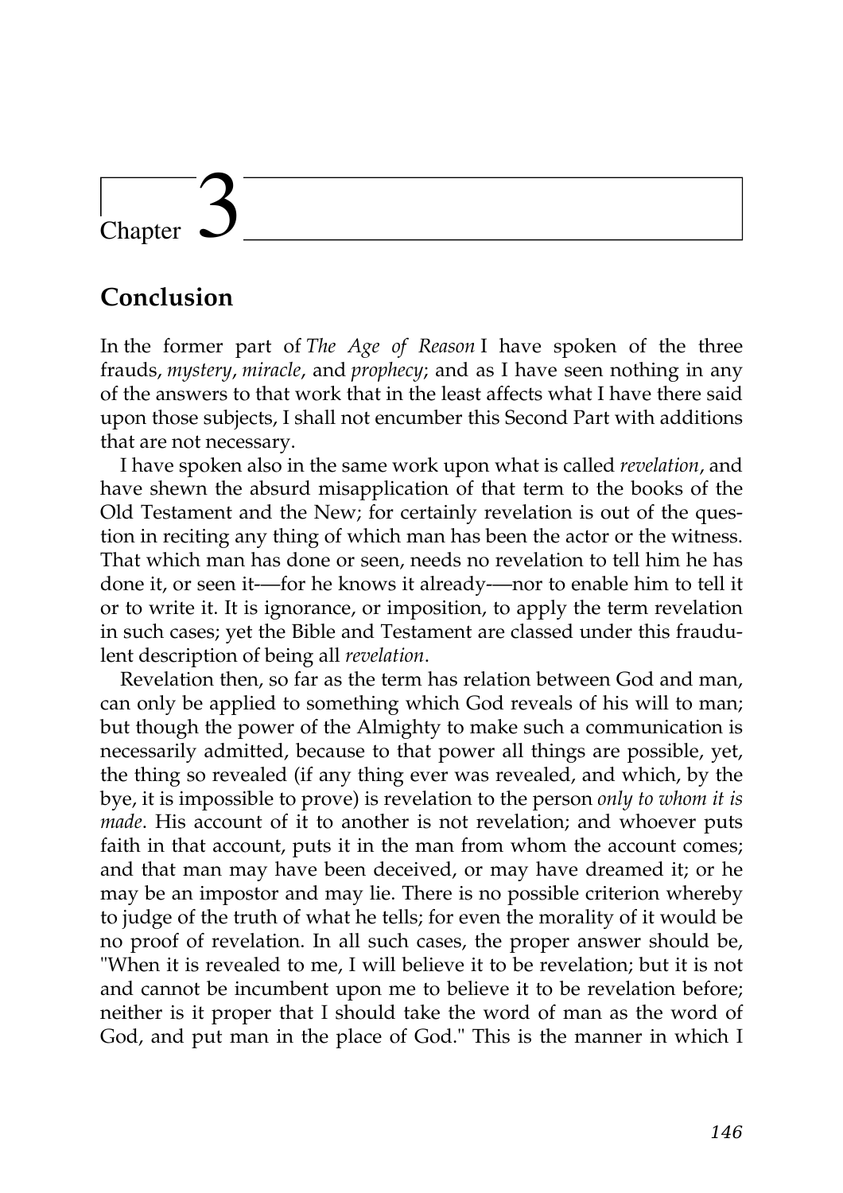# Chapter 3

## Conclusion

In the former part of *The Age of Reason* I have spoken of the three frauds, *mystery*, *miracle*, and *prophecy*; and as I have seen nothing in any of the answers to that work that in the least affects what I have there said upon those subjects, I shall not encumber this Second Part with additions that are not necessary.

I have spoken also in the same work upon what is called *revelation*, and have shewn the absurd misapplication of that term to the books of the Old Testament and the New; for certainly revelation is out of the question in reciting any thing of which man has been the actor or the witness. That which man has done or seen, needs no revelation to tell him he has done it, or seen it-—for he knows it already-—nor to enable him to tell it or to write it. It is ignorance, or imposition, to apply the term revelation in such cases; yet the Bible and Testament are classed under this fraudulent description of being all *revelation*.

Revelation then, so far as the term has relation between God and man, can only be applied to something which God reveals of his will to man; but though the power of the Almighty to make such a communication is necessarily admitted, because to that power all things are possible, yet, the thing so revealed (if any thing ever was revealed, and which, by the bye, it is impossible to prove) is revelation to the person *only to whom it is made*. His account of it to another is not revelation; and whoever puts faith in that account, puts it in the man from whom the account comes; and that man may have been deceived, or may have dreamed it; or he may be an impostor and may lie. There is no possible criterion whereby to judge of the truth of what he tells; for even the morality of it would be no proof of revelation. In all such cases, the proper answer should be, "When it is revealed to me, I will believe it to be revelation; but it is not and cannot be incumbent upon me to believe it to be revelation before; neither is it proper that I should take the word of man as the word of God, and put man in the place of God." This is the manner in which I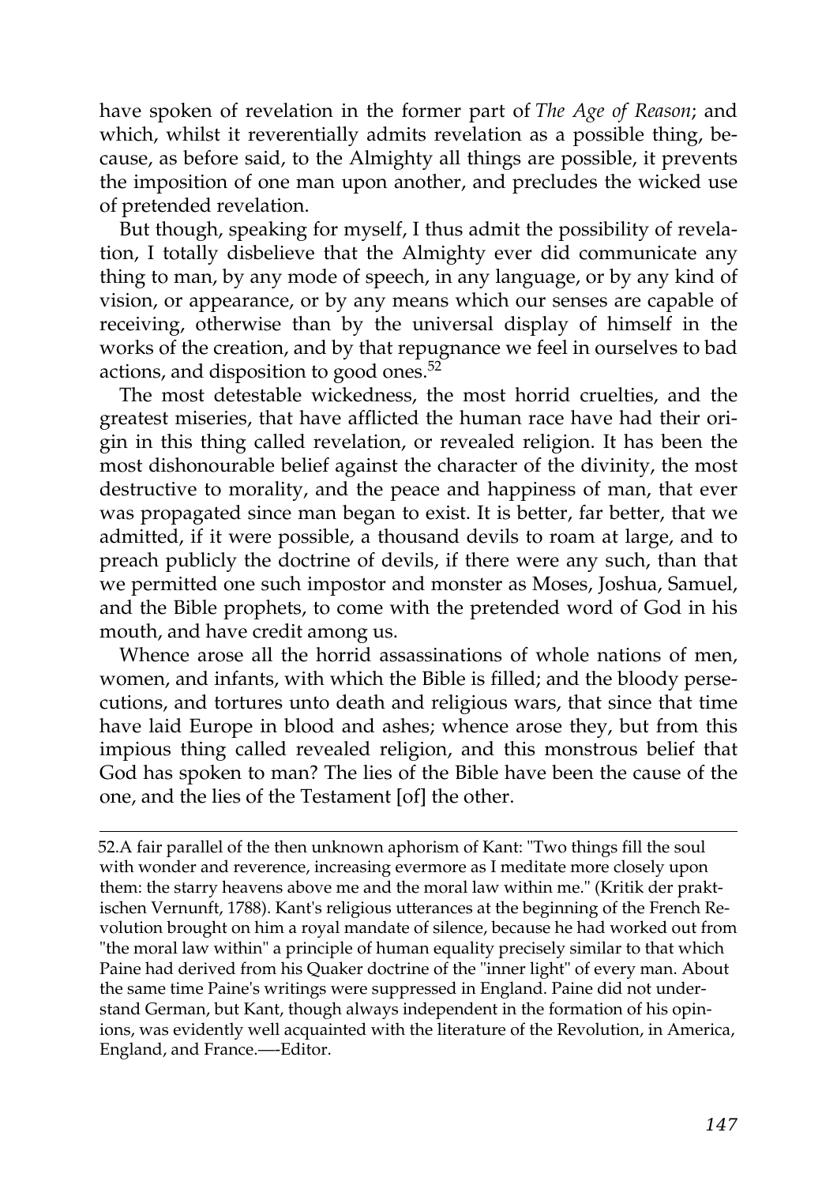have spoken of revelation in the former part of *The Age of Reason*; and which, whilst it reverentially admits revelation as a possible thing, because, as before said, to the Almighty all things are possible, it prevents the imposition of one man upon another, and precludes the wicked use of pretended revelation.

But though, speaking for myself, I thus admit the possibility of revelation, I totally disbelieve that the Almighty ever did communicate any thing to man, by any mode of speech, in any language, or by any kind of vision, or appearance, or by any means which our senses are capable of receiving, otherwise than by the universal display of himself in the works of the creation, and by that repugnance we feel in ourselves to bad actions, and disposition to good ones.[52]

The most detestable wickedness, the most horrid cruelties, and the greatest miseries, that have afflicted the human race have had their origin in this thing called revelation, or revealed religion. It has been the most dishonourable belief against the character of the divinity, the most destructive to morality, and the peace and happiness of man, that ever was propagated since man began to exist. It is better, far better, that we admitted, if it were possible, a thousand devils to roam at large, and to preach publicly the doctrine of devils, if there were any such, than that we permitted one such impostor and monster as Moses, Joshua, Samuel, and the Bible prophets, to come with the pretended word of God in his mouth, and have credit among us.

Whence arose all the horrid assassinations of whole nations of men, women, and infants, with which the Bible is filled; and the bloody persecutions, and tortures unto death and religious wars, that since that time have laid Europe in blood and ashes; whence arose they, but from this impious thing called revealed religion, and this monstrous belief that God has spoken to man? The lies of the Bible have been the cause of the one, and the lies of the Testament [of] the other.

---

52.A fair parallel of the then unknown aphorism of Kant: "Two things fill the soul with wonder and reverence, increasing evermore as I meditate more closely upon them: the starry heavens above me and the moral law within me." (Kritik der praktischen Vernunft, 1788). Kant's religious utterances at the beginning of the French Revolution brought on him a royal mandate of silence, because he had worked out from "the moral law within" a principle of human equality precisely similar to that which Paine had derived from his Quaker doctrine of the "inner light" of every man. About the same time Paine's writings were suppressed in England. Paine did not understand German, but Kant, though always independent in the formation of his opinions, was evidently well acquainted with the literature of the Revolution, in America, England, and France.—-Editor.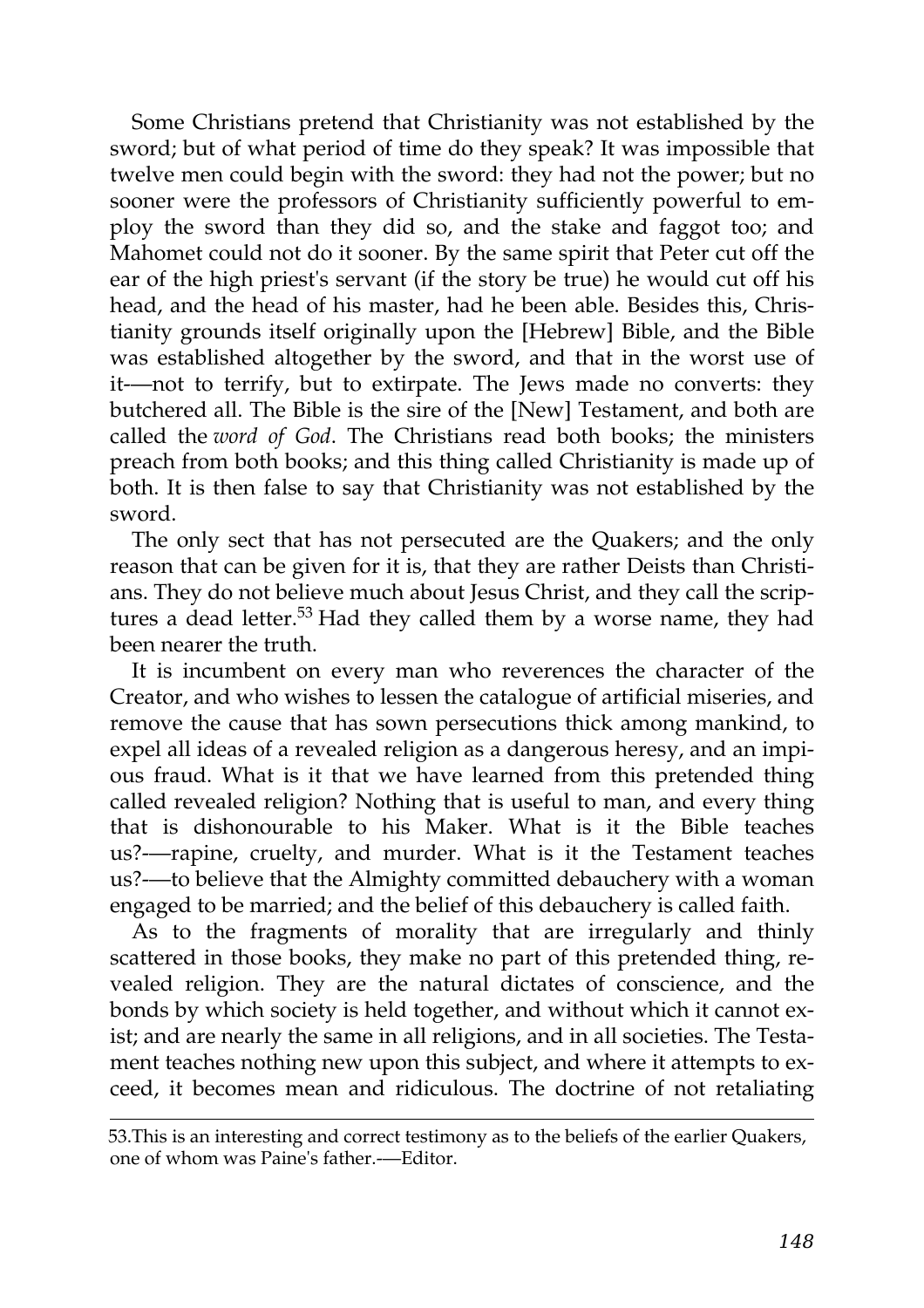Some Christians pretend that Christianity was not established by the sword; but of what period of time do they speak? It was impossible that twelve men could begin with the sword: they had not the power; but no sooner were the professors of Christianity sufficiently powerful to employ the sword than they did so, and the stake and faggot too; and Mahomet could not do it sooner. By the same spirit that Peter cut off the ear of the high priest's servant (if the story be true) he would cut off his head, and the head of his master, had he been able. Besides this, Christianity grounds itself originally upon the [Hebrew] Bible, and the Bible was established altogether by the sword, and that in the worst use of it-—not to terrify, but to extirpate. The Jews made no converts: they butchered all. The Bible is the sire of the [New] Testament, and both are called the *word of God*. The Christians read both books; the ministers preach from both books; and this thing called Christianity is made up of both. It is then false to say that Christianity was not established by the sword.

The only sect that has not persecuted are the Quakers; and the only reason that can be given for it is, that they are rather Deists than Christians. They do not believe much about Jesus Christ, and they call the scriptures a dead letter.[53] Had they called them by a worse name, they had been nearer the truth.

It is incumbent on every man who reverences the character of the Creator, and who wishes to lessen the catalogue of artificial miseries, and remove the cause that has sown persecutions thick among mankind, to expel all ideas of a revealed religion as a dangerous heresy, and an impious fraud. What is it that we have learned from this pretended thing called revealed religion? Nothing that is useful to man, and every thing that is dishonourable to his Maker. What is it the Bible teaches us?-—rapine, cruelty, and murder. What is it the Testament teaches us?-—to believe that the Almighty committed debauchery with a woman engaged to be married; and the belief of this debauchery is called faith.

As to the fragments of morality that are irregularly and thinly scattered in those books, they make no part of this pretended thing, revealed religion. They are the natural dictates of conscience, and the bonds by which society is held together, and without which it cannot exist; and are nearly the same in all religions, and in all societies. The Testament teaches nothing new upon this subject, and where it attempts to exceed, it becomes mean and ridiculous. The doctrine of not retaliating

---

53.This is an interesting and correct testimony as to the beliefs of the earlier Quakers, one of whom was Paine's father.-—Editor.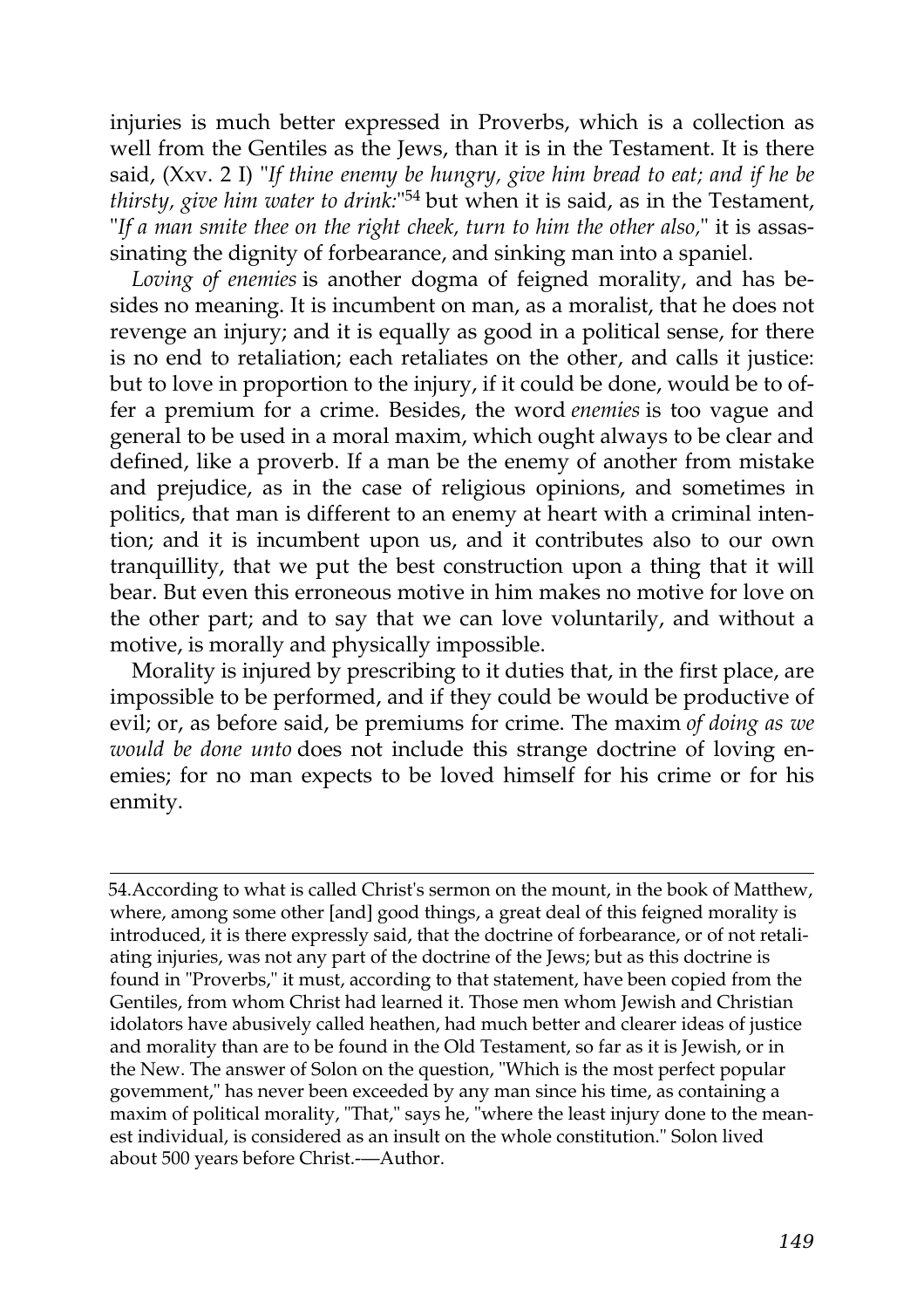injuries is much better expressed in Proverbs, which is a collection as well from the Gentiles as the Jews, than it is in the Testament. It is there said, (Xxv. 2 I) "*If thine enemy be hungry, give him bread to eat; and if he be thirsty, give him water to drink:*"[54] but when it is said, as in the Testament, "*If a man smite thee on the right cheek, turn to him the other also,*" it is assassinating the dignity of forbearance, and sinking man into a spaniel.

*Loving of enemies* is another dogma of feigned morality, and has besides no meaning. It is incumbent on man, as a moralist, that he does not revenge an injury; and it is equally as good in a political sense, for there is no end to retaliation; each retaliates on the other, and calls it justice: but to love in proportion to the injury, if it could be done, would be to offer a premium for a crime. Besides, the word *enemies* is too vague and general to be used in a moral maxim, which ought always to be clear and defined, like a proverb. If a man be the enemy of another from mistake and prejudice, as in the case of religious opinions, and sometimes in politics, that man is different to an enemy at heart with a criminal intention; and it is incumbent upon us, and it contributes also to our own tranquillity, that we put the best construction upon a thing that it will bear. But even this erroneous motive in him makes no motive for love on the other part; and to say that we can love voluntarily, and without a motive, is morally and physically impossible.

Morality is injured by prescribing to it duties that, in the first place, are impossible to be performed, and if they could be would be productive of evil; or, as before said, be premiums for crime. The maxim *of doing as we would be done unto* does not include this strange doctrine of loving enemies; for no man expects to be loved himself for his crime or for his enmity.

---

54.According to what is called Christ's sermon on the mount, in the book of Matthew, where, among some other [and] good things, a great deal of this feigned morality is introduced, it is there expressly said, that the doctrine of forbearance, or of not retaliating injuries, was not any part of the doctrine of the Jews; but as this doctrine is found in "Proverbs," it must, according to that statement, have been copied from the Gentiles, from whom Christ had learned it. Those men whom Jewish and Christian idolators have abusively called heathen, had much better and clearer ideas of justice and morality than are to be found in the Old Testament, so far as it is Jewish, or in the New. The answer of Solon on the question, "Which is the most perfect popular government," has never been exceeded by any man since his time, as containing a maxim of political morality, "That," says he, "where the least injury done to the meanest individual, is considered as an insult on the whole constitution." Solon lived about 500 years before Christ.-—Author.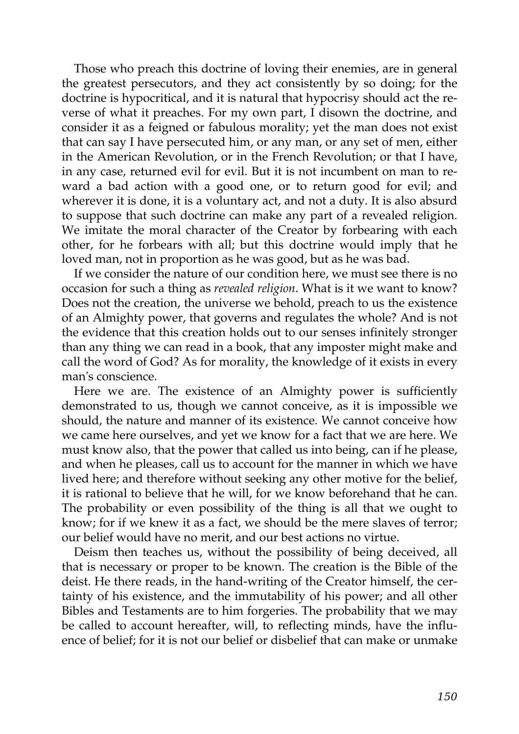Those who preach this doctrine of loving their enemies, are in general the greatest persecutors, and they act consistently by so doing; for the doctrine is hypocritical, and it is natural that hypocrisy should act the reverse of what it preaches. For my own part, I disown the doctrine, and consider it as a feigned or fabulous morality; yet the man does not exist that can say I have persecuted him, or any man, or any set of men, either in the American Revolution, or in the French Revolution; or that I have, in any case, returned evil for evil. But it is not incumbent on man to reward a bad action with a good one, or to return good for evil; and wherever it is done, it is a voluntary act, and not a duty. It is also absurd to suppose that such doctrine can make any part of a revealed religion. We imitate the moral character of the Creator by forbearing with each other, for he forbears with all; but this doctrine would imply that he loved man, not in proportion as he was good, but as he was bad.

If we consider the nature of our condition here, we must see there is no occasion for such a thing as *revealed religion*. What is it we want to know? Does not the creation, the universe we behold, preach to us the existence of an Almighty power, that governs and regulates the whole? And is not the evidence that this creation holds out to our senses infinitely stronger than any thing we can read in a book, that any imposter might make and call the word of God? As for morality, the knowledge of it exists in every man's conscience.

Here we are. The existence of an Almighty power is sufficiently demonstrated to us, though we cannot conceive, as it is impossible we should, the nature and manner of its existence. We cannot conceive how we came here ourselves, and yet we know for a fact that we are here. We must know also, that the power that called us into being, can if he please, and when he pleases, call us to account for the manner in which we have lived here; and therefore without seeking any other motive for the belief, it is rational to believe that he will, for we know beforehand that he can. The probability or even possibility of the thing is all that we ought to know; for if we knew it as a fact, we should be the mere slaves of terror; our belief would have no merit, and our best actions no virtue.

Deism then teaches us, without the possibility of being deceived, all that is necessary or proper to be known. The creation is the Bible of the deist. He there reads, in the hand-writing of the Creator himself, the certainty of his existence, and the immutability of his power; and all other Bibles and Testaments are to him forgeries. The probability that we may be called to account hereafter, will, to reflecting minds, have the influence of belief; for it is not our belief or disbelief that can make or unmake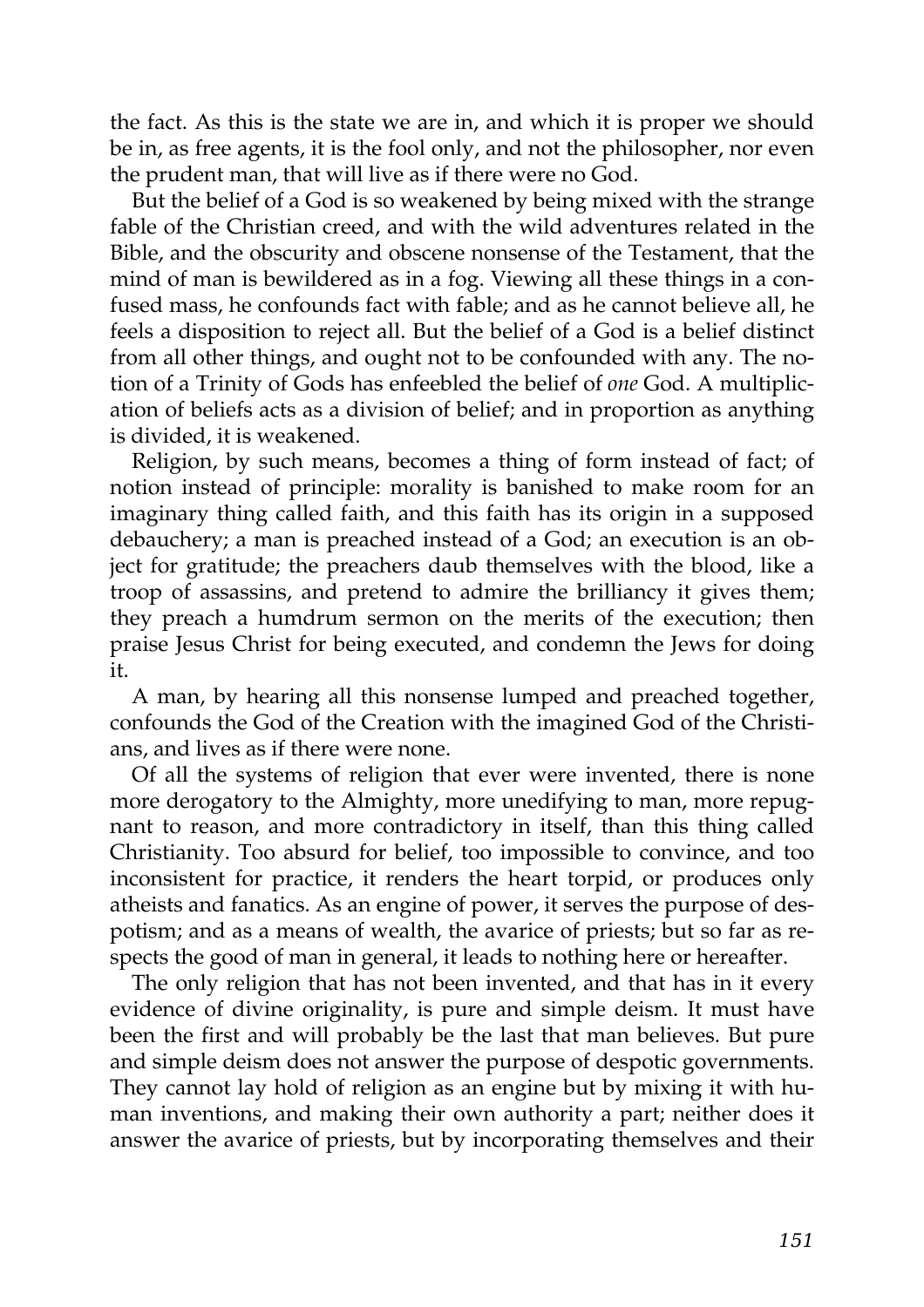the fact. As this is the state we are in, and which it is proper we should be in, as free agents, it is the fool only, and not the philosopher, nor even the prudent man, that will live as if there were no God.

But the belief of a God is so weakened by being mixed with the strange fable of the Christian creed, and with the wild adventures related in the Bible, and the obscurity and obscene nonsense of the Testament, that the mind of man is bewildered as in a fog. Viewing all these things in a confused mass, he confounds fact with fable; and as he cannot believe all, he feels a disposition to reject all. But the belief of a God is a belief distinct from all other things, and ought not to be confounded with any. The notion of a Trinity of Gods has enfeebled the belief of *one* God. A multiplication of beliefs acts as a division of belief; and in proportion as anything is divided, it is weakened.

Religion, by such means, becomes a thing of form instead of fact; of notion instead of principle: morality is banished to make room for an imaginary thing called faith, and this faith has its origin in a supposed debauchery; a man is preached instead of a God; an execution is an object for gratitude; the preachers daub themselves with the blood, like a troop of assassins, and pretend to admire the brilliancy it gives them; they preach a humdrum sermon on the merits of the execution; then praise Jesus Christ for being executed, and condemn the Jews for doing it.

A man, by hearing all this nonsense lumped and preached together, confounds the God of the Creation with the imagined God of the Christians, and lives as if there were none.

Of all the systems of religion that ever were invented, there is none more derogatory to the Almighty, more unedifying to man, more repugnant to reason, and more contradictory in itself, than this thing called Christianity. Too absurd for belief, too impossible to convince, and too inconsistent for practice, it renders the heart torpid, or produces only atheists and fanatics. As an engine of power, it serves the purpose of despotism; and as a means of wealth, the avarice of priests; but so far as respects the good of man in general, it leads to nothing here or hereafter.

The only religion that has not been invented, and that has in it every evidence of divine originality, is pure and simple deism. It must have been the first and will probably be the last that man believes. But pure and simple deism does not answer the purpose of despotic governments. They cannot lay hold of religion as an engine but by mixing it with human inventions, and making their own authority a part; neither does it answer the avarice of priests, but by incorporating themselves and their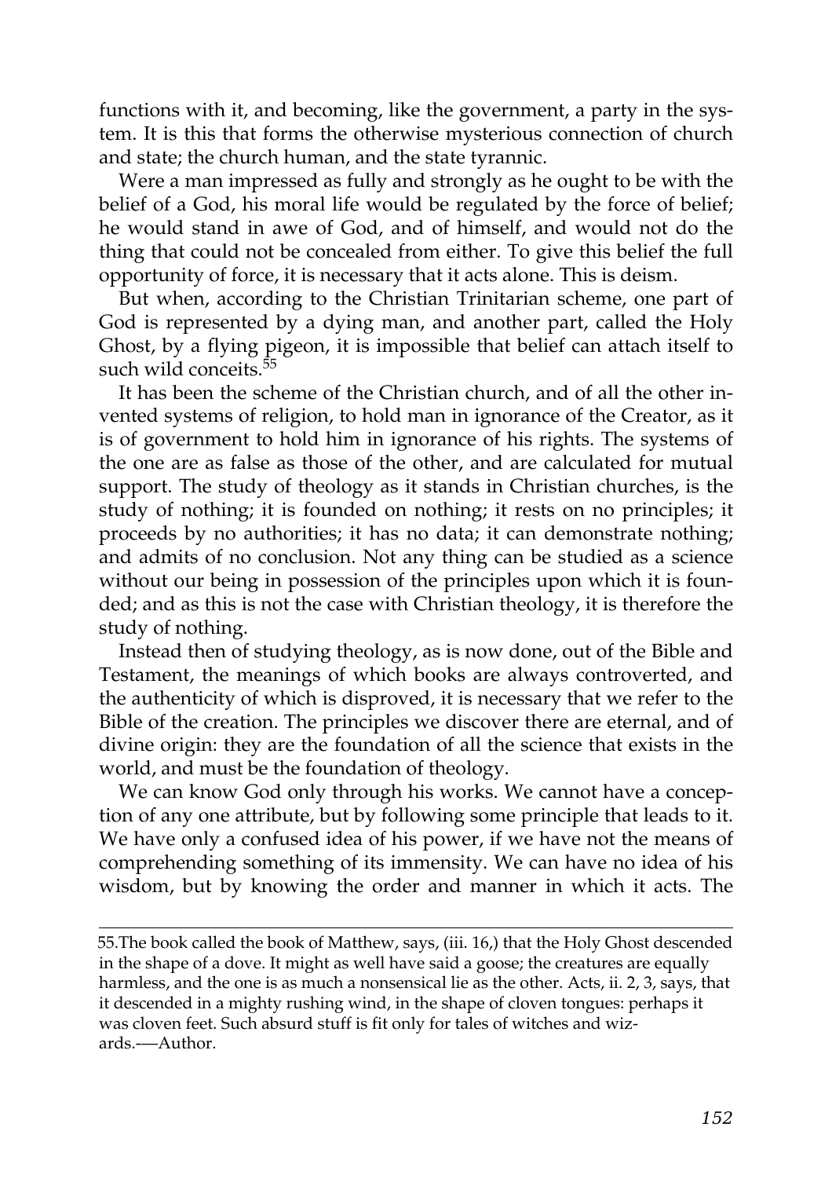functions with it, and becoming, like the government, a party in the system. It is this that forms the otherwise mysterious connection of church and state; the church human, and the state tyrannic.

Were a man impressed as fully and strongly as he ought to be with the belief of a God, his moral life would be regulated by the force of belief; he would stand in awe of God, and of himself, and would not do the thing that could not be concealed from either. To give this belief the full opportunity of force, it is necessary that it acts alone. This is deism.

But when, according to the Christian Trinitarian scheme, one part of God is represented by a dying man, and another part, called the Holy Ghost, by a flying pigeon, it is impossible that belief can attach itself to such wild conceits.[55]

It has been the scheme of the Christian church, and of all the other invented systems of religion, to hold man in ignorance of the Creator, as it is of government to hold him in ignorance of his rights. The systems of the one are as false as those of the other, and are calculated for mutual support. The study of theology as it stands in Christian churches, is the study of nothing; it is founded on nothing; it rests on no principles; it proceeds by no authorities; it has no data; it can demonstrate nothing; and admits of no conclusion. Not any thing can be studied as a science without our being in possession of the principles upon which it is founded; and as this is not the case with Christian theology, it is therefore the study of nothing.

Instead then of studying theology, as is now done, out of the Bible and Testament, the meanings of which books are always controverted, and the authenticity of which is disproved, it is necessary that we refer to the Bible of the creation. The principles we discover there are eternal, and of divine origin: they are the foundation of all the science that exists in the world, and must be the foundation of theology.

We can know God only through his works. We cannot have a conception of any one attribute, but by following some principle that leads to it. We have only a confused idea of his power, if we have not the means of comprehending something of its immensity. We can have no idea of his wisdom, but by knowing the order and manner in which it acts. The

---

55.The book called the book of Matthew, says, (iii. 16,) that the Holy Ghost descended in the shape of a dove. It might as well have said a goose; the creatures are equally harmless, and the one is as much a nonsensical lie as the other. Acts, ii. 2, 3, says, that it descended in a mighty rushing wind, in the shape of cloven tongues: perhaps it was cloven feet. Such absurd stuff is fit only for tales of witches and wizards.—Author.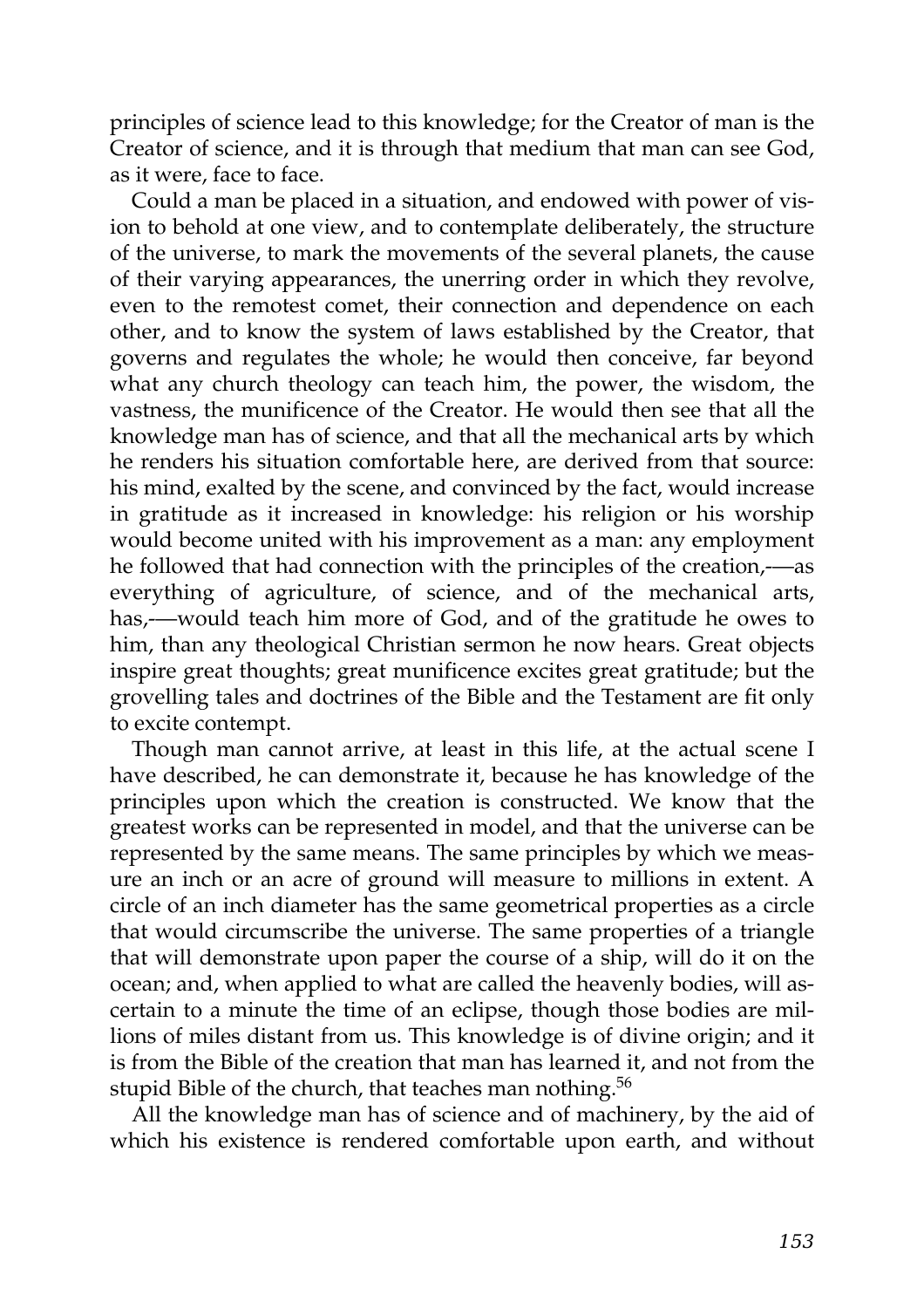principles of science lead to this knowledge; for the Creator of man is the Creator of science, and it is through that medium that man can see God, as it were, face to face.

Could a man be placed in a situation, and endowed with power of vision to behold at one view, and to contemplate deliberately, the structure of the universe, to mark the movements of the several planets, the cause of their varying appearances, the unerring order in which they revolve, even to the remotest comet, their connection and dependence on each other, and to know the system of laws established by the Creator, that governs and regulates the whole; he would then conceive, far beyond what any church theology can teach him, the power, the wisdom, the vastness, the munificence of the Creator. He would then see that all the knowledge man has of science, and that all the mechanical arts by which he renders his situation comfortable here, are derived from that source: his mind, exalted by the scene, and convinced by the fact, would increase in gratitude as it increased in knowledge: his religion or his worship would become united with his improvement as a man: any employment he followed that had connection with the principles of the creation,-—as everything of agriculture, of science, and of the mechanical arts, has,-—would teach him more of God, and of the gratitude he owes to him, than any theological Christian sermon he now hears. Great objects inspire great thoughts; great munificence excites great gratitude; but the grovelling tales and doctrines of the Bible and the Testament are fit only to excite contempt.

Though man cannot arrive, at least in this life, at the actual scene I have described, he can demonstrate it, because he has knowledge of the principles upon which the creation is constructed. We know that the greatest works can be represented in model, and that the universe can be represented by the same means. The same principles by which we measure an inch or an acre of ground will measure to millions in extent. A circle of an inch diameter has the same geometrical properties as a circle that would circumscribe the universe. The same properties of a triangle that will demonstrate upon paper the course of a ship, will do it on the ocean; and, when applied to what are called the heavenly bodies, will ascertain to a minute the time of an eclipse, though those bodies are millions of miles distant from us. This knowledge is of divine origin; and it is from the Bible of the creation that man has learned it, and not from the stupid Bible of the church, that teaches man nothing.[56]

All the knowledge man has of science and of machinery, by the aid of which his existence is rendered comfortable upon earth, and without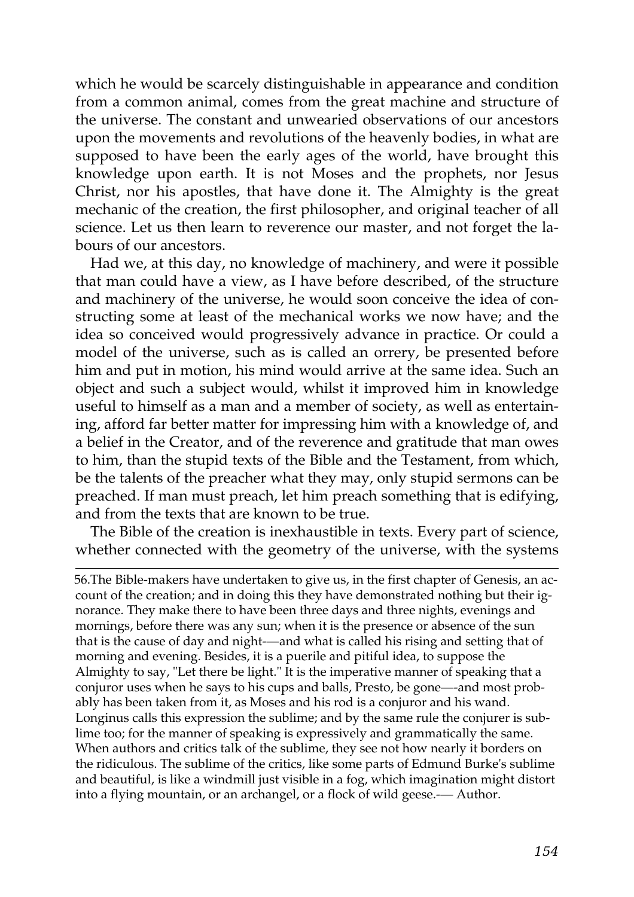which he would be scarcely distinguishable in appearance and condition from a common animal, comes from the great machine and structure of the universe. The constant and unwearied observations of our ancestors upon the movements and revolutions of the heavenly bodies, in what are supposed to have been the early ages of the world, have brought this knowledge upon earth. It is not Moses and the prophets, nor Jesus Christ, nor his apostles, that have done it. The Almighty is the great mechanic of the creation, the first philosopher, and original teacher of all science. Let us then learn to reverence our master, and not forget the labours of our ancestors.

Had we, at this day, no knowledge of machinery, and were it possible that man could have a view, as I have before described, of the structure and machinery of the universe, he would soon conceive the idea of constructing some at least of the mechanical works we now have; and the idea so conceived would progressively advance in practice. Or could a model of the universe, such as is called an orrery, be presented before him and put in motion, his mind would arrive at the same idea. Such an object and such a subject would, whilst it improved him in knowledge useful to himself as a man and a member of society, as well as entertaining, afford far better matter for impressing him with a knowledge of, and a belief in the Creator, and of the reverence and gratitude that man owes to him, than the stupid texts of the Bible and the Testament, from which, be the talents of the preacher what they may, only stupid sermons can be preached. If man must preach, let him preach something that is edifying, and from the texts that are known to be true.

The Bible of the creation is inexhaustible in texts. Every part of science, whether connected with the geometry of the universe, with the systems

---

56.The Bible-makers have undertaken to give us, in the first chapter of Genesis, an account of the creation; and in doing this they have demonstrated nothing but their ignorance. They make there to have been three days and three nights, evenings and mornings, before there was any sun; when it is the presence or absence of the sun that is the cause of day and night-—and what is called his rising and setting that of morning and evening. Besides, it is a puerile and pitiful idea, to suppose the Almighty to say, "Let there be light." It is the imperative manner of speaking that a conjuror uses when he says to his cups and balls, Presto, be gone—-and most probably has been taken from it, as Moses and his rod is a conjuror and his wand. Longinus calls this expression the sublime; and by the same rule the conjurer is sublime too; for the manner of speaking is expressively and grammatically the same. When authors and critics talk of the sublime, they see not how nearly it borders on the ridiculous. The sublime of the critics, like some parts of Edmund Burke's sublime and beautiful, is like a windmill just visible in a fog, which imagination might distort into a flying mountain, or an archangel, or a flock of wild geese.-— Author.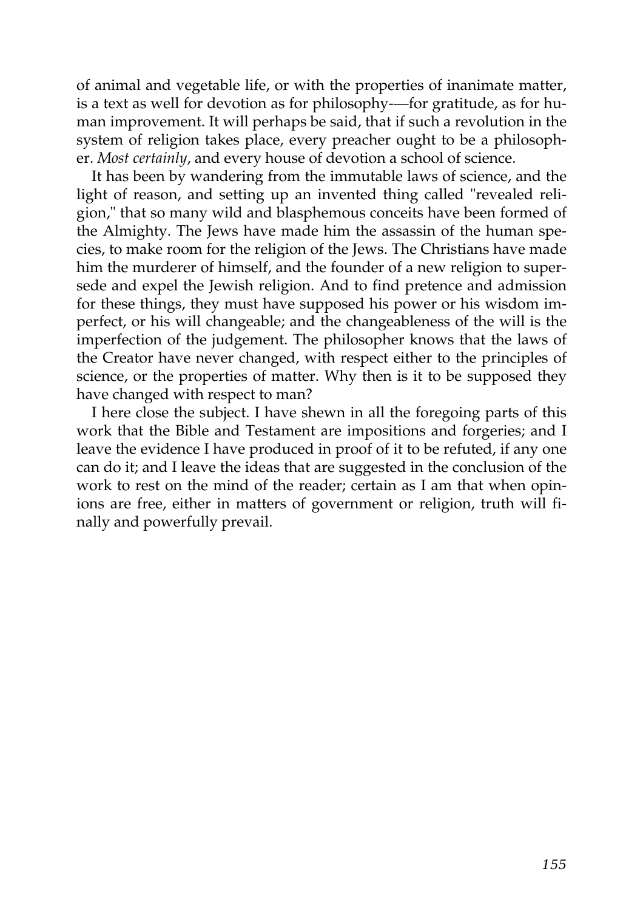of animal and vegetable life, or with the properties of inanimate matter, is a text as well for devotion as for philosophy-—for gratitude, as for human improvement. It will perhaps be said, that if such a revolution in the system of religion takes place, every preacher ought to be a philosopher. *Most certainly*, and every house of devotion a school of science.

It has been by wandering from the immutable laws of science, and the light of reason, and setting up an invented thing called "revealed religion," that so many wild and blasphemous conceits have been formed of the Almighty. The Jews have made him the assassin of the human species, to make room for the religion of the Jews. The Christians have made him the murderer of himself, and the founder of a new religion to supersede and expel the Jewish religion. And to find pretence and admission for these things, they must have supposed his power or his wisdom imperfect, or his will changeable; and the changeableness of the will is the imperfection of the judgement. The philosopher knows that the laws of the Creator have never changed, with respect either to the principles of science, or the properties of matter. Why then is it to be supposed they have changed with respect to man?

I here close the subject. I have shewn in all the foregoing parts of this work that the Bible and Testament are impositions and forgeries; and I leave the evidence I have produced in proof of it to be refuted, if any one can do it; and I leave the ideas that are suggested in the conclusion of the work to rest on the mind of the reader; certain as I am that when opinions are free, either in matters of government or religion, truth will finally and powerfully prevail.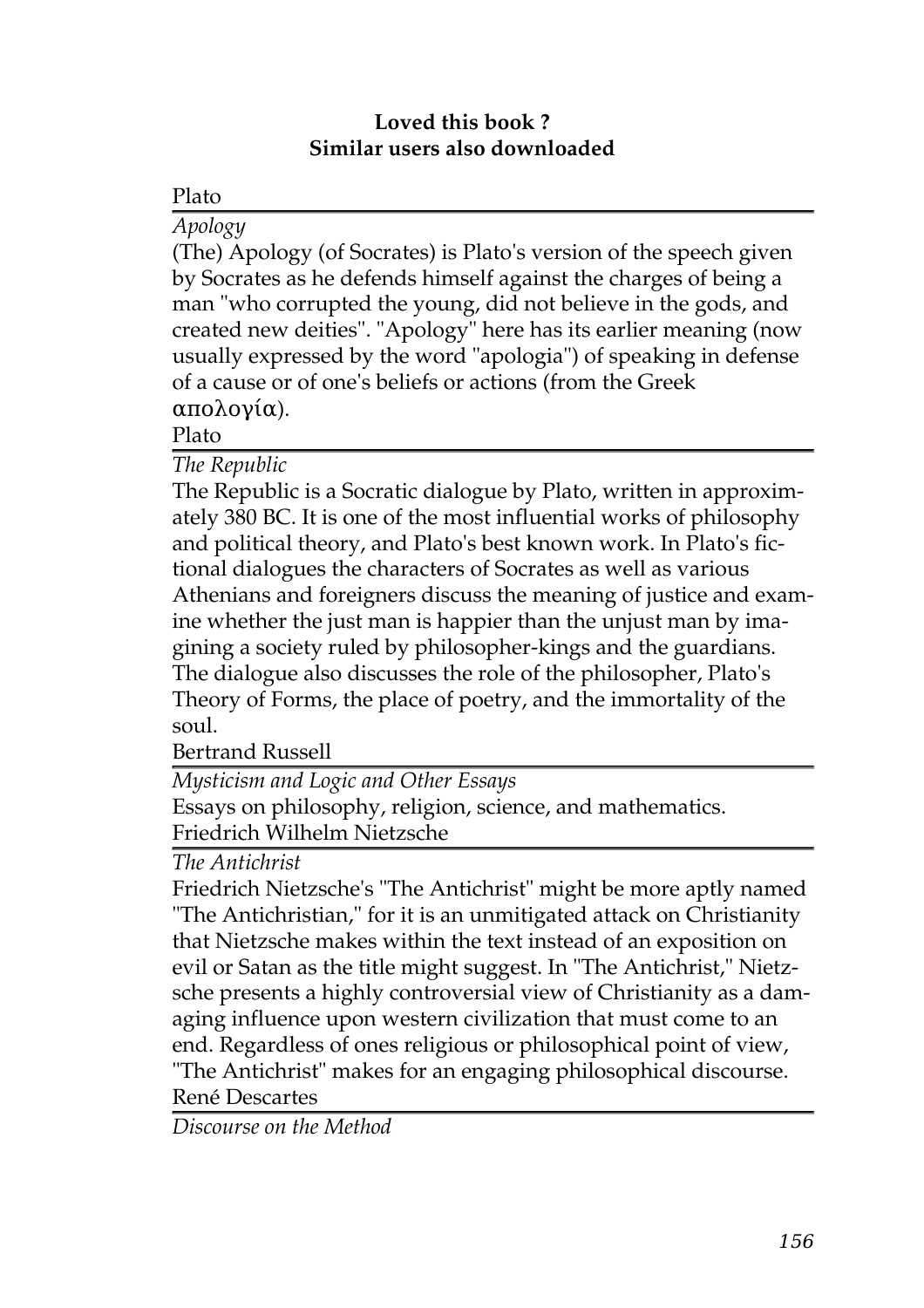**Loved this book ?**
**Similar users also downloaded**

Plato

*Apology*

(The) Apology (of Socrates) is Plato's version of the speech given by Socrates as he defends himself against the charges of being a man "who corrupted the young, did not believe in the gods, and created new deities". "Apology" here has its earlier meaning (now usually expressed by the word "apologia") of speaking in defense of a cause or of one's beliefs or actions (from the Greek απολογία).

Plato

*The Republic*

The Republic is a Socratic dialogue by Plato, written in approximately 380 BC. It is one of the most influential works of philosophy and political theory, and Plato's best known work. In Plato's fictional dialogues the characters of Socrates as well as various Athenians and foreigners discuss the meaning of justice and examine whether the just man is happier than the unjust man by imagining a society ruled by philosopher-kings and the guardians. The dialogue also discusses the role of the philosopher, Plato's Theory of Forms, the place of poetry, and the immortality of the soul.

Bertrand Russell

*Mysticism and Logic and Other Essays*

Essays on philosophy, religion, science, and mathematics.

Friedrich Wilhelm Nietzsche

*The Antichrist*

Friedrich Nietzsche's "The Antichrist" might be more aptly named "The Antichristian," for it is an unmitigated attack on Christianity that Nietzsche makes within the text instead of an exposition on evil or Satan as the title might suggest. In "The Antichrist," Nietzsche presents a highly controversial view of Christianity as a damaging influence upon western civilization that must come to an end. Regardless of ones religious or philosophical point of view, "The Antichrist" makes for an engaging philosophical discourse.

René Descartes

*Discourse on the Method*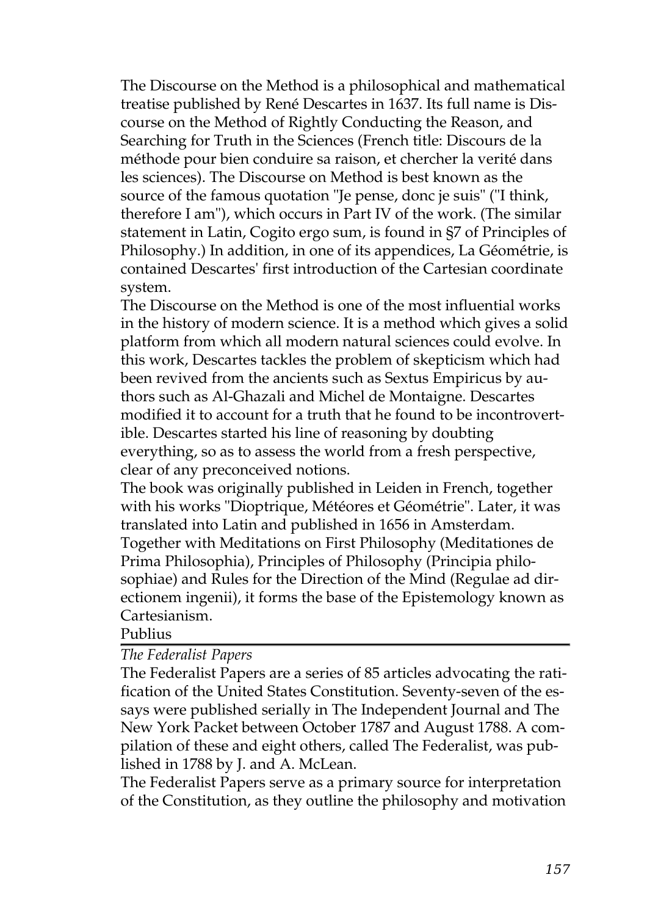The Discourse on the Method is a philosophical and mathematical treatise published by René Descartes in 1637. Its full name is Discourse on the Method of Rightly Conducting the Reason, and Searching for Truth in the Sciences (French title: Discours de la méthode pour bien conduire sa raison, et chercher la verité dans les sciences). The Discourse on Method is best known as the source of the famous quotation "Je pense, donc je suis" ("I think, therefore I am"), which occurs in Part IV of the work. (The similar statement in Latin, Cogito ergo sum, is found in §7 of Principles of Philosophy.) In addition, in one of its appendices, La Géométrie, is contained Descartes' first introduction of the Cartesian coordinate system.

The Discourse on the Method is one of the most influential works in the history of modern science. It is a method which gives a solid platform from which all modern natural sciences could evolve. In this work, Descartes tackles the problem of skepticism which had been revived from the ancients such as Sextus Empiricus by authors such as Al-Ghazali and Michel de Montaigne. Descartes modified it to account for a truth that he found to be incontrovertible. Descartes started his line of reasoning by doubting everything, so as to assess the world from a fresh perspective, clear of any preconceived notions.

The book was originally published in Leiden in French, together with his works "Dioptrique, Météores et Géométrie". Later, it was translated into Latin and published in 1656 in Amsterdam.

Together with Meditations on First Philosophy (Meditationes de Prima Philosophia), Principles of Philosophy (Principia philosophiae) and Rules for the Direction of the Mind (Regulae ad directionem ingenii), it forms the base of the Epistemology known as Cartesianism.

Publius

---

*The Federalist Papers*

The Federalist Papers are a series of 85 articles advocating the ratification of the United States Constitution. Seventy-seven of the essays were published serially in The Independent Journal and The New York Packet between October 1787 and August 1788. A compilation of these and eight others, called The Federalist, was published in 1788 by J. and A. McLean.

The Federalist Papers serve as a primary source for interpretation of the Constitution, as they outline the philosophy and motivation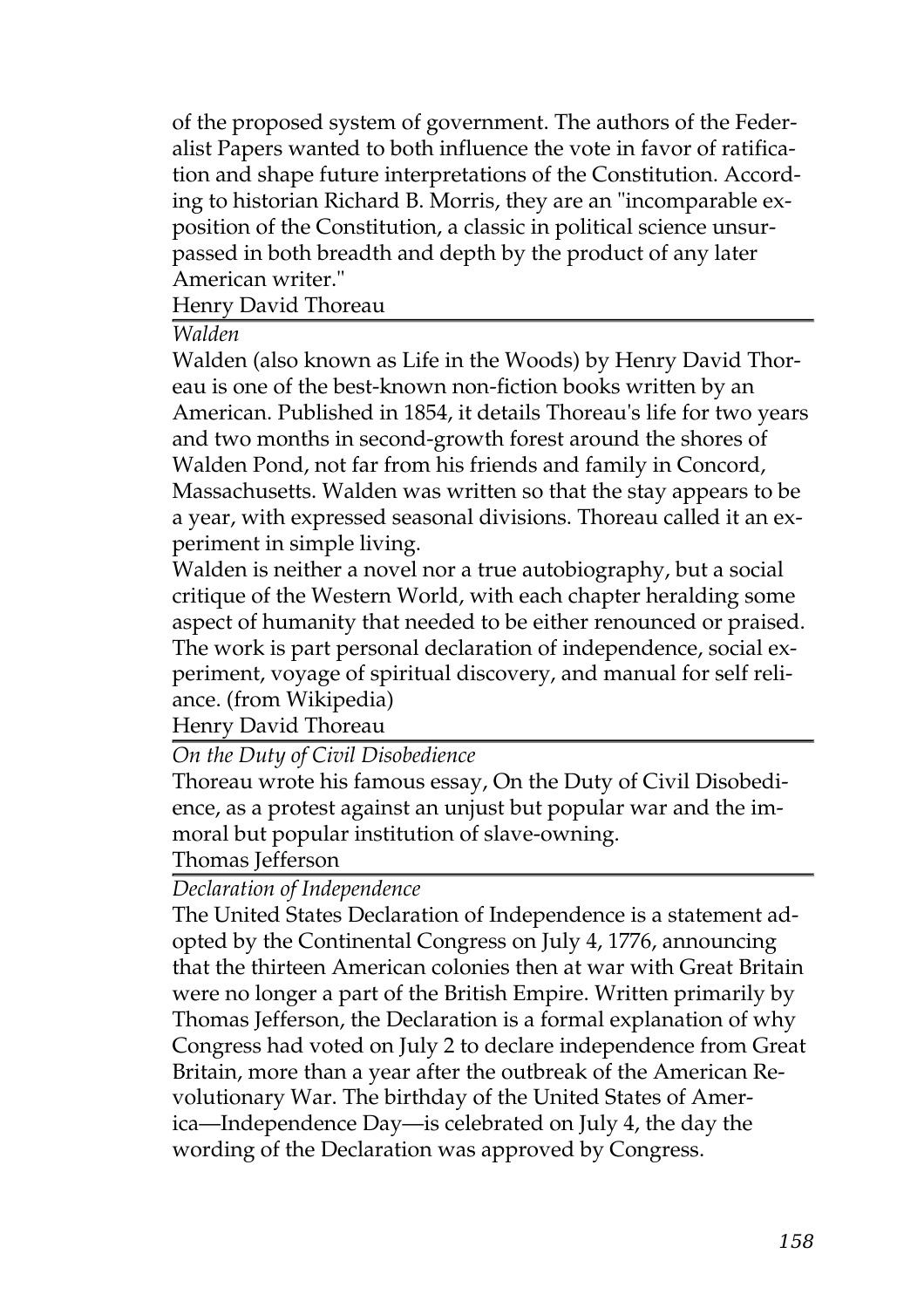of the proposed system of government. The authors of the Federalist Papers wanted to both influence the vote in favor of ratification and shape future interpretations of the Constitution. According to historian Richard B. Morris, they are an "incomparable exposition of the Constitution, a classic in political science unsurpassed in both breadth and depth by the product of any later American writer."

Henry David Thoreau

*Walden*

Walden (also known as Life in the Woods) by Henry David Thoreau is one of the best-known non-fiction books written by an American. Published in 1854, it details Thoreau's life for two years and two months in second-growth forest around the shores of Walden Pond, not far from his friends and family in Concord, Massachusetts. Walden was written so that the stay appears to be a year, with expressed seasonal divisions. Thoreau called it an experiment in simple living.

Walden is neither a novel nor a true autobiography, but a social critique of the Western World, with each chapter heralding some aspect of humanity that needed to be either renounced or praised. The work is part personal declaration of independence, social experiment, voyage of spiritual discovery, and manual for self reliance. (from Wikipedia)

Henry David Thoreau

*On the Duty of Civil Disobedience*

Thoreau wrote his famous essay, On the Duty of Civil Disobedience, as a protest against an unjust but popular war and the immoral but popular institution of slave-owning.

Thomas Jefferson

*Declaration of Independence*

The United States Declaration of Independence is a statement adopted by the Continental Congress on July 4, 1776, announcing that the thirteen American colonies then at war with Great Britain were no longer a part of the British Empire. Written primarily by Thomas Jefferson, the Declaration is a formal explanation of why Congress had voted on July 2 to declare independence from Great Britain, more than a year after the outbreak of the American Revolutionary War. The birthday of the United States of America—Independence Day—is celebrated on July 4, the day the wording of the Declaration was approved by Congress.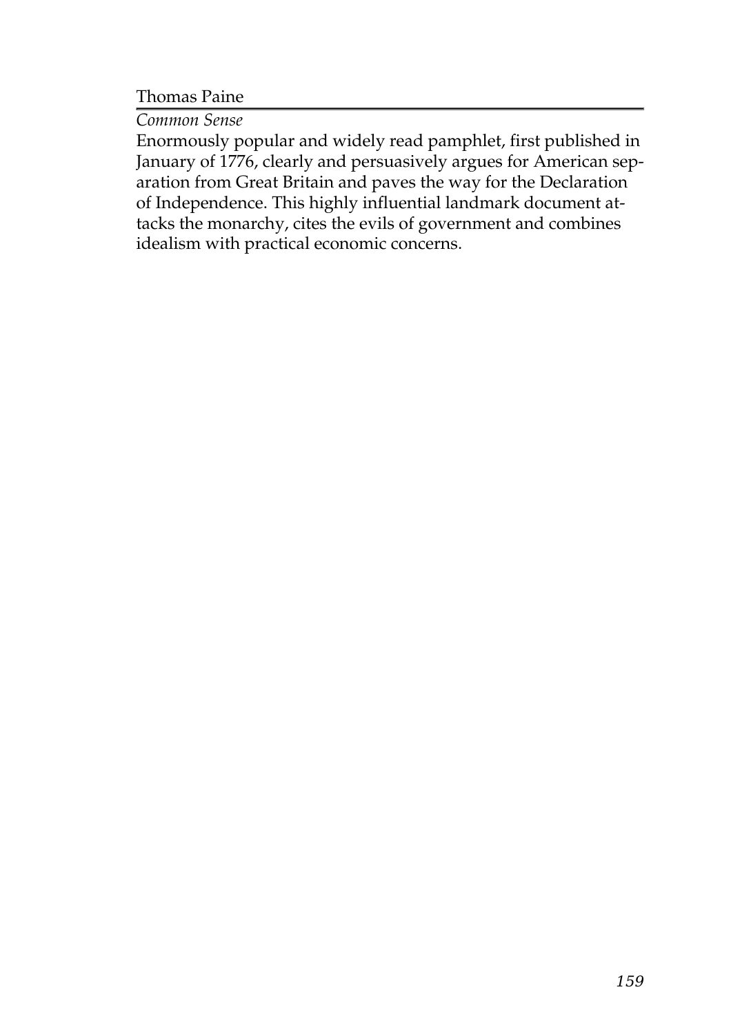Thomas Paine

*Common Sense*

Enormously popular and widely read pamphlet, first published in January of 1776, clearly and persuasively argues for American separation from Great Britain and paves the way for the Declaration of Independence. This highly influential landmark document attacks the monarchy, cites the evils of government and combines idealism with practical economic concerns.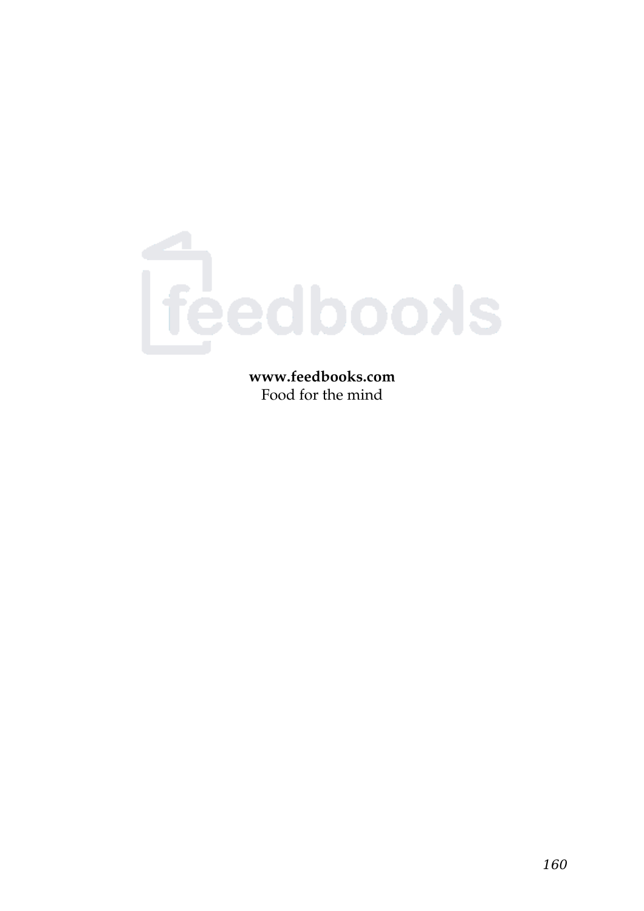**www.feedbooks.com**
Food for the mind